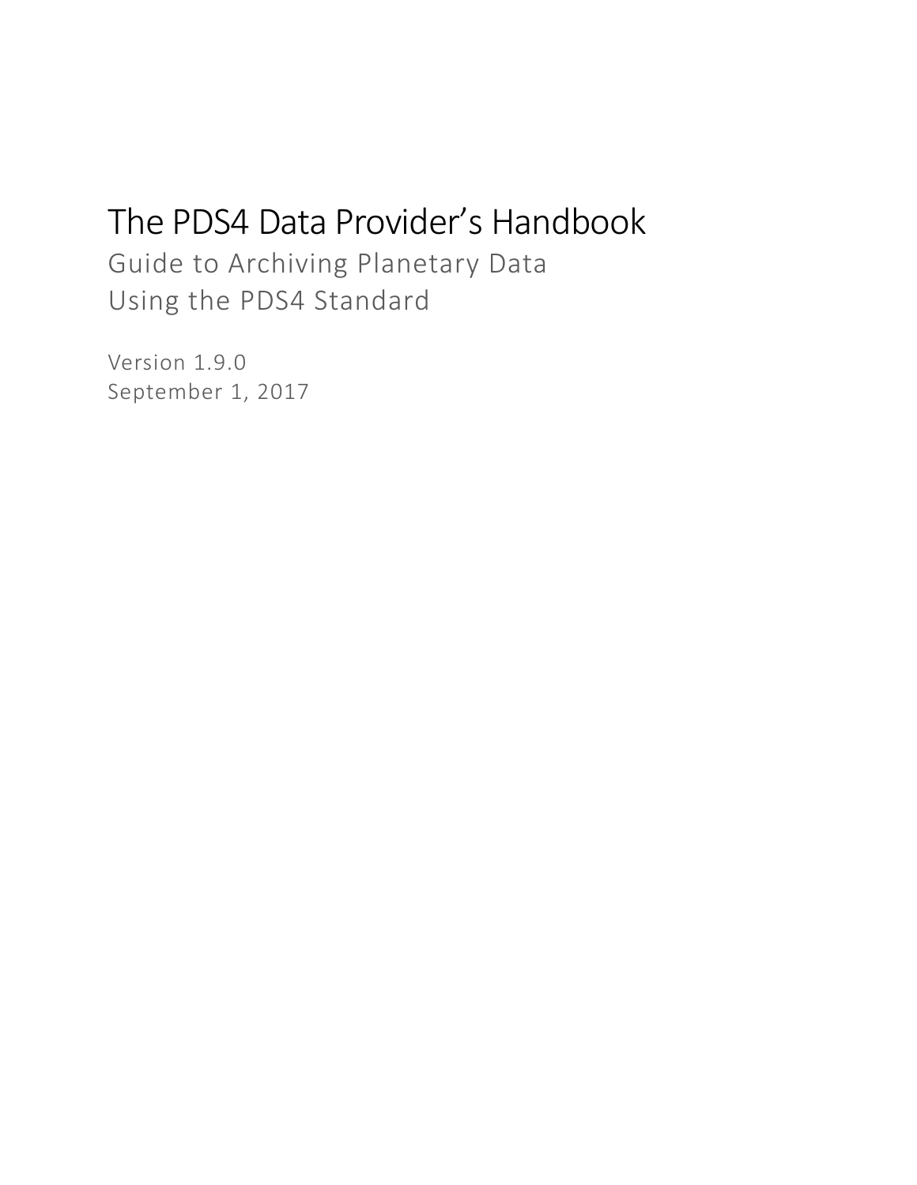# The PDS4 Data Provider's Handbook

Guide to Archiving Planetary Data
Using the PDS4 Standard

Version 1.9.0
September 1, 2017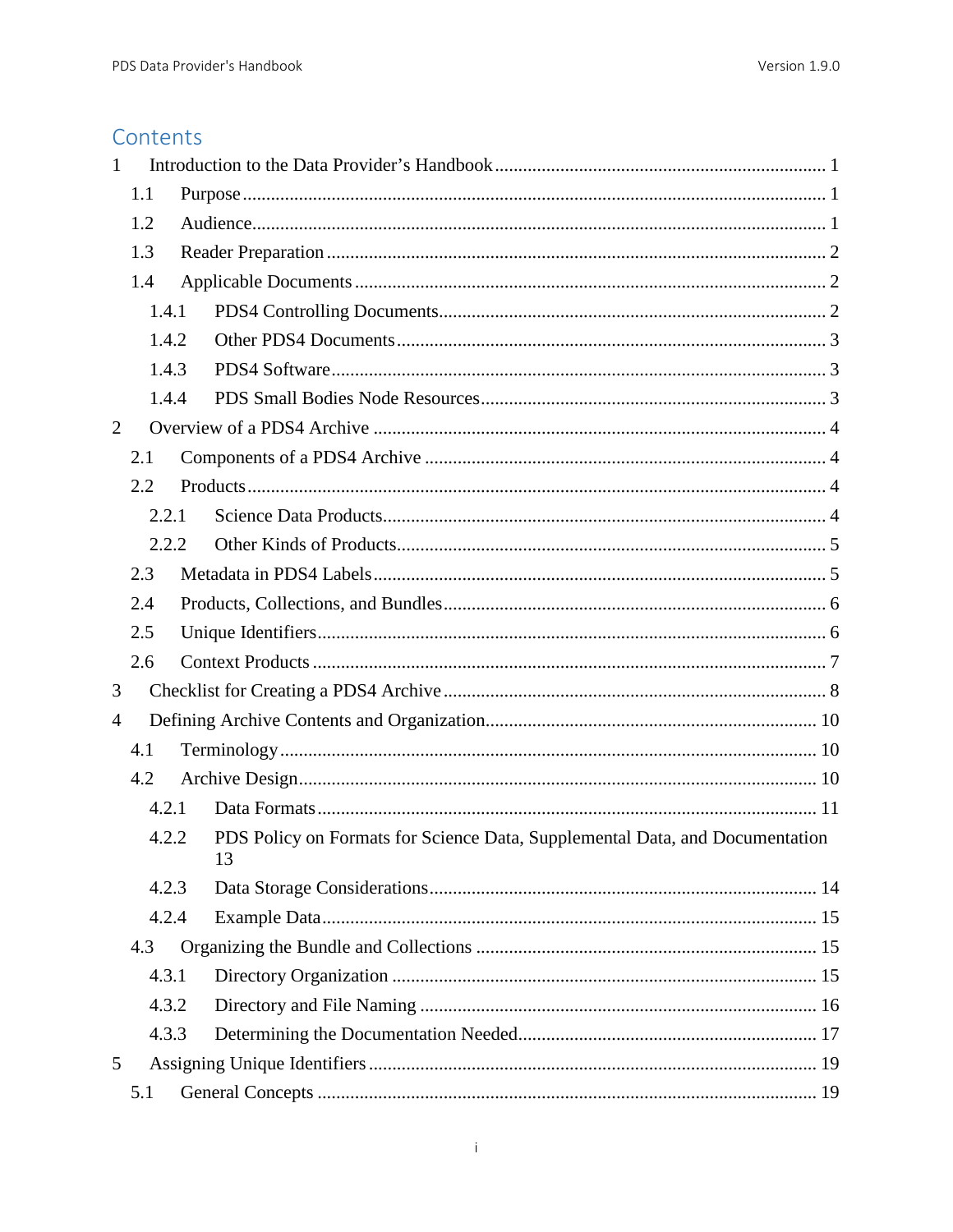# Contents

1 Introduction to the Data Provider's Handbook ........ 1

1.1 Purpose ........ 1

1.2 Audience ........ 1

1.3 Reader Preparation ........ 2

1.4 Applicable Documents ........ 2

1.4.1 PDS4 Controlling Documents ........ 2

1.4.2 Other PDS4 Documents ........ 3

1.4.3 PDS4 Software ........ 3

1.4.4 PDS Small Bodies Node Resources ........ 3

2 Overview of a PDS4 Archive ........ 4

2.1 Components of a PDS4 Archive ........ 4

2.2 Products ........ 4

2.2.1 Science Data Products ........ 4

2.2.2 Other Kinds of Products ........ 5

2.3 Metadata in PDS4 Labels ........ 5

2.4 Products, Collections, and Bundles ........ 6

2.5 Unique Identifiers ........ 6

2.6 Context Products ........ 7

3 Checklist for Creating a PDS4 Archive ........ 8

4 Defining Archive Contents and Organization ........ 10

4.1 Terminology ........ 10

4.2 Archive Design ........ 10

4.2.1 Data Formats ........ 11

4.2.2 PDS Policy on Formats for Science Data, Supplemental Data, and Documentation 13

4.2.3 Data Storage Considerations ........ 14

4.2.4 Example Data ........ 15

4.3 Organizing the Bundle and Collections ........ 15

4.3.1 Directory Organization ........ 15

4.3.2 Directory and File Naming ........ 16

4.3.3 Determining the Documentation Needed ........ 17

5 Assigning Unique Identifiers ........ 19

5.1 General Concepts ........ 19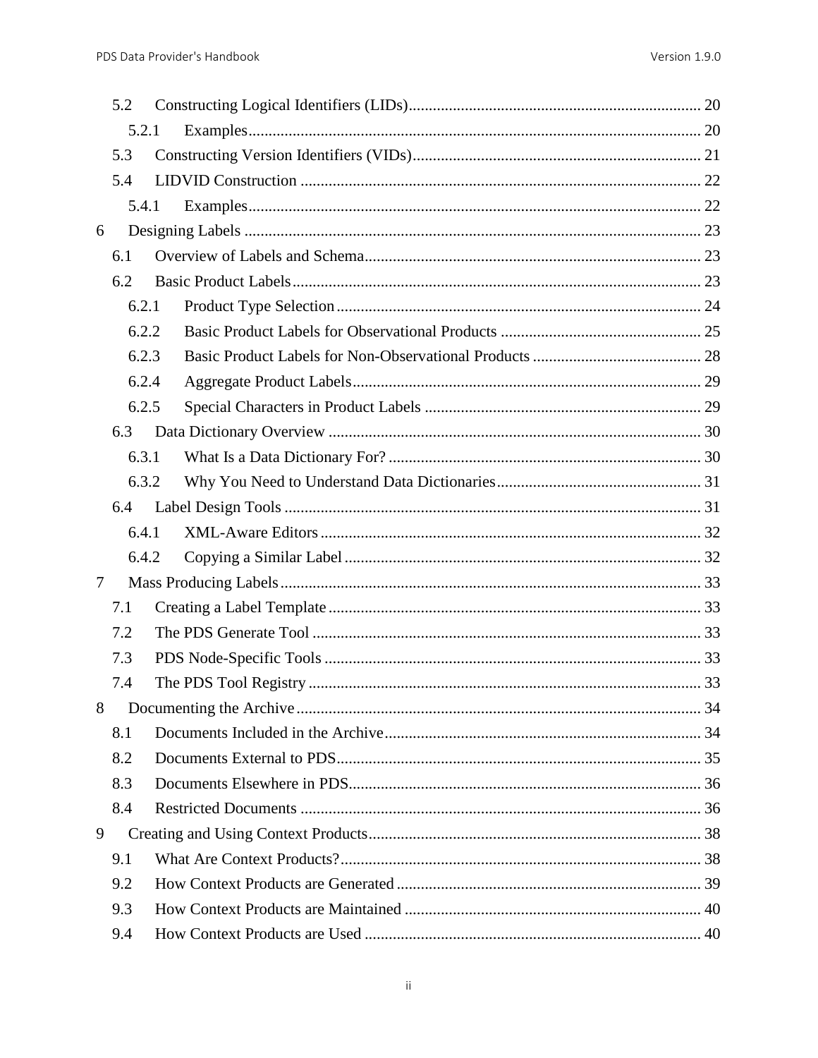5.2 Constructing Logical Identifiers (LIDs) ........ 20
  5.2.1 Examples ........ 20
5.3 Constructing Version Identifiers (VIDs) ........ 21
5.4 LIDVID Construction ........ 22
  5.4.1 Examples ........ 22
6 Designing Labels ........ 23
  6.1 Overview of Labels and Schema ........ 23
  6.2 Basic Product Labels ........ 23
    6.2.1 Product Type Selection ........ 24
    6.2.2 Basic Product Labels for Observational Products ........ 25
    6.2.3 Basic Product Labels for Non-Observational Products ........ 28
    6.2.4 Aggregate Product Labels ........ 29
    6.2.5 Special Characters in Product Labels ........ 29
  6.3 Data Dictionary Overview ........ 30
    6.3.1 What Is a Data Dictionary For? ........ 30
    6.3.2 Why You Need to Understand Data Dictionaries ........ 31
  6.4 Label Design Tools ........ 31
    6.4.1 XML-Aware Editors ........ 32
    6.4.2 Copying a Similar Label ........ 32
7 Mass Producing Labels ........ 33
  7.1 Creating a Label Template ........ 33
  7.2 The PDS Generate Tool ........ 33
  7.3 PDS Node-Specific Tools ........ 33
  7.4 The PDS Tool Registry ........ 33
8 Documenting the Archive ........ 34
  8.1 Documents Included in the Archive ........ 34
  8.2 Documents External to PDS ........ 35
  8.3 Documents Elsewhere in PDS ........ 36
  8.4 Restricted Documents ........ 36
9 Creating and Using Context Products ........ 38
  9.1 What Are Context Products? ........ 38
  9.2 How Context Products are Generated ........ 39
  9.3 How Context Products are Maintained ........ 40
  9.4 How Context Products are Used ........ 40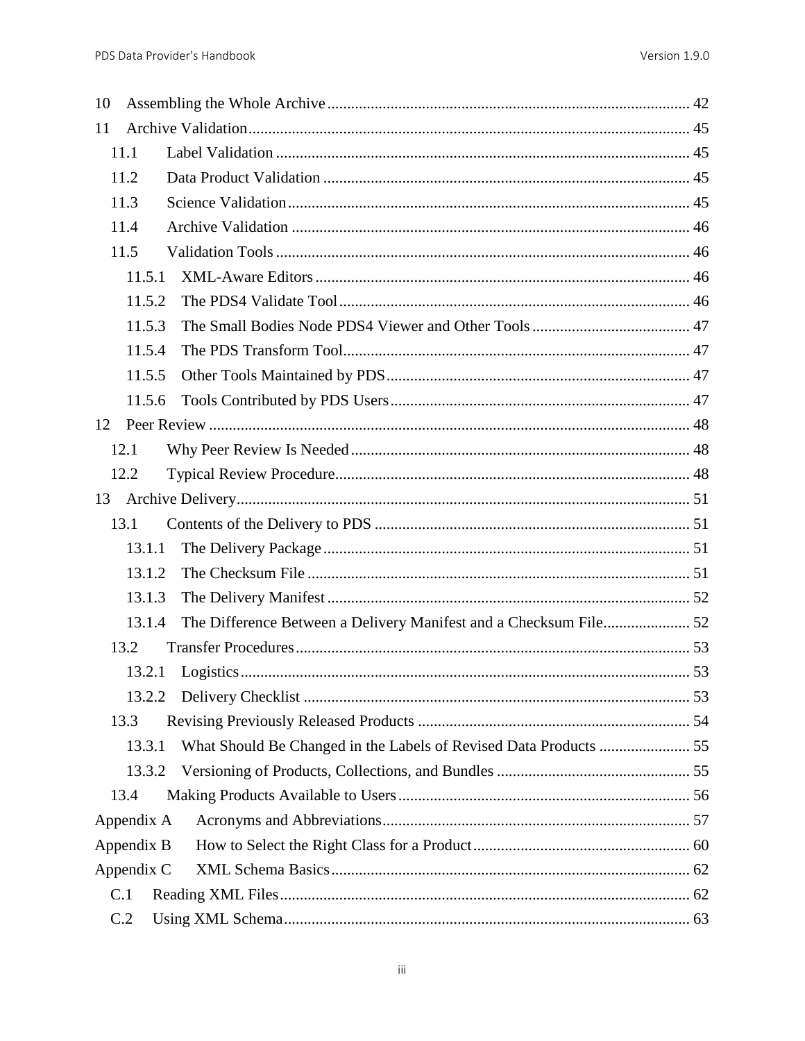10 Assembling the Whole Archive ........................................................................................... 42

11 Archive Validation............................................................................................................... 45

- 11.1 Label Validation ........................................................................................................ 45
- 11.2 Data Product Validation ............................................................................................ 45
- 11.3 Science Validation..................................................................................................... 45
- 11.4 Archive Validation .................................................................................................... 46
- 11.5 Validation Tools ........................................................................................................ 46
  - 11.5.1 XML-Aware Editors .............................................................................................. 46
  - 11.5.2 The PDS4 Validate Tool ........................................................................................ 46
  - 11.5.3 The Small Bodies Node PDS4 Viewer and Other Tools ........................................ 47
  - 11.5.4 The PDS Transform Tool....................................................................................... 47
  - 11.5.5 Other Tools Maintained by PDS ............................................................................ 47
  - 11.5.6 Tools Contributed by PDS Users ........................................................................... 47

12 Peer Review ......................................................................................................................... 48

- 12.1 Why Peer Review Is Needed ..................................................................................... 48
- 12.2 Typical Review Procedure......................................................................................... 48

13 Archive Delivery.................................................................................................................. 51

- 13.1 Contents of the Delivery to PDS ............................................................................... 51
  - 13.1.1 The Delivery Package ............................................................................................ 51
  - 13.1.2 The Checksum File ................................................................................................ 51
  - 13.1.3 The Delivery Manifest ........................................................................................... 52
  - 13.1.4 The Difference Between a Delivery Manifest and a Checksum File...................... 52
- 13.2 Transfer Procedures ................................................................................................... 53
  - 13.2.1 Logistics ................................................................................................................. 53
  - 13.2.2 Delivery Checklist ................................................................................................. 53
- 13.3 Revising Previously Released Products .................................................................... 54
  - 13.3.1 What Should Be Changed in the Labels of Revised Data Products ....................... 55
  - 13.3.2 Versioning of Products, Collections, and Bundles ................................................. 55
- 13.4 Making Products Available to Users ......................................................................... 56

Appendix A Acronyms and Abbreviations............................................................................. 57

Appendix B How to Select the Right Class for a Product...................................................... 60

Appendix C XML Schema Basics .......................................................................................... 62

- C.1 Reading XML Files....................................................................................................... 62
- C.2 Using XML Schema...................................................................................................... 63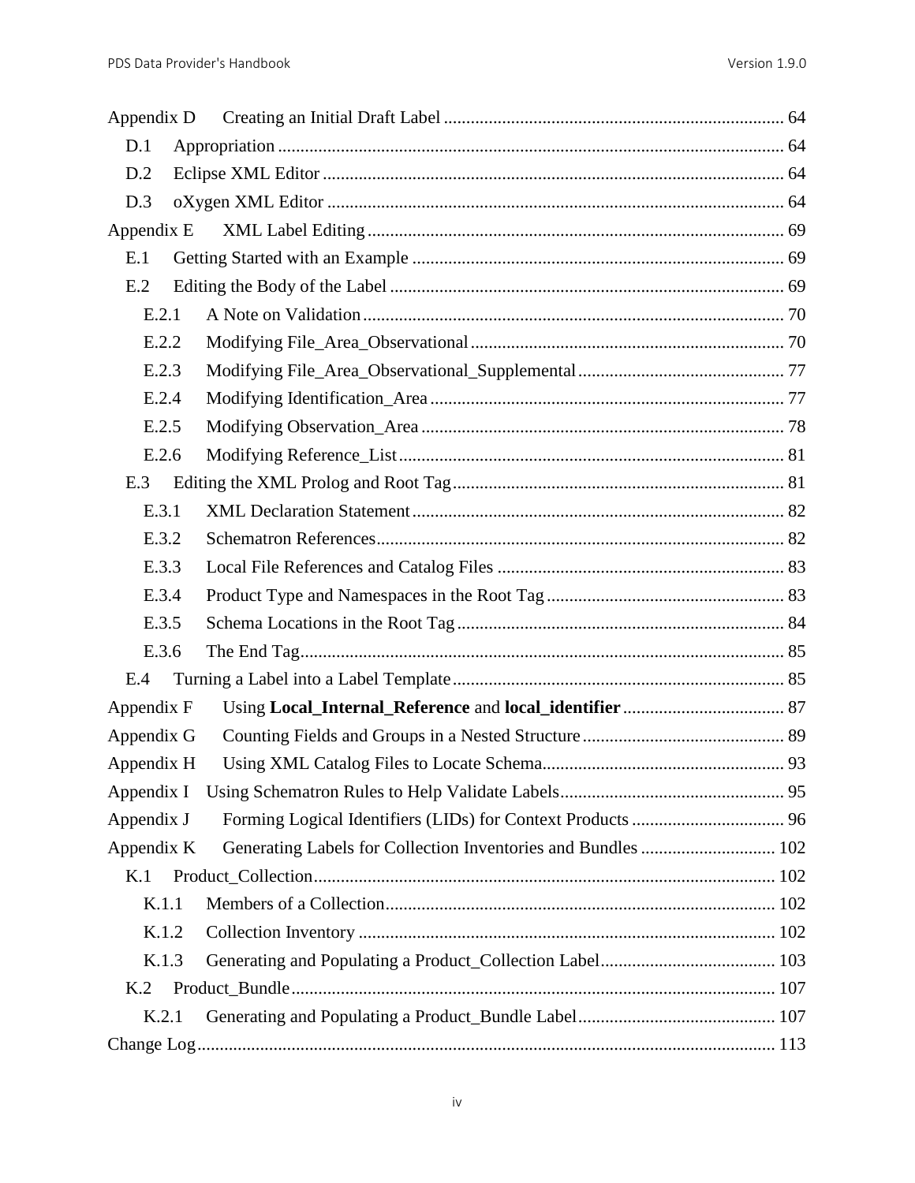Appendix D Creating an Initial Draft Label ... 64

- D.1 Appropriation ... 64
- D.2 Eclipse XML Editor ... 64
- D.3 oXygen XML Editor ... 64

Appendix E XML Label Editing ... 69

- E.1 Getting Started with an Example ... 69
- E.2 Editing the Body of the Label ... 69
  - E.2.1 A Note on Validation ... 70
  - E.2.2 Modifying File_Area_Observational ... 70
  - E.2.3 Modifying File_Area_Observational_Supplemental ... 77
  - E.2.4 Modifying Identification_Area ... 77
  - E.2.5 Modifying Observation_Area ... 78
  - E.2.6 Modifying Reference_List ... 81
- E.3 Editing the XML Prolog and Root Tag ... 81
  - E.3.1 XML Declaration Statement ... 82
  - E.3.2 Schematron References ... 82
  - E.3.3 Local File References and Catalog Files ... 83
  - E.3.4 Product Type and Namespaces in the Root Tag ... 83
  - E.3.5 Schema Locations in the Root Tag ... 84
  - E.3.6 The End Tag ... 85
- E.4 Turning a Label into a Label Template ... 85

Appendix F Using **Local_Internal_Reference** and **local_identifier** ... 87

Appendix G Counting Fields and Groups in a Nested Structure ... 89

Appendix H Using XML Catalog Files to Locate Schema ... 93

Appendix I Using Schematron Rules to Help Validate Labels ... 95

Appendix J Forming Logical Identifiers (LIDs) for Context Products ... 96

Appendix K Generating Labels for Collection Inventories and Bundles ... 102

- K.1 Product_Collection ... 102
  - K.1.1 Members of a Collection ... 102
  - K.1.2 Collection Inventory ... 102
  - K.1.3 Generating and Populating a Product_Collection Label ... 103
- K.2 Product_Bundle ... 107
  - K.2.1 Generating and Populating a Product_Bundle Label ... 107

Change Log ... 113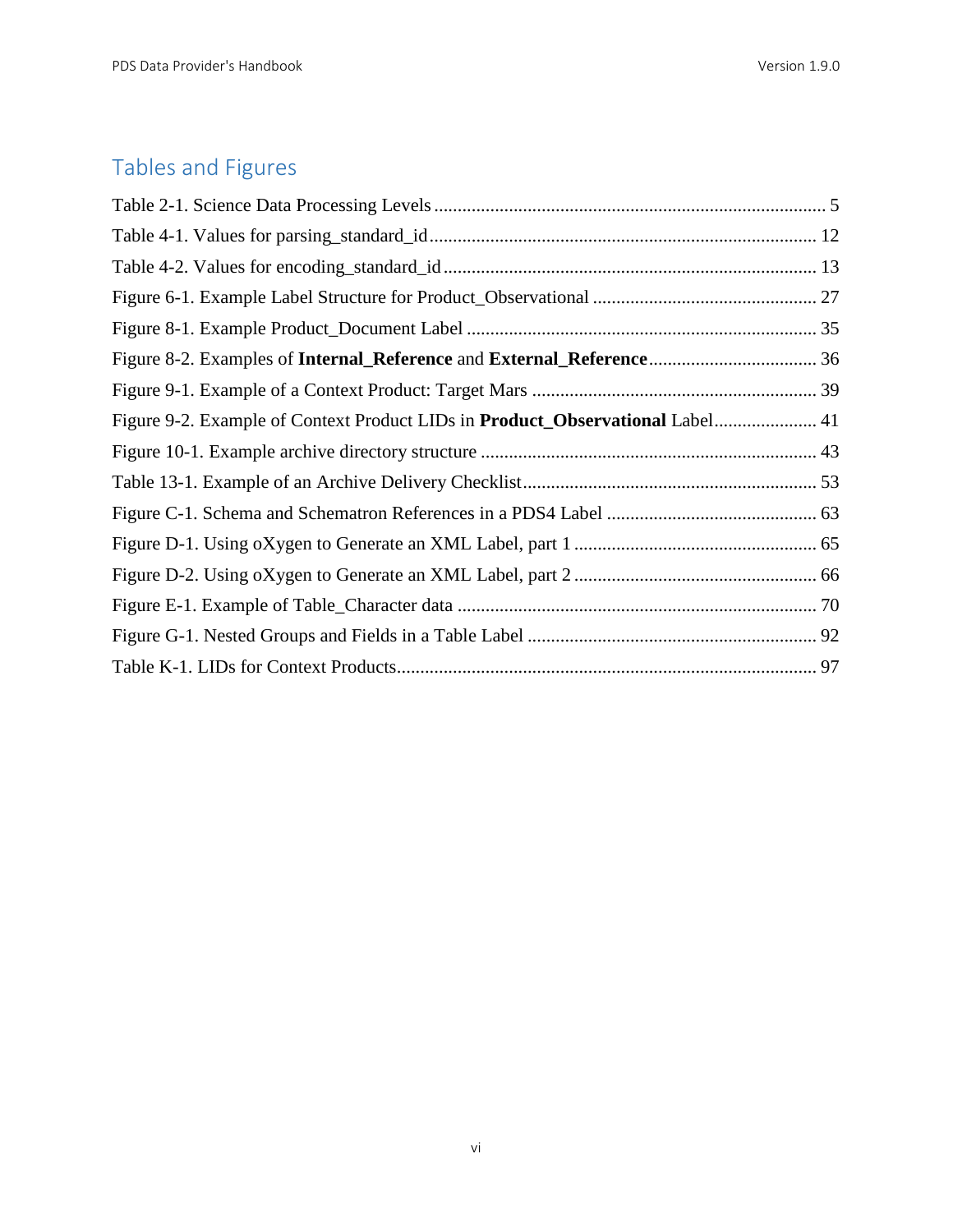## Tables and Figures

Table 2-1. Science Data Processing Levels ........................................................................................ 5

Table 4-1. Values for parsing_standard_id ....................................................................................... 12

Table 4-2. Values for encoding_standard_id ..................................................................................... 13

Figure 6-1. Example Label Structure for Product_Observational ................................................. 27

Figure 8-1. Example Product_Document Label .............................................................................. 35

Figure 8-2. Examples of **Internal_Reference** and **External_Reference** ..................................... 36

Figure 9-1. Example of a Context Product: Target Mars ............................................................... 39

Figure 9-2. Example of Context Product LIDs in **Product_Observational** Label ....................... 41

Figure 10-1. Example archive directory structure .......................................................................... 43

Table 13-1. Example of an Archive Delivery Checklist .................................................................. 53

Figure C-1. Schema and Schematron References in a PDS4 Label .............................................. 63

Figure D-1. Using oXygen to Generate an XML Label, part 1 ...................................................... 65

Figure D-2. Using oXygen to Generate an XML Label, part 2 ...................................................... 66

Figure E-1. Example of Table_Character data ............................................................................... 70

Figure G-1. Nested Groups and Fields in a Table Label ................................................................ 92

Table K-1. LIDs for Context Products ............................................................................................ 97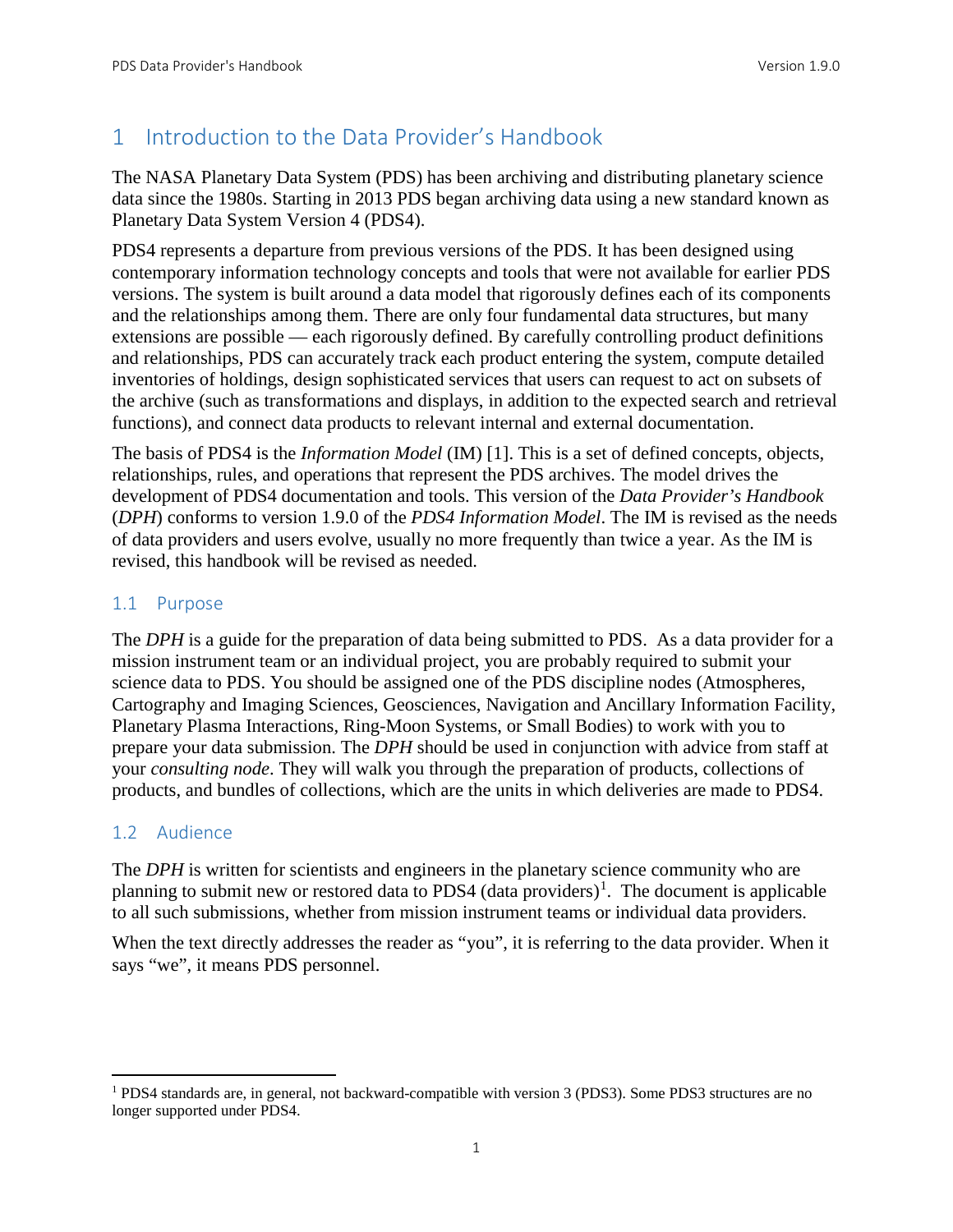# 1 Introduction to the Data Provider's Handbook

The NASA Planetary Data System (PDS) has been archiving and distributing planetary science data since the 1980s. Starting in 2013 PDS began archiving data using a new standard known as Planetary Data System Version 4 (PDS4).

PDS4 represents a departure from previous versions of the PDS. It has been designed using contemporary information technology concepts and tools that were not available for earlier PDS versions. The system is built around a data model that rigorously defines each of its components and the relationships among them. There are only four fundamental data structures, but many extensions are possible — each rigorously defined. By carefully controlling product definitions and relationships, PDS can accurately track each product entering the system, compute detailed inventories of holdings, design sophisticated services that users can request to act on subsets of the archive (such as transformations and displays, in addition to the expected search and retrieval functions), and connect data products to relevant internal and external documentation.

The basis of PDS4 is the *Information Model* (IM) [1]. This is a set of defined concepts, objects, relationships, rules, and operations that represent the PDS archives. The model drives the development of PDS4 documentation and tools. This version of the *Data Provider's Handbook* (*DPH*) conforms to version 1.9.0 of the *PDS4 Information Model*. The IM is revised as the needs of data providers and users evolve, usually no more frequently than twice a year. As the IM is revised, this handbook will be revised as needed.

## 1.1 Purpose

The *DPH* is a guide for the preparation of data being submitted to PDS. As a data provider for a mission instrument team or an individual project, you are probably required to submit your science data to PDS. You should be assigned one of the PDS discipline nodes (Atmospheres, Cartography and Imaging Sciences, Geosciences, Navigation and Ancillary Information Facility, Planetary Plasma Interactions, Ring-Moon Systems, or Small Bodies) to work with you to prepare your data submission. The *DPH* should be used in conjunction with advice from staff at your *consulting node*. They will walk you through the preparation of products, collections of products, and bundles of collections, which are the units in which deliveries are made to PDS4.

## 1.2 Audience

The *DPH* is written for scientists and engineers in the planetary science community who are planning to submit new or restored data to PDS4 (data providers)[1]. The document is applicable to all such submissions, whether from mission instrument teams or individual data providers.

When the text directly addresses the reader as "you", it is referring to the data provider. When it says "we", it means PDS personnel.

[1] PDS4 standards are, in general, not backward-compatible with version 3 (PDS3). Some PDS3 structures are no longer supported under PDS4.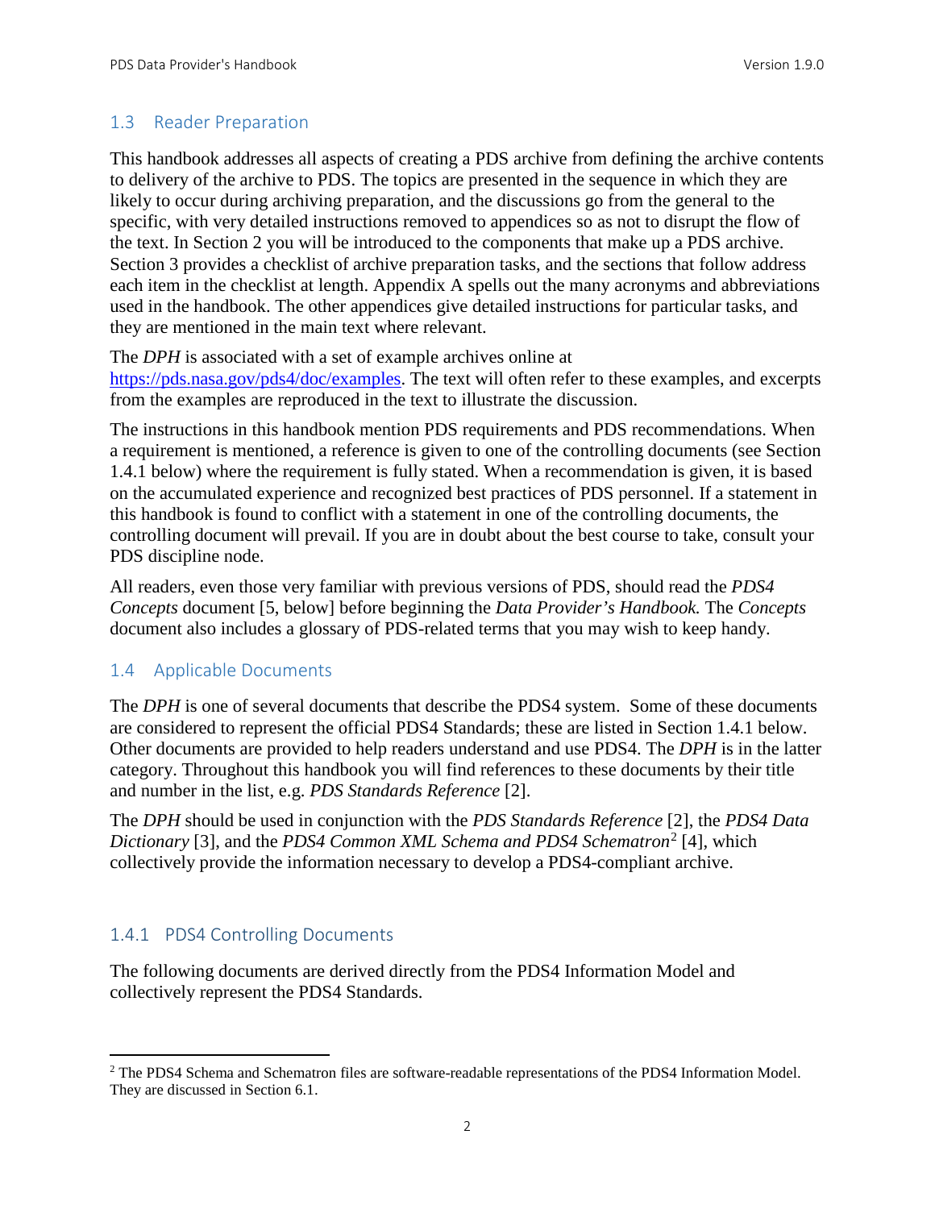## 1.3 Reader Preparation

This handbook addresses all aspects of creating a PDS archive from defining the archive contents to delivery of the archive to PDS. The topics are presented in the sequence in which they are likely to occur during archiving preparation, and the discussions go from the general to the specific, with very detailed instructions removed to appendices so as not to disrupt the flow of the text. In Section 2 you will be introduced to the components that make up a PDS archive. Section 3 provides a checklist of archive preparation tasks, and the sections that follow address each item in the checklist at length. Appendix A spells out the many acronyms and abbreviations used in the handbook. The other appendices give detailed instructions for particular tasks, and they are mentioned in the main text where relevant.

The *DPH* is associated with a set of example archives online at [https://pds.nasa.gov/pds4/doc/examples](https://pds.nasa.gov/pds4/doc/examples). The text will often refer to these examples, and excerpts from the examples are reproduced in the text to illustrate the discussion.

The instructions in this handbook mention PDS requirements and PDS recommendations. When a requirement is mentioned, a reference is given to one of the controlling documents (see Section 1.4.1 below) where the requirement is fully stated. When a recommendation is given, it is based on the accumulated experience and recognized best practices of PDS personnel. If a statement in this handbook is found to conflict with a statement in one of the controlling documents, the controlling document will prevail. If you are in doubt about the best course to take, consult your PDS discipline node.

All readers, even those very familiar with previous versions of PDS, should read the *PDS4 Concepts* document [5, below] before beginning the *Data Provider's Handbook.* The *Concepts* document also includes a glossary of PDS-related terms that you may wish to keep handy.

## 1.4 Applicable Documents

The *DPH* is one of several documents that describe the PDS4 system. Some of these documents are considered to represent the official PDS4 Standards; these are listed in Section 1.4.1 below. Other documents are provided to help readers understand and use PDS4. The *DPH* is in the latter category. Throughout this handbook you will find references to these documents by their title and number in the list, e.g. *PDS Standards Reference* [2].

The *DPH* should be used in conjunction with the *PDS Standards Reference* [2], the *PDS4 Data Dictionary* [3], and the *PDS4 Common XML Schema and PDS4 Schematron*[2] [4], which collectively provide the information necessary to develop a PDS4-compliant archive.

### 1.4.1 PDS4 Controlling Documents

The following documents are derived directly from the PDS4 Information Model and collectively represent the PDS4 Standards.

---

[2] The PDS4 Schema and Schematron files are software-readable representations of the PDS4 Information Model. They are discussed in Section 6.1.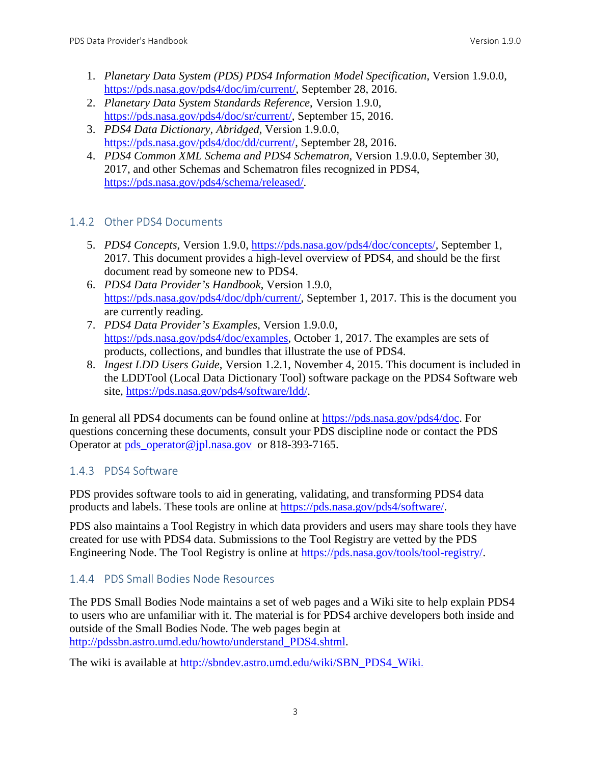1. *Planetary Data System (PDS) PDS4 Information Model Specification*, Version 1.9.0.0, https://pds.nasa.gov/pds4/doc/im/current/, September 28, 2016.
2. *Planetary Data System Standards Reference*, Version 1.9.0, https://pds.nasa.gov/pds4/doc/sr/current/, September 15, 2016.
3. *PDS4 Data Dictionary, Abridged*, Version 1.9.0.0, https://pds.nasa.gov/pds4/doc/dd/current/, September 28, 2016.
4. *PDS4 Common XML Schema and PDS4 Schematron*, Version 1.9.0.0, September 30, 2017, and other Schemas and Schematron files recognized in PDS4, https://pds.nasa.gov/pds4/schema/released/.

### 1.4.2 Other PDS4 Documents

5. *PDS4 Concepts*, Version 1.9.0, https://pds.nasa.gov/pds4/doc/concepts/, September 1, 2017. This document provides a high-level overview of PDS4, and should be the first document read by someone new to PDS4.
6. *PDS4 Data Provider's Handbook*, Version 1.9.0, https://pds.nasa.gov/pds4/doc/dph/current/, September 1, 2017. This is the document you are currently reading.
7. *PDS4 Data Provider's Examples*, Version 1.9.0.0, https://pds.nasa.gov/pds4/doc/examples, October 1, 2017. The examples are sets of products, collections, and bundles that illustrate the use of PDS4.
8. *Ingest LDD Users Guide*, Version 1.2.1, November 4, 2015. This document is included in the LDDTool (Local Data Dictionary Tool) software package on the PDS4 Software web site, https://pds.nasa.gov/pds4/software/ldd/.

In general all PDS4 documents can be found online at https://pds.nasa.gov/pds4/doc. For questions concerning these documents, consult your PDS discipline node or contact the PDS Operator at pds_operator@jpl.nasa.gov or 818-393-7165.

### 1.4.3 PDS4 Software

PDS provides software tools to aid in generating, validating, and transforming PDS4 data products and labels. These tools are online at https://pds.nasa.gov/pds4/software/.

PDS also maintains a Tool Registry in which data providers and users may share tools they have created for use with PDS4 data. Submissions to the Tool Registry are vetted by the PDS Engineering Node. The Tool Registry is online at https://pds.nasa.gov/tools/tool-registry/.

### 1.4.4 PDS Small Bodies Node Resources

The PDS Small Bodies Node maintains a set of web pages and a Wiki site to help explain PDS4 to users who are unfamiliar with it. The material is for PDS4 archive developers both inside and outside of the Small Bodies Node. The web pages begin at http://pdssbn.astro.umd.edu/howto/understand_PDS4.shtml.

The wiki is available at http://sbndev.astro.umd.edu/wiki/SBN_PDS4_Wiki.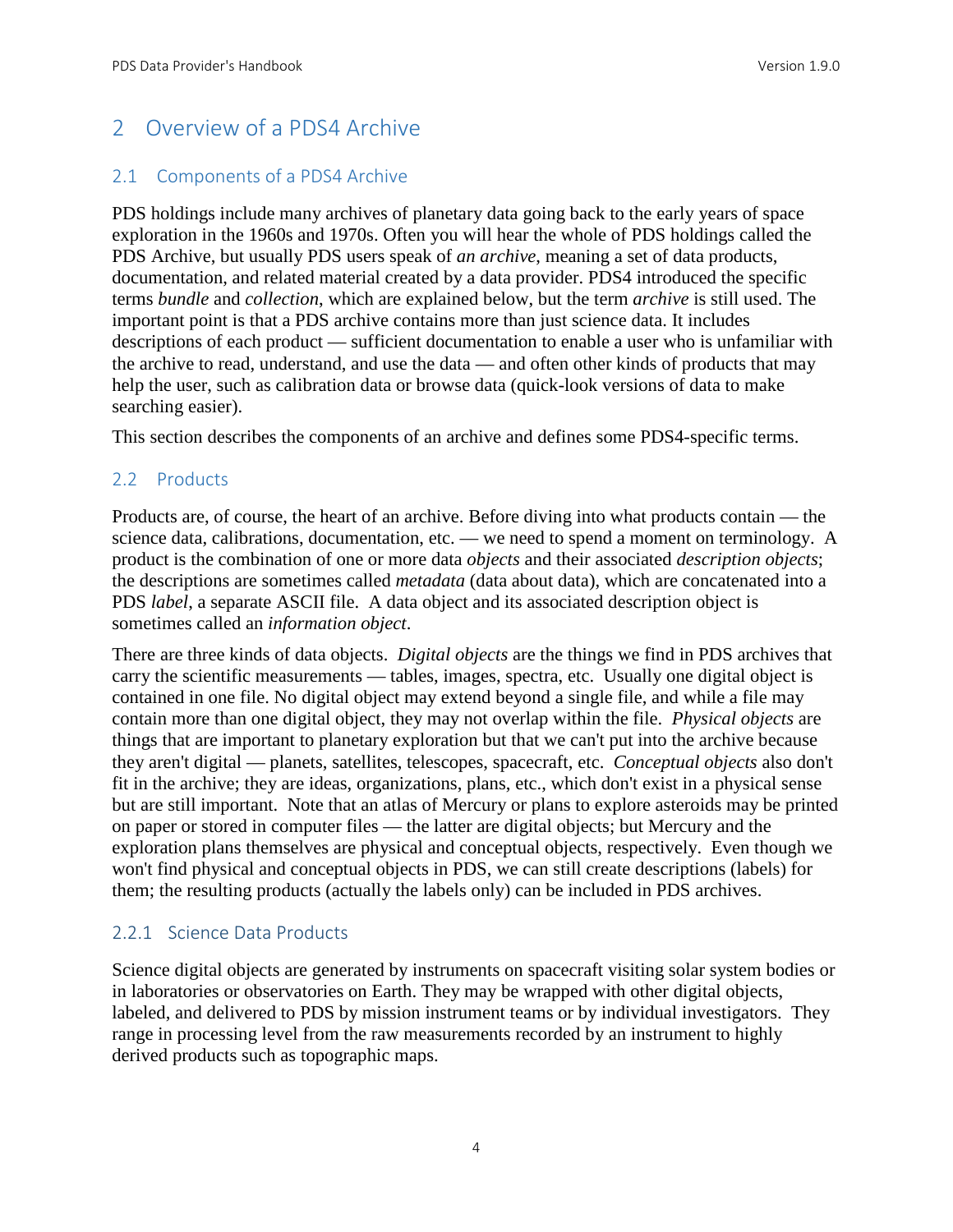# 2 Overview of a PDS4 Archive

## 2.1 Components of a PDS4 Archive

PDS holdings include many archives of planetary data going back to the early years of space exploration in the 1960s and 1970s. Often you will hear the whole of PDS holdings called the PDS Archive, but usually PDS users speak of *an archive*, meaning a set of data products, documentation, and related material created by a data provider. PDS4 introduced the specific terms *bundle* and *collection*, which are explained below, but the term *archive* is still used. The important point is that a PDS archive contains more than just science data. It includes descriptions of each product — sufficient documentation to enable a user who is unfamiliar with the archive to read, understand, and use the data — and often other kinds of products that may help the user, such as calibration data or browse data (quick-look versions of data to make searching easier).

This section describes the components of an archive and defines some PDS4-specific terms.

## 2.2 Products

Products are, of course, the heart of an archive. Before diving into what products contain — the science data, calibrations, documentation, etc. — we need to spend a moment on terminology. A product is the combination of one or more data *objects* and their associated *description objects*; the descriptions are sometimes called *metadata* (data about data), which are concatenated into a PDS *label*, a separate ASCII file. A data object and its associated description object is sometimes called an *information object*.

There are three kinds of data objects. *Digital objects* are the things we find in PDS archives that carry the scientific measurements — tables, images, spectra, etc. Usually one digital object is contained in one file. No digital object may extend beyond a single file, and while a file may contain more than one digital object, they may not overlap within the file. *Physical objects* are things that are important to planetary exploration but that we can't put into the archive because they aren't digital — planets, satellites, telescopes, spacecraft, etc. *Conceptual objects* also don't fit in the archive; they are ideas, organizations, plans, etc., which don't exist in a physical sense but are still important. Note that an atlas of Mercury or plans to explore asteroids may be printed on paper or stored in computer files — the latter are digital objects; but Mercury and the exploration plans themselves are physical and conceptual objects, respectively. Even though we won't find physical and conceptual objects in PDS, we can still create descriptions (labels) for them; the resulting products (actually the labels only) can be included in PDS archives.

### 2.2.1 Science Data Products

Science digital objects are generated by instruments on spacecraft visiting solar system bodies or in laboratories or observatories on Earth. They may be wrapped with other digital objects, labeled, and delivered to PDS by mission instrument teams or by individual investigators. They range in processing level from the raw measurements recorded by an instrument to highly derived products such as topographic maps.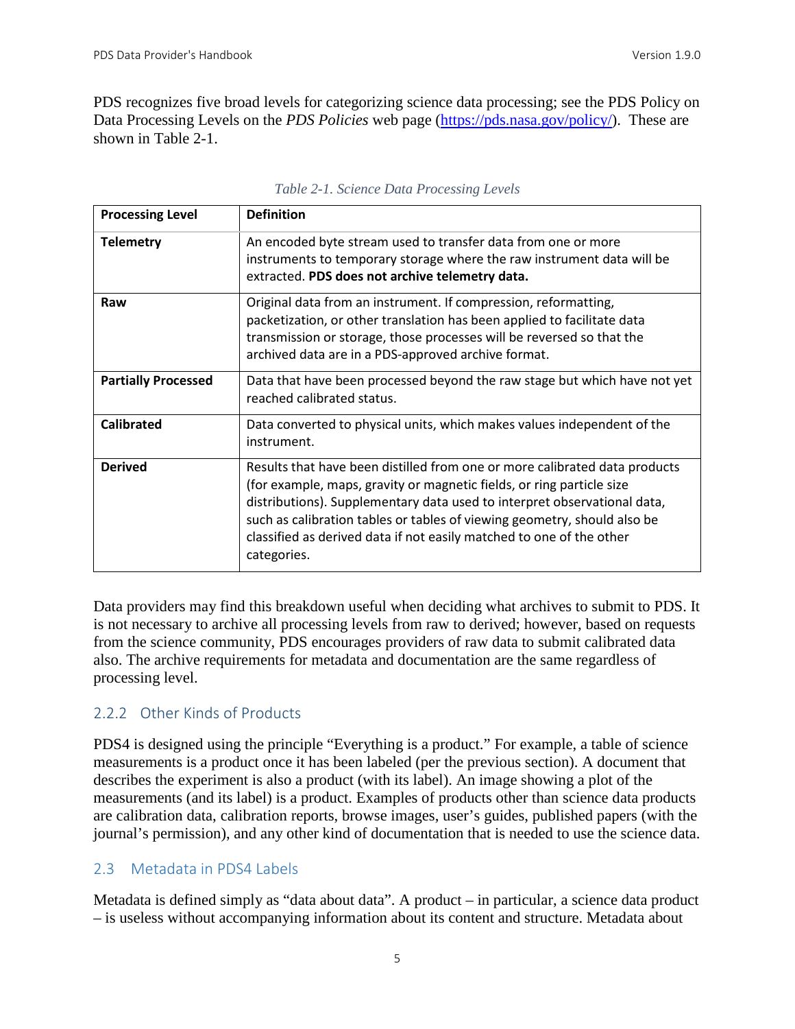PDS recognizes five broad levels for categorizing science data processing; see the PDS Policy on Data Processing Levels on the *PDS Policies* web page (https://pds.nasa.gov/policy/). These are shown in Table 2-1.

*Table 2-1. Science Data Processing Levels*

| Processing Level | Definition |
|---|---|
| **Telemetry** | An encoded byte stream used to transfer data from one or more instruments to temporary storage where the raw instrument data will be extracted. **PDS does not archive telemetry data.** |
| **Raw** | Original data from an instrument. If compression, reformatting, packetization, or other translation has been applied to facilitate data transmission or storage, those processes will be reversed so that the archived data are in a PDS-approved archive format. |
| **Partially Processed** | Data that have been processed beyond the raw stage but which have not yet reached calibrated status. |
| **Calibrated** | Data converted to physical units, which makes values independent of the instrument. |
| **Derived** | Results that have been distilled from one or more calibrated data products (for example, maps, gravity or magnetic fields, or ring particle size distributions). Supplementary data used to interpret observational data, such as calibration tables or tables of viewing geometry, should also be classified as derived data if not easily matched to one of the other categories. |

Data providers may find this breakdown useful when deciding what archives to submit to PDS. It is not necessary to archive all processing levels from raw to derived; however, based on requests from the science community, PDS encourages providers of raw data to submit calibrated data also. The archive requirements for metadata and documentation are the same regardless of processing level.

### 2.2.2 Other Kinds of Products

PDS4 is designed using the principle "Everything is a product." For example, a table of science measurements is a product once it has been labeled (per the previous section). A document that describes the experiment is also a product (with its label). An image showing a plot of the measurements (and its label) is a product. Examples of products other than science data products are calibration data, calibration reports, browse images, user's guides, published papers (with the journal's permission), and any other kind of documentation that is needed to use the science data.

## 2.3 Metadata in PDS4 Labels

Metadata is defined simply as "data about data". A product – in particular, a science data product – is useless without accompanying information about its content and structure. Metadata about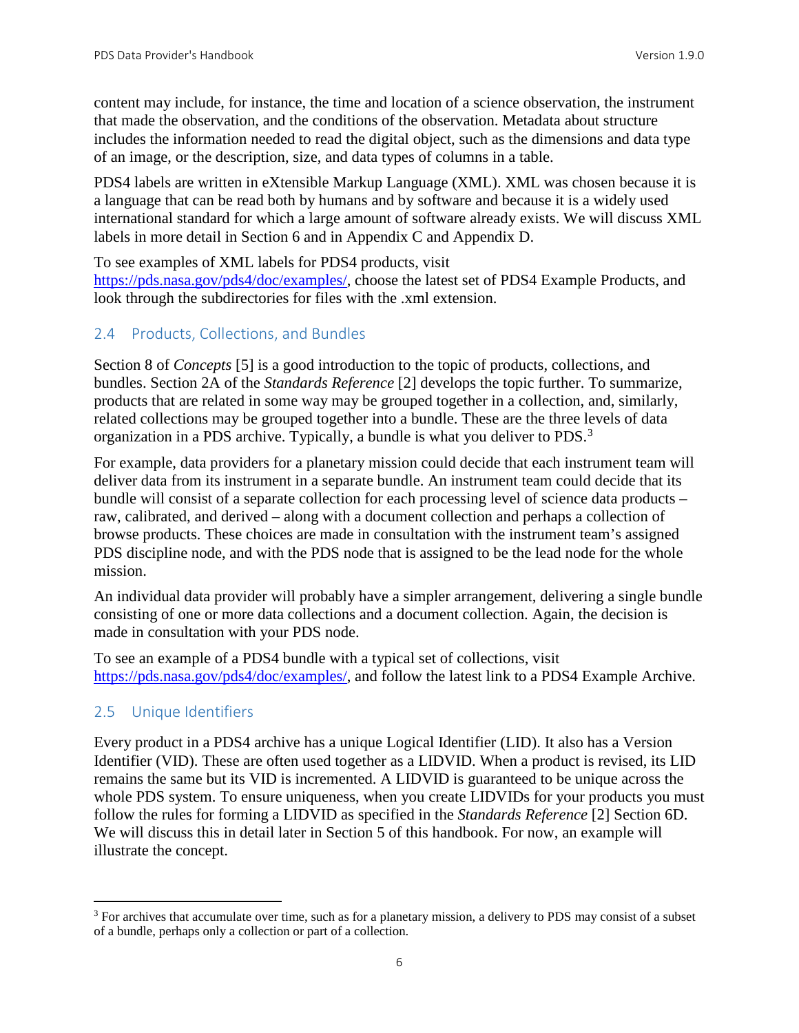content may include, for instance, the time and location of a science observation, the instrument that made the observation, and the conditions of the observation. Metadata about structure includes the information needed to read the digital object, such as the dimensions and data type of an image, or the description, size, and data types of columns in a table.

PDS4 labels are written in eXtensible Markup Language (XML). XML was chosen because it is a language that can be read both by humans and by software and because it is a widely used international standard for which a large amount of software already exists. We will discuss XML labels in more detail in Section 6 and in Appendix C and Appendix D.

To see examples of XML labels for PDS4 products, visit https://pds.nasa.gov/pds4/doc/examples/, choose the latest set of PDS4 Example Products, and look through the subdirectories for files with the .xml extension.

## 2.4 Products, Collections, and Bundles

Section 8 of *Concepts* [5] is a good introduction to the topic of products, collections, and bundles. Section 2A of the *Standards Reference* [2] develops the topic further. To summarize, products that are related in some way may be grouped together in a collection, and, similarly, related collections may be grouped together into a bundle. These are the three levels of data organization in a PDS archive. Typically, a bundle is what you deliver to PDS.[3]

For example, data providers for a planetary mission could decide that each instrument team will deliver data from its instrument in a separate bundle. An instrument team could decide that its bundle will consist of a separate collection for each processing level of science data products – raw, calibrated, and derived – along with a document collection and perhaps a collection of browse products. These choices are made in consultation with the instrument team's assigned PDS discipline node, and with the PDS node that is assigned to be the lead node for the whole mission.

An individual data provider will probably have a simpler arrangement, delivering a single bundle consisting of one or more data collections and a document collection. Again, the decision is made in consultation with your PDS node.

To see an example of a PDS4 bundle with a typical set of collections, visit https://pds.nasa.gov/pds4/doc/examples/, and follow the latest link to a PDS4 Example Archive.

## 2.5 Unique Identifiers

Every product in a PDS4 archive has a unique Logical Identifier (LID). It also has a Version Identifier (VID). These are often used together as a LIDVID. When a product is revised, its LID remains the same but its VID is incremented. A LIDVID is guaranteed to be unique across the whole PDS system. To ensure uniqueness, when you create LIDVIDs for your products you must follow the rules for forming a LIDVID as specified in the *Standards Reference* [2] Section 6D. We will discuss this in detail later in Section 5 of this handbook. For now, an example will illustrate the concept.

---

[3] For archives that accumulate over time, such as for a planetary mission, a delivery to PDS may consist of a subset of a bundle, perhaps only a collection or part of a collection.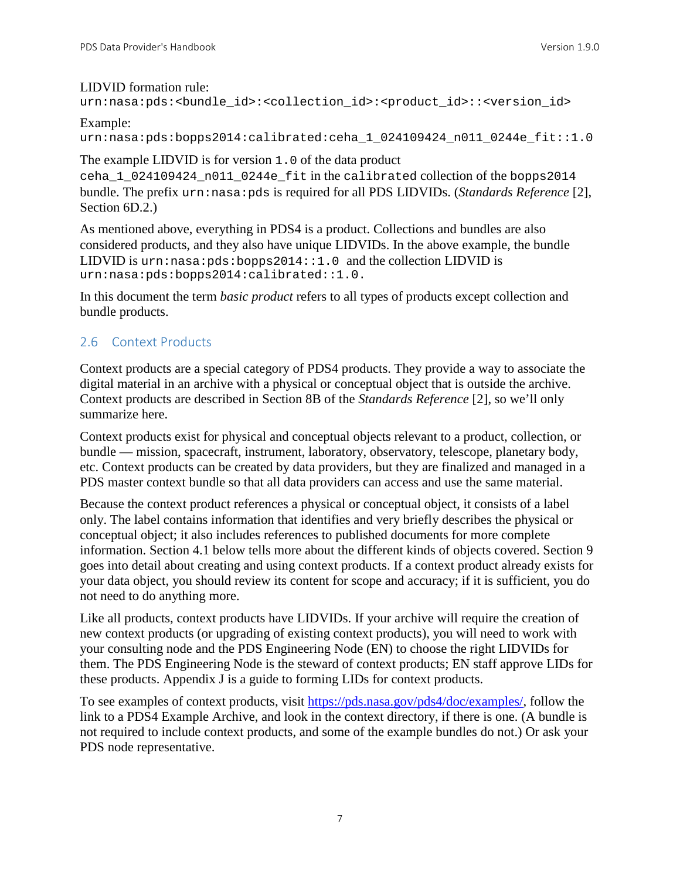LIDVID formation rule:
`urn:nasa:pds:<bundle_id>:<collection_id>:<product_id>::<version_id>`

Example:
`urn:nasa:pds:bopps2014:calibrated:ceha_1_024109424_n011_0244e_fit::1.0`

The example LIDVID is for version `1.0` of the data product `ceha_1_024109424_n011_0244e_fit` in the `calibrated` collection of the `bopps2014` bundle. The prefix `urn:nasa:pds` is required for all PDS LIDVIDs. (*Standards Reference* [2], Section 6D.2.)

As mentioned above, everything in PDS4 is a product. Collections and bundles are also considered products, and they also have unique LIDVIDs. In the above example, the bundle LIDVID is `urn:nasa:pds:bopps2014::1.0` and the collection LIDVID is `urn:nasa:pds:bopps2014:calibrated::1.0`.

In this document the term *basic product* refers to all types of products except collection and bundle products.

## 2.6 Context Products

Context products are a special category of PDS4 products. They provide a way to associate the digital material in an archive with a physical or conceptual object that is outside the archive. Context products are described in Section 8B of the *Standards Reference* [2], so we'll only summarize here.

Context products exist for physical and conceptual objects relevant to a product, collection, or bundle — mission, spacecraft, instrument, laboratory, observatory, telescope, planetary body, etc. Context products can be created by data providers, but they are finalized and managed in a PDS master context bundle so that all data providers can access and use the same material.

Because the context product references a physical or conceptual object, it consists of a label only. The label contains information that identifies and very briefly describes the physical or conceptual object; it also includes references to published documents for more complete information. Section 4.1 below tells more about the different kinds of objects covered. Section 9 goes into detail about creating and using context products. If a context product already exists for your data object, you should review its content for scope and accuracy; if it is sufficient, you do not need to do anything more.

Like all products, context products have LIDVIDs. If your archive will require the creation of new context products (or upgrading of existing context products), you will need to work with your consulting node and the PDS Engineering Node (EN) to choose the right LIDVIDs for them. The PDS Engineering Node is the steward of context products; EN staff approve LIDs for these products. Appendix J is a guide to forming LIDs for context products.

To see examples of context products, visit https://pds.nasa.gov/pds4/doc/examples/, follow the link to a PDS4 Example Archive, and look in the context directory, if there is one. (A bundle is not required to include context products, and some of the example bundles do not.) Or ask your PDS node representative.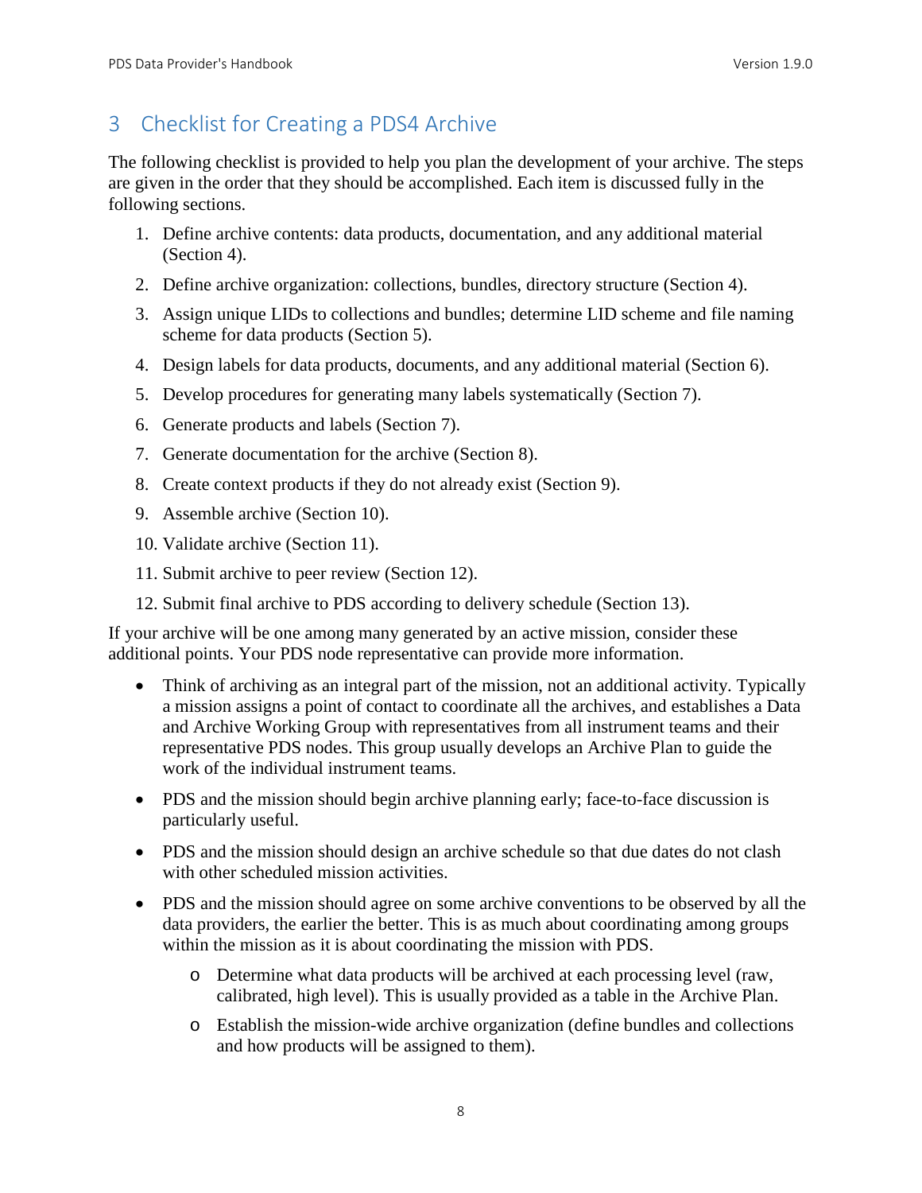# 3 Checklist for Creating a PDS4 Archive

The following checklist is provided to help you plan the development of your archive. The steps are given in the order that they should be accomplished. Each item is discussed fully in the following sections.

1. Define archive contents: data products, documentation, and any additional material (Section 4).
2. Define archive organization: collections, bundles, directory structure (Section 4).
3. Assign unique LIDs to collections and bundles; determine LID scheme and file naming scheme for data products (Section 5).
4. Design labels for data products, documents, and any additional material (Section 6).
5. Develop procedures for generating many labels systematically (Section 7).
6. Generate products and labels (Section 7).
7. Generate documentation for the archive (Section 8).
8. Create context products if they do not already exist (Section 9).
9. Assemble archive (Section 10).
10. Validate archive (Section 11).
11. Submit archive to peer review (Section 12).
12. Submit final archive to PDS according to delivery schedule (Section 13).

If your archive will be one among many generated by an active mission, consider these additional points. Your PDS node representative can provide more information.

- Think of archiving as an integral part of the mission, not an additional activity. Typically a mission assigns a point of contact to coordinate all the archives, and establishes a Data and Archive Working Group with representatives from all instrument teams and their representative PDS nodes. This group usually develops an Archive Plan to guide the work of the individual instrument teams.
- PDS and the mission should begin archive planning early; face-to-face discussion is particularly useful.
- PDS and the mission should design an archive schedule so that due dates do not clash with other scheduled mission activities.
- PDS and the mission should agree on some archive conventions to be observed by all the data providers, the earlier the better. This is as much about coordinating among groups within the mission as it is about coordinating the mission with PDS.
    - Determine what data products will be archived at each processing level (raw, calibrated, high level). This is usually provided as a table in the Archive Plan.
    - Establish the mission-wide archive organization (define bundles and collections and how products will be assigned to them).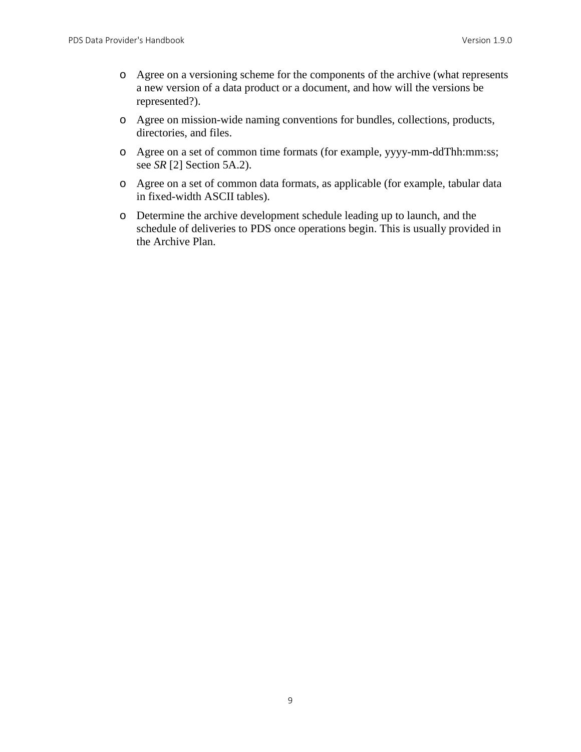- Agree on a versioning scheme for the components of the archive (what represents a new version of a data product or a document, and how will the versions be represented?).
- Agree on mission-wide naming conventions for bundles, collections, products, directories, and files.
- Agree on a set of common time formats (for example, yyyy-mm-ddThh:mm:ss; see *SR* [2] Section 5A.2).
- Agree on a set of common data formats, as applicable (for example, tabular data in fixed-width ASCII tables).
- Determine the archive development schedule leading up to launch, and the schedule of deliveries to PDS once operations begin. This is usually provided in the Archive Plan.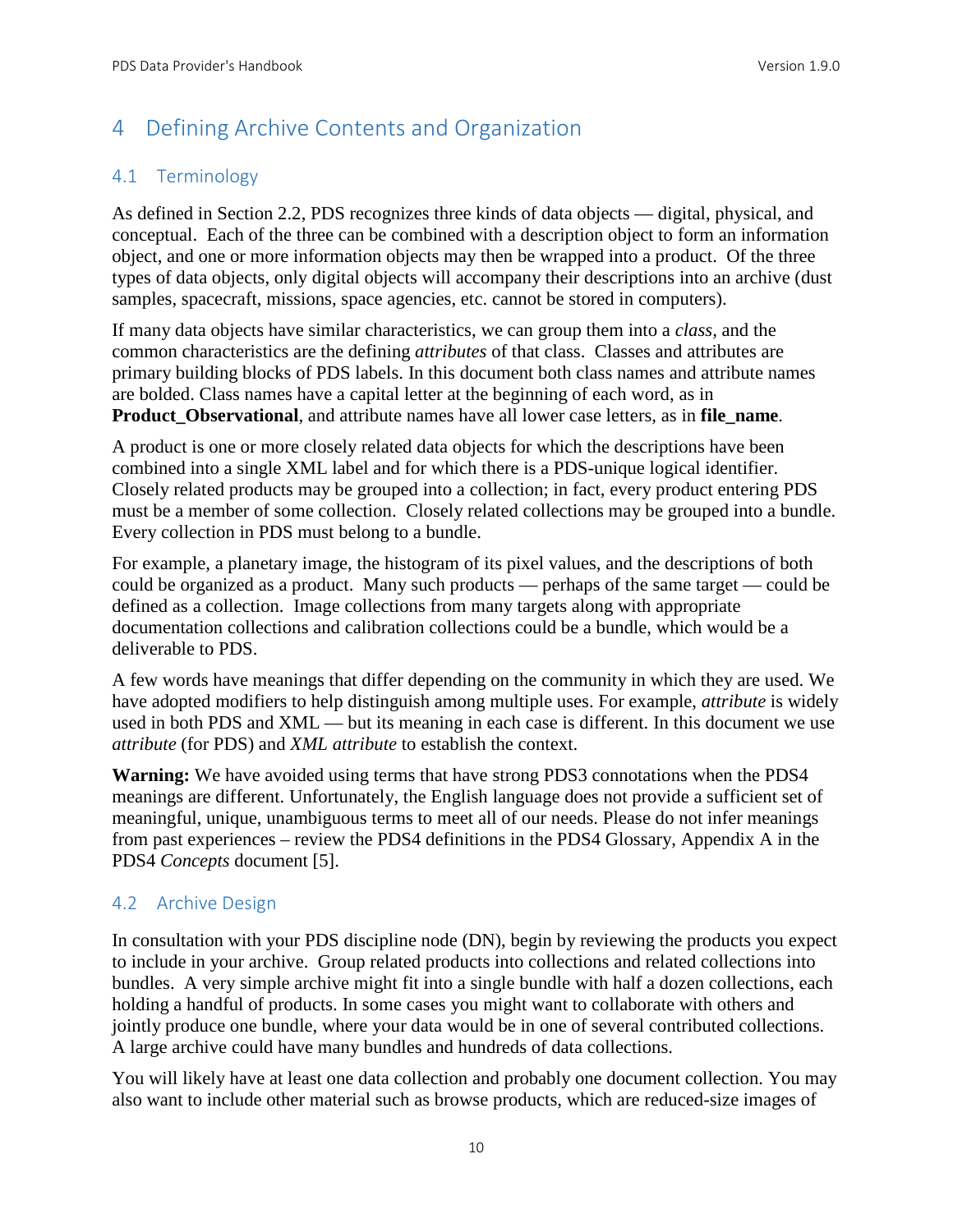# 4 Defining Archive Contents and Organization

## 4.1 Terminology

As defined in Section 2.2, PDS recognizes three kinds of data objects — digital, physical, and conceptual. Each of the three can be combined with a description object to form an information object, and one or more information objects may then be wrapped into a product. Of the three types of data objects, only digital objects will accompany their descriptions into an archive (dust samples, spacecraft, missions, space agencies, etc. cannot be stored in computers).

If many data objects have similar characteristics, we can group them into a *class*, and the common characteristics are the defining *attributes* of that class. Classes and attributes are primary building blocks of PDS labels. In this document both class names and attribute names are bolded. Class names have a capital letter at the beginning of each word, as in **Product_Observational**, and attribute names have all lower case letters, as in **file_name**.

A product is one or more closely related data objects for which the descriptions have been combined into a single XML label and for which there is a PDS-unique logical identifier. Closely related products may be grouped into a collection; in fact, every product entering PDS must be a member of some collection. Closely related collections may be grouped into a bundle. Every collection in PDS must belong to a bundle.

For example, a planetary image, the histogram of its pixel values, and the descriptions of both could be organized as a product. Many such products — perhaps of the same target — could be defined as a collection. Image collections from many targets along with appropriate documentation collections and calibration collections could be a bundle, which would be a deliverable to PDS.

A few words have meanings that differ depending on the community in which they are used. We have adopted modifiers to help distinguish among multiple uses. For example, *attribute* is widely used in both PDS and XML — but its meaning in each case is different. In this document we use *attribute* (for PDS) and *XML attribute* to establish the context.

**Warning:** We have avoided using terms that have strong PDS3 connotations when the PDS4 meanings are different. Unfortunately, the English language does not provide a sufficient set of meaningful, unique, unambiguous terms to meet all of our needs. Please do not infer meanings from past experiences – review the PDS4 definitions in the PDS4 Glossary, Appendix A in the PDS4 *Concepts* document [5].

## 4.2 Archive Design

In consultation with your PDS discipline node (DN), begin by reviewing the products you expect to include in your archive. Group related products into collections and related collections into bundles. A very simple archive might fit into a single bundle with half a dozen collections, each holding a handful of products. In some cases you might want to collaborate with others and jointly produce one bundle, where your data would be in one of several contributed collections. A large archive could have many bundles and hundreds of data collections.

You will likely have at least one data collection and probably one document collection. You may also want to include other material such as browse products, which are reduced-size images of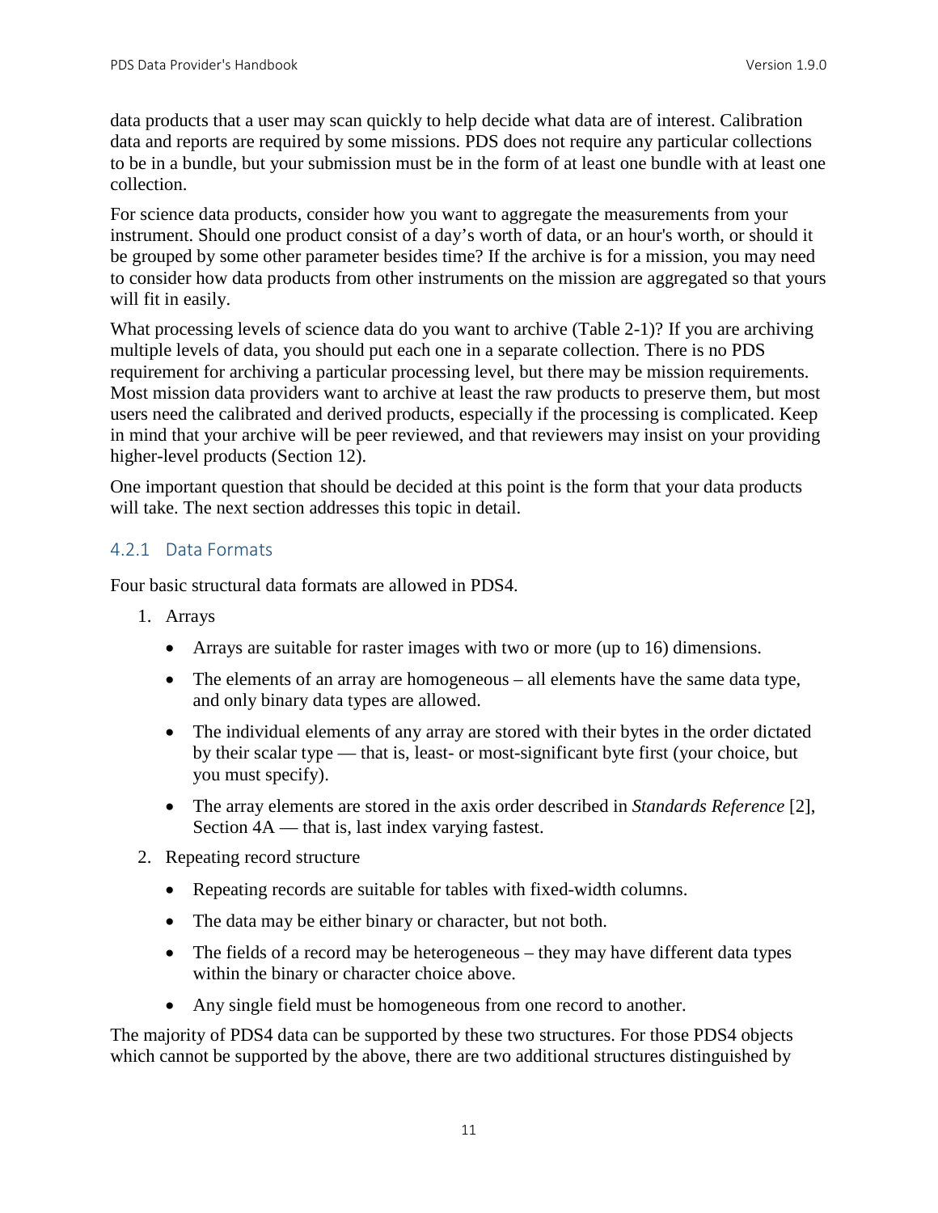data products that a user may scan quickly to help decide what data are of interest. Calibration data and reports are required by some missions. PDS does not require any particular collections to be in a bundle, but your submission must be in the form of at least one bundle with at least one collection.

For science data products, consider how you want to aggregate the measurements from your instrument. Should one product consist of a day's worth of data, or an hour's worth, or should it be grouped by some other parameter besides time? If the archive is for a mission, you may need to consider how data products from other instruments on the mission are aggregated so that yours will fit in easily.

What processing levels of science data do you want to archive (Table 2-1)? If you are archiving multiple levels of data, you should put each one in a separate collection. There is no PDS requirement for archiving a particular processing level, but there may be mission requirements. Most mission data providers want to archive at least the raw products to preserve them, but most users need the calibrated and derived products, especially if the processing is complicated. Keep in mind that your archive will be peer reviewed, and that reviewers may insist on your providing higher-level products (Section 12).

One important question that should be decided at this point is the form that your data products will take. The next section addresses this topic in detail.

### 4.2.1 Data Formats

Four basic structural data formats are allowed in PDS4.

1. Arrays
   - Arrays are suitable for raster images with two or more (up to 16) dimensions.
   - The elements of an array are homogeneous – all elements have the same data type, and only binary data types are allowed.
   - The individual elements of any array are stored with their bytes in the order dictated by their scalar type — that is, least- or most-significant byte first (your choice, but you must specify).
   - The array elements are stored in the axis order described in *Standards Reference* [2], Section 4A — that is, last index varying fastest.
2. Repeating record structure
   - Repeating records are suitable for tables with fixed-width columns.
   - The data may be either binary or character, but not both.
   - The fields of a record may be heterogeneous – they may have different data types within the binary or character choice above.
   - Any single field must be homogeneous from one record to another.

The majority of PDS4 data can be supported by these two structures. For those PDS4 objects which cannot be supported by the above, there are two additional structures distinguished by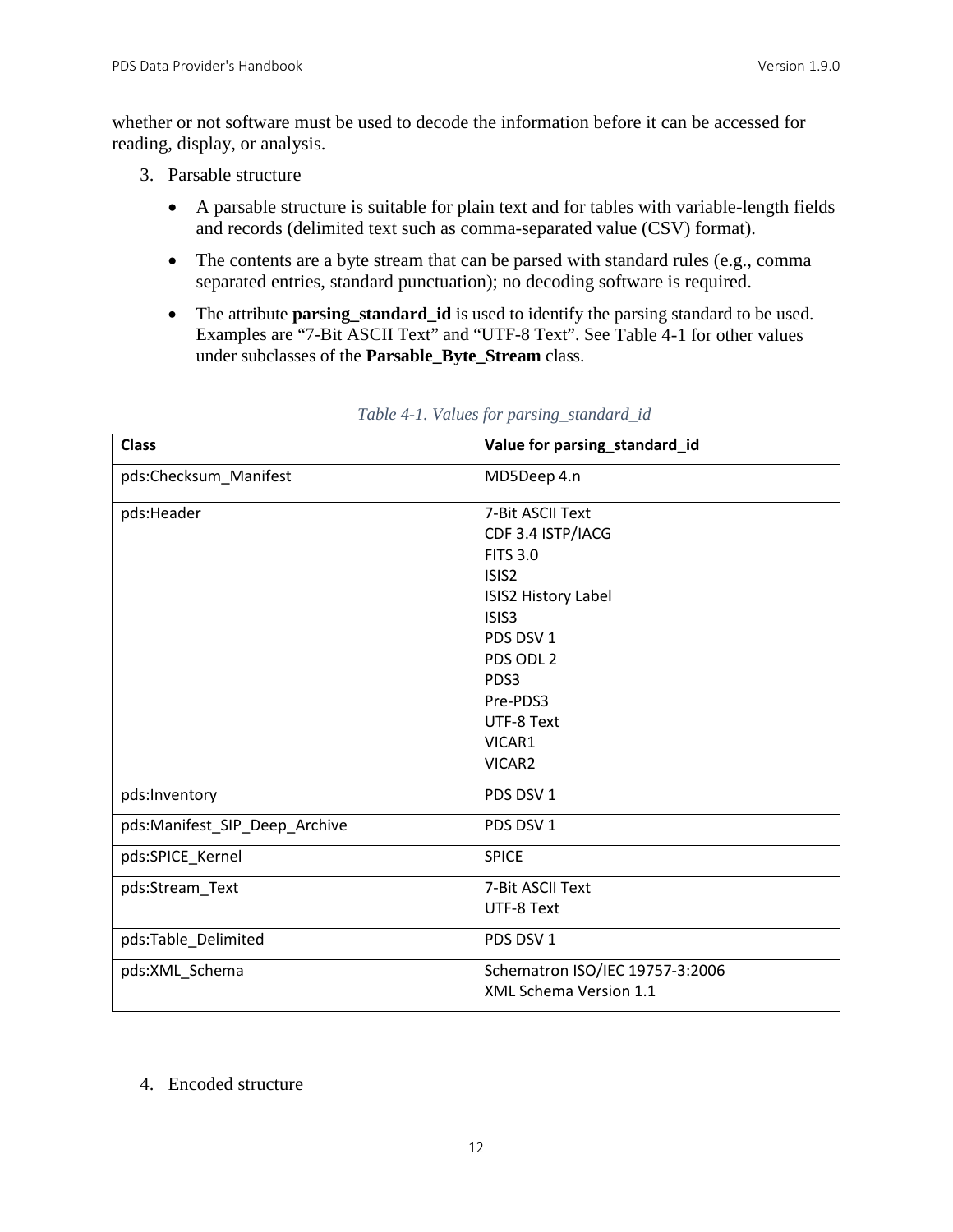whether or not software must be used to decode the information before it can be accessed for reading, display, or analysis.

3. Parsable structure

   - A parsable structure is suitable for plain text and for tables with variable-length fields and records (delimited text such as comma-separated value (CSV) format).
   - The contents are a byte stream that can be parsed with standard rules (e.g., comma separated entries, standard punctuation); no decoding software is required.
   - The attribute **parsing_standard_id** is used to identify the parsing standard to be used. Examples are "7-Bit ASCII Text" and "UTF-8 Text". See Table 4-1 for other values under subclasses of the **Parsable_Byte_Stream** class.

*Table 4-1. Values for parsing_standard_id*

| **Class** | **Value for parsing_standard_id** |
|---|---|
| pds:Checksum_Manifest | MD5Deep 4.n |
| pds:Header | 7-Bit ASCII Text<br>CDF 3.4 ISTP/IACG<br>FITS 3.0<br>ISIS2<br>ISIS2 History Label<br>ISIS3<br>PDS DSV 1<br>PDS ODL 2<br>PDS3<br>Pre-PDS3<br>UTF-8 Text<br>VICAR1<br>VICAR2 |
| pds:Inventory | PDS DSV 1 |
| pds:Manifest_SIP_Deep_Archive | PDS DSV 1 |
| pds:SPICE_Kernel | SPICE |
| pds:Stream_Text | 7-Bit ASCII Text<br>UTF-8 Text |
| pds:Table_Delimited | PDS DSV 1 |
| pds:XML_Schema | Schematron ISO/IEC 19757-3:2006<br>XML Schema Version 1.1 |

4. Encoded structure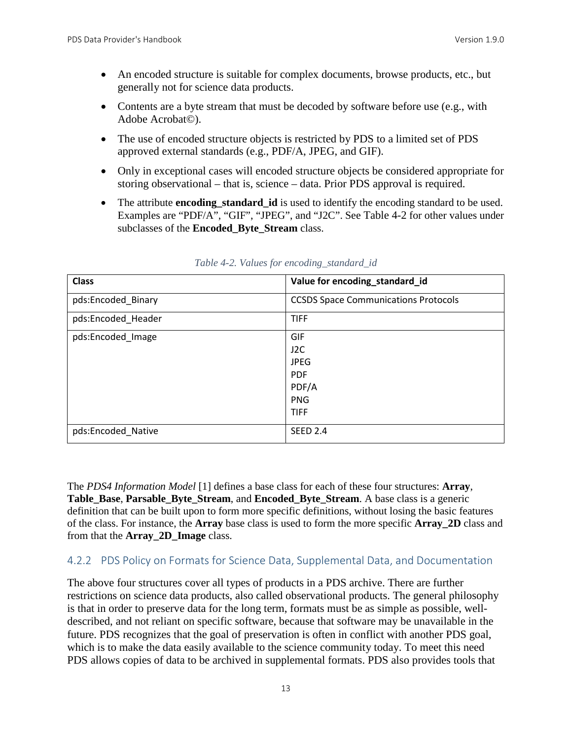- An encoded structure is suitable for complex documents, browse products, etc., but generally not for science data products.
- Contents are a byte stream that must be decoded by software before use (e.g., with Adobe Acrobat©).
- The use of encoded structure objects is restricted by PDS to a limited set of PDS approved external standards (e.g., PDF/A, JPEG, and GIF).
- Only in exceptional cases will encoded structure objects be considered appropriate for storing observational – that is, science – data. Prior PDS approval is required.
- The attribute **encoding_standard_id** is used to identify the encoding standard to be used. Examples are "PDF/A", "GIF", "JPEG", and "J2C". See Table 4-2 for other values under subclasses of the **Encoded_Byte_Stream** class.

*Table 4-2. Values for encoding_standard_id*

| Class | Value for encoding_standard_id |
|---|---|
| pds:Encoded_Binary | CCSDS Space Communications Protocols |
| pds:Encoded_Header | TIFF |
| pds:Encoded_Image | GIF<br>J2C<br>JPEG<br>PDF<br>PDF/A<br>PNG<br>TIFF |
| pds:Encoded_Native | SEED 2.4 |

The *PDS4 Information Model* [1] defines a base class for each of these four structures: **Array**, **Table_Base**, **Parsable_Byte_Stream**, and **Encoded_Byte_Stream**. A base class is a generic definition that can be built upon to form more specific definitions, without losing the basic features of the class. For instance, the **Array** base class is used to form the more specific **Array_2D** class and from that the **Array_2D_Image** class.

### 4.2.2 PDS Policy on Formats for Science Data, Supplemental Data, and Documentation

The above four structures cover all types of products in a PDS archive. There are further restrictions on science data products, also called observational products. The general philosophy is that in order to preserve data for the long term, formats must be as simple as possible, well-described, and not reliant on specific software, because that software may be unavailable in the future. PDS recognizes that the goal of preservation is often in conflict with another PDS goal, which is to make the data easily available to the science community today. To meet this need PDS allows copies of data to be archived in supplemental formats. PDS also provides tools that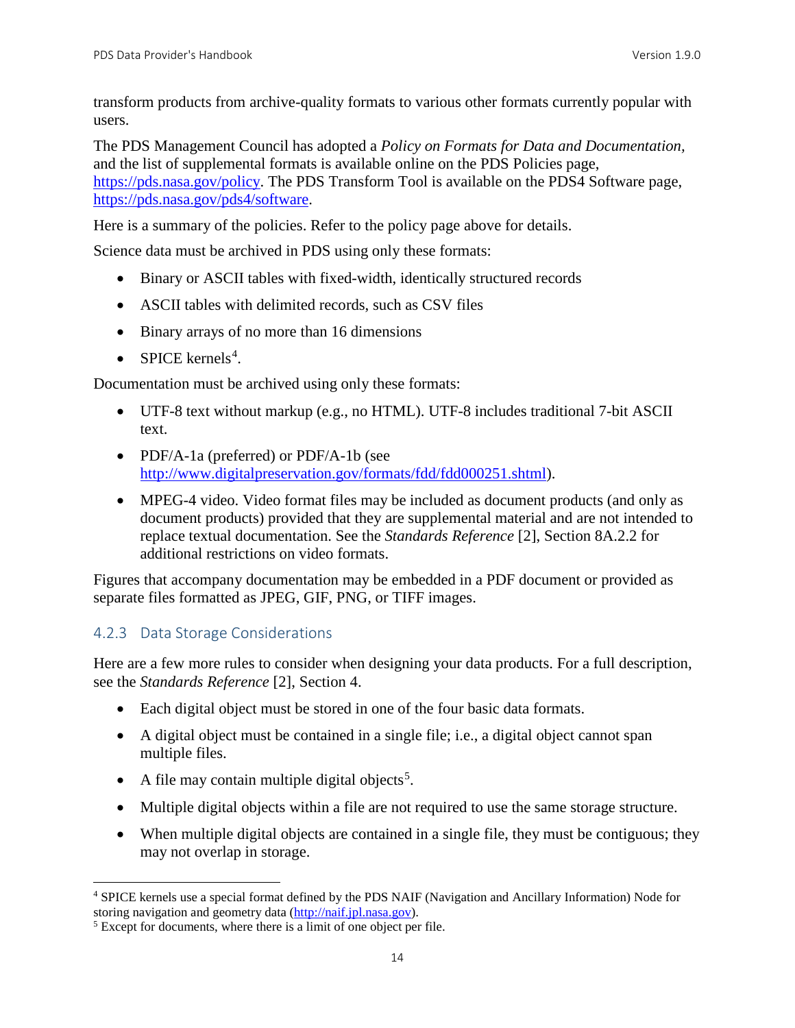transform products from archive-quality formats to various other formats currently popular with users.

The PDS Management Council has adopted a *Policy on Formats for Data and Documentation*, and the list of supplemental formats is available online on the PDS Policies page, https://pds.nasa.gov/policy. The PDS Transform Tool is available on the PDS4 Software page, https://pds.nasa.gov/pds4/software.

Here is a summary of the policies. Refer to the policy page above for details.

Science data must be archived in PDS using only these formats:

- Binary or ASCII tables with fixed-width, identically structured records
- ASCII tables with delimited records, such as CSV files
- Binary arrays of no more than 16 dimensions
- SPICE kernels[4].

Documentation must be archived using only these formats:

- UTF-8 text without markup (e.g., no HTML). UTF-8 includes traditional 7-bit ASCII text.
- PDF/A-1a (preferred) or PDF/A-1b (see http://www.digitalpreservation.gov/formats/fdd/fdd000251.shtml).
- MPEG-4 video. Video format files may be included as document products (and only as document products) provided that they are supplemental material and are not intended to replace textual documentation. See the *Standards Reference* [2], Section 8A.2.2 for additional restrictions on video formats.

Figures that accompany documentation may be embedded in a PDF document or provided as separate files formatted as JPEG, GIF, PNG, or TIFF images.

### 4.2.3 Data Storage Considerations

Here are a few more rules to consider when designing your data products. For a full description, see the *Standards Reference* [2], Section 4.

- Each digital object must be stored in one of the four basic data formats.
- A digital object must be contained in a single file; i.e., a digital object cannot span multiple files.
- A file may contain multiple digital objects[5].
- Multiple digital objects within a file are not required to use the same storage structure.
- When multiple digital objects are contained in a single file, they must be contiguous; they may not overlap in storage.

---

[4] SPICE kernels use a special format defined by the PDS NAIF (Navigation and Ancillary Information) Node for storing navigation and geometry data (http://naif.jpl.nasa.gov).

[5] Except for documents, where there is a limit of one object per file.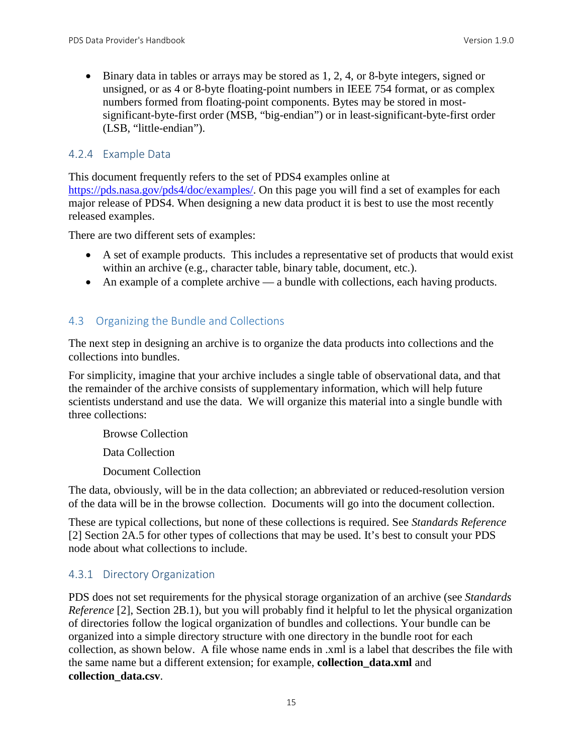- Binary data in tables or arrays may be stored as 1, 2, 4, or 8-byte integers, signed or unsigned, or as 4 or 8-byte floating-point numbers in IEEE 754 format, or as complex numbers formed from floating-point components. Bytes may be stored in most-significant-byte-first order (MSB, "big-endian") or in least-significant-byte-first order (LSB, "little-endian").

### 4.2.4 Example Data

This document frequently refers to the set of PDS4 examples online at [https://pds.nasa.gov/pds4/doc/examples/](https://pds.nasa.gov/pds4/doc/examples/). On this page you will find a set of examples for each major release of PDS4. When designing a new data product it is best to use the most recently released examples.

There are two different sets of examples:

- A set of example products. This includes a representative set of products that would exist within an archive (e.g., character table, binary table, document, etc.).
- An example of a complete archive — a bundle with collections, each having products.

## 4.3 Organizing the Bundle and Collections

The next step in designing an archive is to organize the data products into collections and the collections into bundles.

For simplicity, imagine that your archive includes a single table of observational data, and that the remainder of the archive consists of supplementary information, which will help future scientists understand and use the data. We will organize this material into a single bundle with three collections:

Browse Collection

Data Collection

Document Collection

The data, obviously, will be in the data collection; an abbreviated or reduced-resolution version of the data will be in the browse collection. Documents will go into the document collection.

These are typical collections, but none of these collections is required. See *Standards Reference* [2] Section 2A.5 for other types of collections that may be used. It's best to consult your PDS node about what collections to include.

### 4.3.1 Directory Organization

PDS does not set requirements for the physical storage organization of an archive (see *Standards Reference* [2], Section 2B.1), but you will probably find it helpful to let the physical organization of directories follow the logical organization of bundles and collections. Your bundle can be organized into a simple directory structure with one directory in the bundle root for each collection, as shown below. A file whose name ends in .xml is a label that describes the file with the same name but a different extension; for example, **collection_data.xml** and **collection_data.csv**.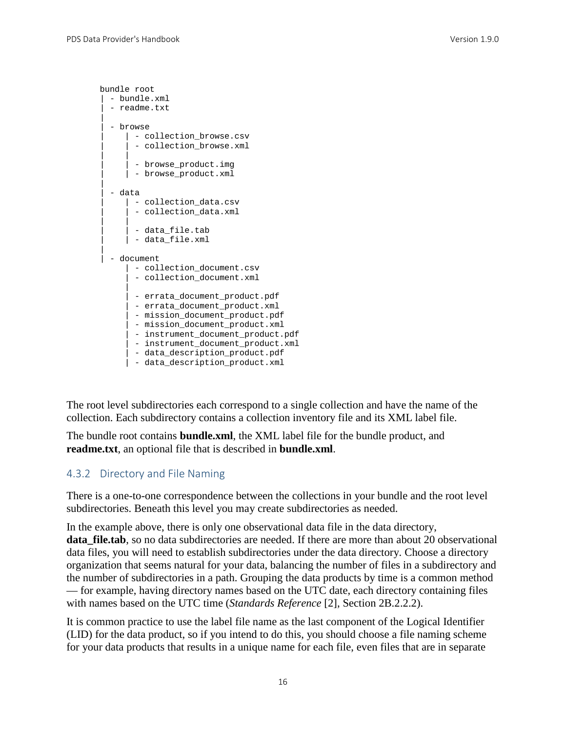```
bundle root
| - bundle.xml
| - readme.txt
|
| - browse
|     | - collection_browse.csv
|     | - collection_browse.xml
|     |
|     | - browse_product.img
|     | - browse_product.xml
|
| - data
|     | - collection_data.csv
|     | - collection_data.xml
|     |
|     | - data_file.tab
|     | - data_file.xml
|
| - document
      | - collection_document.csv
      | - collection_document.xml
      |
      | - errata_document_product.pdf
      | - errata_document_product.xml
      | - mission_document_product.pdf
      | - mission_document_product.xml
      | - instrument_document_product.pdf
      | - instrument_document_product.xml
      | - data_description_product.pdf
      | - data_description_product.xml
```

The root level subdirectories each correspond to a single collection and have the name of the collection. Each subdirectory contains a collection inventory file and its XML label file.

The bundle root contains **bundle.xml**, the XML label file for the bundle product, and **readme.txt**, an optional file that is described in **bundle.xml**.

### 4.3.2 Directory and File Naming

There is a one-to-one correspondence between the collections in your bundle and the root level subdirectories. Beneath this level you may create subdirectories as needed.

In the example above, there is only one observational data file in the data directory, **data_file.tab**, so no data subdirectories are needed. If there are more than about 20 observational data files, you will need to establish subdirectories under the data directory. Choose a directory organization that seems natural for your data, balancing the number of files in a subdirectory and the number of subdirectories in a path. Grouping the data products by time is a common method — for example, having directory names based on the UTC date, each directory containing files with names based on the UTC time (*Standards Reference* [2], Section 2B.2.2.2).

It is common practice to use the label file name as the last component of the Logical Identifier (LID) for the data product, so if you intend to do this, you should choose a file naming scheme for your data products that results in a unique name for each file, even files that are in separate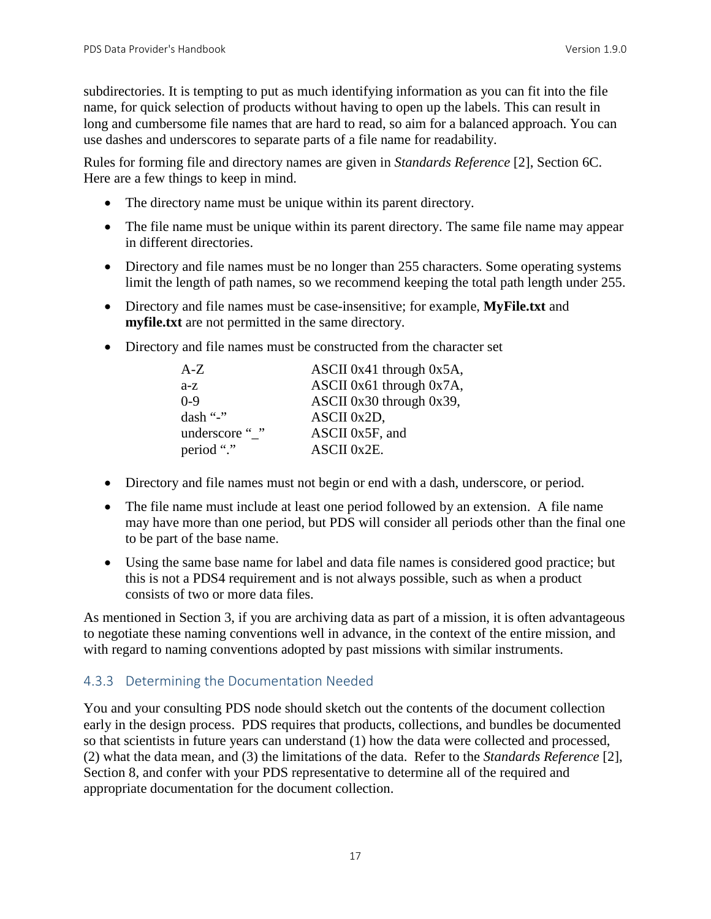subdirectories. It is tempting to put as much identifying information as you can fit into the file name, for quick selection of products without having to open up the labels. This can result in long and cumbersome file names that are hard to read, so aim for a balanced approach. You can use dashes and underscores to separate parts of a file name for readability.

Rules for forming file and directory names are given in *Standards Reference* [2], Section 6C. Here are a few things to keep in mind.

- The directory name must be unique within its parent directory.
- The file name must be unique within its parent directory. The same file name may appear in different directories.
- Directory and file names must be no longer than 255 characters. Some operating systems limit the length of path names, so we recommend keeping the total path length under 255.
- Directory and file names must be case-insensitive; for example, **MyFile.txt** and **myfile.txt** are not permitted in the same directory.
- Directory and file names must be constructed from the character set

| | |
|---|---|
| A-Z | ASCII 0x41 through 0x5A, |
| a-z | ASCII 0x61 through 0x7A, |
| 0-9 | ASCII 0x30 through 0x39, |
| dash "-" | ASCII 0x2D, |
| underscore "_" | ASCII 0x5F, and |
| period "." | ASCII 0x2E. |

- Directory and file names must not begin or end with a dash, underscore, or period.
- The file name must include at least one period followed by an extension. A file name may have more than one period, but PDS will consider all periods other than the final one to be part of the base name.
- Using the same base name for label and data file names is considered good practice; but this is not a PDS4 requirement and is not always possible, such as when a product consists of two or more data files.

As mentioned in Section 3, if you are archiving data as part of a mission, it is often advantageous to negotiate these naming conventions well in advance, in the context of the entire mission, and with regard to naming conventions adopted by past missions with similar instruments.

### 4.3.3 Determining the Documentation Needed

You and your consulting PDS node should sketch out the contents of the document collection early in the design process. PDS requires that products, collections, and bundles be documented so that scientists in future years can understand (1) how the data were collected and processed, (2) what the data mean, and (3) the limitations of the data. Refer to the *Standards Reference* [2], Section 8, and confer with your PDS representative to determine all of the required and appropriate documentation for the document collection.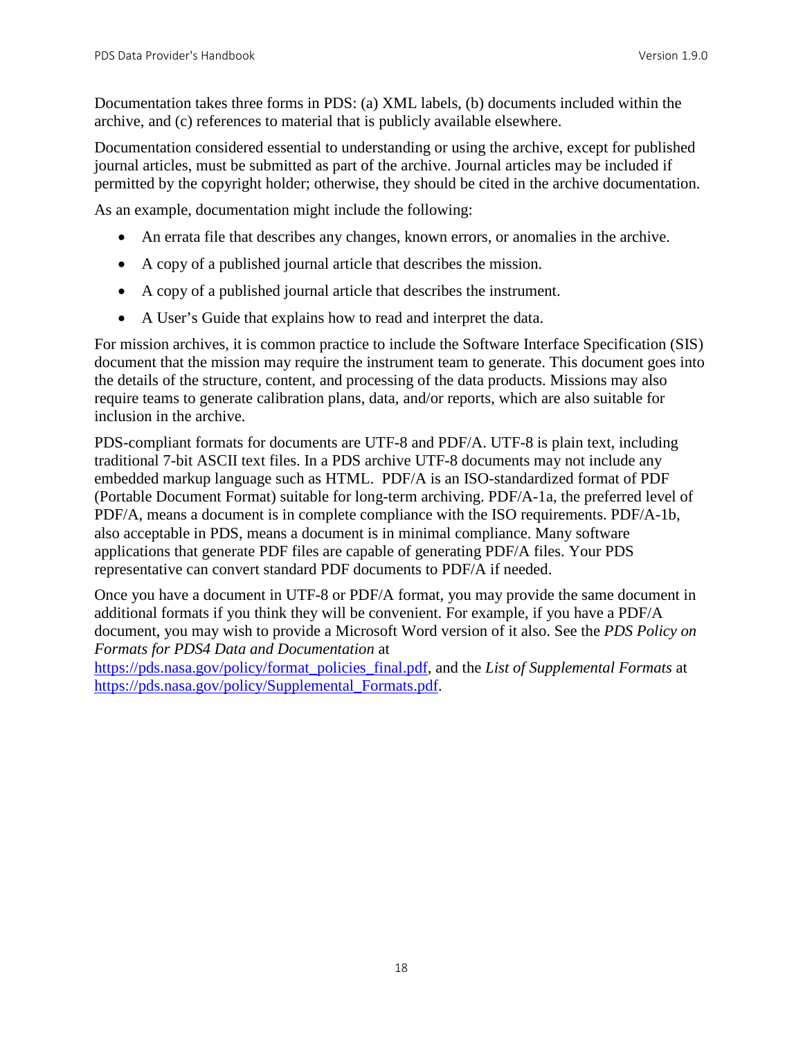Documentation takes three forms in PDS: (a) XML labels, (b) documents included within the archive, and (c) references to material that is publicly available elsewhere.

Documentation considered essential to understanding or using the archive, except for published journal articles, must be submitted as part of the archive. Journal articles may be included if permitted by the copyright holder; otherwise, they should be cited in the archive documentation.

As an example, documentation might include the following:

- An errata file that describes any changes, known errors, or anomalies in the archive.
- A copy of a published journal article that describes the mission.
- A copy of a published journal article that describes the instrument.
- A User's Guide that explains how to read and interpret the data.

For mission archives, it is common practice to include the Software Interface Specification (SIS) document that the mission may require the instrument team to generate. This document goes into the details of the structure, content, and processing of the data products. Missions may also require teams to generate calibration plans, data, and/or reports, which are also suitable for inclusion in the archive.

PDS-compliant formats for documents are UTF-8 and PDF/A. UTF-8 is plain text, including traditional 7-bit ASCII text files. In a PDS archive UTF-8 documents may not include any embedded markup language such as HTML. PDF/A is an ISO-standardized format of PDF (Portable Document Format) suitable for long-term archiving. PDF/A-1a, the preferred level of PDF/A, means a document is in complete compliance with the ISO requirements. PDF/A-1b, also acceptable in PDS, means a document is in minimal compliance. Many software applications that generate PDF files are capable of generating PDF/A files. Your PDS representative can convert standard PDF documents to PDF/A if needed.

Once you have a document in UTF-8 or PDF/A format, you may provide the same document in additional formats if you think they will be convenient. For example, if you have a PDF/A document, you may wish to provide a Microsoft Word version of it also. See the *PDS Policy on Formats for PDS4 Data and Documentation* at https://pds.nasa.gov/policy/format_policies_final.pdf, and the *List of Supplemental Formats* at https://pds.nasa.gov/policy/Supplemental_Formats.pdf.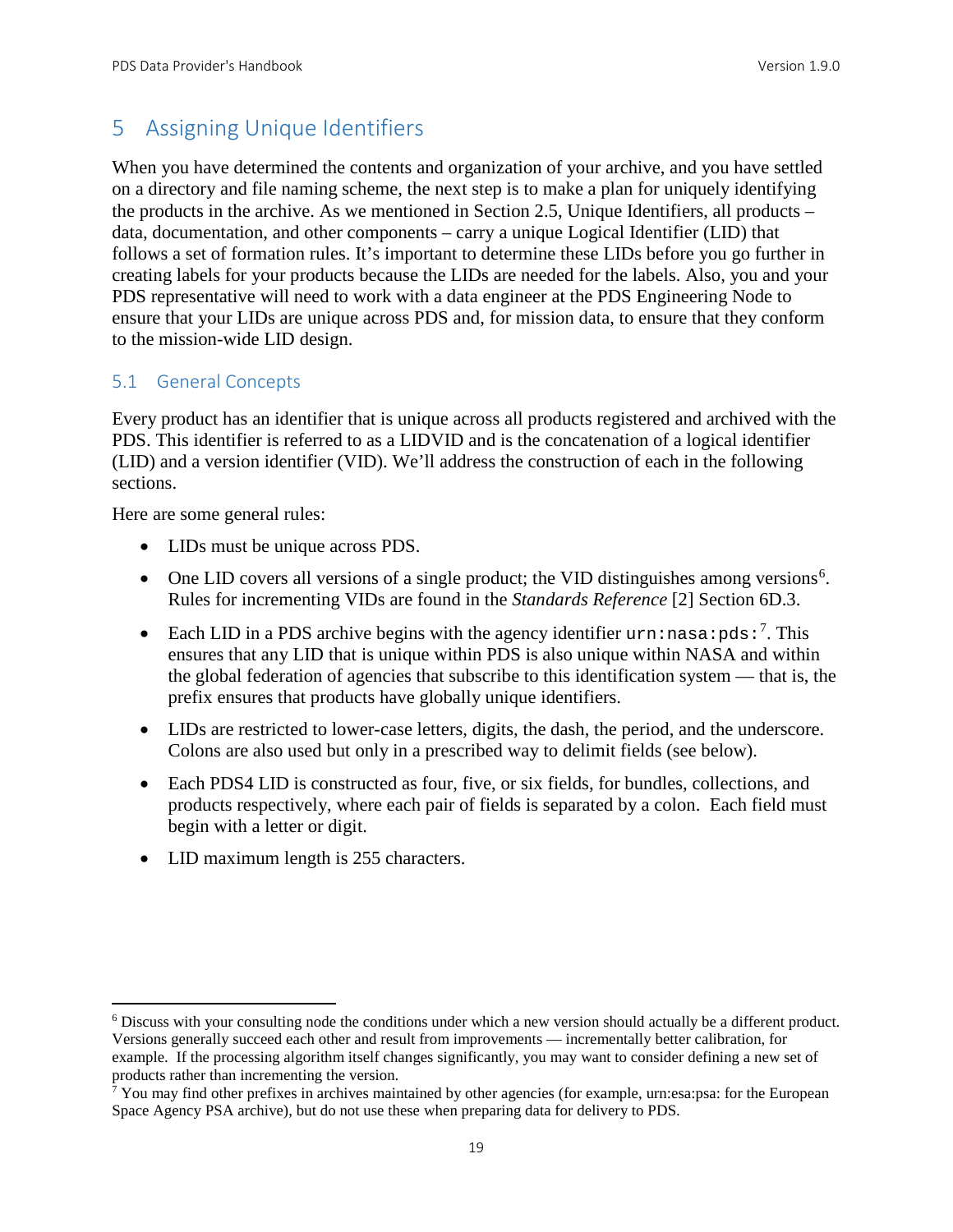# 5 Assigning Unique Identifiers

When you have determined the contents and organization of your archive, and you have settled on a directory and file naming scheme, the next step is to make a plan for uniquely identifying the products in the archive. As we mentioned in Section 2.5, Unique Identifiers, all products – data, documentation, and other components – carry a unique Logical Identifier (LID) that follows a set of formation rules. It's important to determine these LIDs before you go further in creating labels for your products because the LIDs are needed for the labels. Also, you and your PDS representative will need to work with a data engineer at the PDS Engineering Node to ensure that your LIDs are unique across PDS and, for mission data, to ensure that they conform to the mission-wide LID design.

## 5.1 General Concepts

Every product has an identifier that is unique across all products registered and archived with the PDS. This identifier is referred to as a LIDVID and is the concatenation of a logical identifier (LID) and a version identifier (VID). We'll address the construction of each in the following sections.

Here are some general rules:

- LIDs must be unique across PDS.
- One LID covers all versions of a single product; the VID distinguishes among versions[6]. Rules for incrementing VIDs are found in the *Standards Reference* [2] Section 6D.3.
- Each LID in a PDS archive begins with the agency identifier `urn:nasa:pds:`[7]. This ensures that any LID that is unique within PDS is also unique within NASA and within the global federation of agencies that subscribe to this identification system — that is, the prefix ensures that products have globally unique identifiers.
- LIDs are restricted to lower-case letters, digits, the dash, the period, and the underscore. Colons are also used but only in a prescribed way to delimit fields (see below).
- Each PDS4 LID is constructed as four, five, or six fields, for bundles, collections, and products respectively, where each pair of fields is separated by a colon. Each field must begin with a letter or digit.
- LID maximum length is 255 characters.

---

[6] Discuss with your consulting node the conditions under which a new version should actually be a different product. Versions generally succeed each other and result from improvements — incrementally better calibration, for example. If the processing algorithm itself changes significantly, you may want to consider defining a new set of products rather than incrementing the version.

[7] You may find other prefixes in archives maintained by other agencies (for example, urn:esa:psa: for the European Space Agency PSA archive), but do not use these when preparing data for delivery to PDS.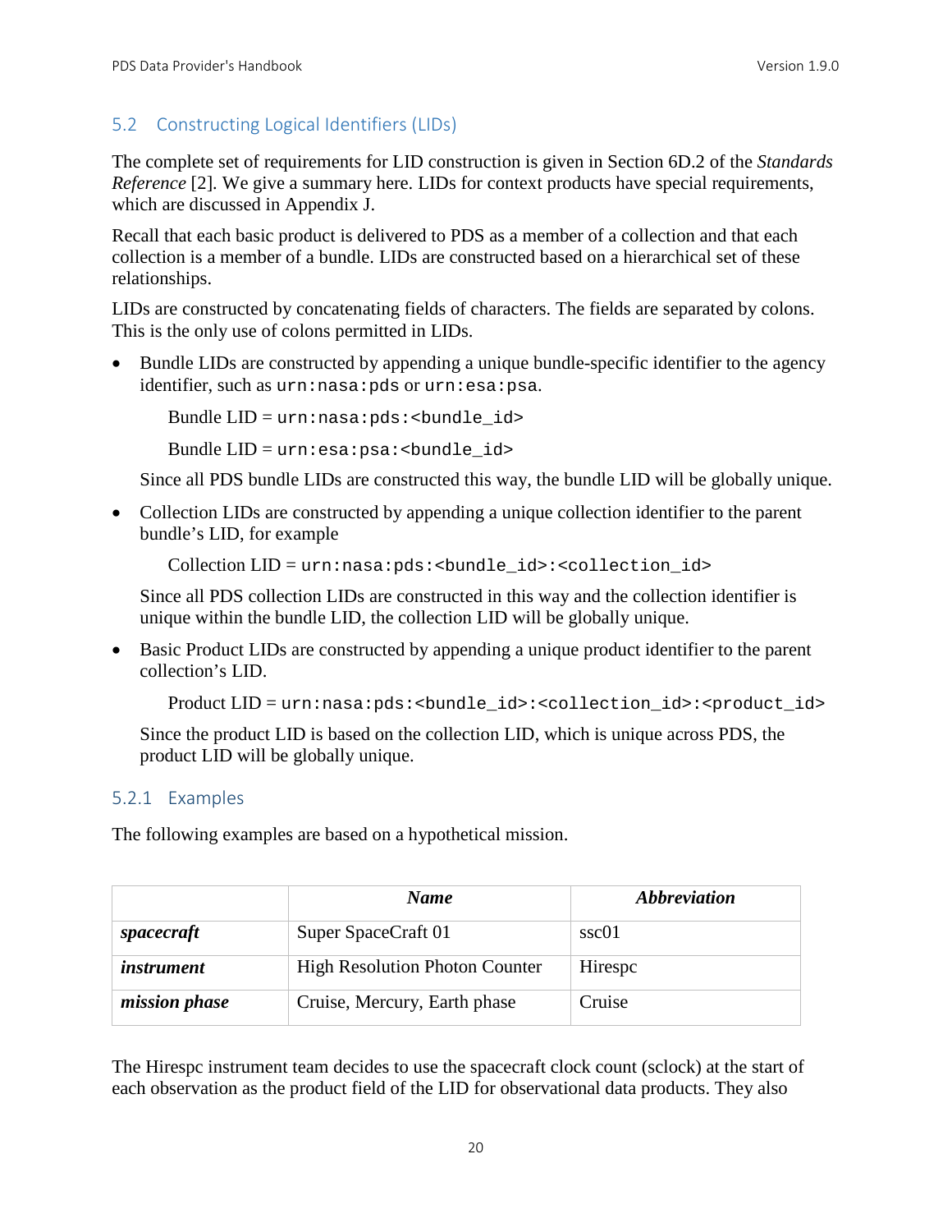## 5.2 Constructing Logical Identifiers (LIDs)

The complete set of requirements for LID construction is given in Section 6D.2 of the *Standards Reference* [2]. We give a summary here. LIDs for context products have special requirements, which are discussed in Appendix J.

Recall that each basic product is delivered to PDS as a member of a collection and that each collection is a member of a bundle. LIDs are constructed based on a hierarchical set of these relationships.

LIDs are constructed by concatenating fields of characters. The fields are separated by colons. This is the only use of colons permitted in LIDs.

- Bundle LIDs are constructed by appending a unique bundle-specific identifier to the agency identifier, such as `urn:nasa:pds` or `urn:esa:psa`.

  Bundle LID = `urn:nasa:pds:<bundle_id>`

  Bundle LID = `urn:esa:psa:<bundle_id>`

  Since all PDS bundle LIDs are constructed this way, the bundle LID will be globally unique.

- Collection LIDs are constructed by appending a unique collection identifier to the parent bundle's LID, for example

  Collection LID = `urn:nasa:pds:<bundle_id>:<collection_id>`

  Since all PDS collection LIDs are constructed in this way and the collection identifier is unique within the bundle LID, the collection LID will be globally unique.

- Basic Product LIDs are constructed by appending a unique product identifier to the parent collection's LID.

  Product LID = `urn:nasa:pds:<bundle_id>:<collection_id>:<product_id>`

  Since the product LID is based on the collection LID, which is unique across PDS, the product LID will be globally unique.

### 5.2.1 Examples

The following examples are based on a hypothetical mission.

| | ***Name*** | ***Abbreviation*** |
|---|---|---|
| ***spacecraft*** | Super SpaceCraft 01 | ssc01 |
| ***instrument*** | High Resolution Photon Counter | Hirespc |
| ***mission phase*** | Cruise, Mercury, Earth phase | Cruise |

The Hirespc instrument team decides to use the spacecraft clock count (sclock) at the start of each observation as the product field of the LID for observational data products. They also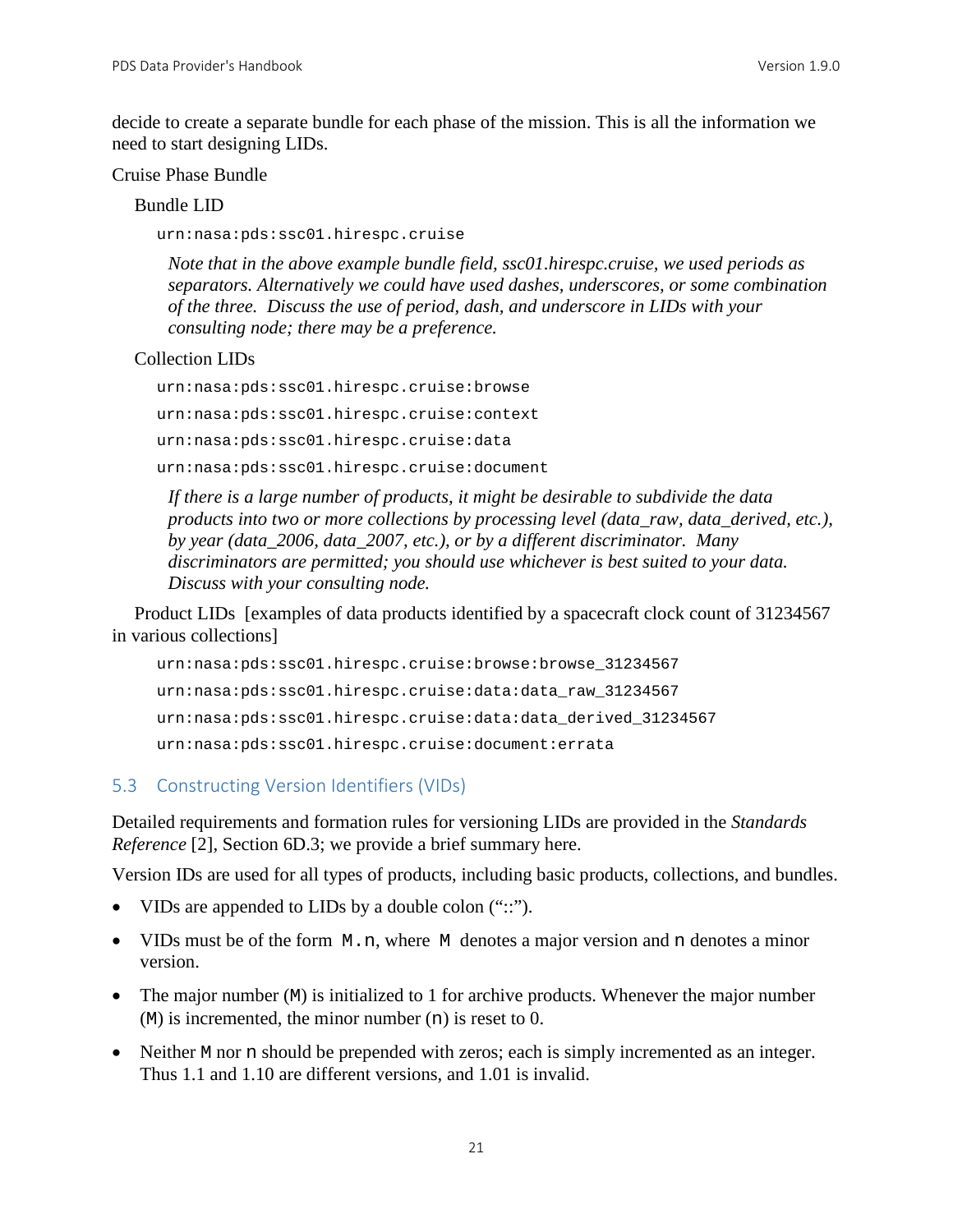decide to create a separate bundle for each phase of the mission. This is all the information we need to start designing LIDs.

Cruise Phase Bundle

Bundle LID

```
urn:nasa:pds:ssc01.hirespc.cruise
```

*Note that in the above example bundle field, ssc01.hirespc.cruise, we used periods as separators. Alternatively we could have used dashes, underscores, or some combination of the three. Discuss the use of period, dash, and underscore in LIDs with your consulting node; there may be a preference.*

Collection LIDs

```
urn:nasa:pds:ssc01.hirespc.cruise:browse
urn:nasa:pds:ssc01.hirespc.cruise:context
urn:nasa:pds:ssc01.hirespc.cruise:data
urn:nasa:pds:ssc01.hirespc.cruise:document
```

*If there is a large number of products, it might be desirable to subdivide the data products into two or more collections by processing level (data_raw, data_derived, etc.), by year (data_2006, data_2007, etc.), or by a different discriminator. Many discriminators are permitted; you should use whichever is best suited to your data. Discuss with your consulting node.*

Product LIDs [examples of data products identified by a spacecraft clock count of 31234567 in various collections]

```
urn:nasa:pds:ssc01.hirespc.cruise:browse:browse_31234567
urn:nasa:pds:ssc01.hirespc.cruise:data:data_raw_31234567
urn:nasa:pds:ssc01.hirespc.cruise:data:data_derived_31234567
urn:nasa:pds:ssc01.hirespc.cruise:document:errata
```

## 5.3 Constructing Version Identifiers (VIDs)

Detailed requirements and formation rules for versioning LIDs are provided in the *Standards Reference* [2], Section 6D.3; we provide a brief summary here.

Version IDs are used for all types of products, including basic products, collections, and bundles.

- VIDs are appended to LIDs by a double colon ("::").
- VIDs must be of the form `M.n`, where `M` denotes a major version and `n` denotes a minor version.
- The major number (`M`) is initialized to 1 for archive products. Whenever the major number (`M`) is incremented, the minor number (`n`) is reset to 0.
- Neither `M` nor `n` should be prepended with zeros; each is simply incremented as an integer. Thus 1.1 and 1.10 are different versions, and 1.01 is invalid.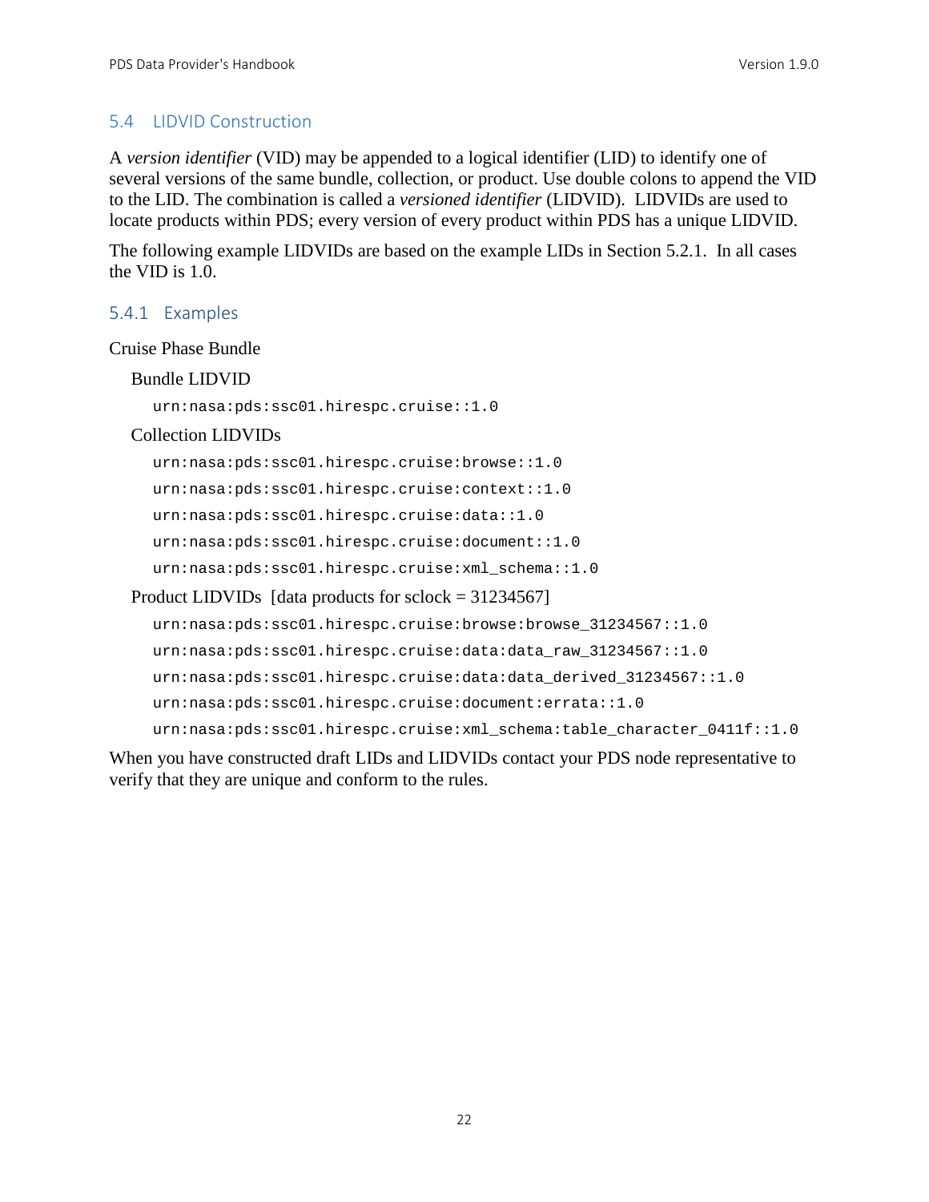## 5.4 LIDVID Construction

A *version identifier* (VID) may be appended to a logical identifier (LID) to identify one of several versions of the same bundle, collection, or product. Use double colons to append the VID to the LID. The combination is called a *versioned identifier* (LIDVID). LIDVIDs are used to locate products within PDS; every version of every product within PDS has a unique LIDVID.

The following example LIDVIDs are based on the example LIDs in Section 5.2.1. In all cases the VID is 1.0.

### 5.4.1 Examples

Cruise Phase Bundle

Bundle LIDVID

```
urn:nasa:pds:ssc01.hirespc.cruise::1.0
```

Collection LIDVIDs

```
urn:nasa:pds:ssc01.hirespc.cruise:browse::1.0
urn:nasa:pds:ssc01.hirespc.cruise:context::1.0
urn:nasa:pds:ssc01.hirespc.cruise:data::1.0
urn:nasa:pds:ssc01.hirespc.cruise:document::1.0
urn:nasa:pds:ssc01.hirespc.cruise:xml_schema::1.0
```

Product LIDVIDs [data products for sclock = 31234567]

```
urn:nasa:pds:ssc01.hirespc.cruise:browse:browse_31234567::1.0
urn:nasa:pds:ssc01.hirespc.cruise:data:data_raw_31234567::1.0
urn:nasa:pds:ssc01.hirespc.cruise:data:data_derived_31234567::1.0
urn:nasa:pds:ssc01.hirespc.cruise:document:errata::1.0
urn:nasa:pds:ssc01.hirespc.cruise:xml_schema:table_character_0411f::1.0
```

When you have constructed draft LIDs and LIDVIDs contact your PDS node representative to verify that they are unique and conform to the rules.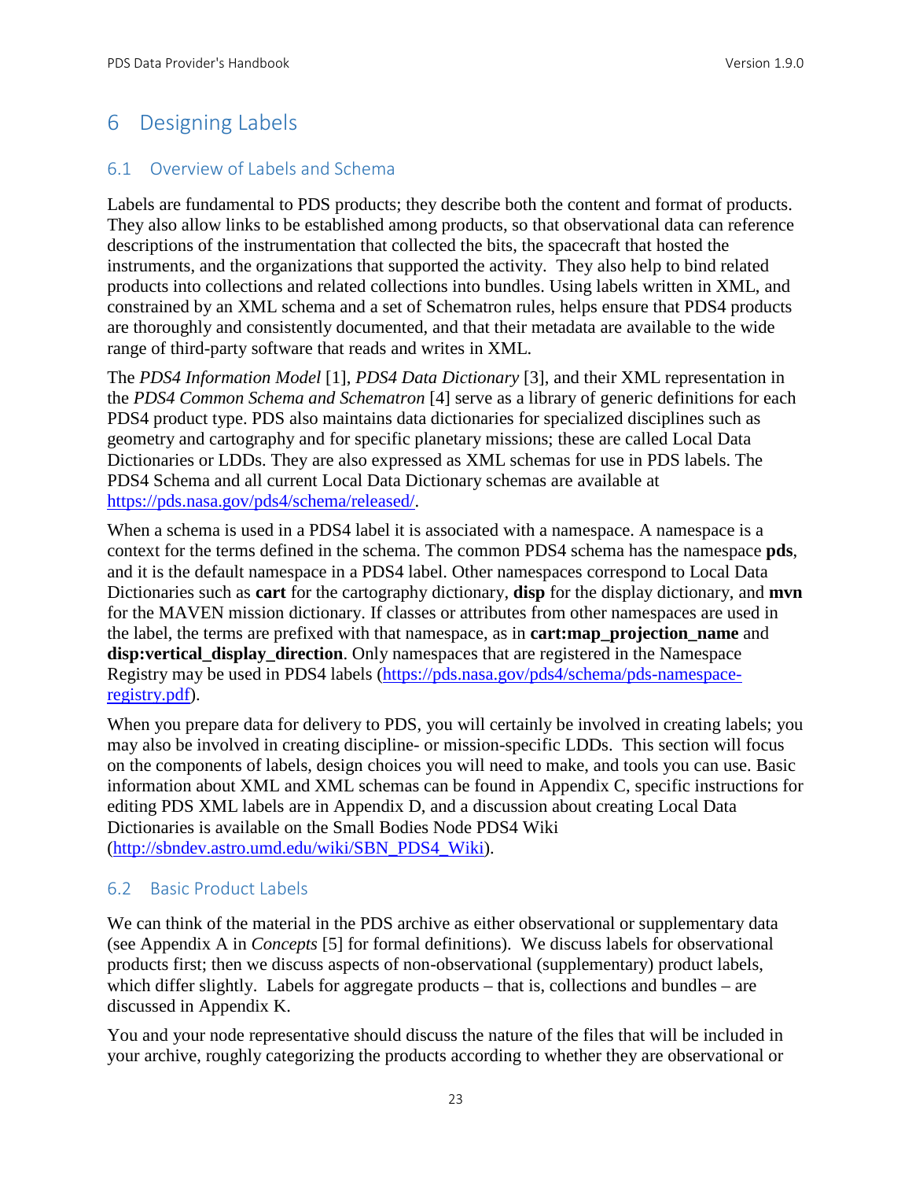# 6 Designing Labels

## 6.1 Overview of Labels and Schema

Labels are fundamental to PDS products; they describe both the content and format of products. They also allow links to be established among products, so that observational data can reference descriptions of the instrumentation that collected the bits, the spacecraft that hosted the instruments, and the organizations that supported the activity. They also help to bind related products into collections and related collections into bundles. Using labels written in XML, and constrained by an XML schema and a set of Schematron rules, helps ensure that PDS4 products are thoroughly and consistently documented, and that their metadata are available to the wide range of third-party software that reads and writes in XML.

The *PDS4 Information Model* [1], *PDS4 Data Dictionary* [3], and their XML representation in the *PDS4 Common Schema and Schematron* [4] serve as a library of generic definitions for each PDS4 product type. PDS also maintains data dictionaries for specialized disciplines such as geometry and cartography and for specific planetary missions; these are called Local Data Dictionaries or LDDs. They are also expressed as XML schemas for use in PDS labels. The PDS4 Schema and all current Local Data Dictionary schemas are available at https://pds.nasa.gov/pds4/schema/released/.

When a schema is used in a PDS4 label it is associated with a namespace. A namespace is a context for the terms defined in the schema. The common PDS4 schema has the namespace **pds**, and it is the default namespace in a PDS4 label. Other namespaces correspond to Local Data Dictionaries such as **cart** for the cartography dictionary, **disp** for the display dictionary, and **mvn** for the MAVEN mission dictionary. If classes or attributes from other namespaces are used in the label, the terms are prefixed with that namespace, as in **cart:map_projection_name** and **disp:vertical_display_direction**. Only namespaces that are registered in the Namespace Registry may be used in PDS4 labels (https://pds.nasa.gov/pds4/schema/pds-namespace-registry.pdf).

When you prepare data for delivery to PDS, you will certainly be involved in creating labels; you may also be involved in creating discipline- or mission-specific LDDs. This section will focus on the components of labels, design choices you will need to make, and tools you can use. Basic information about XML and XML schemas can be found in Appendix C, specific instructions for editing PDS XML labels are in Appendix D, and a discussion about creating Local Data Dictionaries is available on the Small Bodies Node PDS4 Wiki (http://sbndev.astro.umd.edu/wiki/SBN_PDS4_Wiki).

## 6.2 Basic Product Labels

We can think of the material in the PDS archive as either observational or supplementary data (see Appendix A in *Concepts* [5] for formal definitions). We discuss labels for observational products first; then we discuss aspects of non-observational (supplementary) product labels, which differ slightly. Labels for aggregate products – that is, collections and bundles – are discussed in Appendix K.

You and your node representative should discuss the nature of the files that will be included in your archive, roughly categorizing the products according to whether they are observational or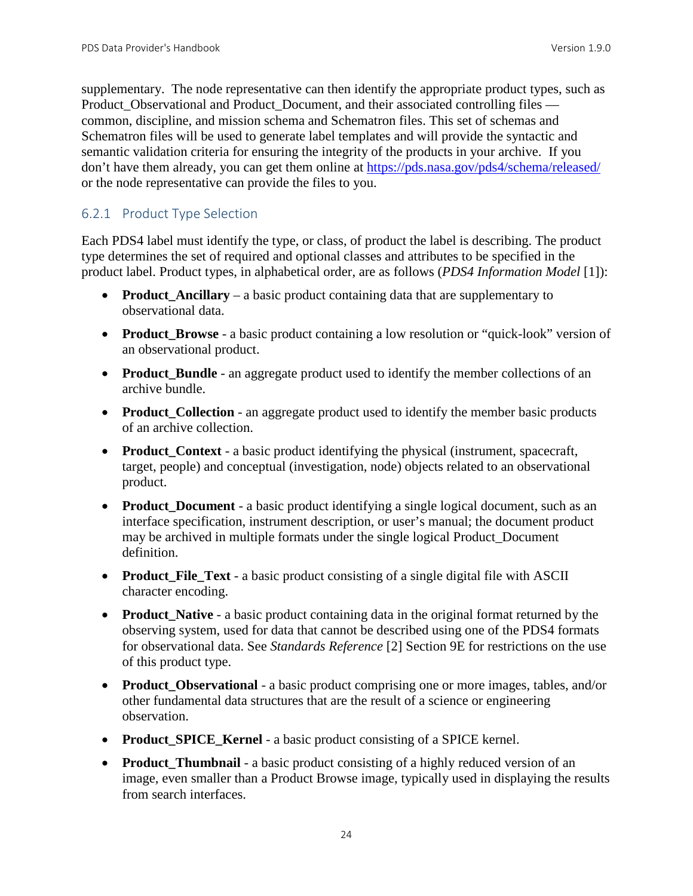supplementary. The node representative can then identify the appropriate product types, such as Product_Observational and Product_Document, and their associated controlling files — common, discipline, and mission schema and Schematron files. This set of schemas and Schematron files will be used to generate label templates and will provide the syntactic and semantic validation criteria for ensuring the integrity of the products in your archive. If you don't have them already, you can get them online at [https://pds.nasa.gov/pds4/schema/released/](https://pds.nasa.gov/pds4/schema/released/) or the node representative can provide the files to you.

### 6.2.1 Product Type Selection

Each PDS4 label must identify the type, or class, of product the label is describing. The product type determines the set of required and optional classes and attributes to be specified in the product label. Product types, in alphabetical order, are as follows (*PDS4 Information Model* [1]):

- **Product_Ancillary** – a basic product containing data that are supplementary to observational data.
- **Product_Browse** - a basic product containing a low resolution or "quick-look" version of an observational product.
- **Product_Bundle** - an aggregate product used to identify the member collections of an archive bundle.
- **Product_Collection** - an aggregate product used to identify the member basic products of an archive collection.
- **Product_Context** - a basic product identifying the physical (instrument, spacecraft, target, people) and conceptual (investigation, node) objects related to an observational product.
- **Product_Document** - a basic product identifying a single logical document, such as an interface specification, instrument description, or user's manual; the document product may be archived in multiple formats under the single logical Product_Document definition.
- **Product_File_Text** - a basic product consisting of a single digital file with ASCII character encoding.
- **Product_Native** - a basic product containing data in the original format returned by the observing system, used for data that cannot be described using one of the PDS4 formats for observational data. See *Standards Reference* [2] Section 9E for restrictions on the use of this product type.
- **Product_Observational** - a basic product comprising one or more images, tables, and/or other fundamental data structures that are the result of a science or engineering observation.
- **Product_SPICE_Kernel** - a basic product consisting of a SPICE kernel.
- **Product_Thumbnail** - a basic product consisting of a highly reduced version of an image, even smaller than a Product Browse image, typically used in displaying the results from search interfaces.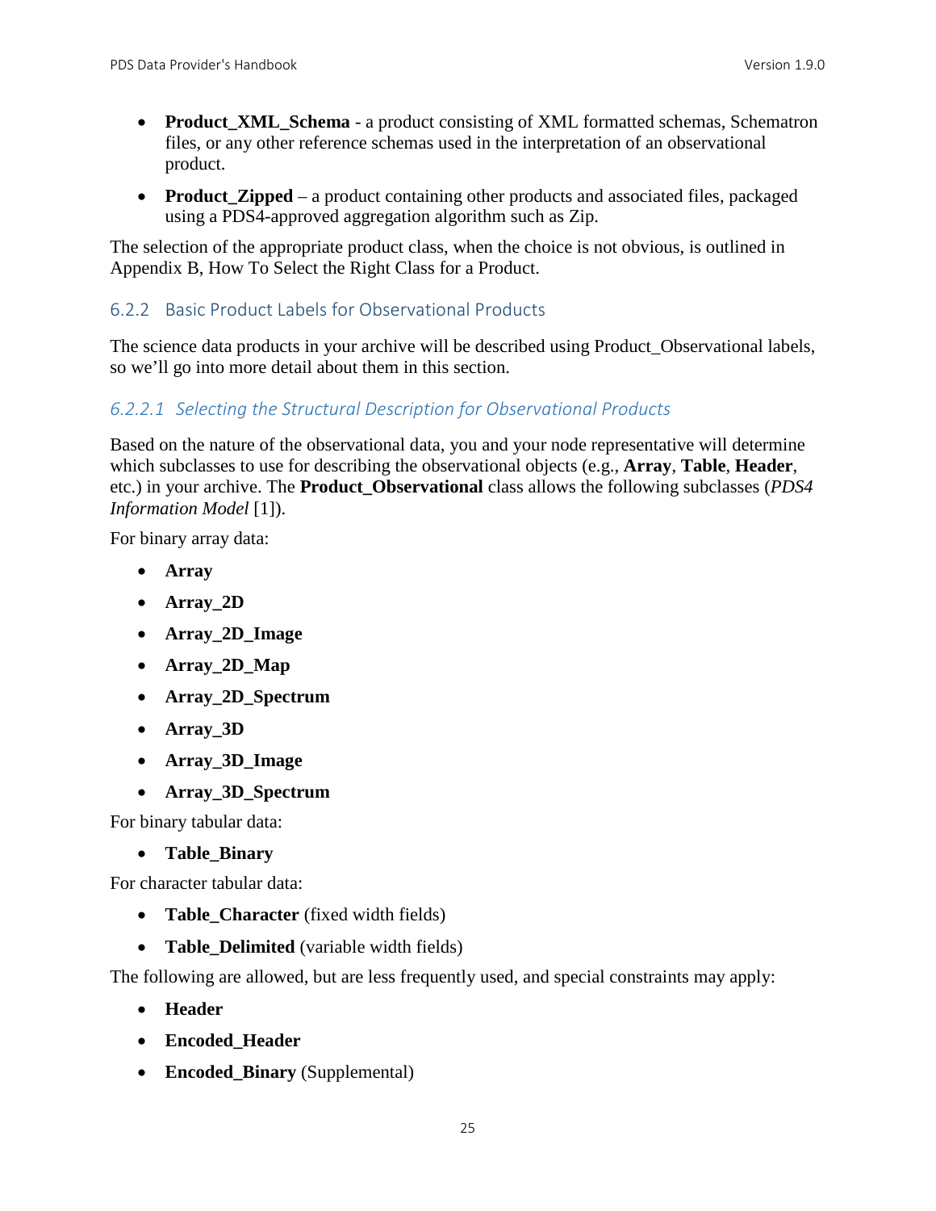- **Product_XML_Schema** - a product consisting of XML formatted schemas, Schematron files, or any other reference schemas used in the interpretation of an observational product.
- **Product_Zipped** – a product containing other products and associated files, packaged using a PDS4-approved aggregation algorithm such as Zip.

The selection of the appropriate product class, when the choice is not obvious, is outlined in Appendix B, How To Select the Right Class for a Product.

### 6.2.2 Basic Product Labels for Observational Products

The science data products in your archive will be described using Product_Observational labels, so we'll go into more detail about them in this section.

#### *6.2.2.1 Selecting the Structural Description for Observational Products*

Based on the nature of the observational data, you and your node representative will determine which subclasses to use for describing the observational objects (e.g., **Array**, **Table**, **Header**, etc.) in your archive. The **Product_Observational** class allows the following subclasses (*PDS4 Information Model* [1]).

For binary array data:

- **Array**
- **Array_2D**
- **Array_2D_Image**
- **Array_2D_Map**
- **Array_2D_Spectrum**
- **Array_3D**
- **Array_3D_Image**
- **Array_3D_Spectrum**

For binary tabular data:

- **Table_Binary**

For character tabular data:

- **Table_Character** (fixed width fields)
- **Table_Delimited** (variable width fields)

The following are allowed, but are less frequently used, and special constraints may apply:

- **Header**
- **Encoded_Header**
- **Encoded_Binary** (Supplemental)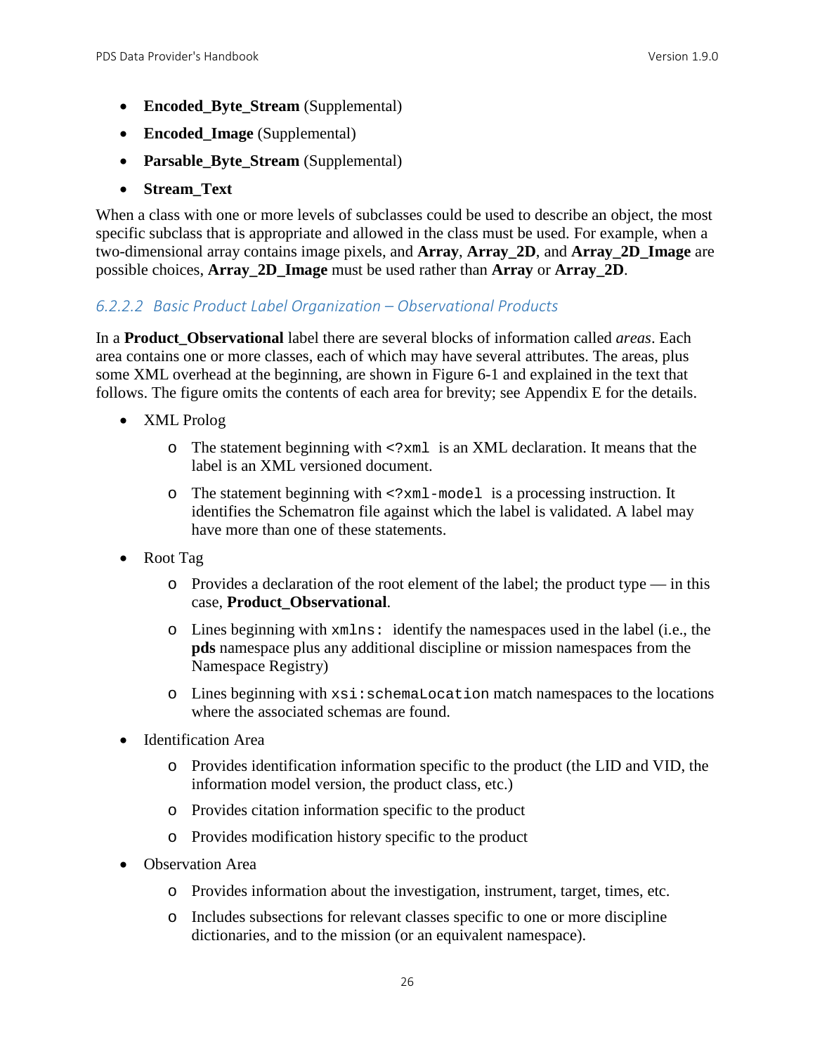- **Encoded_Byte_Stream** (Supplemental)
- **Encoded_Image** (Supplemental)
- **Parsable_Byte_Stream** (Supplemental)
- **Stream_Text**

When a class with one or more levels of subclasses could be used to describe an object, the most specific subclass that is appropriate and allowed in the class must be used. For example, when a two-dimensional array contains image pixels, and **Array**, **Array_2D**, and **Array_2D_Image** are possible choices, **Array_2D_Image** must be used rather than **Array** or **Array_2D**.

#### 6.2.2.2 Basic Product Label Organization – Observational Products

In a **Product_Observational** label there are several blocks of information called *areas*. Each area contains one or more classes, each of which may have several attributes. The areas, plus some XML overhead at the beginning, are shown in Figure 6-1 and explained in the text that follows. The figure omits the contents of each area for brevity; see Appendix E for the details.

- XML Prolog
  - The statement beginning with `<?xml` is an XML declaration. It means that the label is an XML versioned document.
  - The statement beginning with `<?xml-model` is a processing instruction. It identifies the Schematron file against which the label is validated. A label may have more than one of these statements.
- Root Tag
  - Provides a declaration of the root element of the label; the product type — in this case, **Product_Observational**.
  - Lines beginning with `xmlns:` identify the namespaces used in the label (i.e., the **pds** namespace plus any additional discipline or mission namespaces from the Namespace Registry)
  - Lines beginning with `xsi:schemaLocation` match namespaces to the locations where the associated schemas are found.
- Identification Area
  - Provides identification information specific to the product (the LID and VID, the information model version, the product class, etc.)
  - Provides citation information specific to the product
  - Provides modification history specific to the product
- Observation Area
  - Provides information about the investigation, instrument, target, times, etc.
  - Includes subsections for relevant classes specific to one or more discipline dictionaries, and to the mission (or an equivalent namespace).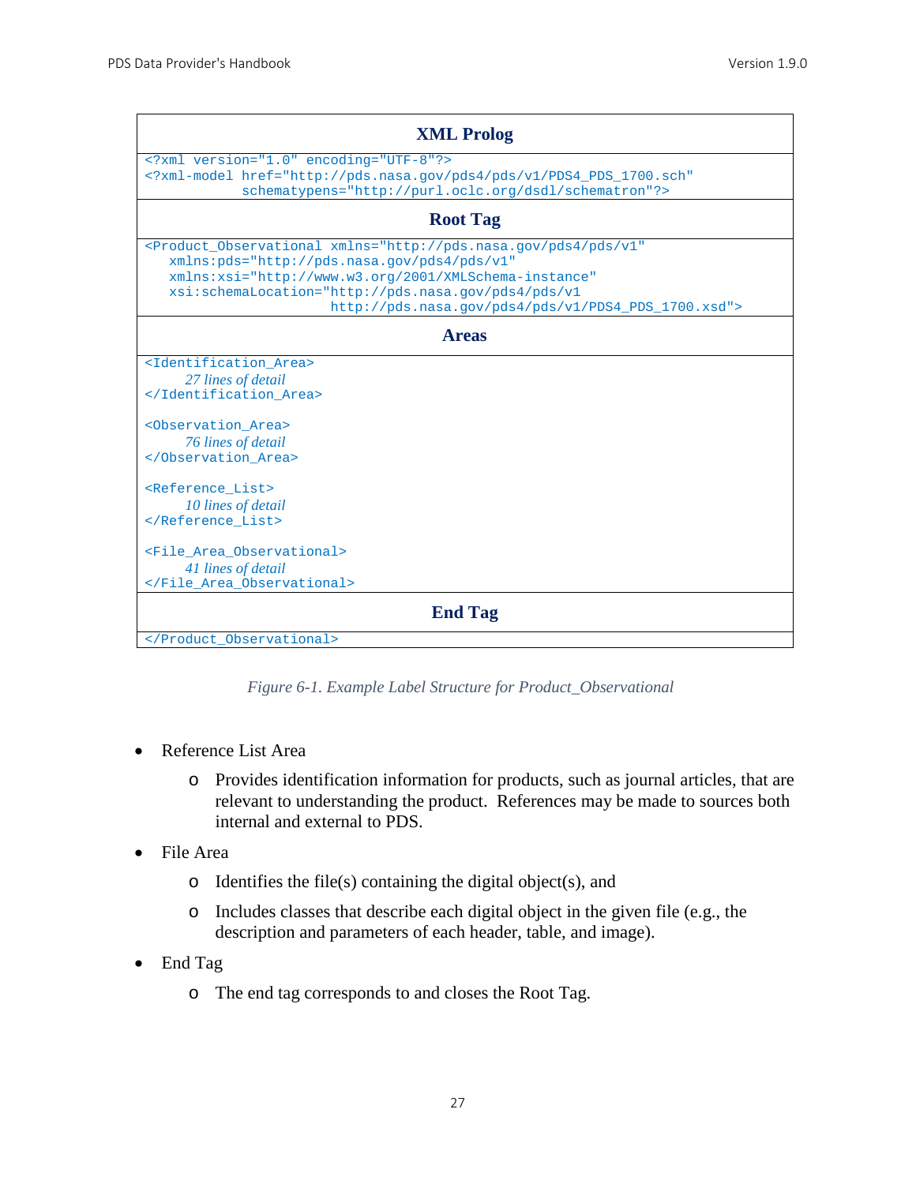| XML Prolog |
|---|
| `<?xml version="1.0" encoding="UTF-8"?>`<br>`<?xml-model href="http://pds.nasa.gov/pds4/pds/v1/PDS4_PDS_1700.sch"`<br>`            schematypens="http://purl.oclc.org/dsdl/schematron"?>` |
| **Root Tag** |
| `<Product_Observational xmlns="http://pds.nasa.gov/pds4/pds/v1"`<br>`   xmlns:pds="http://pds.nasa.gov/pds4/pds/v1"`<br>`   xmlns:xsi="http://www.w3.org/2001/XMLSchema-instance"`<br>`   xsi:schemaLocation="http://pds.nasa.gov/pds4/pds/v1`<br>`                       http://pds.nasa.gov/pds4/pds/v1/PDS4_PDS_1700.xsd">` |
| **Areas** |
| `<Identification_Area>`<br>*27 lines of detail*<br>`</Identification_Area>`<br><br>`<Observation_Area>`<br>*76 lines of detail*<br>`</Observation_Area>`<br><br>`<Reference_List>`<br>*10 lines of detail*<br>`</Reference_List>`<br><br>`<File_Area_Observational>`<br>*41 lines of detail*<br>`</File_Area_Observational>` |
| **End Tag** |
| `</Product_Observational>` |

*Figure 6-1. Example Label Structure for Product_Observational*

- Reference List Area
  - Provides identification information for products, such as journal articles, that are relevant to understanding the product. References may be made to sources both internal and external to PDS.
- File Area
  - Identifies the file(s) containing the digital object(s), and
  - Includes classes that describe each digital object in the given file (e.g., the description and parameters of each header, table, and image).
- End Tag
  - The end tag corresponds to and closes the Root Tag.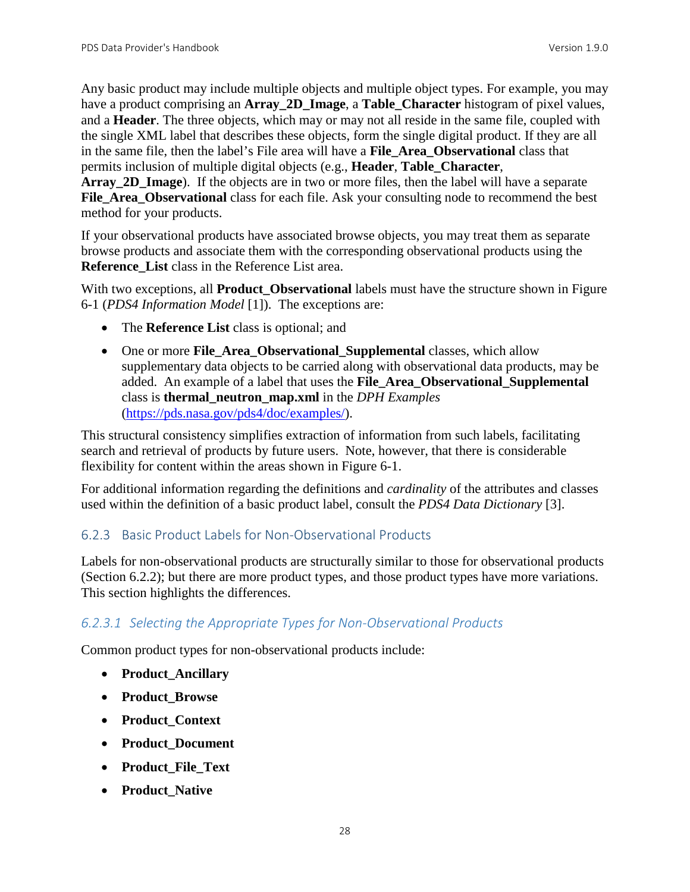Any basic product may include multiple objects and multiple object types. For example, you may have a product comprising an **Array_2D_Image**, a **Table_Character** histogram of pixel values, and a **Header**. The three objects, which may or may not all reside in the same file, coupled with the single XML label that describes these objects, form the single digital product. If they are all in the same file, then the label's File area will have a **File_Area_Observational** class that permits inclusion of multiple digital objects (e.g., **Header**, **Table_Character**, **Array_2D_Image**). If the objects are in two or more files, then the label will have a separate **File_Area_Observational** class for each file. Ask your consulting node to recommend the best method for your products.

If your observational products have associated browse objects, you may treat them as separate browse products and associate them with the corresponding observational products using the **Reference_List** class in the Reference List area.

With two exceptions, all **Product_Observational** labels must have the structure shown in Figure 6-1 (*PDS4 Information Model* [1]). The exceptions are:

- The **Reference List** class is optional; and
- One or more **File_Area_Observational_Supplemental** classes, which allow supplementary data objects to be carried along with observational data products, may be added. An example of a label that uses the **File_Area_Observational_Supplemental** class is **thermal_neutron_map.xml** in the *DPH Examples* (https://pds.nasa.gov/pds4/doc/examples/).

This structural consistency simplifies extraction of information from such labels, facilitating search and retrieval of products by future users. Note, however, that there is considerable flexibility for content within the areas shown in Figure 6-1.

For additional information regarding the definitions and *cardinality* of the attributes and classes used within the definition of a basic product label, consult the *PDS4 Data Dictionary* [3].

### 6.2.3 Basic Product Labels for Non-Observational Products

Labels for non-observational products are structurally similar to those for observational products (Section 6.2.2); but there are more product types, and those product types have more variations. This section highlights the differences.

#### *6.2.3.1 Selecting the Appropriate Types for Non-Observational Products*

Common product types for non-observational products include:

- **Product_Ancillary**
- **Product_Browse**
- **Product_Context**
- **Product_Document**
- **Product_File_Text**
- **Product_Native**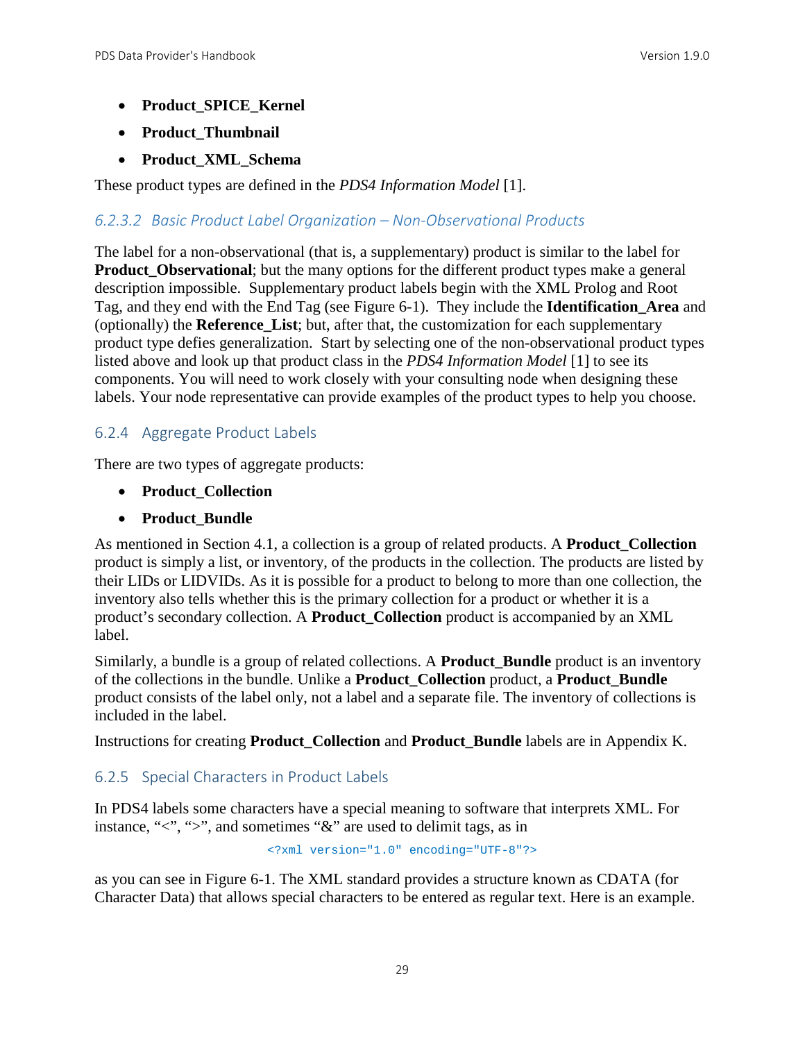- **Product_SPICE_Kernel**
- **Product_Thumbnail**
- **Product_XML_Schema**

These product types are defined in the *PDS4 Information Model* [1].

#### *6.2.3.2 Basic Product Label Organization – Non-Observational Products*

The label for a non-observational (that is, a supplementary) product is similar to the label for **Product_Observational**; but the many options for the different product types make a general description impossible. Supplementary product labels begin with the XML Prolog and Root Tag, and they end with the End Tag (see Figure 6-1). They include the **Identification_Area** and (optionally) the **Reference_List**; but, after that, the customization for each supplementary product type defies generalization. Start by selecting one of the non-observational product types listed above and look up that product class in the *PDS4 Information Model* [1] to see its components. You will need to work closely with your consulting node when designing these labels. Your node representative can provide examples of the product types to help you choose.

### 6.2.4 Aggregate Product Labels

There are two types of aggregate products:

- **Product_Collection**
- **Product_Bundle**

As mentioned in Section 4.1, a collection is a group of related products. A **Product_Collection** product is simply a list, or inventory, of the products in the collection. The products are listed by their LIDs or LIDVIDs. As it is possible for a product to belong to more than one collection, the inventory also tells whether this is the primary collection for a product or whether it is a product's secondary collection. A **Product_Collection** product is accompanied by an XML label.

Similarly, a bundle is a group of related collections. A **Product_Bundle** product is an inventory of the collections in the bundle. Unlike a **Product_Collection** product, a **Product_Bundle** product consists of the label only, not a label and a separate file. The inventory of collections is included in the label.

Instructions for creating **Product_Collection** and **Product_Bundle** labels are in Appendix K.

### 6.2.5 Special Characters in Product Labels

In PDS4 labels some characters have a special meaning to software that interprets XML. For instance, "<", ">", and sometimes "&" are used to delimit tags, as in

```
<?xml version="1.0" encoding="UTF-8"?>
```

as you can see in Figure 6-1. The XML standard provides a structure known as CDATA (for Character Data) that allows special characters to be entered as regular text. Here is an example.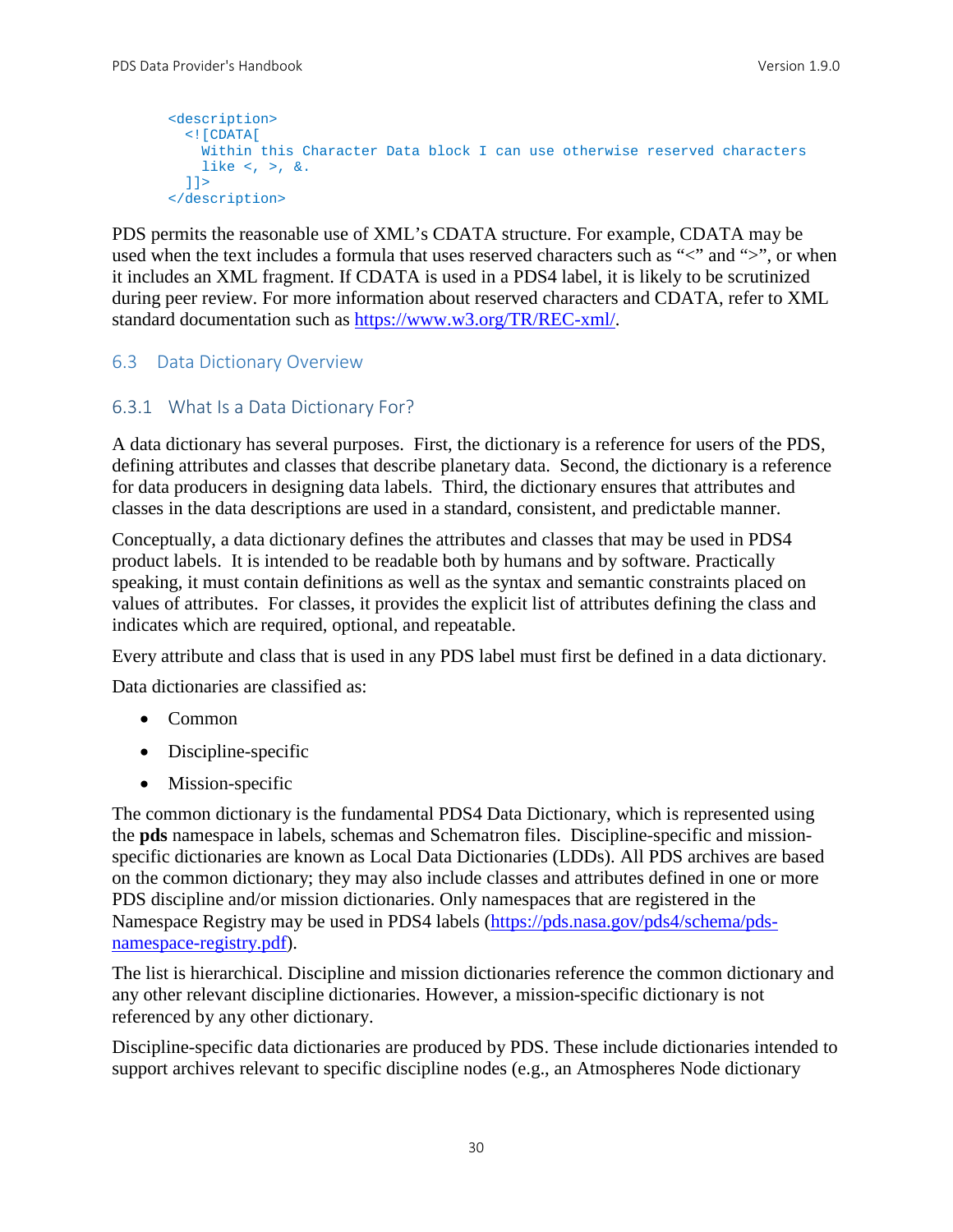```
<description>
  <![CDATA[
    Within this Character Data block I can use otherwise reserved characters
    like <, >, &.
  ]]>
</description>
```

PDS permits the reasonable use of XML's CDATA structure. For example, CDATA may be used when the text includes a formula that uses reserved characters such as "<" and ">", or when it includes an XML fragment. If CDATA is used in a PDS4 label, it is likely to be scrutinized during peer review. For more information about reserved characters and CDATA, refer to XML standard documentation such as https://www.w3.org/TR/REC-xml/.

## 6.3 Data Dictionary Overview

### 6.3.1 What Is a Data Dictionary For?

A data dictionary has several purposes. First, the dictionary is a reference for users of the PDS, defining attributes and classes that describe planetary data. Second, the dictionary is a reference for data producers in designing data labels. Third, the dictionary ensures that attributes and classes in the data descriptions are used in a standard, consistent, and predictable manner.

Conceptually, a data dictionary defines the attributes and classes that may be used in PDS4 product labels. It is intended to be readable both by humans and by software. Practically speaking, it must contain definitions as well as the syntax and semantic constraints placed on values of attributes. For classes, it provides the explicit list of attributes defining the class and indicates which are required, optional, and repeatable.

Every attribute and class that is used in any PDS label must first be defined in a data dictionary.

Data dictionaries are classified as:

- Common
- Discipline-specific
- Mission-specific

The common dictionary is the fundamental PDS4 Data Dictionary, which is represented using the **pds** namespace in labels, schemas and Schematron files. Discipline-specific and mission-specific dictionaries are known as Local Data Dictionaries (LDDs). All PDS archives are based on the common dictionary; they may also include classes and attributes defined in one or more PDS discipline and/or mission dictionaries. Only namespaces that are registered in the Namespace Registry may be used in PDS4 labels (https://pds.nasa.gov/pds4/schema/pds-namespace-registry.pdf).

The list is hierarchical. Discipline and mission dictionaries reference the common dictionary and any other relevant discipline dictionaries. However, a mission-specific dictionary is not referenced by any other dictionary.

Discipline-specific data dictionaries are produced by PDS. These include dictionaries intended to support archives relevant to specific discipline nodes (e.g., an Atmospheres Node dictionary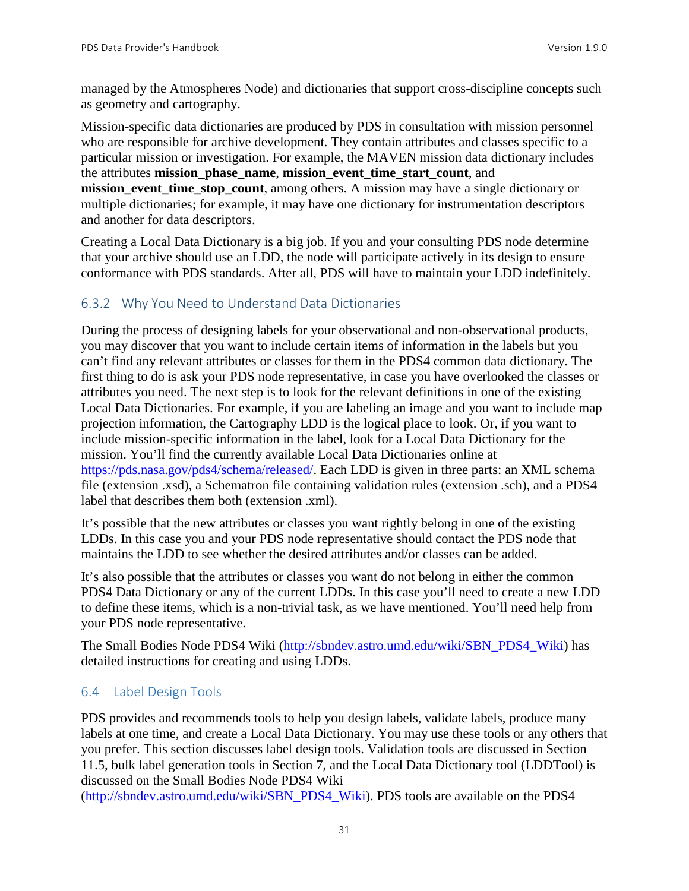managed by the Atmospheres Node) and dictionaries that support cross-discipline concepts such as geometry and cartography.

Mission-specific data dictionaries are produced by PDS in consultation with mission personnel who are responsible for archive development. They contain attributes and classes specific to a particular mission or investigation. For example, the MAVEN mission data dictionary includes the attributes **mission_phase_name**, **mission_event_time_start_count**, and **mission_event_time_stop_count**, among others. A mission may have a single dictionary or multiple dictionaries; for example, it may have one dictionary for instrumentation descriptors and another for data descriptors.

Creating a Local Data Dictionary is a big job. If you and your consulting PDS node determine that your archive should use an LDD, the node will participate actively in its design to ensure conformance with PDS standards. After all, PDS will have to maintain your LDD indefinitely.

### 6.3.2 Why You Need to Understand Data Dictionaries

During the process of designing labels for your observational and non-observational products, you may discover that you want to include certain items of information in the labels but you can't find any relevant attributes or classes for them in the PDS4 common data dictionary. The first thing to do is ask your PDS node representative, in case you have overlooked the classes or attributes you need. The next step is to look for the relevant definitions in one of the existing Local Data Dictionaries. For example, if you are labeling an image and you want to include map projection information, the Cartography LDD is the logical place to look. Or, if you want to include mission-specific information in the label, look for a Local Data Dictionary for the mission. You'll find the currently available Local Data Dictionaries online at https://pds.nasa.gov/pds4/schema/released/. Each LDD is given in three parts: an XML schema file (extension .xsd), a Schematron file containing validation rules (extension .sch), and a PDS4 label that describes them both (extension .xml).

It's possible that the new attributes or classes you want rightly belong in one of the existing LDDs. In this case you and your PDS node representative should contact the PDS node that maintains the LDD to see whether the desired attributes and/or classes can be added.

It's also possible that the attributes or classes you want do not belong in either the common PDS4 Data Dictionary or any of the current LDDs. In this case you'll need to create a new LDD to define these items, which is a non-trivial task, as we have mentioned. You'll need help from your PDS node representative.

The Small Bodies Node PDS4 Wiki (http://sbndev.astro.umd.edu/wiki/SBN_PDS4_Wiki) has detailed instructions for creating and using LDDs.

## 6.4 Label Design Tools

PDS provides and recommends tools to help you design labels, validate labels, produce many labels at one time, and create a Local Data Dictionary. You may use these tools or any others that you prefer. This section discusses label design tools. Validation tools are discussed in Section 11.5, bulk label generation tools in Section 7, and the Local Data Dictionary tool (LDDTool) is discussed on the Small Bodies Node PDS4 Wiki (http://sbndev.astro.umd.edu/wiki/SBN_PDS4_Wiki). PDS tools are available on the PDS4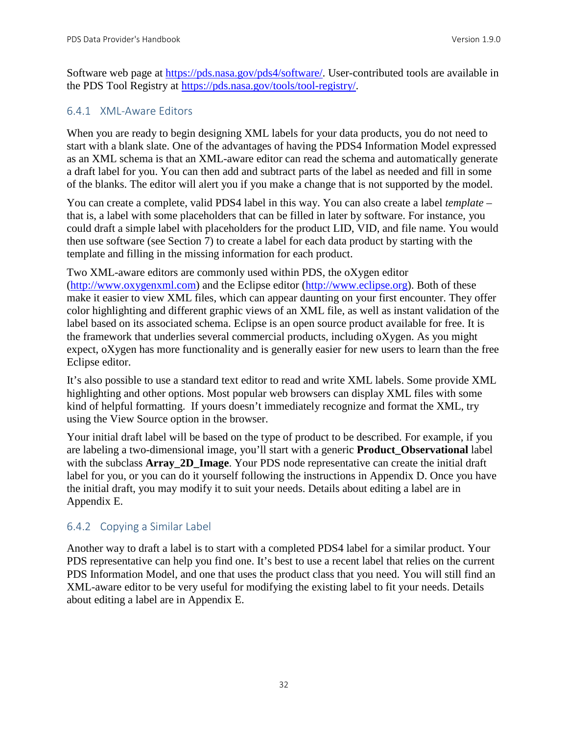Software web page at https://pds.nasa.gov/pds4/software/. User-contributed tools are available in the PDS Tool Registry at https://pds.nasa.gov/tools/tool-registry/.

### 6.4.1 XML-Aware Editors

When you are ready to begin designing XML labels for your data products, you do not need to start with a blank slate. One of the advantages of having the PDS4 Information Model expressed as an XML schema is that an XML-aware editor can read the schema and automatically generate a draft label for you. You can then add and subtract parts of the label as needed and fill in some of the blanks. The editor will alert you if you make a change that is not supported by the model.

You can create a complete, valid PDS4 label in this way. You can also create a label *template* – that is, a label with some placeholders that can be filled in later by software. For instance, you could draft a simple label with placeholders for the product LID, VID, and file name. You would then use software (see Section 7) to create a label for each data product by starting with the template and filling in the missing information for each product.

Two XML-aware editors are commonly used within PDS, the oXygen editor (http://www.oxygenxml.com) and the Eclipse editor (http://www.eclipse.org). Both of these make it easier to view XML files, which can appear daunting on your first encounter. They offer color highlighting and different graphic views of an XML file, as well as instant validation of the label based on its associated schema. Eclipse is an open source product available for free. It is the framework that underlies several commercial products, including oXygen. As you might expect, oXygen has more functionality and is generally easier for new users to learn than the free Eclipse editor.

It's also possible to use a standard text editor to read and write XML labels. Some provide XML highlighting and other options. Most popular web browsers can display XML files with some kind of helpful formatting. If yours doesn't immediately recognize and format the XML, try using the View Source option in the browser.

Your initial draft label will be based on the type of product to be described. For example, if you are labeling a two-dimensional image, you'll start with a generic **Product_Observational** label with the subclass **Array_2D_Image**. Your PDS node representative can create the initial draft label for you, or you can do it yourself following the instructions in Appendix D. Once you have the initial draft, you may modify it to suit your needs. Details about editing a label are in Appendix E.

### 6.4.2 Copying a Similar Label

Another way to draft a label is to start with a completed PDS4 label for a similar product. Your PDS representative can help you find one. It's best to use a recent label that relies on the current PDS Information Model, and one that uses the product class that you need. You will still find an XML-aware editor to be very useful for modifying the existing label to fit your needs. Details about editing a label are in Appendix E.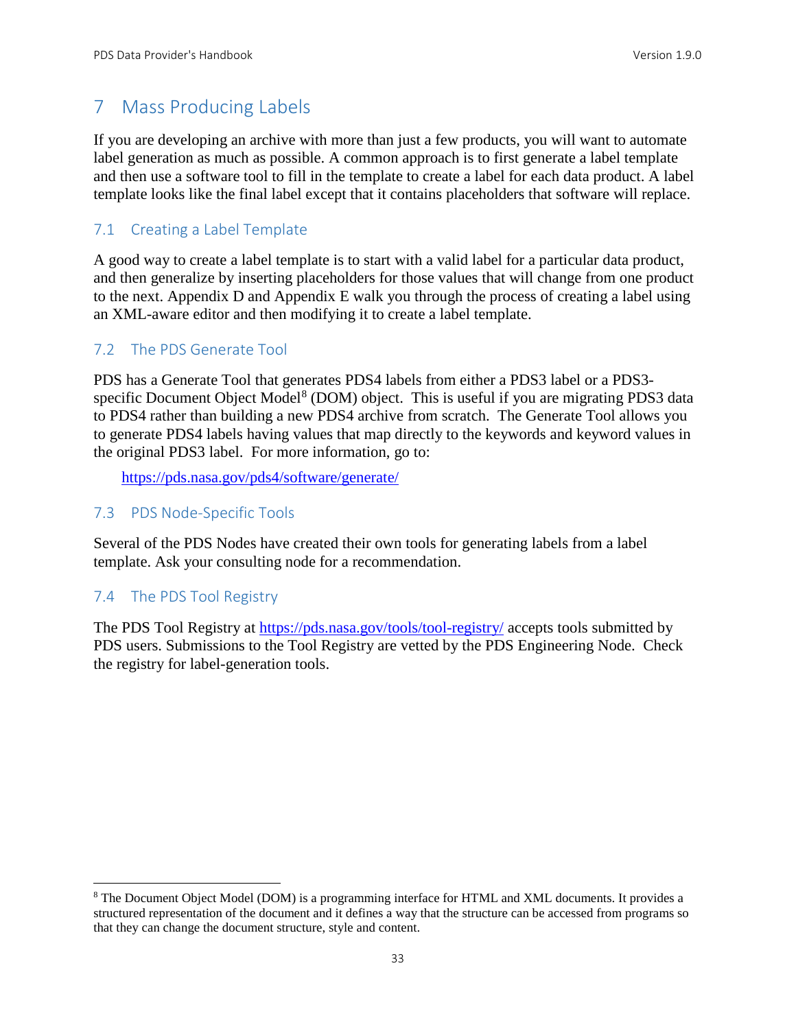# 7 Mass Producing Labels

If you are developing an archive with more than just a few products, you will want to automate label generation as much as possible. A common approach is to first generate a label template and then use a software tool to fill in the template to create a label for each data product. A label template looks like the final label except that it contains placeholders that software will replace.

## 7.1 Creating a Label Template

A good way to create a label template is to start with a valid label for a particular data product, and then generalize by inserting placeholders for those values that will change from one product to the next. Appendix D and Appendix E walk you through the process of creating a label using an XML-aware editor and then modifying it to create a label template.

## 7.2 The PDS Generate Tool

PDS has a Generate Tool that generates PDS4 labels from either a PDS3 label or a PDS3-specific Document Object Model[8] (DOM) object. This is useful if you are migrating PDS3 data to PDS4 rather than building a new PDS4 archive from scratch. The Generate Tool allows you to generate PDS4 labels having values that map directly to the keywords and keyword values in the original PDS3 label. For more information, go to:

https://pds.nasa.gov/pds4/software/generate/

## 7.3 PDS Node-Specific Tools

Several of the PDS Nodes have created their own tools for generating labels from a label template. Ask your consulting node for a recommendation.

## 7.4 The PDS Tool Registry

The PDS Tool Registry at https://pds.nasa.gov/tools/tool-registry/ accepts tools submitted by PDS users. Submissions to the Tool Registry are vetted by the PDS Engineering Node. Check the registry for label-generation tools.

---

[8] The Document Object Model (DOM) is a programming interface for HTML and XML documents. It provides a structured representation of the document and it defines a way that the structure can be accessed from programs so that they can change the document structure, style and content.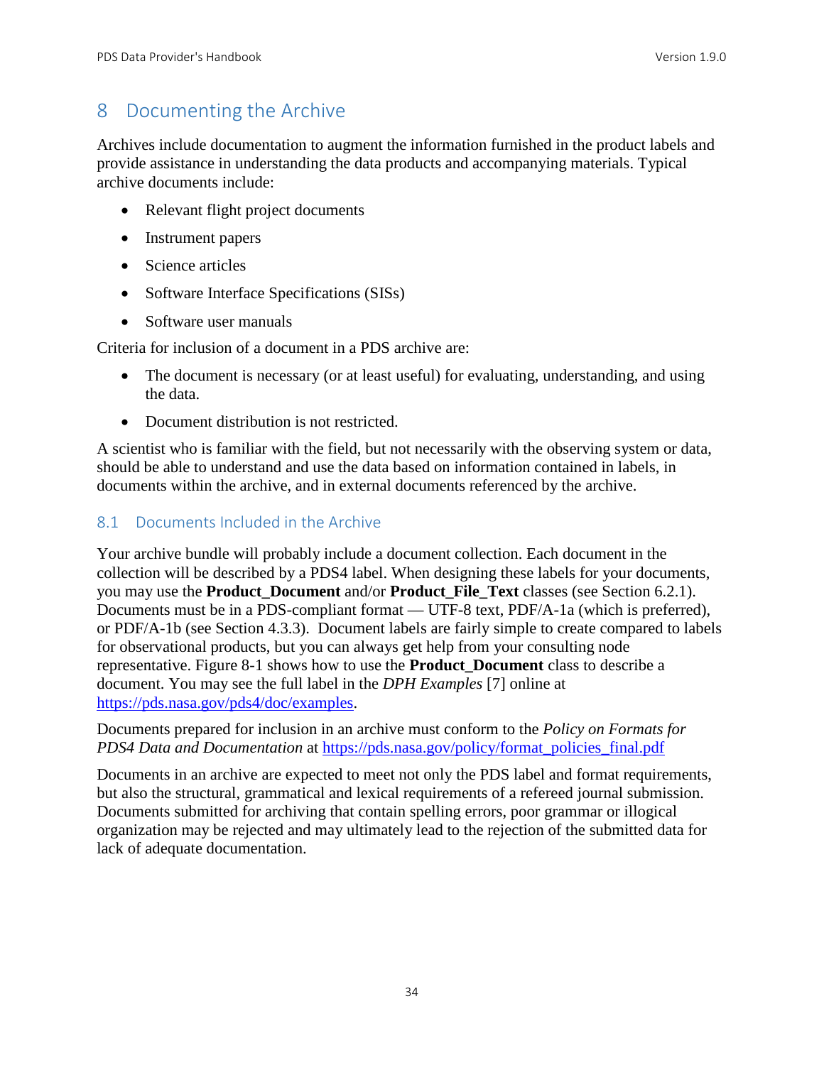# 8 Documenting the Archive

Archives include documentation to augment the information furnished in the product labels and provide assistance in understanding the data products and accompanying materials. Typical archive documents include:

- Relevant flight project documents
- Instrument papers
- Science articles
- Software Interface Specifications (SISs)
- Software user manuals

Criteria for inclusion of a document in a PDS archive are:

- The document is necessary (or at least useful) for evaluating, understanding, and using the data.
- Document distribution is not restricted.

A scientist who is familiar with the field, but not necessarily with the observing system or data, should be able to understand and use the data based on information contained in labels, in documents within the archive, and in external documents referenced by the archive.

## 8.1 Documents Included in the Archive

Your archive bundle will probably include a document collection. Each document in the collection will be described by a PDS4 label. When designing these labels for your documents, you may use the **Product_Document** and/or **Product_File_Text** classes (see Section 6.2.1). Documents must be in a PDS-compliant format — UTF-8 text, PDF/A-1a (which is preferred), or PDF/A-1b (see Section 4.3.3). Document labels are fairly simple to create compared to labels for observational products, but you can always get help from your consulting node representative. Figure 8-1 shows how to use the **Product_Document** class to describe a document. You may see the full label in the *DPH Examples* [7] online at https://pds.nasa.gov/pds4/doc/examples.

Documents prepared for inclusion in an archive must conform to the *Policy on Formats for PDS4 Data and Documentation* at https://pds.nasa.gov/policy/format_policies_final.pdf

Documents in an archive are expected to meet not only the PDS label and format requirements, but also the structural, grammatical and lexical requirements of a refereed journal submission. Documents submitted for archiving that contain spelling errors, poor grammar or illogical organization may be rejected and may ultimately lead to the rejection of the submitted data for lack of adequate documentation.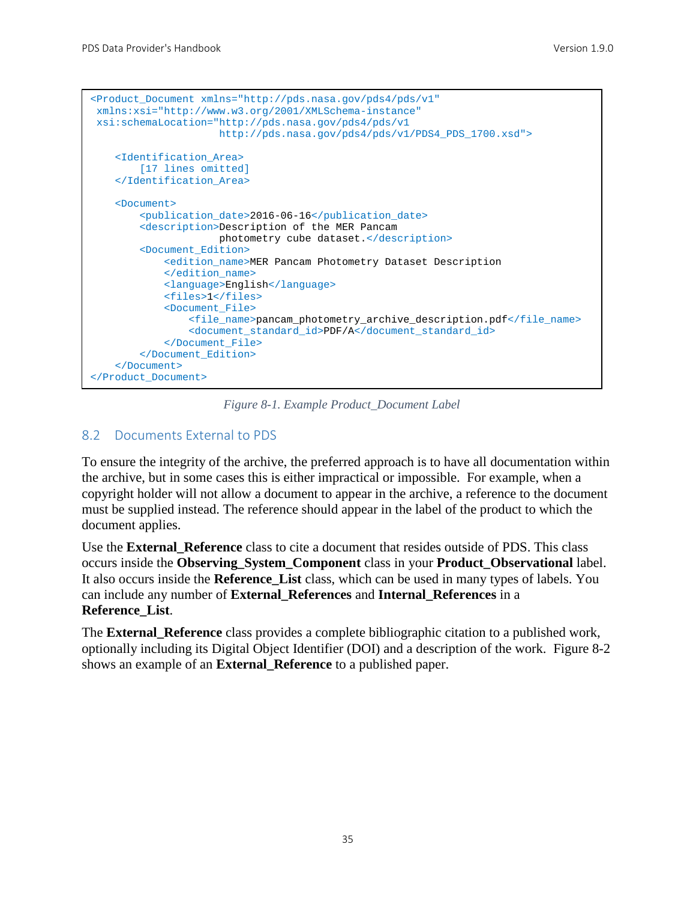```
<Product_Document xmlns="http://pds.nasa.gov/pds4/pds/v1"
 xmlns:xsi="http://www.w3.org/2001/XMLSchema-instance"
 xsi:schemaLocation="http://pds.nasa.gov/pds4/pds/v1
                    http://pds.nasa.gov/pds4/pds/v1/PDS4_PDS_1700.xsd">

    <Identification_Area>
        [17 lines omitted]
    </Identification_Area>

    <Document>
        <publication_date>2016-06-16</publication_date>
        <description>Description of the MER Pancam
                    photometry cube dataset.</description>
        <Document_Edition>
            <edition_name>MER Pancam Photometry Dataset Description
            </edition_name>
            <language>English</language>
            <files>1</files>
            <Document_File>
                <file_name>pancam_photometry_archive_description.pdf</file_name>
                <document_standard_id>PDF/A</document_standard_id>
            </Document_File>
        </Document_Edition>
    </Document>
</Product_Document>
```

*Figure 8-1. Example Product_Document Label*

## 8.2 Documents External to PDS

To ensure the integrity of the archive, the preferred approach is to have all documentation within the archive, but in some cases this is either impractical or impossible. For example, when a copyright holder will not allow a document to appear in the archive, a reference to the document must be supplied instead. The reference should appear in the label of the product to which the document applies.

Use the **External_Reference** class to cite a document that resides outside of PDS. This class occurs inside the **Observing_System_Component** class in your **Product_Observational** label. It also occurs inside the **Reference_List** class, which can be used in many types of labels. You can include any number of **External_References** and **Internal_References** in a **Reference_List**.

The **External_Reference** class provides a complete bibliographic citation to a published work, optionally including its Digital Object Identifier (DOI) and a description of the work. Figure 8-2 shows an example of an **External_Reference** to a published paper.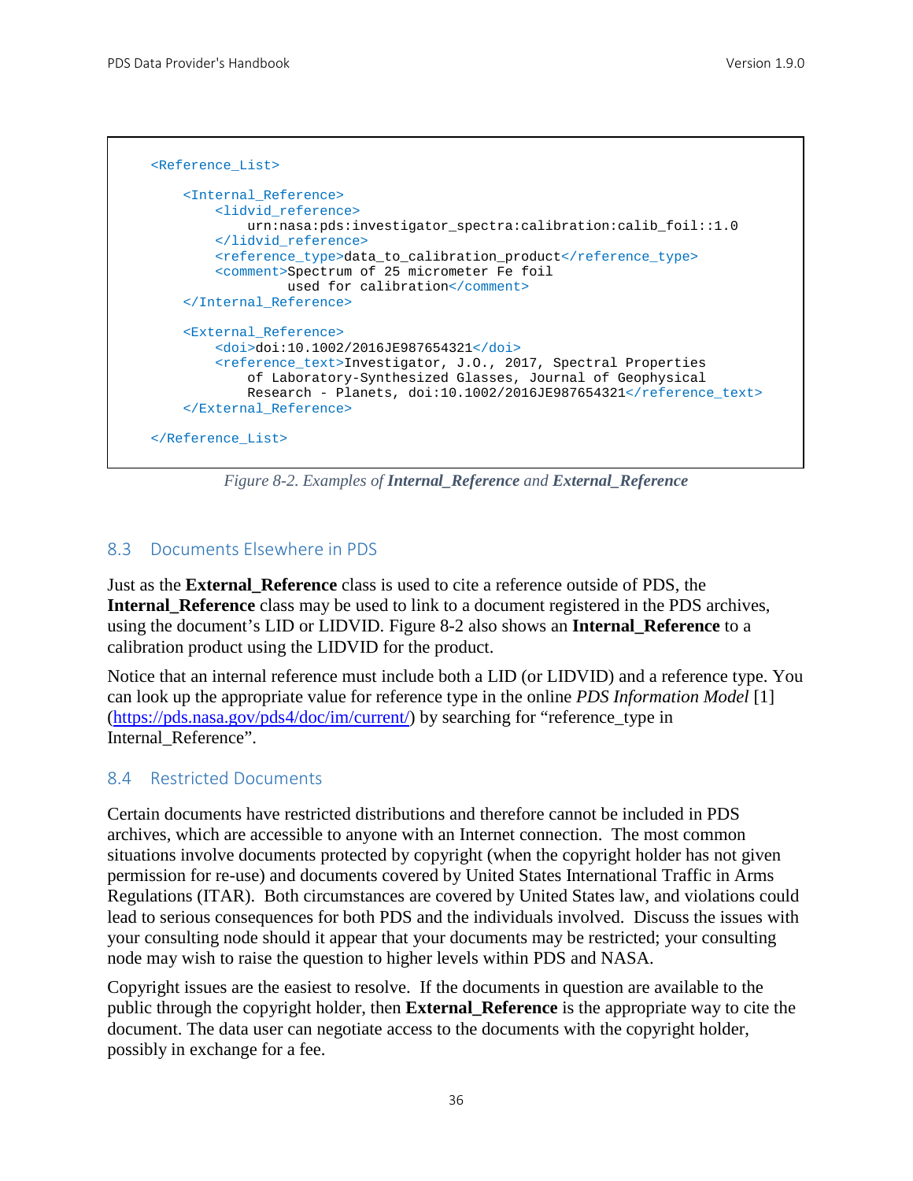```xml
<Reference_List>

    <Internal_Reference>
        <lidvid_reference>
            urn:nasa:pds:investigator_spectra:calibration:calib_foil::1.0
        </lidvid_reference>
        <reference_type>data_to_calibration_product</reference_type>
        <comment>Spectrum of 25 micrometer Fe foil
                 used for calibration</comment>
    </Internal_Reference>

    <External_Reference>
        <doi>doi:10.1002/2016JE987654321</doi>
        <reference_text>Investigator, J.O., 2017, Spectral Properties
            of Laboratory-Synthesized Glasses, Journal of Geophysical
            Research - Planets, doi:10.1002/2016JE987654321</reference_text>
    </External_Reference>

</Reference_List>
```

*Figure 8-2. Examples of **Internal_Reference** and **External_Reference***

## 8.3 Documents Elsewhere in PDS

Just as the **External_Reference** class is used to cite a reference outside of PDS, the **Internal_Reference** class may be used to link to a document registered in the PDS archives, using the document's LID or LIDVID. Figure 8-2 also shows an **Internal_Reference** to a calibration product using the LIDVID for the product.

Notice that an internal reference must include both a LID (or LIDVID) and a reference type. You can look up the appropriate value for reference type in the online *PDS Information Model* [1] (https://pds.nasa.gov/pds4/doc/im/current/) by searching for "reference_type in Internal_Reference".

## 8.4 Restricted Documents

Certain documents have restricted distributions and therefore cannot be included in PDS archives, which are accessible to anyone with an Internet connection. The most common situations involve documents protected by copyright (when the copyright holder has not given permission for re-use) and documents covered by United States International Traffic in Arms Regulations (ITAR). Both circumstances are covered by United States law, and violations could lead to serious consequences for both PDS and the individuals involved. Discuss the issues with your consulting node should it appear that your documents may be restricted; your consulting node may wish to raise the question to higher levels within PDS and NASA.

Copyright issues are the easiest to resolve. If the documents in question are available to the public through the copyright holder, then **External_Reference** is the appropriate way to cite the document. The data user can negotiate access to the documents with the copyright holder, possibly in exchange for a fee.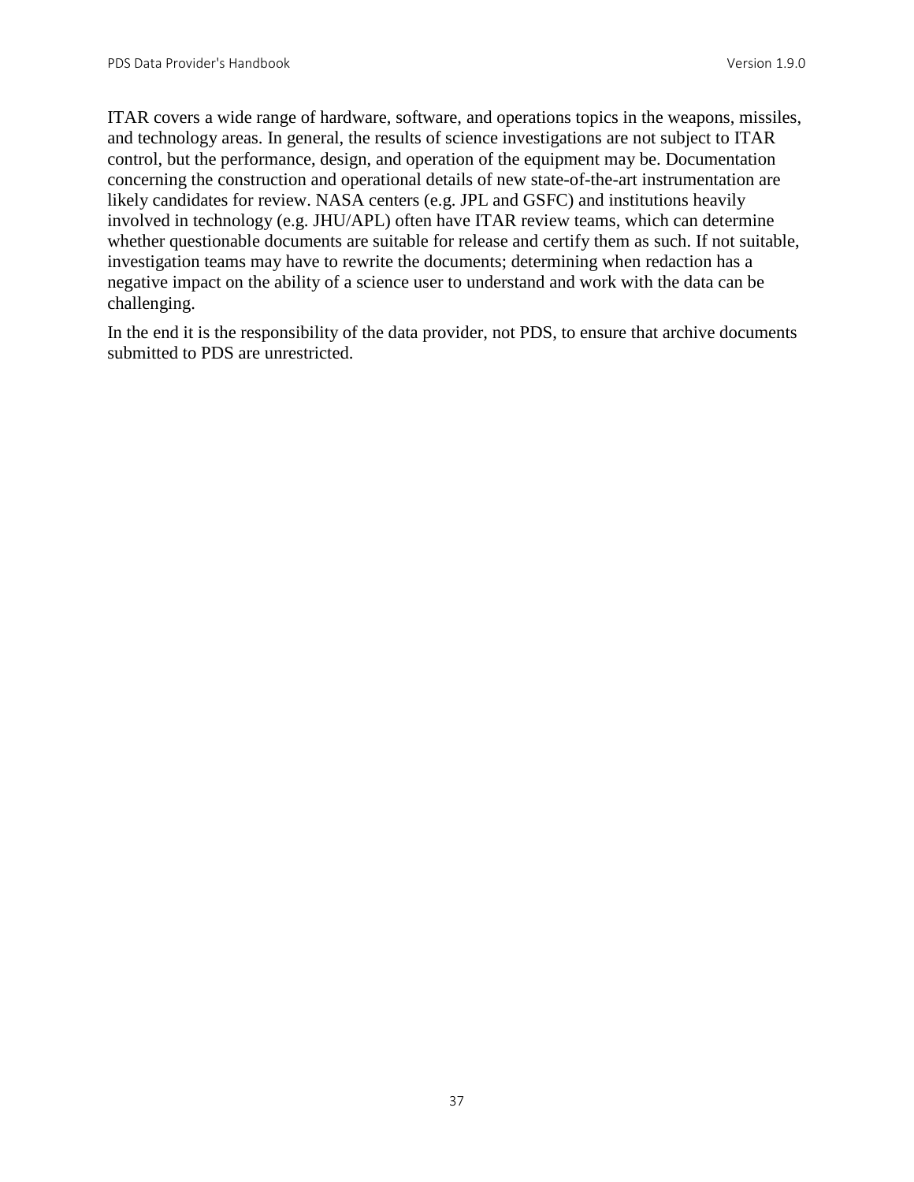ITAR covers a wide range of hardware, software, and operations topics in the weapons, missiles, and technology areas. In general, the results of science investigations are not subject to ITAR control, but the performance, design, and operation of the equipment may be. Documentation concerning the construction and operational details of new state-of-the-art instrumentation are likely candidates for review. NASA centers (e.g. JPL and GSFC) and institutions heavily involved in technology (e.g. JHU/APL) often have ITAR review teams, which can determine whether questionable documents are suitable for release and certify them as such. If not suitable, investigation teams may have to rewrite the documents; determining when redaction has a negative impact on the ability of a science user to understand and work with the data can be challenging.

In the end it is the responsibility of the data provider, not PDS, to ensure that archive documents submitted to PDS are unrestricted.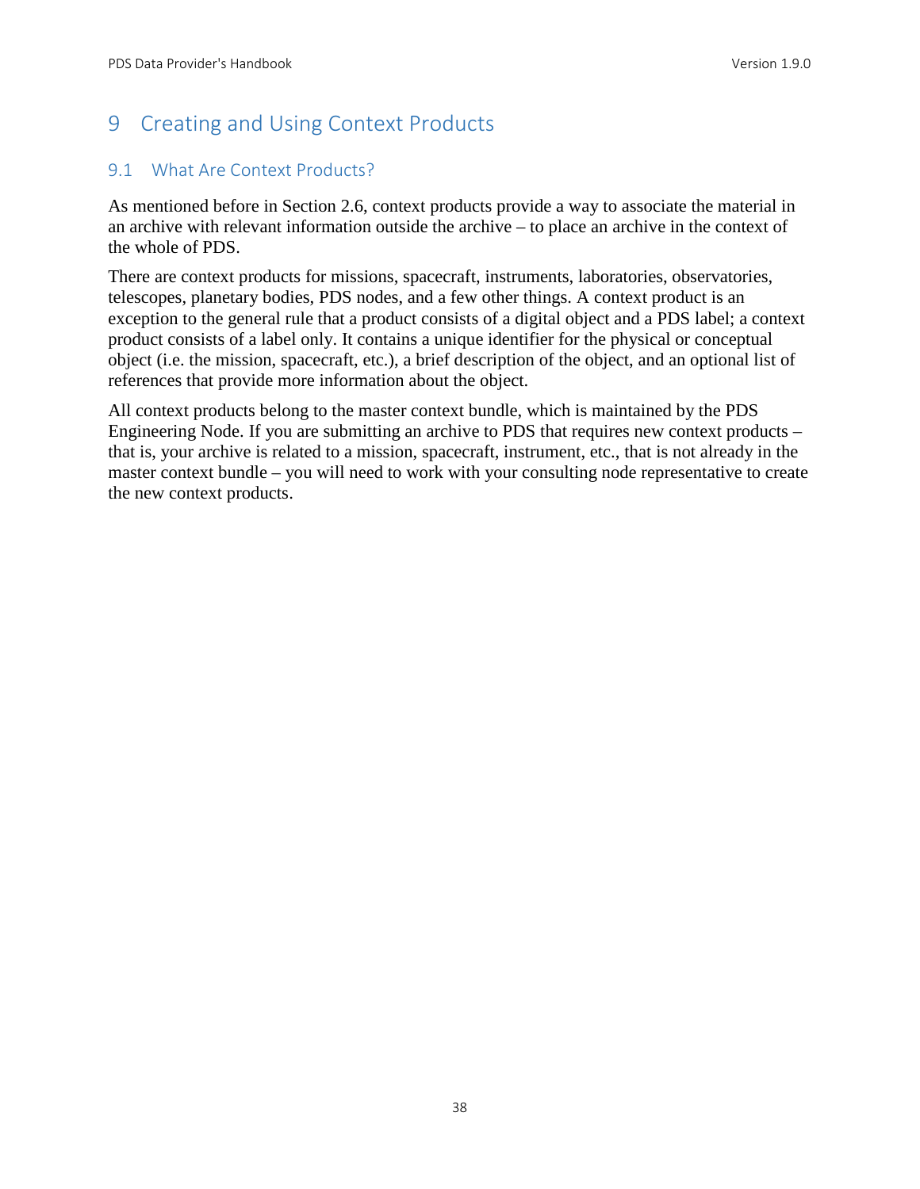# 9 Creating and Using Context Products

## 9.1 What Are Context Products?

As mentioned before in Section 2.6, context products provide a way to associate the material in an archive with relevant information outside the archive – to place an archive in the context of the whole of PDS.

There are context products for missions, spacecraft, instruments, laboratories, observatories, telescopes, planetary bodies, PDS nodes, and a few other things. A context product is an exception to the general rule that a product consists of a digital object and a PDS label; a context product consists of a label only. It contains a unique identifier for the physical or conceptual object (i.e. the mission, spacecraft, etc.), a brief description of the object, and an optional list of references that provide more information about the object.

All context products belong to the master context bundle, which is maintained by the PDS Engineering Node. If you are submitting an archive to PDS that requires new context products – that is, your archive is related to a mission, spacecraft, instrument, etc., that is not already in the master context bundle – you will need to work with your consulting node representative to create the new context products.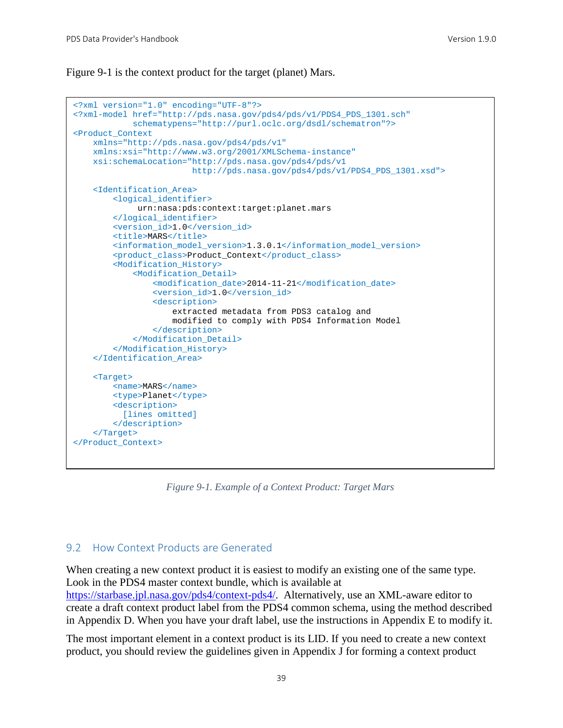Figure 9-1 is the context product for the target (planet) Mars.

```
<?xml version="1.0" encoding="UTF-8"?>
<?xml-model href="http://pds.nasa.gov/pds4/pds/v1/PDS4_PDS_1301.sch"
            schematypens="http://purl.oclc.org/dsdl/schematron"?>
<Product_Context
    xmlns="http://pds.nasa.gov/pds4/pds/v1"
    xmlns:xsi="http://www.w3.org/2001/XMLSchema-instance"
    xsi:schemaLocation="http://pds.nasa.gov/pds4/pds/v1
                        http://pds.nasa.gov/pds4/pds/v1/PDS4_PDS_1301.xsd">

    <Identification_Area>
        <logical_identifier>
             urn:nasa:pds:context:target:planet.mars
        </logical_identifier>
        <version_id>1.0</version_id>
        <title>MARS</title>
        <information_model_version>1.3.0.1</information_model_version>
        <product_class>Product_Context</product_class>
        <Modification_History>
            <Modification_Detail>
                <modification_date>2014-11-21</modification_date>
                <version_id>1.0</version_id>
                <description>
                    extracted metadata from PDS3 catalog and
                    modified to comply with PDS4 Information Model
                </description>
            </Modification_Detail>
        </Modification_History>
    </Identification_Area>

    <Target>
        <name>MARS</name>
        <type>Planet</type>
        <description>
          [lines omitted]
        </description>
    </Target>
</Product_Context>
```

*Figure 9-1. Example of a Context Product: Target Mars*

## 9.2 How Context Products are Generated

When creating a new context product it is easiest to modify an existing one of the same type. Look in the PDS4 master context bundle, which is available at https://starbase.jpl.nasa.gov/pds4/context-pds4/. Alternatively, use an XML-aware editor to create a draft context product label from the PDS4 common schema, using the method described in Appendix D. When you have your draft label, use the instructions in Appendix E to modify it.

The most important element in a context product is its LID. If you need to create a new context product, you should review the guidelines given in Appendix J for forming a context product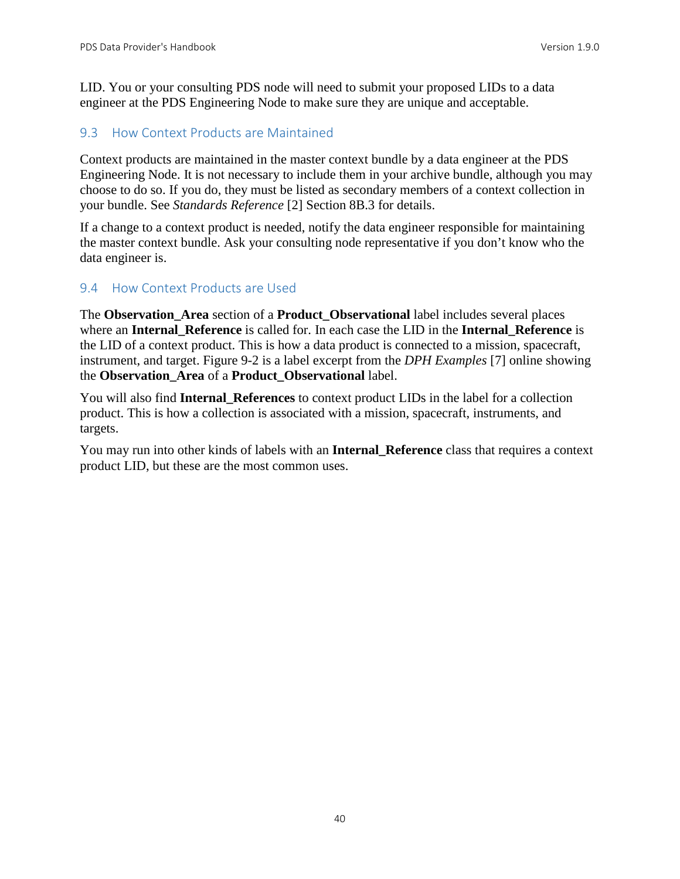LID. You or your consulting PDS node will need to submit your proposed LIDs to a data engineer at the PDS Engineering Node to make sure they are unique and acceptable.

## 9.3 How Context Products are Maintained

Context products are maintained in the master context bundle by a data engineer at the PDS Engineering Node. It is not necessary to include them in your archive bundle, although you may choose to do so. If you do, they must be listed as secondary members of a context collection in your bundle. See *Standards Reference* [2] Section 8B.3 for details.

If a change to a context product is needed, notify the data engineer responsible for maintaining the master context bundle. Ask your consulting node representative if you don't know who the data engineer is.

## 9.4 How Context Products are Used

The **Observation_Area** section of a **Product_Observational** label includes several places where an **Internal_Reference** is called for. In each case the LID in the **Internal_Reference** is the LID of a context product. This is how a data product is connected to a mission, spacecraft, instrument, and target. Figure 9-2 is a label excerpt from the *DPH Examples* [7] online showing the **Observation_Area** of a **Product_Observational** label.

You will also find **Internal_References** to context product LIDs in the label for a collection product. This is how a collection is associated with a mission, spacecraft, instruments, and targets.

You may run into other kinds of labels with an **Internal_Reference** class that requires a context product LID, but these are the most common uses.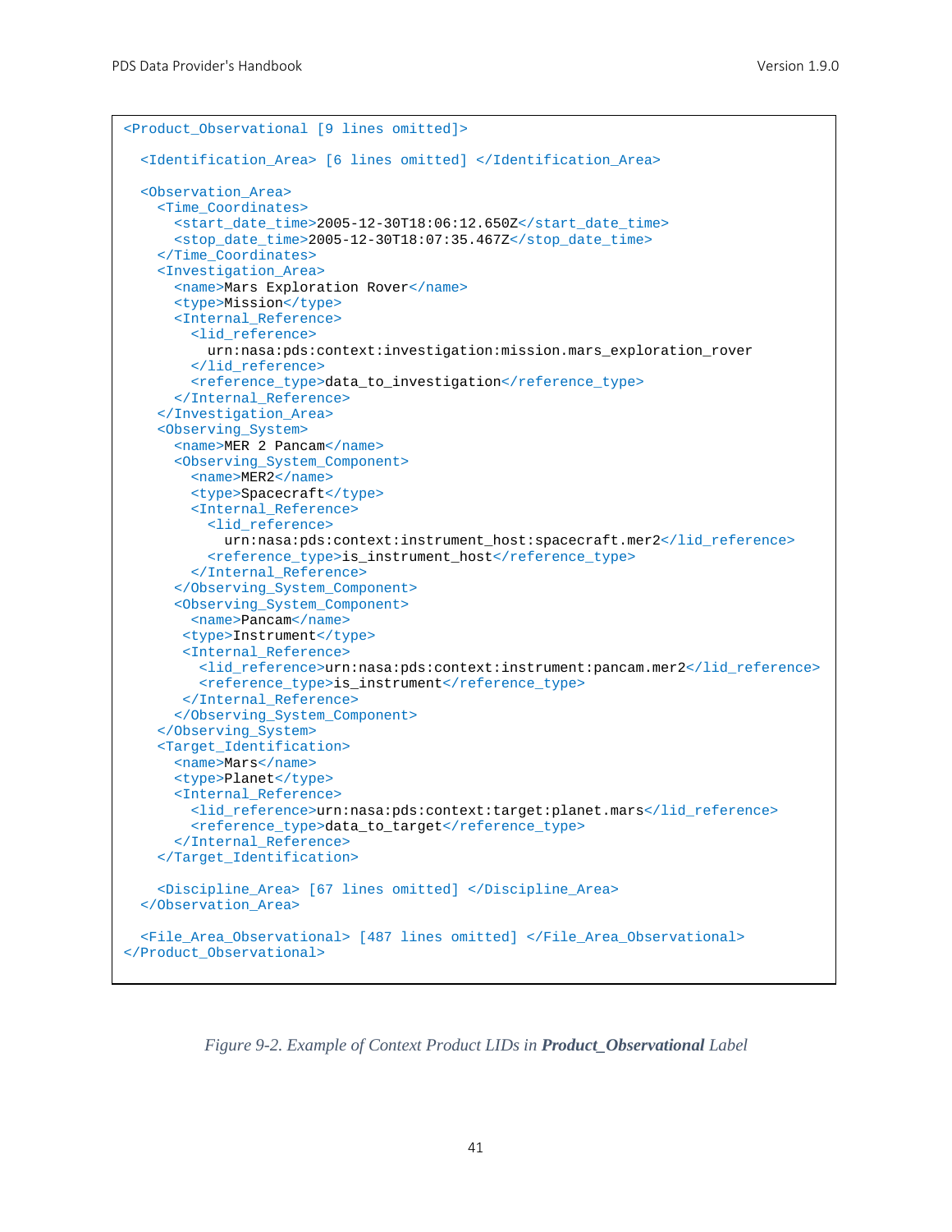```xml
<Product_Observational [9 lines omitted]>

  <Identification_Area> [6 lines omitted] </Identification_Area>

  <Observation_Area>
    <Time_Coordinates>
      <start_date_time>2005-12-30T18:06:12.650Z</start_date_time>
      <stop_date_time>2005-12-30T18:07:35.467Z</stop_date_time>
    </Time_Coordinates>
    <Investigation_Area>
      <name>Mars Exploration Rover</name>
      <type>Mission</type>
      <Internal_Reference>
        <lid_reference>
          urn:nasa:pds:context:investigation:mission.mars_exploration_rover
        </lid_reference>
        <reference_type>data_to_investigation</reference_type>
      </Internal_Reference>
    </Investigation_Area>
    <Observing_System>
      <name>MER 2 Pancam</name>
      <Observing_System_Component>
        <name>MER2</name>
        <type>Spacecraft</type>
        <Internal_Reference>
          <lid_reference>
            urn:nasa:pds:context:instrument_host:spacecraft.mer2</lid_reference>
          <reference_type>is_instrument_host</reference_type>
        </Internal_Reference>
      </Observing_System_Component>
      <Observing_System_Component>
        <name>Pancam</name>
       <type>Instrument</type>
       <Internal_Reference>
         <lid_reference>urn:nasa:pds:context:instrument:pancam.mer2</lid_reference>
         <reference_type>is_instrument</reference_type>
       </Internal_Reference>
      </Observing_System_Component>
    </Observing_System>
    <Target_Identification>
      <name>Mars</name>
      <type>Planet</type>
      <Internal_Reference>
        <lid_reference>urn:nasa:pds:context:target:planet.mars</lid_reference>
        <reference_type>data_to_target</reference_type>
      </Internal_Reference>
    </Target_Identification>

    <Discipline_Area> [67 lines omitted] </Discipline_Area>
  </Observation_Area>

  <File_Area_Observational> [487 lines omitted] </File_Area_Observational>
</Product_Observational>
```

*Figure 9-2. Example of Context Product LIDs in* ***Product_Observational*** *Label*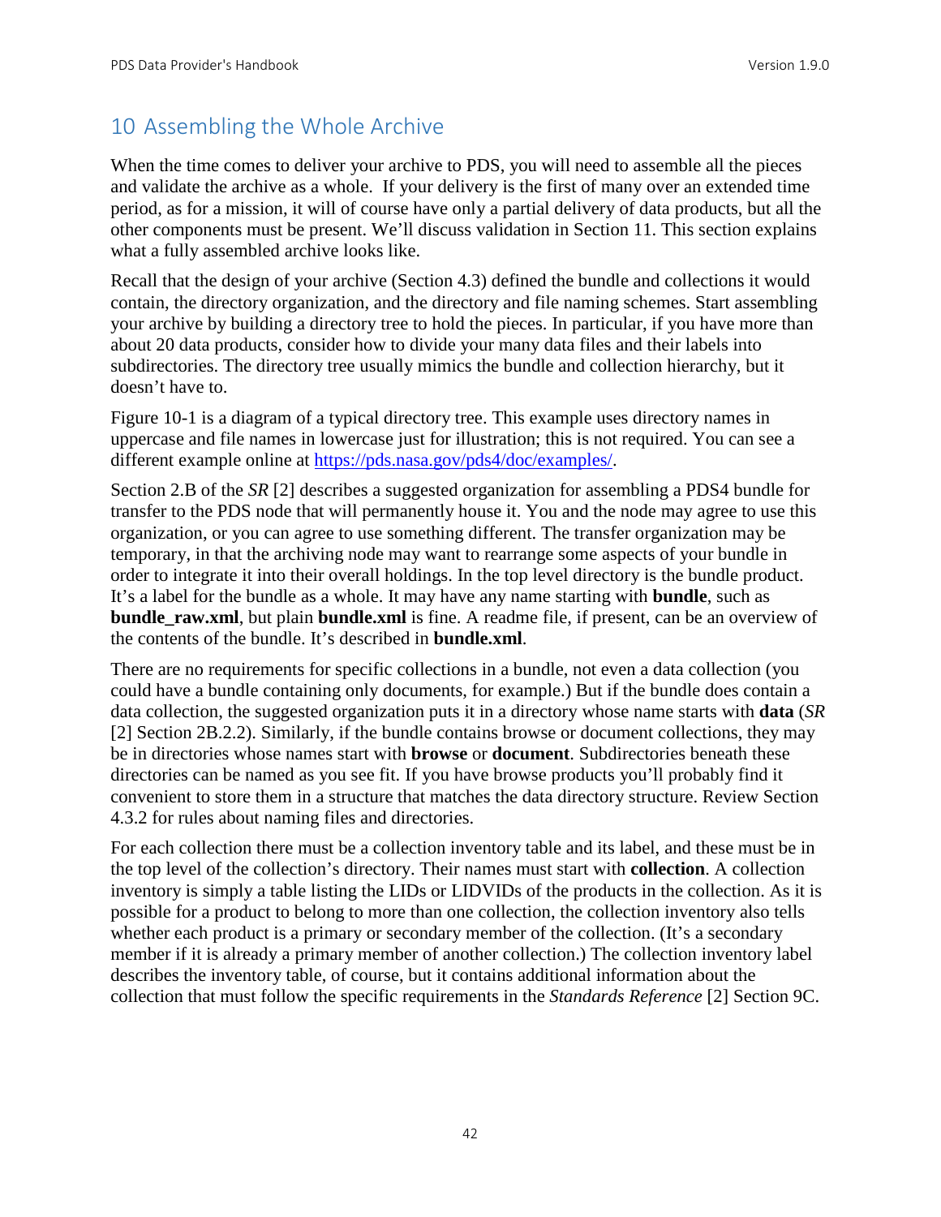# 10 Assembling the Whole Archive

When the time comes to deliver your archive to PDS, you will need to assemble all the pieces and validate the archive as a whole. If your delivery is the first of many over an extended time period, as for a mission, it will of course have only a partial delivery of data products, but all the other components must be present. We'll discuss validation in Section 11. This section explains what a fully assembled archive looks like.

Recall that the design of your archive (Section 4.3) defined the bundle and collections it would contain, the directory organization, and the directory and file naming schemes. Start assembling your archive by building a directory tree to hold the pieces. In particular, if you have more than about 20 data products, consider how to divide your many data files and their labels into subdirectories. The directory tree usually mimics the bundle and collection hierarchy, but it doesn't have to.

Figure 10-1 is a diagram of a typical directory tree. This example uses directory names in uppercase and file names in lowercase just for illustration; this is not required. You can see a different example online at https://pds.nasa.gov/pds4/doc/examples/.

Section 2.B of the *SR* [2] describes a suggested organization for assembling a PDS4 bundle for transfer to the PDS node that will permanently house it. You and the node may agree to use this organization, or you can agree to use something different. The transfer organization may be temporary, in that the archiving node may want to rearrange some aspects of your bundle in order to integrate it into their overall holdings. In the top level directory is the bundle product. It's a label for the bundle as a whole. It may have any name starting with **bundle**, such as **bundle_raw.xml**, but plain **bundle.xml** is fine. A readme file, if present, can be an overview of the contents of the bundle. It's described in **bundle.xml**.

There are no requirements for specific collections in a bundle, not even a data collection (you could have a bundle containing only documents, for example.) But if the bundle does contain a data collection, the suggested organization puts it in a directory whose name starts with **data** (*SR* [2] Section 2B.2.2). Similarly, if the bundle contains browse or document collections, they may be in directories whose names start with **browse** or **document**. Subdirectories beneath these directories can be named as you see fit. If you have browse products you'll probably find it convenient to store them in a structure that matches the data directory structure. Review Section 4.3.2 for rules about naming files and directories.

For each collection there must be a collection inventory table and its label, and these must be in the top level of the collection's directory. Their names must start with **collection**. A collection inventory is simply a table listing the LIDs or LIDVIDs of the products in the collection. As it is possible for a product to belong to more than one collection, the collection inventory also tells whether each product is a primary or secondary member of the collection. (It's a secondary member if it is already a primary member of another collection.) The collection inventory label describes the inventory table, of course, but it contains additional information about the collection that must follow the specific requirements in the *Standards Reference* [2] Section 9C.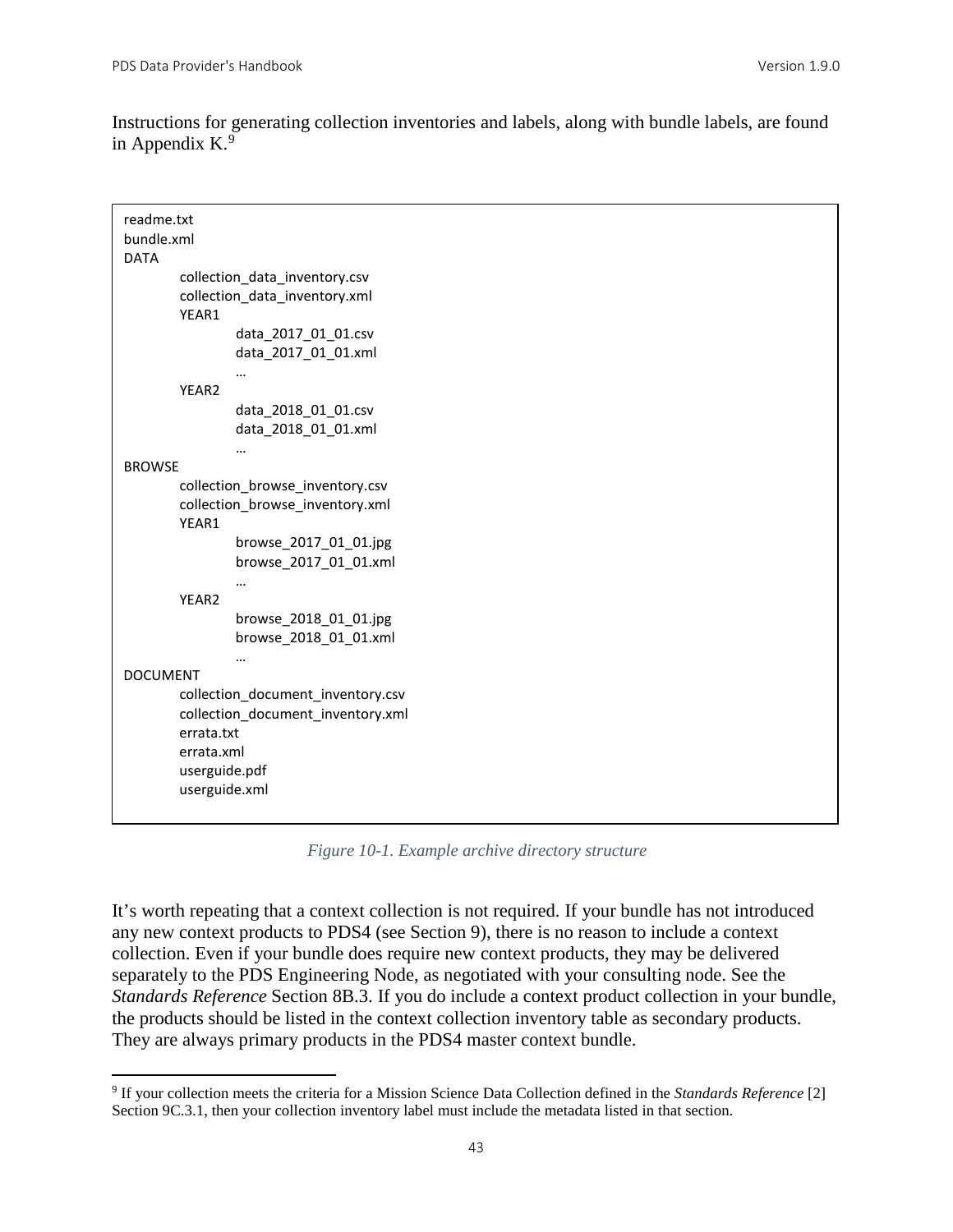Instructions for generating collection inventories and labels, along with bundle labels, are found in Appendix K.[9]

```
readme.txt
bundle.xml
DATA
        collection_data_inventory.csv
        collection_data_inventory.xml
        YEAR1
                data_2017_01_01.csv
                data_2017_01_01.xml
                …
        YEAR2
                data_2018_01_01.csv
                data_2018_01_01.xml
                …
BROWSE
        collection_browse_inventory.csv
        collection_browse_inventory.xml
        YEAR1
                browse_2017_01_01.jpg
                browse_2017_01_01.xml
                …
        YEAR2
                browse_2018_01_01.jpg
                browse_2018_01_01.xml
                …
DOCUMENT
        collection_document_inventory.csv
        collection_document_inventory.xml
        errata.txt
        errata.xml
        userguide.pdf
        userguide.xml
```

*Figure 10-1. Example archive directory structure*

It's worth repeating that a context collection is not required. If your bundle has not introduced any new context products to PDS4 (see Section 9), there is no reason to include a context collection. Even if your bundle does require new context products, they may be delivered separately to the PDS Engineering Node, as negotiated with your consulting node. See the *Standards Reference* Section 8B.3. If you do include a context product collection in your bundle, the products should be listed in the context collection inventory table as secondary products. They are always primary products in the PDS4 master context bundle.

[9] If your collection meets the criteria for a Mission Science Data Collection defined in the *Standards Reference* [2] Section 9C.3.1, then your collection inventory label must include the metadata listed in that section.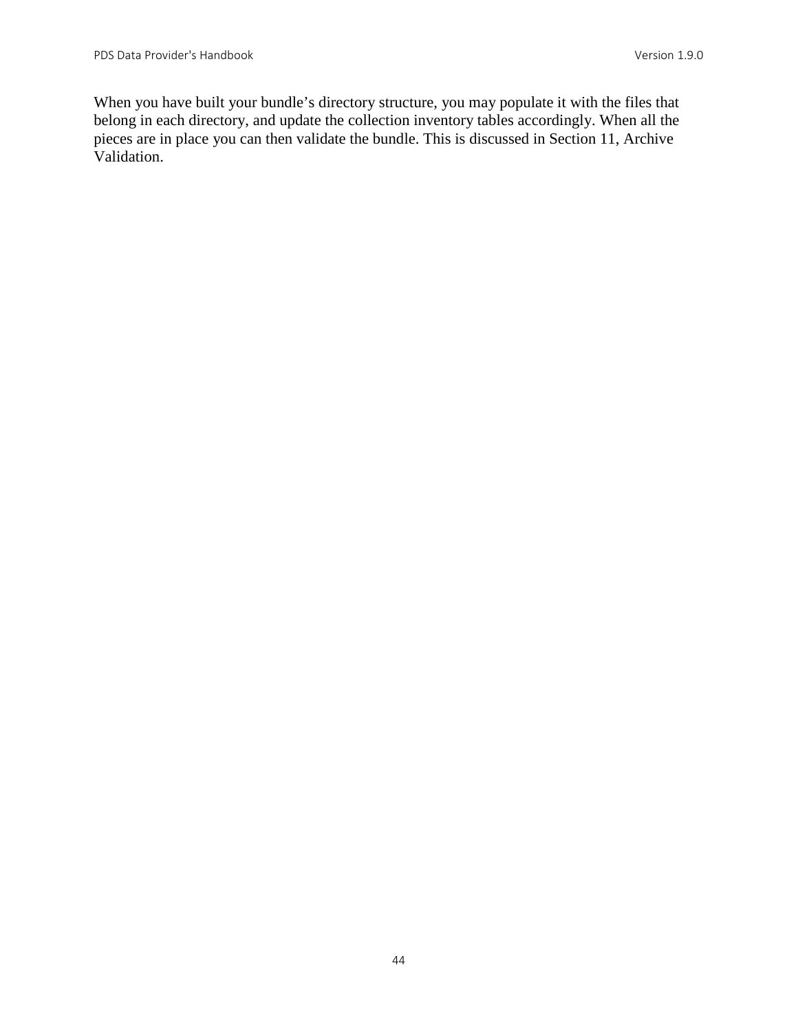When you have built your bundle’s directory structure, you may populate it with the files that belong in each directory, and update the collection inventory tables accordingly. When all the pieces are in place you can then validate the bundle. This is discussed in Section 11, Archive Validation.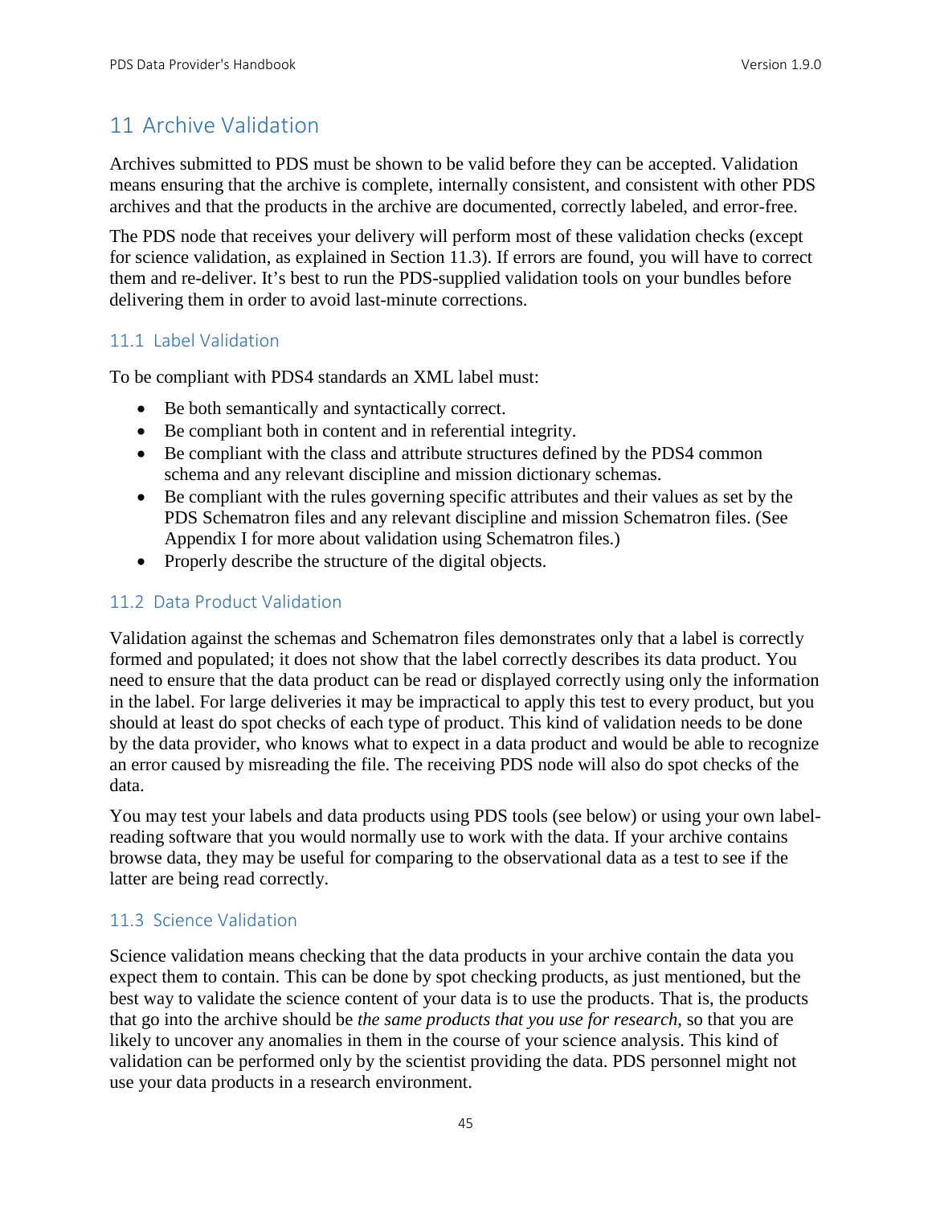# 11 Archive Validation

Archives submitted to PDS must be shown to be valid before they can be accepted. Validation means ensuring that the archive is complete, internally consistent, and consistent with other PDS archives and that the products in the archive are documented, correctly labeled, and error-free.

The PDS node that receives your delivery will perform most of these validation checks (except for science validation, as explained in Section 11.3). If errors are found, you will have to correct them and re-deliver. It's best to run the PDS-supplied validation tools on your bundles before delivering them in order to avoid last-minute corrections.

## 11.1 Label Validation

To be compliant with PDS4 standards an XML label must:

- Be both semantically and syntactically correct.
- Be compliant both in content and in referential integrity.
- Be compliant with the class and attribute structures defined by the PDS4 common schema and any relevant discipline and mission dictionary schemas.
- Be compliant with the rules governing specific attributes and their values as set by the PDS Schematron files and any relevant discipline and mission Schematron files. (See Appendix I for more about validation using Schematron files.)
- Properly describe the structure of the digital objects.

## 11.2 Data Product Validation

Validation against the schemas and Schematron files demonstrates only that a label is correctly formed and populated; it does not show that the label correctly describes its data product. You need to ensure that the data product can be read or displayed correctly using only the information in the label. For large deliveries it may be impractical to apply this test to every product, but you should at least do spot checks of each type of product. This kind of validation needs to be done by the data provider, who knows what to expect in a data product and would be able to recognize an error caused by misreading the file. The receiving PDS node will also do spot checks of the data.

You may test your labels and data products using PDS tools (see below) or using your own label-reading software that you would normally use to work with the data. If your archive contains browse data, they may be useful for comparing to the observational data as a test to see if the latter are being read correctly.

## 11.3 Science Validation

Science validation means checking that the data products in your archive contain the data you expect them to contain. This can be done by spot checking products, as just mentioned, but the best way to validate the science content of your data is to use the products. That is, the products that go into the archive should be *the same products that you use for research*, so that you are likely to uncover any anomalies in them in the course of your science analysis. This kind of validation can be performed only by the scientist providing the data. PDS personnel might not use your data products in a research environment.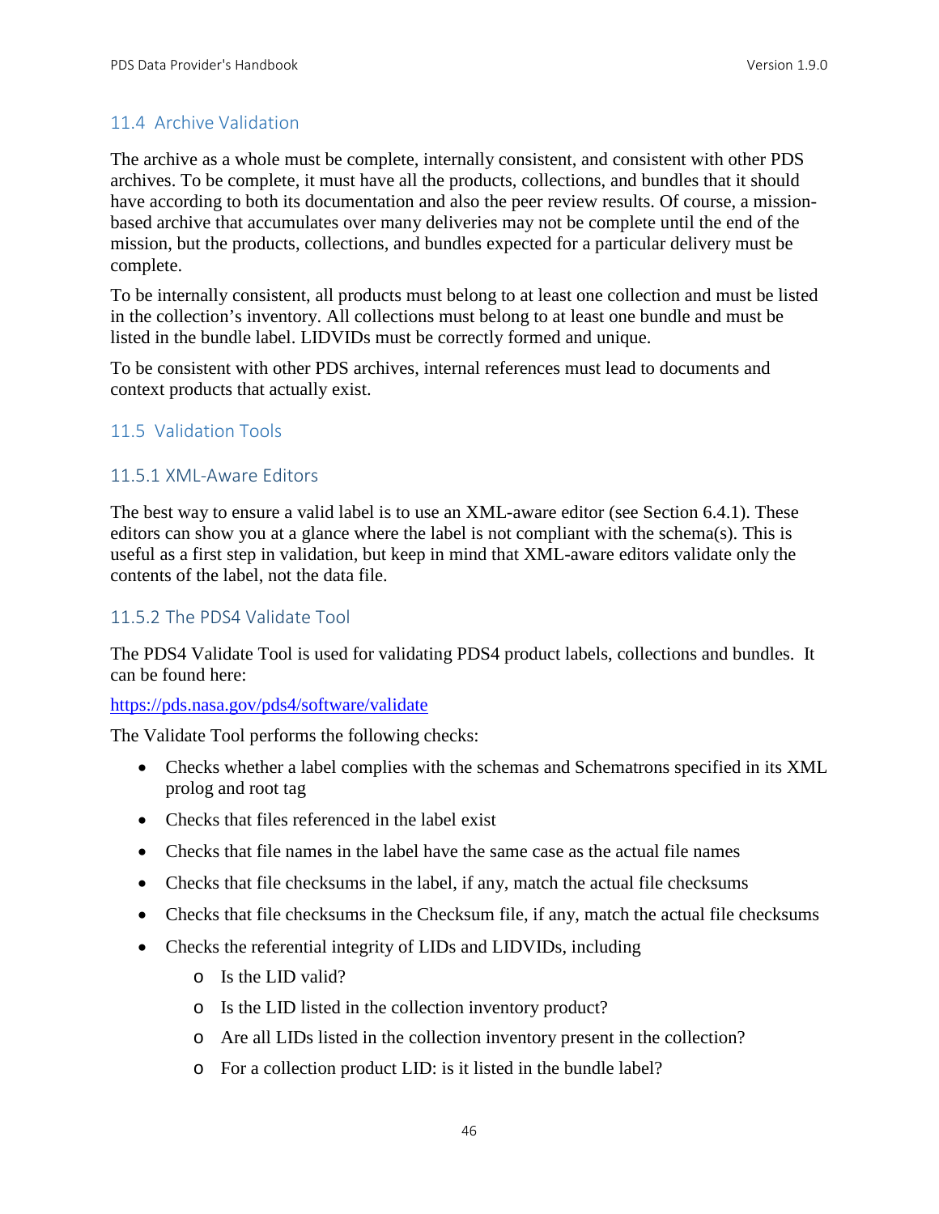## 11.4 Archive Validation

The archive as a whole must be complete, internally consistent, and consistent with other PDS archives. To be complete, it must have all the products, collections, and bundles that it should have according to both its documentation and also the peer review results. Of course, a mission-based archive that accumulates over many deliveries may not be complete until the end of the mission, but the products, collections, and bundles expected for a particular delivery must be complete.

To be internally consistent, all products must belong to at least one collection and must be listed in the collection's inventory. All collections must belong to at least one bundle and must be listed in the bundle label. LIDVIDs must be correctly formed and unique.

To be consistent with other PDS archives, internal references must lead to documents and context products that actually exist.

## 11.5 Validation Tools

### 11.5.1 XML-Aware Editors

The best way to ensure a valid label is to use an XML-aware editor (see Section 6.4.1). These editors can show you at a glance where the label is not compliant with the schema(s). This is useful as a first step in validation, but keep in mind that XML-aware editors validate only the contents of the label, not the data file.

### 11.5.2 The PDS4 Validate Tool

The PDS4 Validate Tool is used for validating PDS4 product labels, collections and bundles. It can be found here:

https://pds.nasa.gov/pds4/software/validate

The Validate Tool performs the following checks:

- Checks whether a label complies with the schemas and Schematrons specified in its XML prolog and root tag
- Checks that files referenced in the label exist
- Checks that file names in the label have the same case as the actual file names
- Checks that file checksums in the label, if any, match the actual file checksums
- Checks that file checksums in the Checksum file, if any, match the actual file checksums
- Checks the referential integrity of LIDs and LIDVIDs, including
    - Is the LID valid?
    - Is the LID listed in the collection inventory product?
    - Are all LIDs listed in the collection inventory present in the collection?
    - For a collection product LID: is it listed in the bundle label?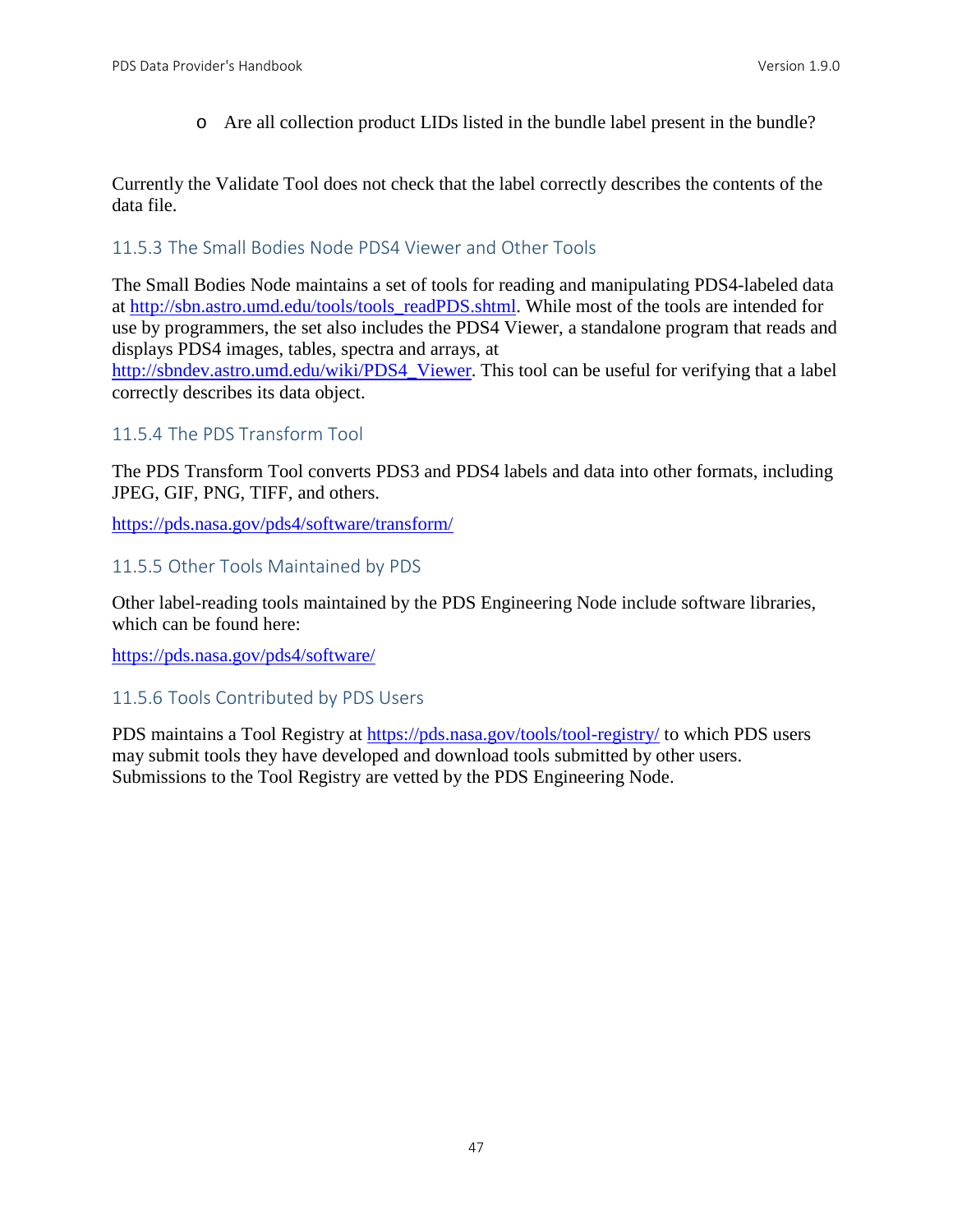- Are all collection product LIDs listed in the bundle label present in the bundle?

Currently the Validate Tool does not check that the label correctly describes the contents of the data file.

### 11.5.3 The Small Bodies Node PDS4 Viewer and Other Tools

The Small Bodies Node maintains a set of tools for reading and manipulating PDS4-labeled data at http://sbn.astro.umd.edu/tools/tools_readPDS.shtml. While most of the tools are intended for use by programmers, the set also includes the PDS4 Viewer, a standalone program that reads and displays PDS4 images, tables, spectra and arrays, at http://sbndev.astro.umd.edu/wiki/PDS4_Viewer. This tool can be useful for verifying that a label correctly describes its data object.

### 11.5.4 The PDS Transform Tool

The PDS Transform Tool converts PDS3 and PDS4 labels and data into other formats, including JPEG, GIF, PNG, TIFF, and others.

https://pds.nasa.gov/pds4/software/transform/

### 11.5.5 Other Tools Maintained by PDS

Other label-reading tools maintained by the PDS Engineering Node include software libraries, which can be found here:

https://pds.nasa.gov/pds4/software/

### 11.5.6 Tools Contributed by PDS Users

PDS maintains a Tool Registry at https://pds.nasa.gov/tools/tool-registry/ to which PDS users may submit tools they have developed and download tools submitted by other users. Submissions to the Tool Registry are vetted by the PDS Engineering Node.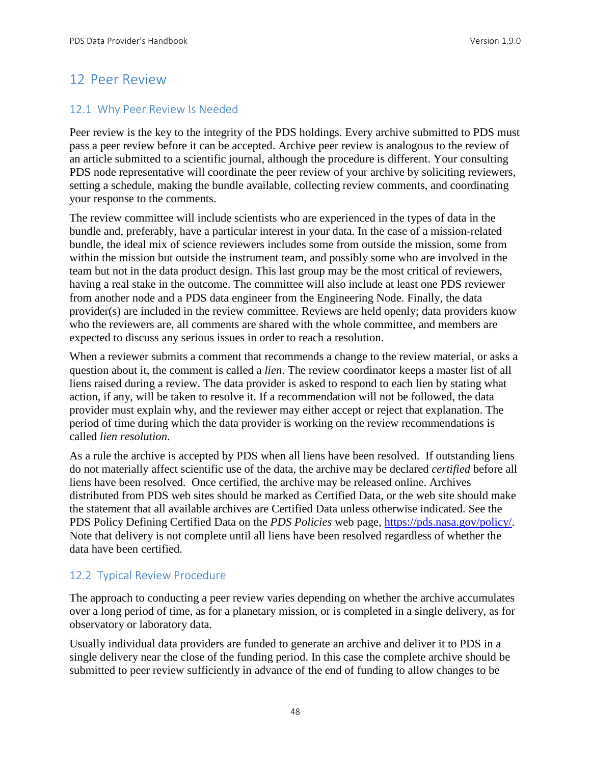# 12 Peer Review

## 12.1 Why Peer Review Is Needed

Peer review is the key to the integrity of the PDS holdings. Every archive submitted to PDS must pass a peer review before it can be accepted. Archive peer review is analogous to the review of an article submitted to a scientific journal, although the procedure is different. Your consulting PDS node representative will coordinate the peer review of your archive by soliciting reviewers, setting a schedule, making the bundle available, collecting review comments, and coordinating your response to the comments.

The review committee will include scientists who are experienced in the types of data in the bundle and, preferably, have a particular interest in your data. In the case of a mission-related bundle, the ideal mix of science reviewers includes some from outside the mission, some from within the mission but outside the instrument team, and possibly some who are involved in the team but not in the data product design. This last group may be the most critical of reviewers, having a real stake in the outcome. The committee will also include at least one PDS reviewer from another node and a PDS data engineer from the Engineering Node. Finally, the data provider(s) are included in the review committee. Reviews are held openly; data providers know who the reviewers are, all comments are shared with the whole committee, and members are expected to discuss any serious issues in order to reach a resolution.

When a reviewer submits a comment that recommends a change to the review material, or asks a question about it, the comment is called a *lien*. The review coordinator keeps a master list of all liens raised during a review. The data provider is asked to respond to each lien by stating what action, if any, will be taken to resolve it. If a recommendation will not be followed, the data provider must explain why, and the reviewer may either accept or reject that explanation. The period of time during which the data provider is working on the review recommendations is called *lien resolution*.

As a rule the archive is accepted by PDS when all liens have been resolved. If outstanding liens do not materially affect scientific use of the data, the archive may be declared *certified* before all liens have been resolved. Once certified, the archive may be released online. Archives distributed from PDS web sites should be marked as Certified Data, or the web site should make the statement that all available archives are Certified Data unless otherwise indicated. See the PDS Policy Defining Certified Data on the *PDS Policies* web page, [https://pds.nasa.gov/policy/](https://pds.nasa.gov/policy/). Note that delivery is not complete until all liens have been resolved regardless of whether the data have been certified.

## 12.2 Typical Review Procedure

The approach to conducting a peer review varies depending on whether the archive accumulates over a long period of time, as for a planetary mission, or is completed in a single delivery, as for observatory or laboratory data.

Usually individual data providers are funded to generate an archive and deliver it to PDS in a single delivery near the close of the funding period. In this case the complete archive should be submitted to peer review sufficiently in advance of the end of funding to allow changes to be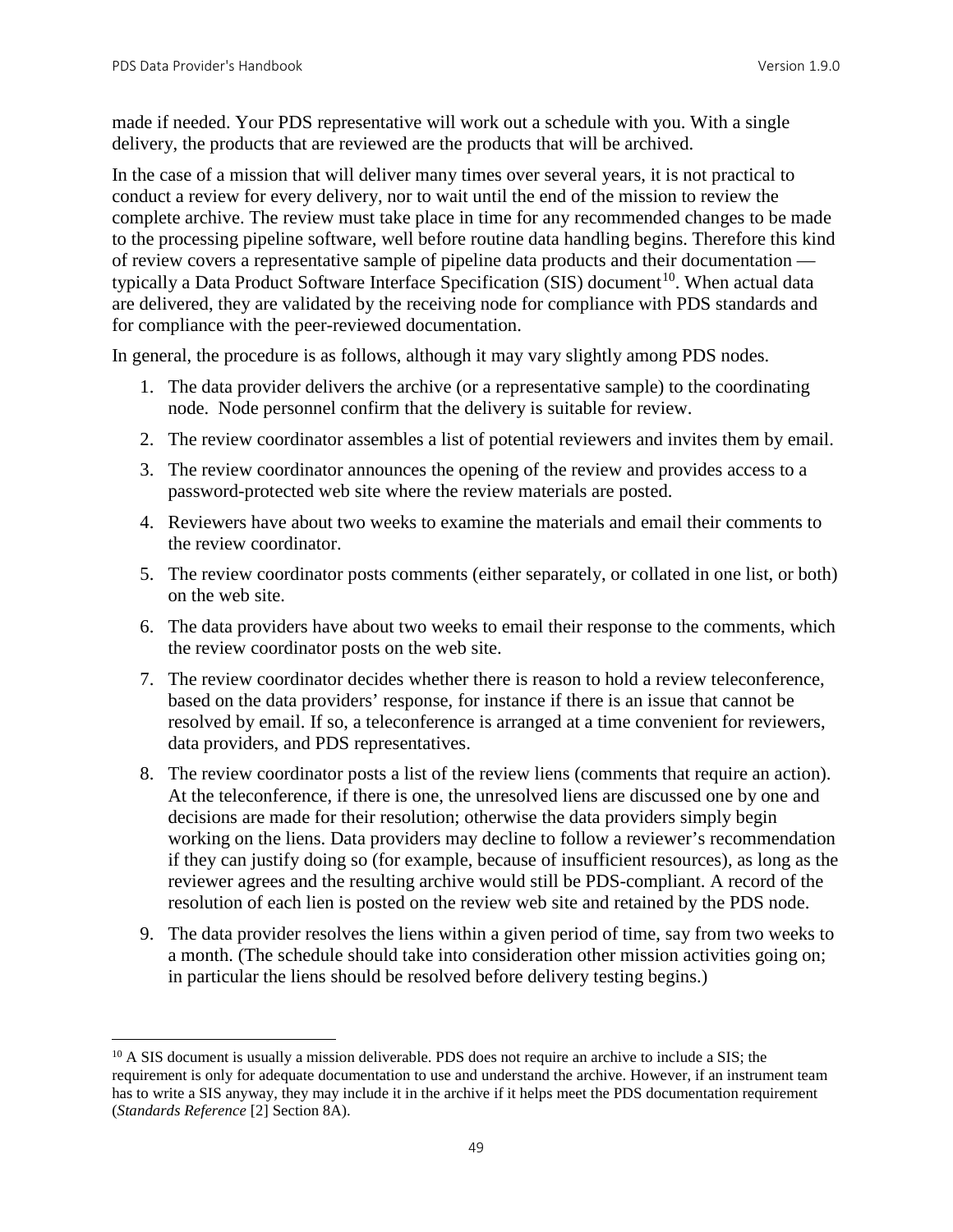made if needed. Your PDS representative will work out a schedule with you. With a single delivery, the products that are reviewed are the products that will be archived.

In the case of a mission that will deliver many times over several years, it is not practical to conduct a review for every delivery, nor to wait until the end of the mission to review the complete archive. The review must take place in time for any recommended changes to be made to the processing pipeline software, well before routine data handling begins. Therefore this kind of review covers a representative sample of pipeline data products and their documentation — typically a Data Product Software Interface Specification (SIS) document[10]. When actual data are delivered, they are validated by the receiving node for compliance with PDS standards and for compliance with the peer-reviewed documentation.

In general, the procedure is as follows, although it may vary slightly among PDS nodes.

1. The data provider delivers the archive (or a representative sample) to the coordinating node. Node personnel confirm that the delivery is suitable for review.
2. The review coordinator assembles a list of potential reviewers and invites them by email.
3. The review coordinator announces the opening of the review and provides access to a password-protected web site where the review materials are posted.
4. Reviewers have about two weeks to examine the materials and email their comments to the review coordinator.
5. The review coordinator posts comments (either separately, or collated in one list, or both) on the web site.
6. The data providers have about two weeks to email their response to the comments, which the review coordinator posts on the web site.
7. The review coordinator decides whether there is reason to hold a review teleconference, based on the data providers' response, for instance if there is an issue that cannot be resolved by email. If so, a teleconference is arranged at a time convenient for reviewers, data providers, and PDS representatives.
8. The review coordinator posts a list of the review liens (comments that require an action). At the teleconference, if there is one, the unresolved liens are discussed one by one and decisions are made for their resolution; otherwise the data providers simply begin working on the liens. Data providers may decline to follow a reviewer's recommendation if they can justify doing so (for example, because of insufficient resources), as long as the reviewer agrees and the resulting archive would still be PDS-compliant. A record of the resolution of each lien is posted on the review web site and retained by the PDS node.
9. The data provider resolves the liens within a given period of time, say from two weeks to a month. (The schedule should take into consideration other mission activities going on; in particular the liens should be resolved before delivery testing begins.)

---

[10] A SIS document is usually a mission deliverable. PDS does not require an archive to include a SIS; the requirement is only for adequate documentation to use and understand the archive. However, if an instrument team has to write a SIS anyway, they may include it in the archive if it helps meet the PDS documentation requirement (*Standards Reference* [2] Section 8A).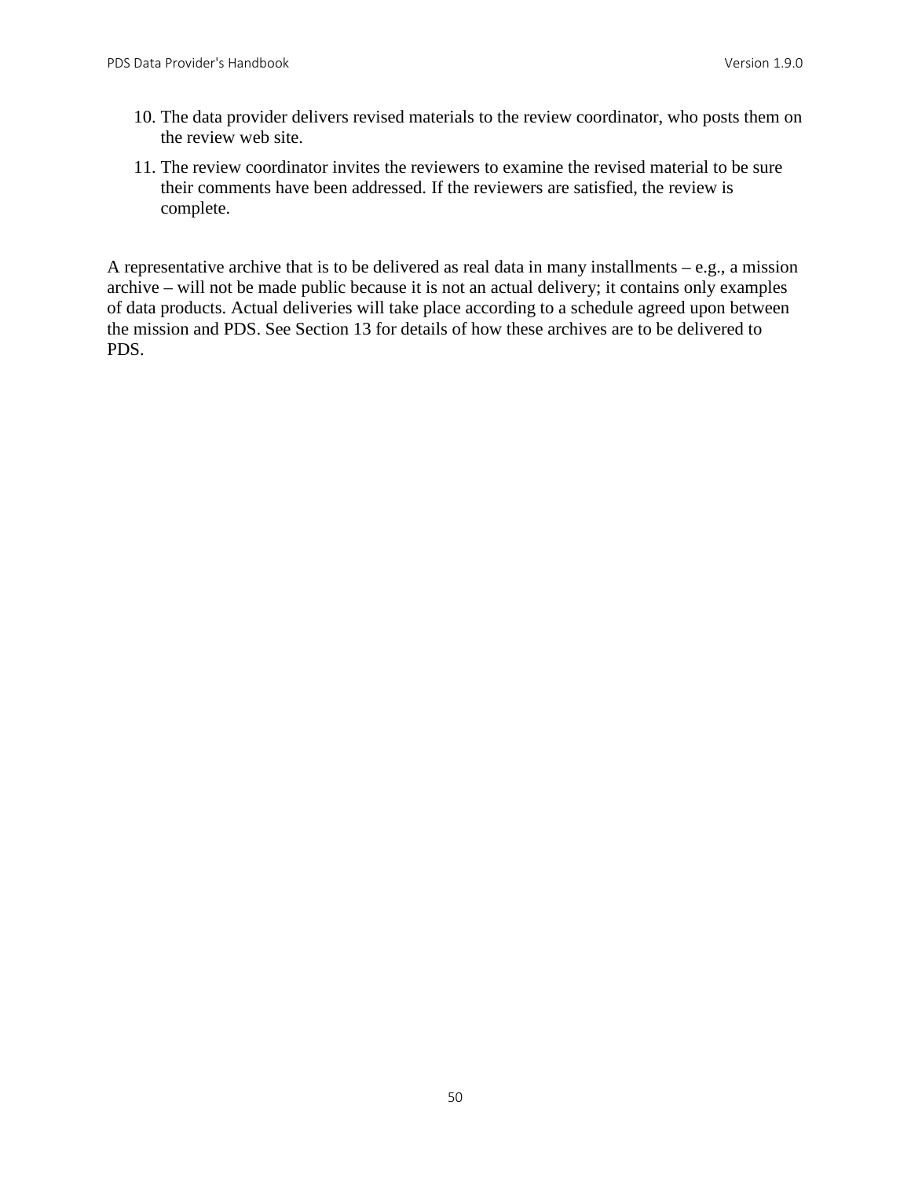10. The data provider delivers revised materials to the review coordinator, who posts them on the review web site.
11. The review coordinator invites the reviewers to examine the revised material to be sure their comments have been addressed. If the reviewers are satisfied, the review is complete.

A representative archive that is to be delivered as real data in many installments – e.g., a mission archive – will not be made public because it is not an actual delivery; it contains only examples of data products. Actual deliveries will take place according to a schedule agreed upon between the mission and PDS. See Section 13 for details of how these archives are to be delivered to PDS.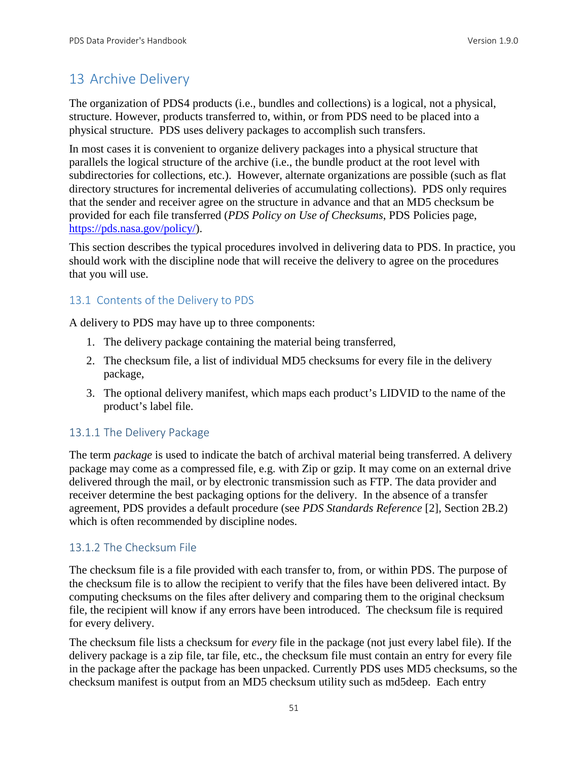# 13 Archive Delivery

The organization of PDS4 products (i.e., bundles and collections) is a logical, not a physical, structure. However, products transferred to, within, or from PDS need to be placed into a physical structure. PDS uses delivery packages to accomplish such transfers.

In most cases it is convenient to organize delivery packages into a physical structure that parallels the logical structure of the archive (i.e., the bundle product at the root level with subdirectories for collections, etc.). However, alternate organizations are possible (such as flat directory structures for incremental deliveries of accumulating collections). PDS only requires that the sender and receiver agree on the structure in advance and that an MD5 checksum be provided for each file transferred (*PDS Policy on Use of Checksums*, PDS Policies page, https://pds.nasa.gov/policy/).

This section describes the typical procedures involved in delivering data to PDS. In practice, you should work with the discipline node that will receive the delivery to agree on the procedures that you will use.

## 13.1 Contents of the Delivery to PDS

A delivery to PDS may have up to three components:

1. The delivery package containing the material being transferred,
2. The checksum file, a list of individual MD5 checksums for every file in the delivery package,
3. The optional delivery manifest, which maps each product's LIDVID to the name of the product's label file.

### 13.1.1 The Delivery Package

The term *package* is used to indicate the batch of archival material being transferred. A delivery package may come as a compressed file, e.g. with Zip or gzip. It may come on an external drive delivered through the mail, or by electronic transmission such as FTP. The data provider and receiver determine the best packaging options for the delivery. In the absence of a transfer agreement, PDS provides a default procedure (see *PDS Standards Reference* [2], Section 2B.2) which is often recommended by discipline nodes.

### 13.1.2 The Checksum File

The checksum file is a file provided with each transfer to, from, or within PDS. The purpose of the checksum file is to allow the recipient to verify that the files have been delivered intact. By computing checksums on the files after delivery and comparing them to the original checksum file, the recipient will know if any errors have been introduced. The checksum file is required for every delivery.

The checksum file lists a checksum for *every* file in the package (not just every label file). If the delivery package is a zip file, tar file, etc., the checksum file must contain an entry for every file in the package after the package has been unpacked. Currently PDS uses MD5 checksums, so the checksum manifest is output from an MD5 checksum utility such as md5deep. Each entry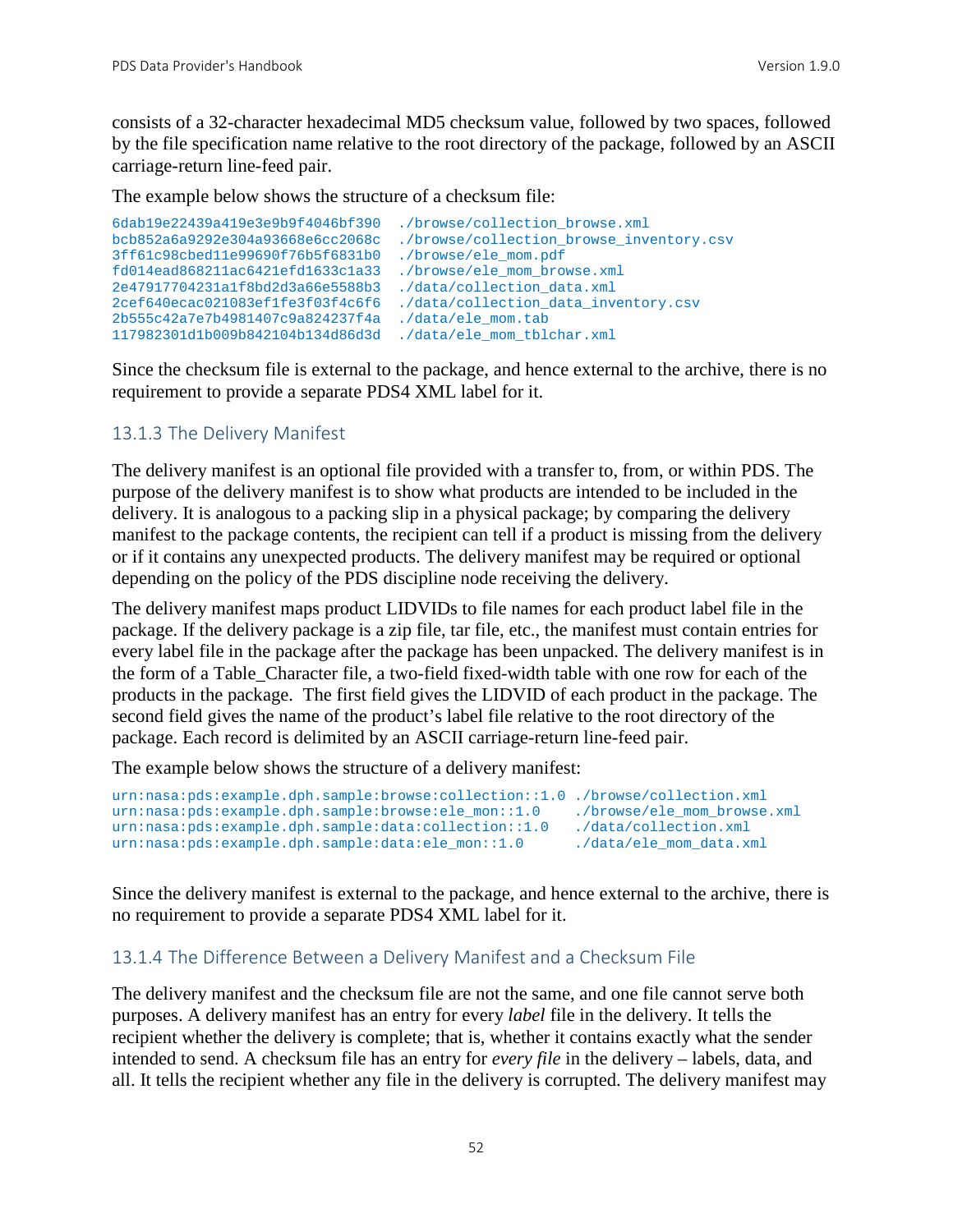consists of a 32-character hexadecimal MD5 checksum value, followed by two spaces, followed by the file specification name relative to the root directory of the package, followed by an ASCII carriage-return line-feed pair.

The example below shows the structure of a checksum file:

```
6dab19e22439a419e3e9b9f4046bf390  ./browse/collection_browse.xml
bcb852a6a9292e304a93668e6cc2068c  ./browse/collection_browse_inventory.csv
3ff61c98cbed11e99690f76b5f6831b0  ./browse/ele_mom.pdf
fd014ead868211ac6421efd1633c1a33  ./browse/ele_mom_browse.xml
2e47917704231a1f8bd2d3a66e5588b3  ./data/collection_data.xml
2cef640ecac021083ef1fe3f03f4c6f6  ./data/collection_data_inventory.csv
2b555c42a7e7b4981407c9a824237f4a  ./data/ele_mom.tab
117982301d1b009b842104b134d86d3d  ./data/ele_mom_tblchar.xml
```

Since the checksum file is external to the package, and hence external to the archive, there is no requirement to provide a separate PDS4 XML label for it.

### 13.1.3 The Delivery Manifest

The delivery manifest is an optional file provided with a transfer to, from, or within PDS. The purpose of the delivery manifest is to show what products are intended to be included in the delivery. It is analogous to a packing slip in a physical package; by comparing the delivery manifest to the package contents, the recipient can tell if a product is missing from the delivery or if it contains any unexpected products. The delivery manifest may be required or optional depending on the policy of the PDS discipline node receiving the delivery.

The delivery manifest maps product LIDVIDs to file names for each product label file in the package. If the delivery package is a zip file, tar file, etc., the manifest must contain entries for every label file in the package after the package has been unpacked. The delivery manifest is in the form of a Table_Character file, a two-field fixed-width table with one row for each of the products in the package. The first field gives the LIDVID of each product in the package. The second field gives the name of the product's label file relative to the root directory of the package. Each record is delimited by an ASCII carriage-return line-feed pair.

The example below shows the structure of a delivery manifest:

```
urn:nasa:pds:example.dph.sample:browse:collection::1.0 ./browse/collection.xml
urn:nasa:pds:example.dph.sample:browse:ele_mon::1.0    ./browse/ele_mom_browse.xml
urn:nasa:pds:example.dph.sample:data:collection::1.0   ./data/collection.xml
urn:nasa:pds:example.dph.sample:data:ele_mon::1.0      ./data/ele_mom_data.xml
```

Since the delivery manifest is external to the package, and hence external to the archive, there is no requirement to provide a separate PDS4 XML label for it.

### 13.1.4 The Difference Between a Delivery Manifest and a Checksum File

The delivery manifest and the checksum file are not the same, and one file cannot serve both purposes. A delivery manifest has an entry for every *label* file in the delivery. It tells the recipient whether the delivery is complete; that is, whether it contains exactly what the sender intended to send. A checksum file has an entry for *every file* in the delivery – labels, data, and all. It tells the recipient whether any file in the delivery is corrupted. The delivery manifest may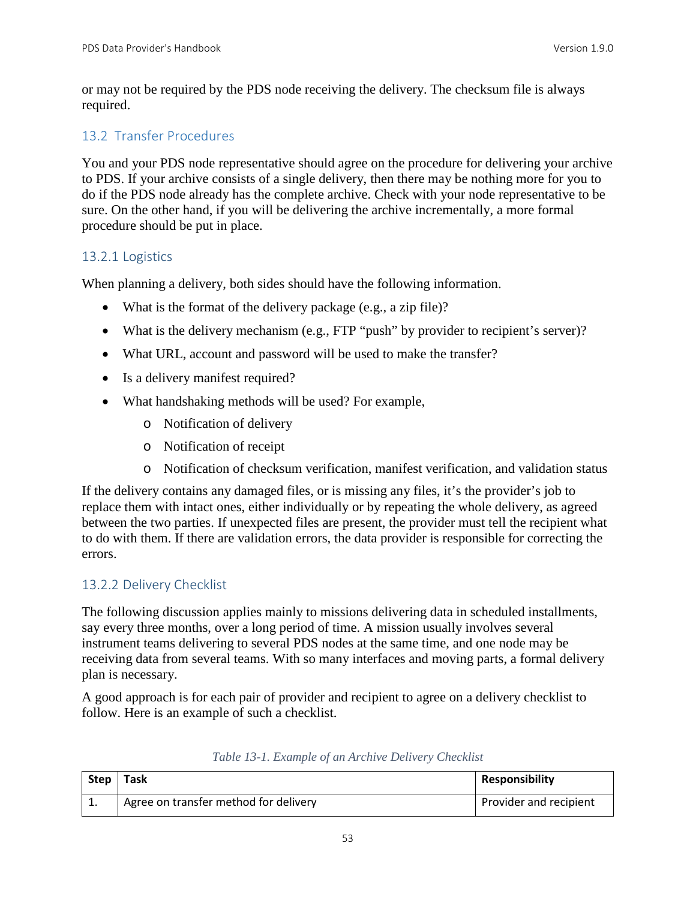or may not be required by the PDS node receiving the delivery. The checksum file is always required.

## 13.2 Transfer Procedures

You and your PDS node representative should agree on the procedure for delivering your archive to PDS. If your archive consists of a single delivery, then there may be nothing more for you to do if the PDS node already has the complete archive. Check with your node representative to be sure. On the other hand, if you will be delivering the archive incrementally, a more formal procedure should be put in place.

### 13.2.1 Logistics

When planning a delivery, both sides should have the following information.

- What is the format of the delivery package (e.g., a zip file)?
- What is the delivery mechanism (e.g., FTP "push" by provider to recipient's server)?
- What URL, account and password will be used to make the transfer?
- Is a delivery manifest required?
- What handshaking methods will be used? For example,
  - Notification of delivery
  - Notification of receipt
  - Notification of checksum verification, manifest verification, and validation status

If the delivery contains any damaged files, or is missing any files, it's the provider's job to replace them with intact ones, either individually or by repeating the whole delivery, as agreed between the two parties. If unexpected files are present, the provider must tell the recipient what to do with them. If there are validation errors, the data provider is responsible for correcting the errors.

### 13.2.2 Delivery Checklist

The following discussion applies mainly to missions delivering data in scheduled installments, say every three months, over a long period of time. A mission usually involves several instrument teams delivering to several PDS nodes at the same time, and one node may be receiving data from several teams. With so many interfaces and moving parts, a formal delivery plan is necessary.

A good approach is for each pair of provider and recipient to agree on a delivery checklist to follow. Here is an example of such a checklist.

*Table 13-1. Example of an Archive Delivery Checklist*

| Step | Task | Responsibility |
|---|---|---|
| 1. | Agree on transfer method for delivery | Provider and recipient |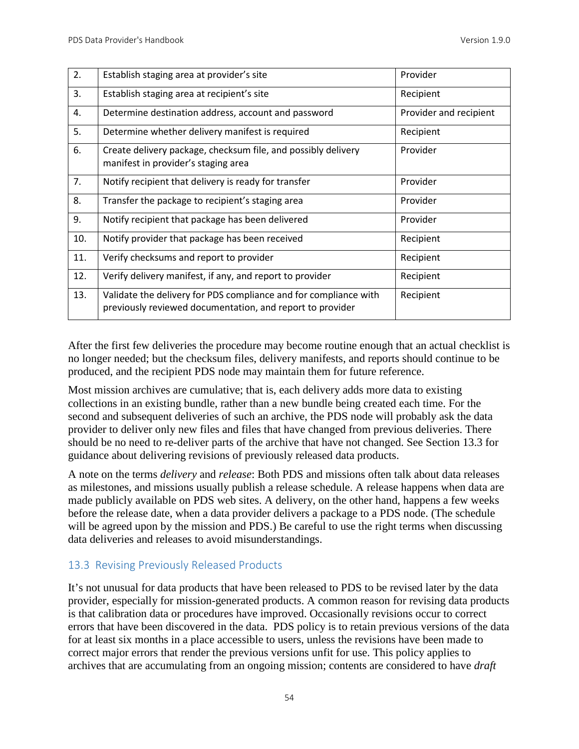| 2. | Establish staging area at provider's site | Provider |
|---|---|---|
| 3. | Establish staging area at recipient's site | Recipient |
| 4. | Determine destination address, account and password | Provider and recipient |
| 5. | Determine whether delivery manifest is required | Recipient |
| 6. | Create delivery package, checksum file, and possibly delivery manifest in provider's staging area | Provider |
| 7. | Notify recipient that delivery is ready for transfer | Provider |
| 8. | Transfer the package to recipient's staging area | Provider |
| 9. | Notify recipient that package has been delivered | Provider |
| 10. | Notify provider that package has been received | Recipient |
| 11. | Verify checksums and report to provider | Recipient |
| 12. | Verify delivery manifest, if any, and report to provider | Recipient |
| 13. | Validate the delivery for PDS compliance and for compliance with previously reviewed documentation, and report to provider | Recipient |

After the first few deliveries the procedure may become routine enough that an actual checklist is no longer needed; but the checksum files, delivery manifests, and reports should continue to be produced, and the recipient PDS node may maintain them for future reference.

Most mission archives are cumulative; that is, each delivery adds more data to existing collections in an existing bundle, rather than a new bundle being created each time. For the second and subsequent deliveries of such an archive, the PDS node will probably ask the data provider to deliver only new files and files that have changed from previous deliveries. There should be no need to re-deliver parts of the archive that have not changed. See Section 13.3 for guidance about delivering revisions of previously released data products.

A note on the terms *delivery* and *release*: Both PDS and missions often talk about data releases as milestones, and missions usually publish a release schedule. A release happens when data are made publicly available on PDS web sites. A delivery, on the other hand, happens a few weeks before the release date, when a data provider delivers a package to a PDS node. (The schedule will be agreed upon by the mission and PDS.) Be careful to use the right terms when discussing data deliveries and releases to avoid misunderstandings.

## 13.3 Revising Previously Released Products

It's not unusual for data products that have been released to PDS to be revised later by the data provider, especially for mission-generated products. A common reason for revising data products is that calibration data or procedures have improved. Occasionally revisions occur to correct errors that have been discovered in the data. PDS policy is to retain previous versions of the data for at least six months in a place accessible to users, unless the revisions have been made to correct major errors that render the previous versions unfit for use. This policy applies to archives that are accumulating from an ongoing mission; contents are considered to have *draft*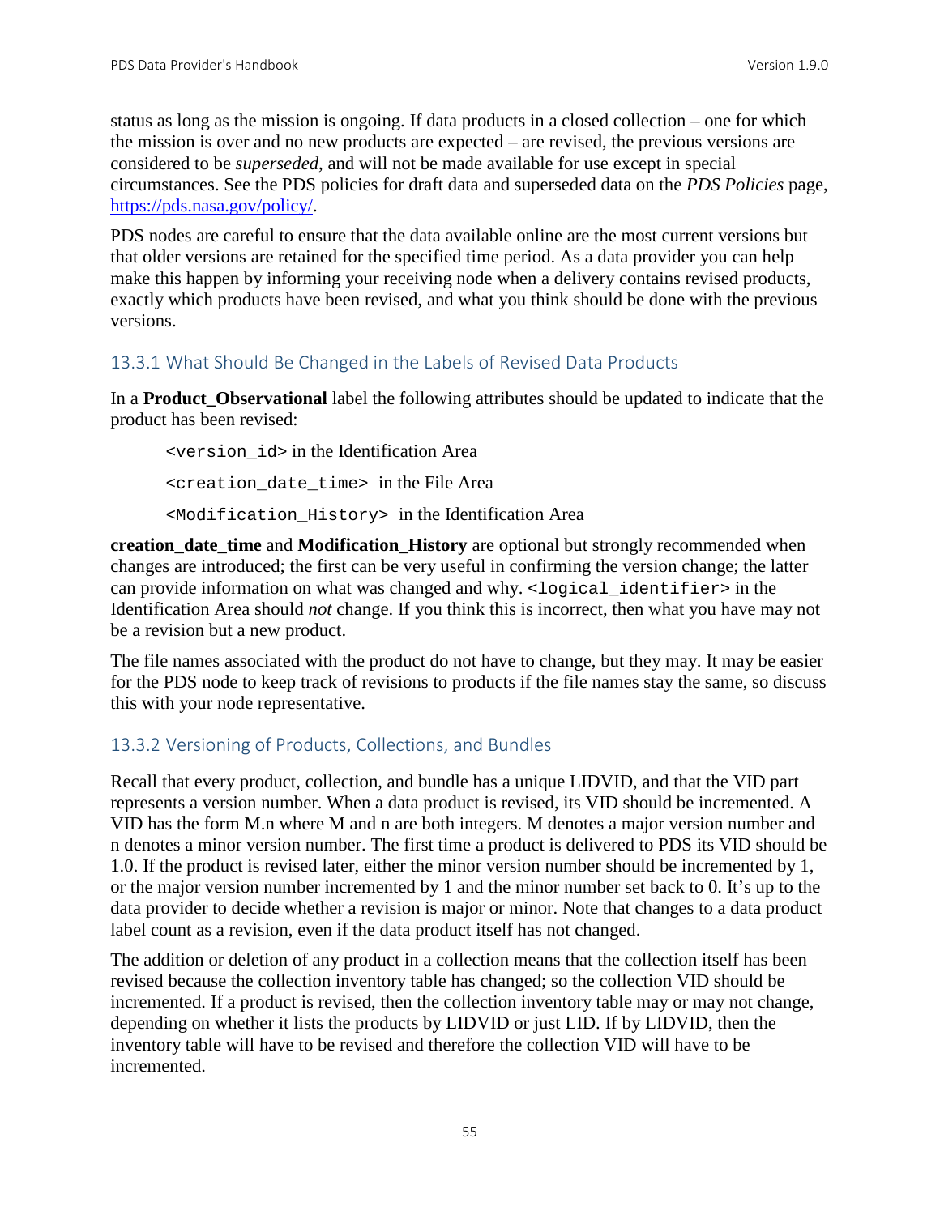status as long as the mission is ongoing. If data products in a closed collection – one for which the mission is over and no new products are expected – are revised, the previous versions are considered to be *superseded*, and will not be made available for use except in special circumstances. See the PDS policies for draft data and superseded data on the *PDS Policies* page, https://pds.nasa.gov/policy/.

PDS nodes are careful to ensure that the data available online are the most current versions but that older versions are retained for the specified time period. As a data provider you can help make this happen by informing your receiving node when a delivery contains revised products, exactly which products have been revised, and what you think should be done with the previous versions.

### 13.3.1 What Should Be Changed in the Labels of Revised Data Products

In a **Product_Observational** label the following attributes should be updated to indicate that the product has been revised:

> `<version_id>` in the Identification Area
>
> `<creation_date_time>` in the File Area
>
> `<Modification_History>` in the Identification Area

**creation_date_time** and **Modification_History** are optional but strongly recommended when changes are introduced; the first can be very useful in confirming the version change; the latter can provide information on what was changed and why. `<logical_identifier>` in the Identification Area should *not* change. If you think this is incorrect, then what you have may not be a revision but a new product.

The file names associated with the product do not have to change, but they may. It may be easier for the PDS node to keep track of revisions to products if the file names stay the same, so discuss this with your node representative.

### 13.3.2 Versioning of Products, Collections, and Bundles

Recall that every product, collection, and bundle has a unique LIDVID, and that the VID part represents a version number. When a data product is revised, its VID should be incremented. A VID has the form M.n where M and n are both integers. M denotes a major version number and n denotes a minor version number. The first time a product is delivered to PDS its VID should be 1.0. If the product is revised later, either the minor version number should be incremented by 1, or the major version number incremented by 1 and the minor number set back to 0. It's up to the data provider to decide whether a revision is major or minor. Note that changes to a data product label count as a revision, even if the data product itself has not changed.

The addition or deletion of any product in a collection means that the collection itself has been revised because the collection inventory table has changed; so the collection VID should be incremented. If a product is revised, then the collection inventory table may or may not change, depending on whether it lists the products by LIDVID or just LID. If by LIDVID, then the inventory table will have to be revised and therefore the collection VID will have to be incremented.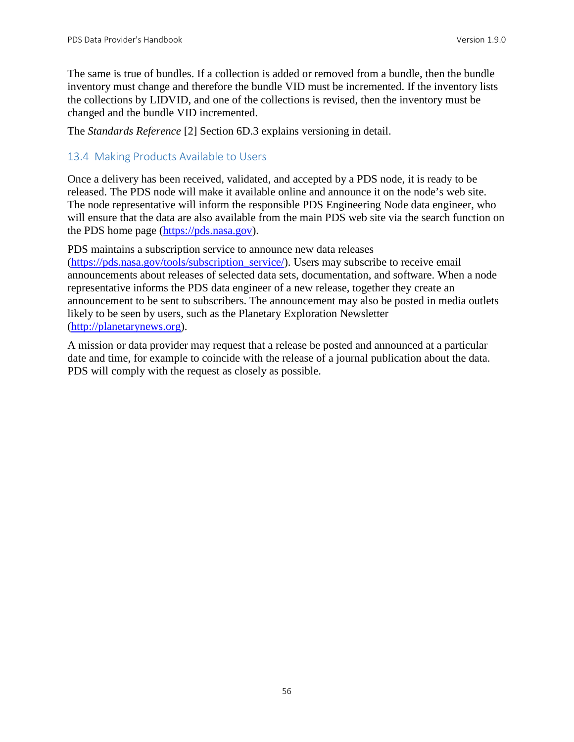The same is true of bundles. If a collection is added or removed from a bundle, then the bundle inventory must change and therefore the bundle VID must be incremented. If the inventory lists the collections by LIDVID, and one of the collections is revised, then the inventory must be changed and the bundle VID incremented.

The *Standards Reference* [2] Section 6D.3 explains versioning in detail.

## 13.4 Making Products Available to Users

Once a delivery has been received, validated, and accepted by a PDS node, it is ready to be released. The PDS node will make it available online and announce it on the node's web site. The node representative will inform the responsible PDS Engineering Node data engineer, who will ensure that the data are also available from the main PDS web site via the search function on the PDS home page (https://pds.nasa.gov).

PDS maintains a subscription service to announce new data releases (https://pds.nasa.gov/tools/subscription_service/). Users may subscribe to receive email announcements about releases of selected data sets, documentation, and software. When a node representative informs the PDS data engineer of a new release, together they create an announcement to be sent to subscribers. The announcement may also be posted in media outlets likely to be seen by users, such as the Planetary Exploration Newsletter (http://planetarynews.org).

A mission or data provider may request that a release be posted and announced at a particular date and time, for example to coincide with the release of a journal publication about the data. PDS will comply with the request as closely as possible.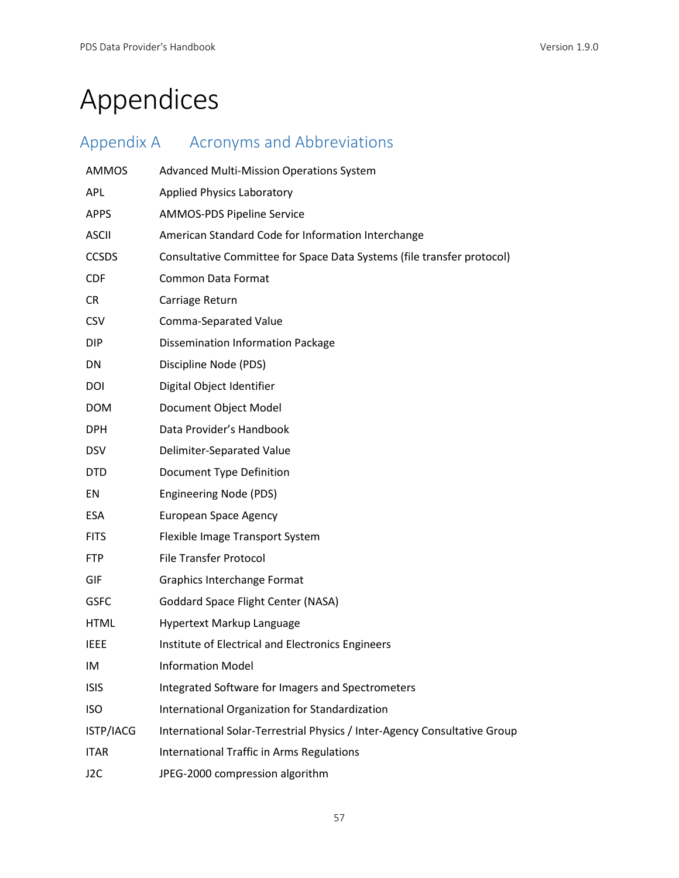# Appendices

## Appendix A Acronyms and Abbreviations

| | |
|---|---|
| AMMOS | Advanced Multi-Mission Operations System |
| APL | Applied Physics Laboratory |
| APPS | AMMOS-PDS Pipeline Service |
| ASCII | American Standard Code for Information Interchange |
| CCSDS | Consultative Committee for Space Data Systems (file transfer protocol) |
| CDF | Common Data Format |
| CR | Carriage Return |
| CSV | Comma-Separated Value |
| DIP | Dissemination Information Package |
| DN | Discipline Node (PDS) |
| DOI | Digital Object Identifier |
| DOM | Document Object Model |
| DPH | Data Provider’s Handbook |
| DSV | Delimiter-Separated Value |
| DTD | Document Type Definition |
| EN | Engineering Node (PDS) |
| ESA | European Space Agency |
| FITS | Flexible Image Transport System |
| FTP | File Transfer Protocol |
| GIF | Graphics Interchange Format |
| GSFC | Goddard Space Flight Center (NASA) |
| HTML | Hypertext Markup Language |
| IEEE | Institute of Electrical and Electronics Engineers |
| IM | Information Model |
| ISIS | Integrated Software for Imagers and Spectrometers |
| ISO | International Organization for Standardization |
| ISTP/IACG | International Solar-Terrestrial Physics / Inter-Agency Consultative Group |
| ITAR | International Traffic in Arms Regulations |
| J2C | JPEG-2000 compression algorithm |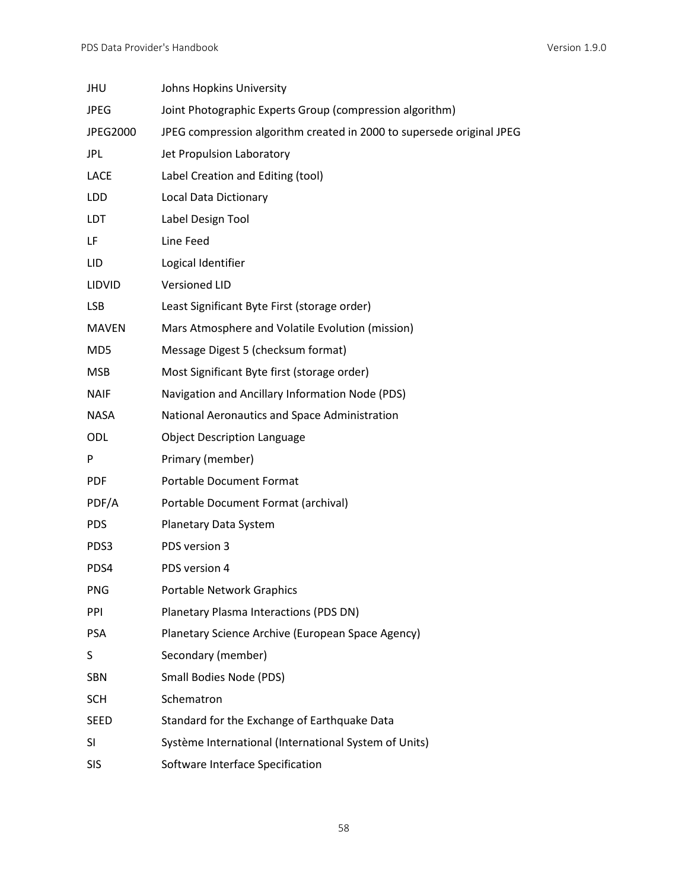| | |
|---|---|
| JHU | Johns Hopkins University |
| JPEG | Joint Photographic Experts Group (compression algorithm) |
| JPEG2000 | JPEG compression algorithm created in 2000 to supersede original JPEG |
| JPL | Jet Propulsion Laboratory |
| LACE | Label Creation and Editing (tool) |
| LDD | Local Data Dictionary |
| LDT | Label Design Tool |
| LF | Line Feed |
| LID | Logical Identifier |
| LIDVID | Versioned LID |
| LSB | Least Significant Byte First (storage order) |
| MAVEN | Mars Atmosphere and Volatile Evolution (mission) |
| MD5 | Message Digest 5 (checksum format) |
| MSB | Most Significant Byte first (storage order) |
| NAIF | Navigation and Ancillary Information Node (PDS) |
| NASA | National Aeronautics and Space Administration |
| ODL | Object Description Language |
| P | Primary (member) |
| PDF | Portable Document Format |
| PDF/A | Portable Document Format (archival) |
| PDS | Planetary Data System |
| PDS3 | PDS version 3 |
| PDS4 | PDS version 4 |
| PNG | Portable Network Graphics |
| PPI | Planetary Plasma Interactions (PDS DN) |
| PSA | Planetary Science Archive (European Space Agency) |
| S | Secondary (member) |
| SBN | Small Bodies Node (PDS) |
| SCH | Schematron |
| SEED | Standard for the Exchange of Earthquake Data |
| SI | Système International (International System of Units) |
| SIS | Software Interface Specification |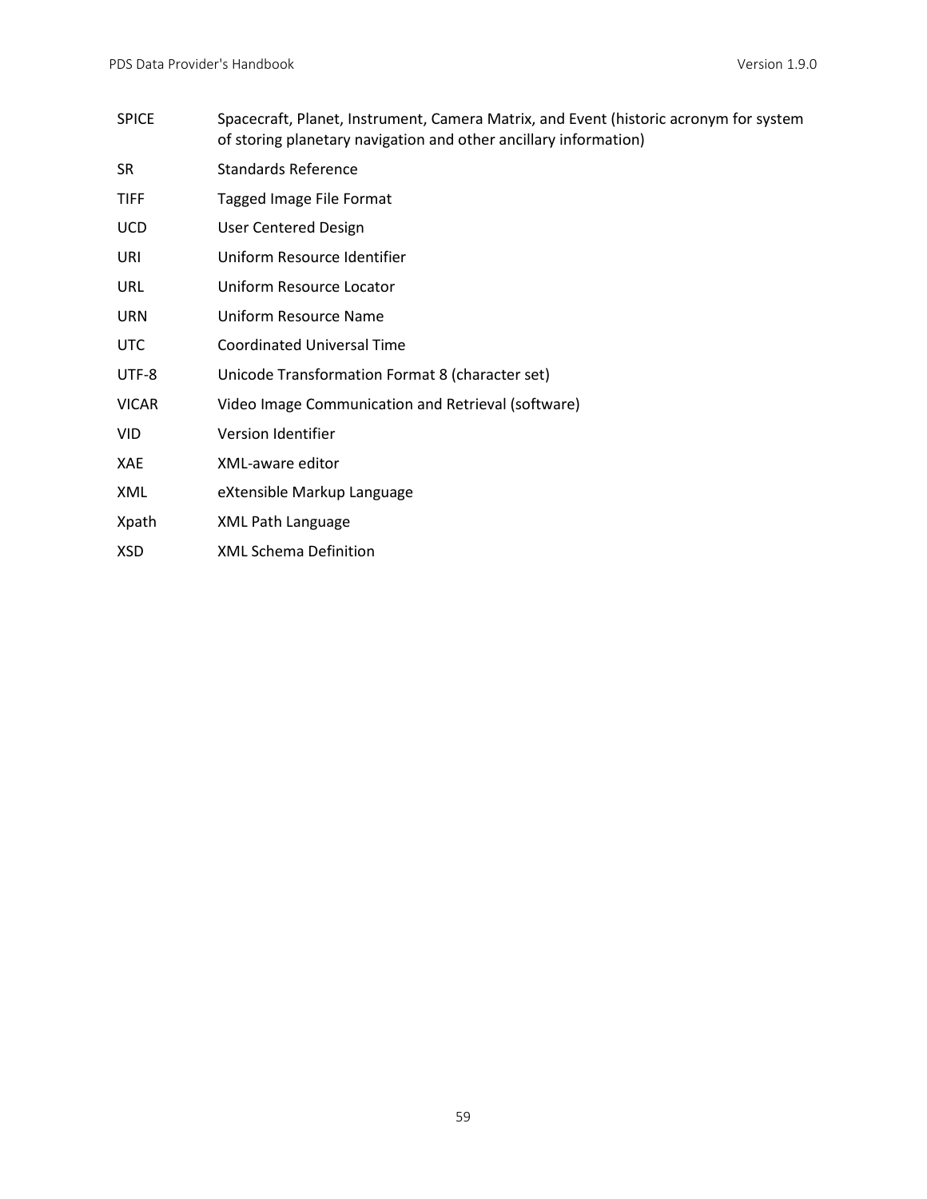| | |
|---|---|
| SPICE | Spacecraft, Planet, Instrument, Camera Matrix, and Event (historic acronym for system of storing planetary navigation and other ancillary information) |
| SR | Standards Reference |
| TIFF | Tagged Image File Format |
| UCD | User Centered Design |
| URI | Uniform Resource Identifier |
| URL | Uniform Resource Locator |
| URN | Uniform Resource Name |
| UTC | Coordinated Universal Time |
| UTF-8 | Unicode Transformation Format 8 (character set) |
| VICAR | Video Image Communication and Retrieval (software) |
| VID | Version Identifier |
| XAE | XML-aware editor |
| XML | eXtensible Markup Language |
| Xpath | XML Path Language |
| XSD | XML Schema Definition |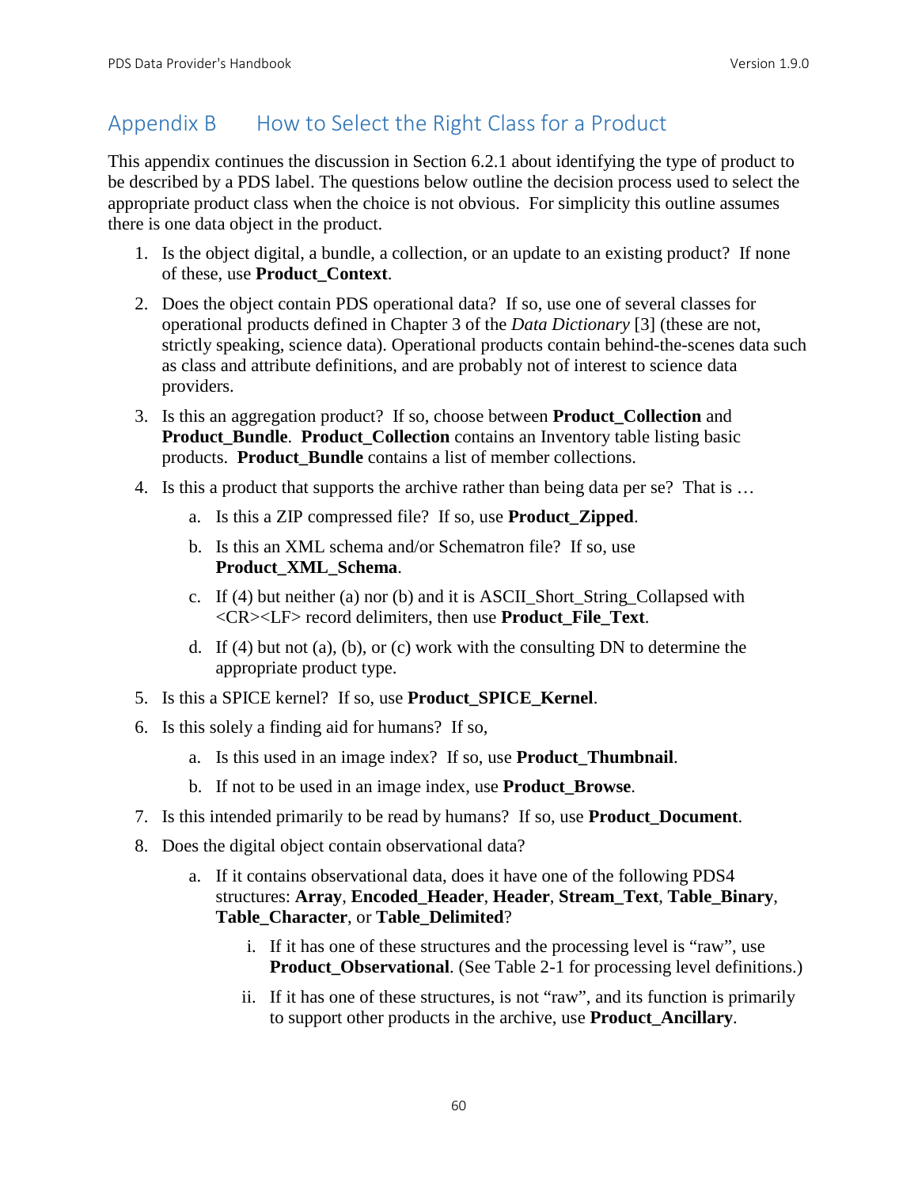# Appendix B How to Select the Right Class for a Product

This appendix continues the discussion in Section 6.2.1 about identifying the type of product to be described by a PDS label. The questions below outline the decision process used to select the appropriate product class when the choice is not obvious. For simplicity this outline assumes there is one data object in the product.

1. Is the object digital, a bundle, a collection, or an update to an existing product? If none of these, use **Product_Context**.
2. Does the object contain PDS operational data? If so, use one of several classes for operational products defined in Chapter 3 of the *Data Dictionary* [3] (these are not, strictly speaking, science data). Operational products contain behind-the-scenes data such as class and attribute definitions, and are probably not of interest to science data providers.
3. Is this an aggregation product? If so, choose between **Product_Collection** and **Product_Bundle**. **Product_Collection** contains an Inventory table listing basic products. **Product_Bundle** contains a list of member collections.
4. Is this a product that supports the archive rather than being data per se? That is …
   a. Is this a ZIP compressed file? If so, use **Product_Zipped**.
   b. Is this an XML schema and/or Schematron file? If so, use **Product_XML_Schema**.
   c. If (4) but neither (a) nor (b) and it is ASCII_Short_String_Collapsed with <CR><LF> record delimiters, then use **Product_File_Text**.
   d. If (4) but not (a), (b), or (c) work with the consulting DN to determine the appropriate product type.
5. Is this a SPICE kernel? If so, use **Product_SPICE_Kernel**.
6. Is this solely a finding aid for humans? If so,
   a. Is this used in an image index? If so, use **Product_Thumbnail**.
   b. If not to be used in an image index, use **Product_Browse**.
7. Is this intended primarily to be read by humans? If so, use **Product_Document**.
8. Does the digital object contain observational data?
   a. If it contains observational data, does it have one of the following PDS4 structures: **Array**, **Encoded_Header**, **Header**, **Stream_Text**, **Table_Binary**, **Table_Character**, or **Table_Delimited**?
      i. If it has one of these structures and the processing level is "raw", use **Product_Observational**. (See Table 2-1 for processing level definitions.)
      ii. If it has one of these structures, is not "raw", and its function is primarily to support other products in the archive, use **Product_Ancillary**.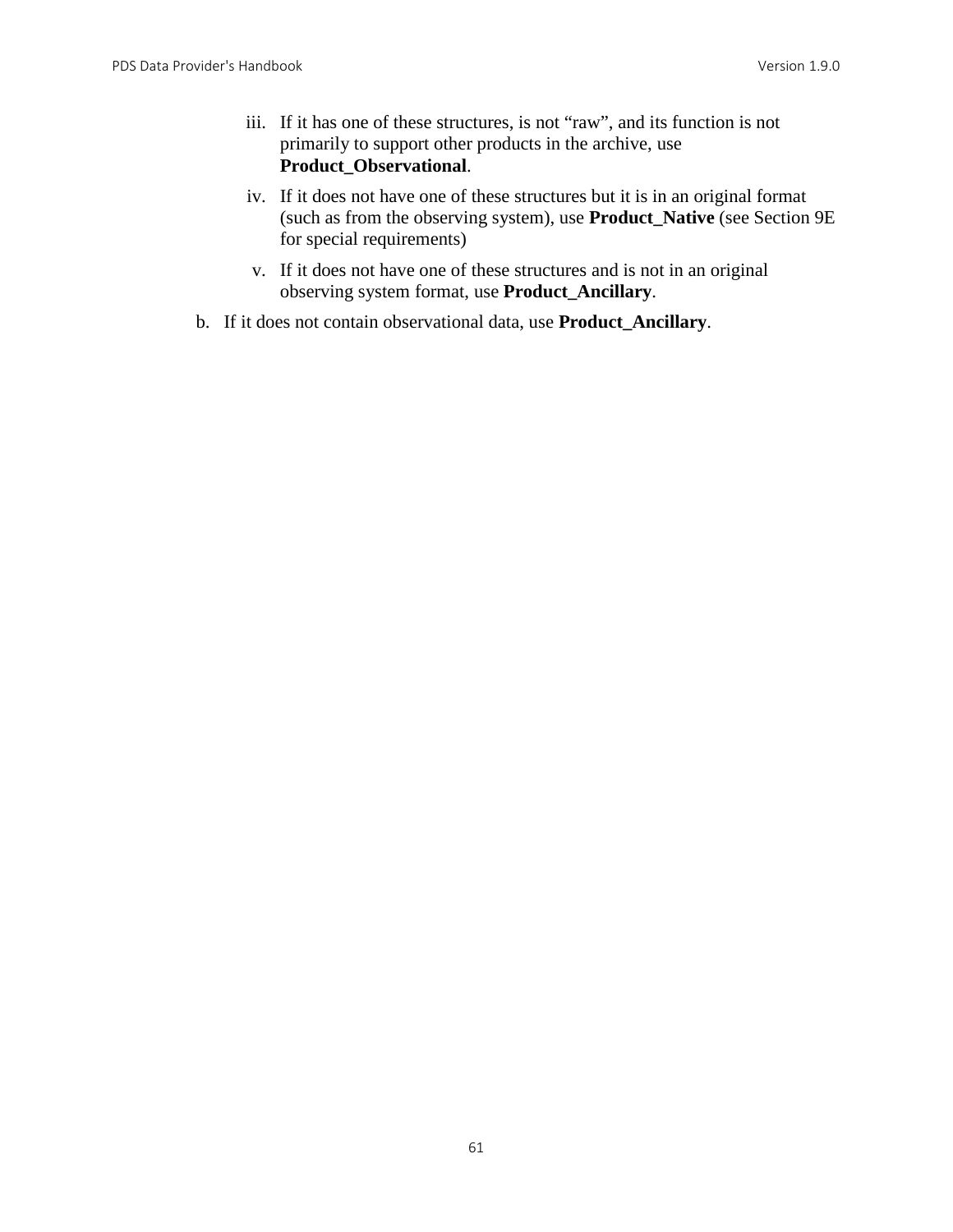iii. If it has one of these structures, is not “raw”, and its function is not primarily to support other products in the archive, use **Product_Observational**.
   iv. If it does not have one of these structures but it is in an original format (such as from the observing system), use **Product_Native** (see Section 9E for special requirements)
   v. If it does not have one of these structures and is not in an original observing system format, use **Product_Ancillary**.

b. If it does not contain observational data, use **Product_Ancillary**.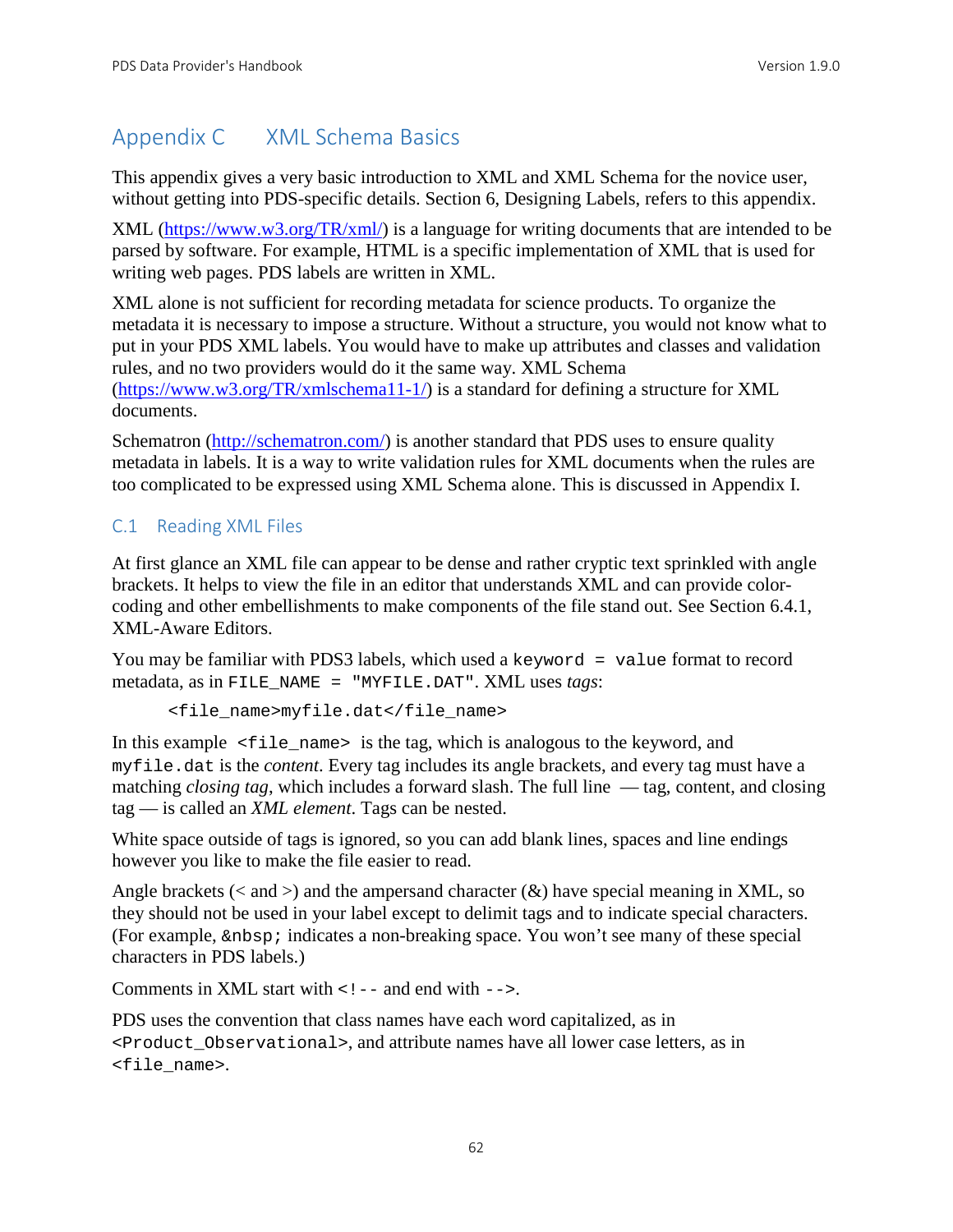# Appendix C XML Schema Basics

This appendix gives a very basic introduction to XML and XML Schema for the novice user, without getting into PDS-specific details. Section 6, Designing Labels, refers to this appendix.

XML (https://www.w3.org/TR/xml/) is a language for writing documents that are intended to be parsed by software. For example, HTML is a specific implementation of XML that is used for writing web pages. PDS labels are written in XML.

XML alone is not sufficient for recording metadata for science products. To organize the metadata it is necessary to impose a structure. Without a structure, you would not know what to put in your PDS XML labels. You would have to make up attributes and classes and validation rules, and no two providers would do it the same way. XML Schema (https://www.w3.org/TR/xmlschema11-1/) is a standard for defining a structure for XML documents.

Schematron (http://schematron.com/) is another standard that PDS uses to ensure quality metadata in labels. It is a way to write validation rules for XML documents when the rules are too complicated to be expressed using XML Schema alone. This is discussed in Appendix I.

## C.1 Reading XML Files

At first glance an XML file can appear to be dense and rather cryptic text sprinkled with angle brackets. It helps to view the file in an editor that understands XML and can provide color-coding and other embellishments to make components of the file stand out. See Section 6.4.1, XML-Aware Editors.

You may be familiar with PDS3 labels, which used a `keyword = value` format to record metadata, as in `FILE_NAME = "MYFILE.DAT"`. XML uses *tags*:

```
<file_name>myfile.dat</file_name>
```

In this example `<file_name>` is the tag, which is analogous to the keyword, and `myfile.dat` is the *content*. Every tag includes its angle brackets, and every tag must have a matching *closing tag*, which includes a forward slash. The full line — tag, content, and closing tag — is called an *XML element*. Tags can be nested.

White space outside of tags is ignored, so you can add blank lines, spaces and line endings however you like to make the file easier to read.

Angle brackets (< and >) and the ampersand character (&) have special meaning in XML, so they should not be used in your label except to delimit tags and to indicate special characters. (For example, `&nbsp;` indicates a non-breaking space. You won't see many of these special characters in PDS labels.)

Comments in XML start with `<!--` and end with `-->`.

PDS uses the convention that class names have each word capitalized, as in `<Product_Observational>`, and attribute names have all lower case letters, as in `<file_name>`.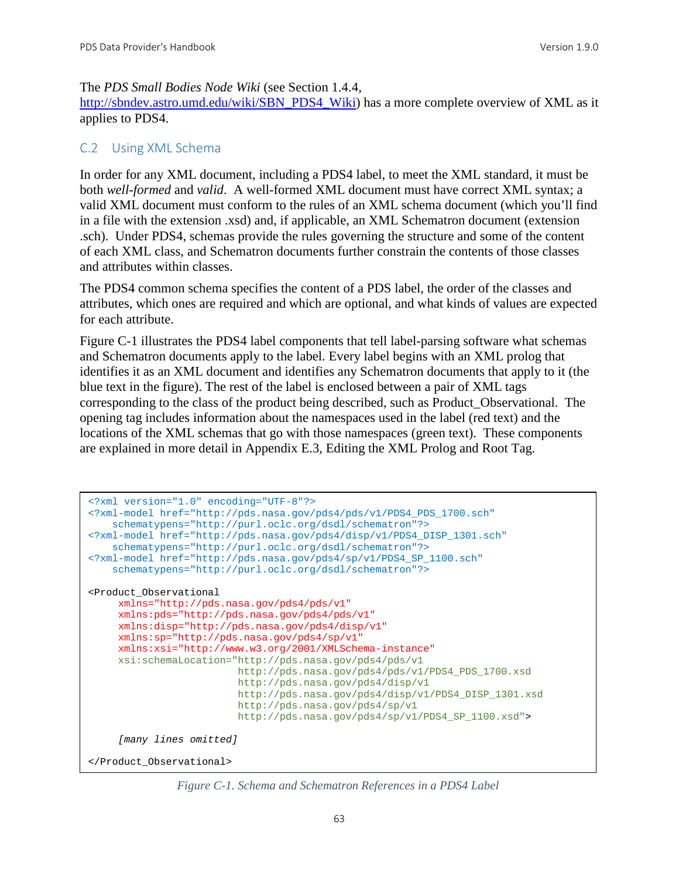The *PDS Small Bodies Node Wiki* (see Section 1.4.4, http://sbndev.astro.umd.edu/wiki/SBN_PDS4_Wiki) has a more complete overview of XML as it applies to PDS4.

## C.2 Using XML Schema

In order for any XML document, including a PDS4 label, to meet the XML standard, it must be both *well-formed* and *valid*. A well-formed XML document must have correct XML syntax; a valid XML document must conform to the rules of an XML schema document (which you'll find in a file with the extension .xsd) and, if applicable, an XML Schematron document (extension .sch). Under PDS4, schemas provide the rules governing the structure and some of the content of each XML class, and Schematron documents further constrain the contents of those classes and attributes within classes.

The PDS4 common schema specifies the content of a PDS label, the order of the classes and attributes, which ones are required and which are optional, and what kinds of values are expected for each attribute.

Figure C-1 illustrates the PDS4 label components that tell label-parsing software what schemas and Schematron documents apply to the label. Every label begins with an XML prolog that identifies it as an XML document and identifies any Schematron documents that apply to it (the blue text in the figure). The rest of the label is enclosed between a pair of XML tags corresponding to the class of the product being described, such as Product_Observational. The opening tag includes information about the namespaces used in the label (red text) and the locations of the XML schemas that go with those namespaces (green text). These components are explained in more detail in Appendix E.3, Editing the XML Prolog and Root Tag.

```
<?xml version="1.0" encoding="UTF-8"?>
<?xml-model href="http://pds.nasa.gov/pds4/pds/v1/PDS4_PDS_1700.sch"
    schematypens="http://purl.oclc.org/dsdl/schematron"?>
<?xml-model href="http://pds.nasa.gov/pds4/disp/v1/PDS4_DISP_1301.sch"
    schematypens="http://purl.oclc.org/dsdl/schematron"?>
<?xml-model href="http://pds.nasa.gov/pds4/sp/v1/PDS4_SP_1100.sch"
    schematypens="http://purl.oclc.org/dsdl/schematron"?>

<Product_Observational
     xmlns="http://pds.nasa.gov/pds4/pds/v1"
     xmlns:pds="http://pds.nasa.gov/pds4/pds/v1"
     xmlns:disp="http://pds.nasa.gov/pds4/disp/v1"
     xmlns:sp="http://pds.nasa.gov/pds4/sp/v1"
     xmlns:xsi="http://www.w3.org/2001/XMLSchema-instance"
     xsi:schemaLocation="http://pds.nasa.gov/pds4/pds/v1
                         http://pds.nasa.gov/pds4/pds/v1/PDS4_PDS_1700.xsd
                         http://pds.nasa.gov/pds4/disp/v1
                         http://pds.nasa.gov/pds4/disp/v1/PDS4_DISP_1301.xsd
                         http://pds.nasa.gov/pds4/sp/v1
                         http://pds.nasa.gov/pds4/sp/v1/PDS4_SP_1100.xsd">

     [many lines omitted]

</Product_Observational>
```

*Figure C-1. Schema and Schematron References in a PDS4 Label*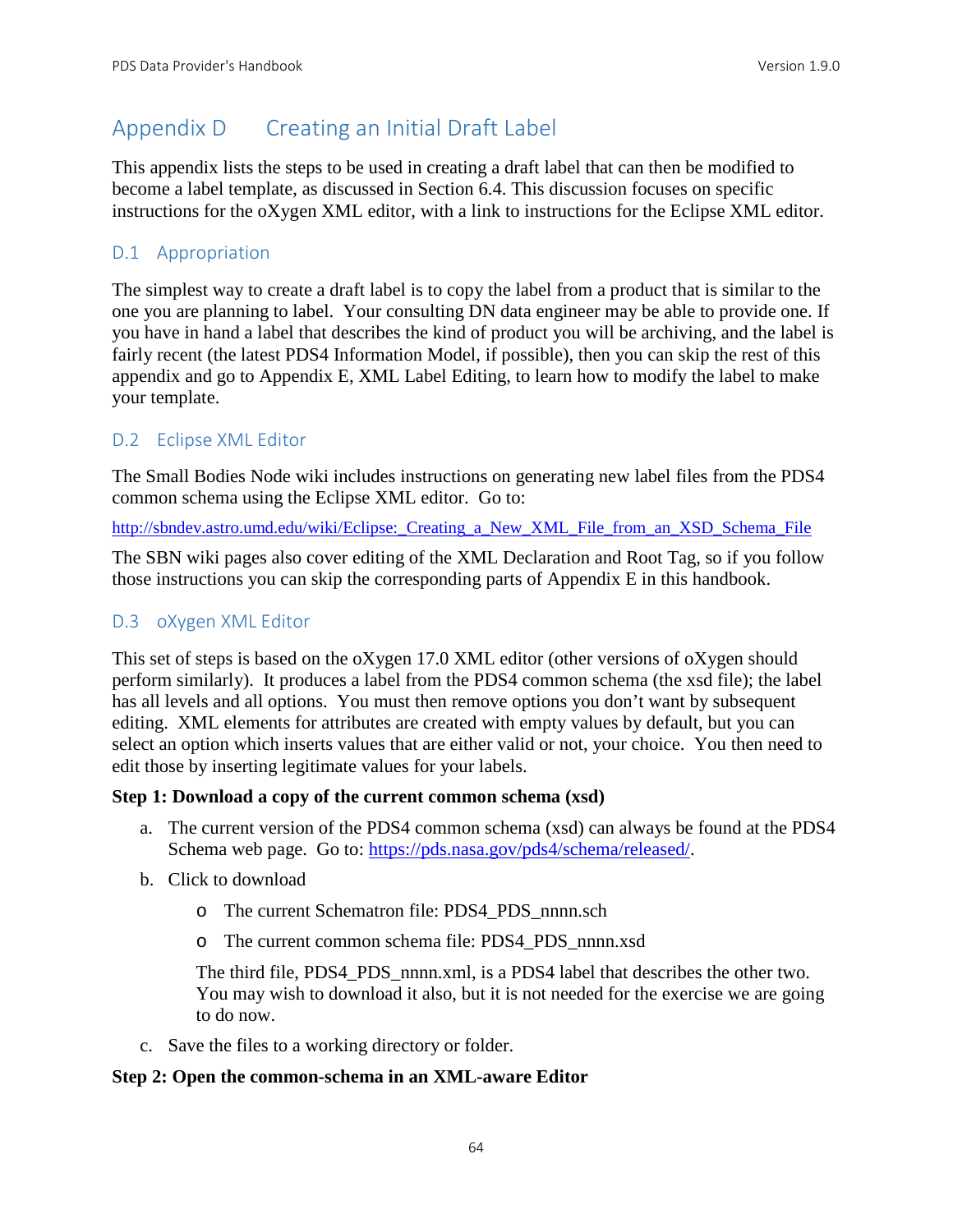# Appendix D Creating an Initial Draft Label

This appendix lists the steps to be used in creating a draft label that can then be modified to become a label template, as discussed in Section 6.4. This discussion focuses on specific instructions for the oXygen XML editor, with a link to instructions for the Eclipse XML editor.

## D.1 Appropriation

The simplest way to create a draft label is to copy the label from a product that is similar to the one you are planning to label. Your consulting DN data engineer may be able to provide one. If you have in hand a label that describes the kind of product you will be archiving, and the label is fairly recent (the latest PDS4 Information Model, if possible), then you can skip the rest of this appendix and go to Appendix E, XML Label Editing, to learn how to modify the label to make your template.

## D.2 Eclipse XML Editor

The Small Bodies Node wiki includes instructions on generating new label files from the PDS4 common schema using the Eclipse XML editor. Go to:

http://sbndev.astro.umd.edu/wiki/Eclipse:_Creating_a_New_XML_File_from_an_XSD_Schema_File

The SBN wiki pages also cover editing of the XML Declaration and Root Tag, so if you follow those instructions you can skip the corresponding parts of Appendix E in this handbook.

## D.3 oXygen XML Editor

This set of steps is based on the oXygen 17.0 XML editor (other versions of oXygen should perform similarly). It produces a label from the PDS4 common schema (the xsd file); the label has all levels and all options. You must then remove options you don't want by subsequent editing. XML elements for attributes are created with empty values by default, but you can select an option which inserts values that are either valid or not, your choice. You then need to edit those by inserting legitimate values for your labels.

**Step 1: Download a copy of the current common schema (xsd)**

a. The current version of the PDS4 common schema (xsd) can always be found at the PDS4 Schema web page. Go to: https://pds.nasa.gov/pds4/schema/released/.

b. Click to download

   - The current Schematron file: PDS4_PDS_nnnn.sch
   - The current common schema file: PDS4_PDS_nnnn.xsd

   The third file, PDS4_PDS_nnnn.xml, is a PDS4 label that describes the other two. You may wish to download it also, but it is not needed for the exercise we are going to do now.

c. Save the files to a working directory or folder.

**Step 2: Open the common-schema in an XML-aware Editor**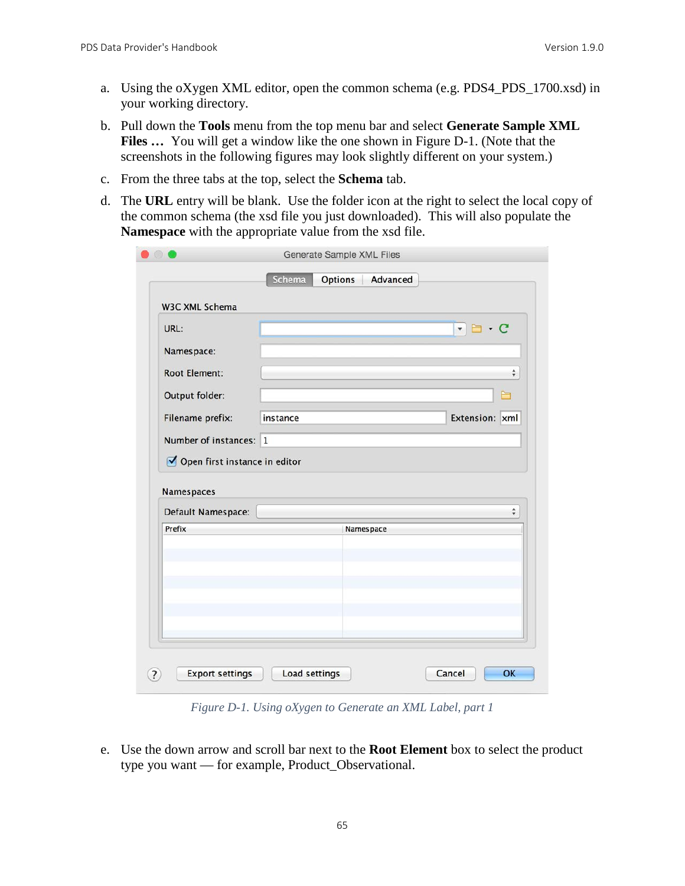a. Using the oXygen XML editor, open the common schema (e.g. PDS4_PDS_1700.xsd) in your working directory.

b. Pull down the **Tools** menu from the top menu bar and select **Generate Sample XML Files …** You will get a window like the one shown in Figure D-1. (Note that the screenshots in the following figures may look slightly different on your system.)

c. From the three tabs at the top, select the **Schema** tab.

d. The **URL** entry will be blank. Use the folder icon at the right to select the local copy of the common schema (the xsd file you just downloaded). This will also populate the **Namespace** with the appropriate value from the xsd file.

*Figure D-1. Using oXygen to Generate an XML Label, part 1*

e. Use the down arrow and scroll bar next to the **Root Element** box to select the product type you want — for example, Product_Observational.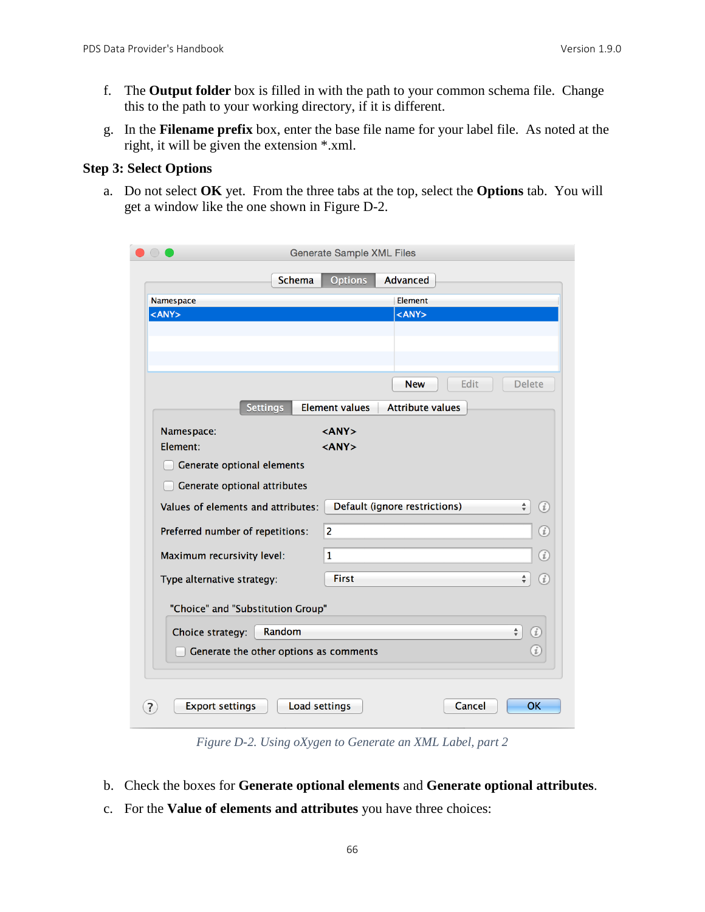f. The **Output folder** box is filled in with the path to your common schema file. Change this to the path to your working directory, if it is different.

g. In the **Filename prefix** box, enter the base file name for your label file. As noted at the right, it will be given the extension *.xml.

**Step 3: Select Options**

a. Do not select **OK** yet. From the three tabs at the top, select the **Options** tab. You will get a window like the one shown in Figure D-2.

*Figure D-2. Using oXygen to Generate an XML Label, part 2*

b. Check the boxes for **Generate optional elements** and **Generate optional attributes**.

c. For the **Value of elements and attributes** you have three choices: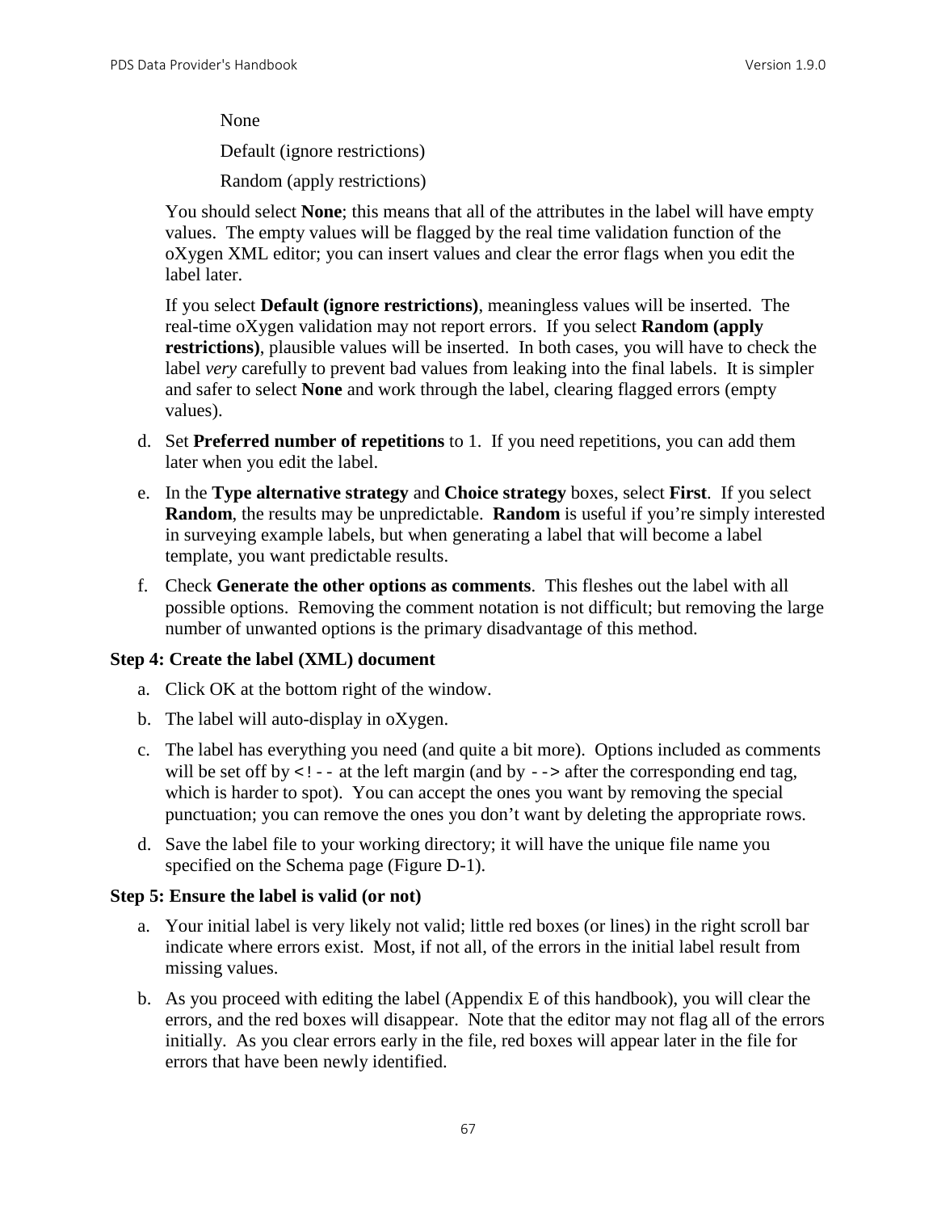None

Default (ignore restrictions)

Random (apply restrictions)

You should select **None**; this means that all of the attributes in the label will have empty values. The empty values will be flagged by the real time validation function of the oXygen XML editor; you can insert values and clear the error flags when you edit the label later.

If you select **Default (ignore restrictions)**, meaningless values will be inserted. The real-time oXygen validation may not report errors. If you select **Random (apply restrictions)**, plausible values will be inserted. In both cases, you will have to check the label *very* carefully to prevent bad values from leaking into the final labels. It is simpler and safer to select **None** and work through the label, clearing flagged errors (empty values).

d. Set **Preferred number of repetitions** to 1. If you need repetitions, you can add them later when you edit the label.

e. In the **Type alternative strategy** and **Choice strategy** boxes, select **First**. If you select **Random**, the results may be unpredictable. **Random** is useful if you're simply interested in surveying example labels, but when generating a label that will become a label template, you want predictable results.

f. Check **Generate the other options as comments**. This fleshes out the label with all possible options. Removing the comment notation is not difficult; but removing the large number of unwanted options is the primary disadvantage of this method.

**Step 4: Create the label (XML) document**

a. Click OK at the bottom right of the window.

b. The label will auto-display in oXygen.

c. The label has everything you need (and quite a bit more). Options included as comments will be set off by `<!--` at the left margin (and by `-->` after the corresponding end tag, which is harder to spot). You can accept the ones you want by removing the special punctuation; you can remove the ones you don't want by deleting the appropriate rows.

d. Save the label file to your working directory; it will have the unique file name you specified on the Schema page (Figure D-1).

**Step 5: Ensure the label is valid (or not)**

a. Your initial label is very likely not valid; little red boxes (or lines) in the right scroll bar indicate where errors exist. Most, if not all, of the errors in the initial label result from missing values.

b. As you proceed with editing the label (Appendix E of this handbook), you will clear the errors, and the red boxes will disappear. Note that the editor may not flag all of the errors initially. As you clear errors early in the file, red boxes will appear later in the file for errors that have been newly identified.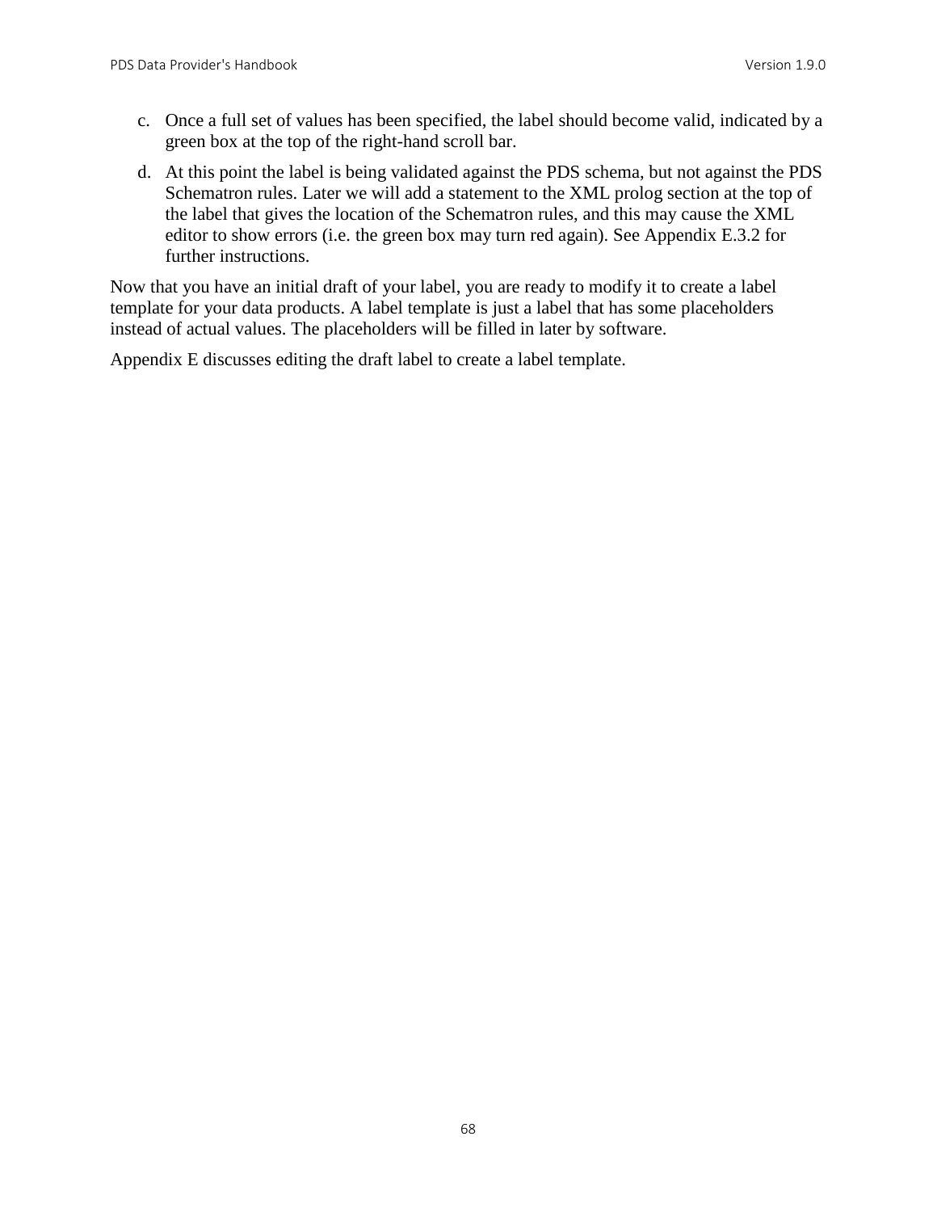c. Once a full set of values has been specified, the label should become valid, indicated by a green box at the top of the right-hand scroll bar.

d. At this point the label is being validated against the PDS schema, but not against the PDS Schematron rules. Later we will add a statement to the XML prolog section at the top of the label that gives the location of the Schematron rules, and this may cause the XML editor to show errors (i.e. the green box may turn red again). See Appendix E.3.2 for further instructions.

Now that you have an initial draft of your label, you are ready to modify it to create a label template for your data products. A label template is just a label that has some placeholders instead of actual values. The placeholders will be filled in later by software.

Appendix E discusses editing the draft label to create a label template.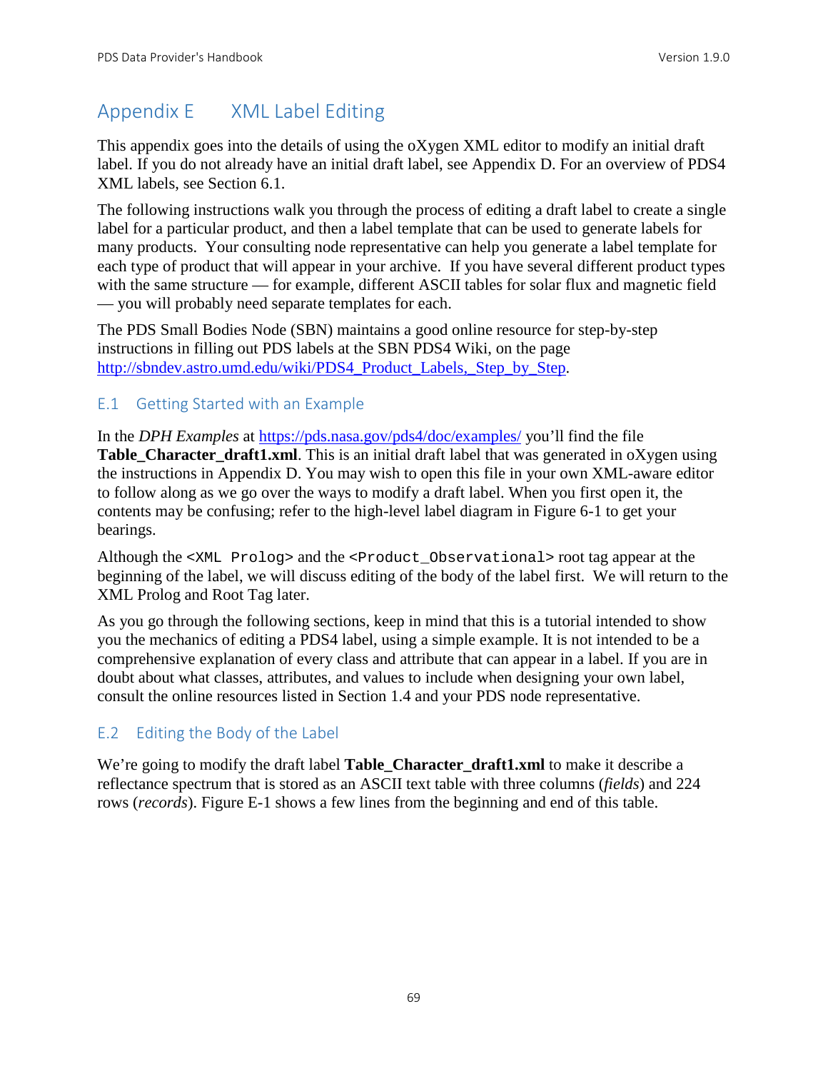# Appendix E XML Label Editing

This appendix goes into the details of using the oXygen XML editor to modify an initial draft label. If you do not already have an initial draft label, see Appendix D. For an overview of PDS4 XML labels, see Section 6.1.

The following instructions walk you through the process of editing a draft label to create a single label for a particular product, and then a label template that can be used to generate labels for many products. Your consulting node representative can help you generate a label template for each type of product that will appear in your archive. If you have several different product types with the same structure — for example, different ASCII tables for solar flux and magnetic field — you will probably need separate templates for each.

The PDS Small Bodies Node (SBN) maintains a good online resource for step-by-step instructions in filling out PDS labels at the SBN PDS4 Wiki, on the page [http://sbndev.astro.umd.edu/wiki/PDS4_Product_Labels,_Step_by_Step](http://sbndev.astro.umd.edu/wiki/PDS4_Product_Labels,_Step_by_Step).

## E.1 Getting Started with an Example

In the *DPH Examples* at [https://pds.nasa.gov/pds4/doc/examples/](https://pds.nasa.gov/pds4/doc/examples/) you'll find the file **Table_Character_draft1.xml**. This is an initial draft label that was generated in oXygen using the instructions in Appendix D. You may wish to open this file in your own XML-aware editor to follow along as we go over the ways to modify a draft label. When you first open it, the contents may be confusing; refer to the high-level label diagram in Figure 6-1 to get your bearings.

Although the `<XML Prolog>` and the `<Product_Observational>` root tag appear at the beginning of the label, we will discuss editing of the body of the label first. We will return to the XML Prolog and Root Tag later.

As you go through the following sections, keep in mind that this is a tutorial intended to show you the mechanics of editing a PDS4 label, using a simple example. It is not intended to be a comprehensive explanation of every class and attribute that can appear in a label. If you are in doubt about what classes, attributes, and values to include when designing your own label, consult the online resources listed in Section 1.4 and your PDS node representative.

## E.2 Editing the Body of the Label

We're going to modify the draft label **Table_Character_draft1.xml** to make it describe a reflectance spectrum that is stored as an ASCII text table with three columns (*fields*) and 224 rows (*records*). Figure E-1 shows a few lines from the beginning and end of this table.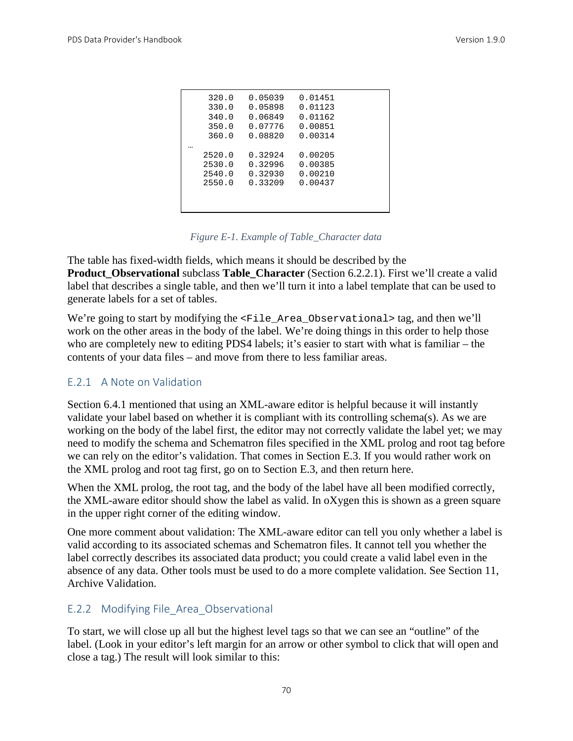```
    320.0   0.05039   0.01451
    330.0   0.05898   0.01123
    340.0   0.06849   0.01162
    350.0   0.07776   0.00851
    360.0   0.08820   0.00314
…
   2520.0   0.32924   0.00205
   2530.0   0.32996   0.00385
   2540.0   0.32930   0.00210
   2550.0   0.33209   0.00437
```

*Figure E-1. Example of Table_Character data*

The table has fixed-width fields, which means it should be described by the **Product_Observational** subclass **Table_Character** (Section 6.2.2.1). First we'll create a valid label that describes a single table, and then we'll turn it into a label template that can be used to generate labels for a set of tables.

We're going to start by modifying the `<File_Area_Observational>` tag, and then we'll work on the other areas in the body of the label. We're doing things in this order to help those who are completely new to editing PDS4 labels; it's easier to start with what is familiar – the contents of your data files – and move from there to less familiar areas.

### E.2.1 A Note on Validation

Section 6.4.1 mentioned that using an XML-aware editor is helpful because it will instantly validate your label based on whether it is compliant with its controlling schema(s). As we are working on the body of the label first, the editor may not correctly validate the label yet; we may need to modify the schema and Schematron files specified in the XML prolog and root tag before we can rely on the editor's validation. That comes in Section E.3. If you would rather work on the XML prolog and root tag first, go on to Section E.3, and then return here.

When the XML prolog, the root tag, and the body of the label have all been modified correctly, the XML-aware editor should show the label as valid. In oXygen this is shown as a green square in the upper right corner of the editing window.

One more comment about validation: The XML-aware editor can tell you only whether a label is valid according to its associated schemas and Schematron files. It cannot tell you whether the label correctly describes its associated data product; you could create a valid label even in the absence of any data. Other tools must be used to do a more complete validation. See Section 11, Archive Validation.

### E.2.2 Modifying File_Area_Observational

To start, we will close up all but the highest level tags so that we can see an "outline" of the label. (Look in your editor's left margin for an arrow or other symbol to click that will open and close a tag.) The result will look similar to this: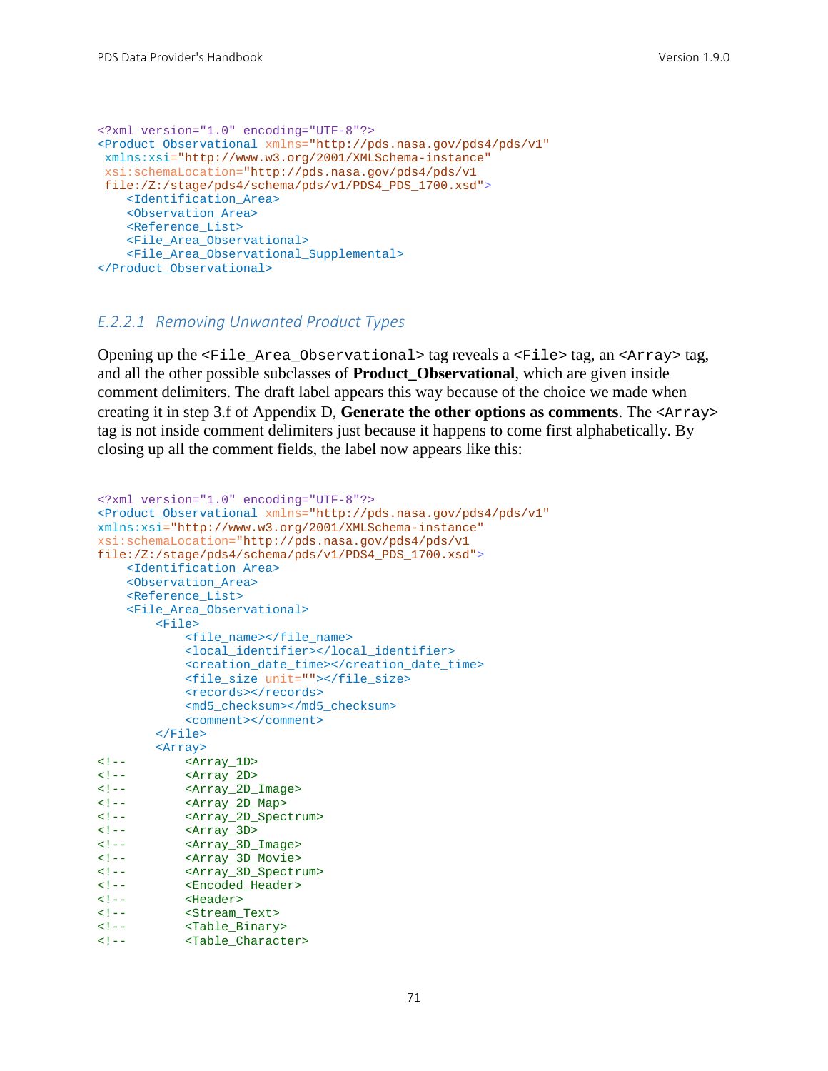```
<?xml version="1.0" encoding="UTF-8"?>
<Product_Observational xmlns="http://pds.nasa.gov/pds4/pds/v1"
 xmlns:xsi="http://www.w3.org/2001/XMLSchema-instance"
 xsi:schemaLocation="http://pds.nasa.gov/pds4/pds/v1
 file:/Z:/stage/pds4/schema/pds/v1/PDS4_PDS_1700.xsd">
    <Identification_Area>
    <Observation_Area>
    <Reference_List>
    <File_Area_Observational>
    <File_Area_Observational_Supplemental>
</Product_Observational>
```

### *E.2.2.1 Removing Unwanted Product Types*

Opening up the `<File_Area_Observational>` tag reveals a `<File>` tag, an `<Array>` tag, and all the other possible subclasses of **Product_Observational**, which are given inside comment delimiters. The draft label appears this way because of the choice we made when creating it in step 3.f of Appendix D, **Generate the other options as comments**. The `<Array>` tag is not inside comment delimiters just because it happens to come first alphabetically. By closing up all the comment fields, the label now appears like this:

```
<?xml version="1.0" encoding="UTF-8"?>
<Product_Observational xmlns="http://pds.nasa.gov/pds4/pds/v1"
xmlns:xsi="http://www.w3.org/2001/XMLSchema-instance"
xsi:schemaLocation="http://pds.nasa.gov/pds4/pds/v1
file:/Z:/stage/pds4/schema/pds/v1/PDS4_PDS_1700.xsd">
    <Identification_Area>
    <Observation_Area>
    <Reference_List>
    <File_Area_Observational>
        <File>
            <file_name></file_name>
            <local_identifier></local_identifier>
            <creation_date_time></creation_date_time>
            <file_size unit=""></file_size>
            <records></records>
            <md5_checksum></md5_checksum>
            <comment></comment>
        </File>
        <Array>
<!--        <Array_1D>
<!--        <Array_2D>
<!--        <Array_2D_Image>
<!--        <Array_2D_Map>
<!--        <Array_2D_Spectrum>
<!--        <Array_3D>
<!--        <Array_3D_Image>
<!--        <Array_3D_Movie>
<!--        <Array_3D_Spectrum>
<!--        <Encoded_Header>
<!--        <Header>
<!--        <Stream_Text>
<!--        <Table_Binary>
<!--        <Table_Character>
```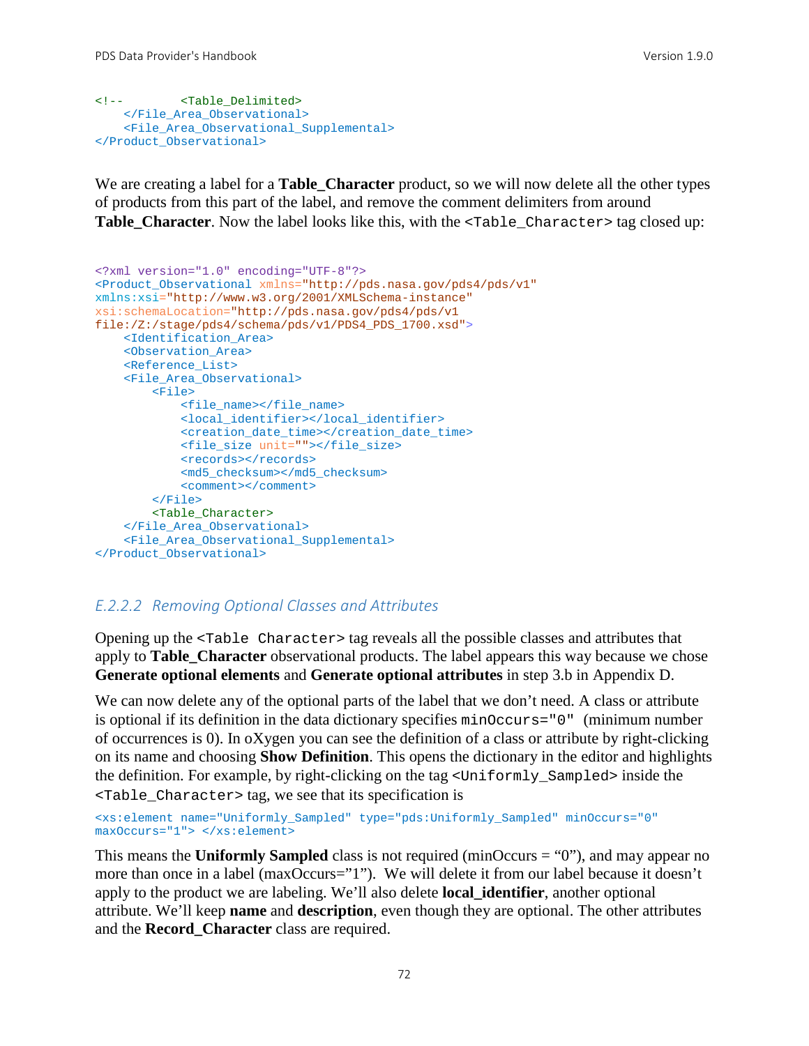```
<!--        <Table_Delimited>
    </File_Area_Observational>
    <File_Area_Observational_Supplemental>
</Product_Observational>
```

We are creating a label for a **Table_Character** product, so we will now delete all the other types of products from this part of the label, and remove the comment delimiters from around **Table_Character**. Now the label looks like this, with the `<Table_Character>` tag closed up:

```
<?xml version="1.0" encoding="UTF-8"?>
<Product_Observational xmlns="http://pds.nasa.gov/pds4/pds/v1"
xmlns:xsi="http://www.w3.org/2001/XMLSchema-instance"
xsi:schemaLocation="http://pds.nasa.gov/pds4/pds/v1
file:/Z:/stage/pds4/schema/pds/v1/PDS4_PDS_1700.xsd">
    <Identification_Area>
    <Observation_Area>
    <Reference_List>
    <File_Area_Observational>
        <File>
            <file_name></file_name>
            <local_identifier></local_identifier>
            <creation_date_time></creation_date_time>
            <file_size unit=""></file_size>
            <records></records>
            <md5_checksum></md5_checksum>
            <comment></comment>
        </File>
        <Table_Character>
    </File_Area_Observational>
    <File_Area_Observational_Supplemental>
</Product_Observational>
```

### *E.2.2.2 Removing Optional Classes and Attributes*

Opening up the `<Table Character>` tag reveals all the possible classes and attributes that apply to **Table_Character** observational products. The label appears this way because we chose **Generate optional elements** and **Generate optional attributes** in step 3.b in Appendix D.

We can now delete any of the optional parts of the label that we don't need. A class or attribute is optional if its definition in the data dictionary specifies `minOccurs="0"` (minimum number of occurrences is 0). In oXygen you can see the definition of a class or attribute by right-clicking on its name and choosing **Show Definition**. This opens the dictionary in the editor and highlights the definition. For example, by right-clicking on the tag `<Uniformly_Sampled>` inside the `<Table_Character>` tag, we see that its specification is

```
<xs:element name="Uniformly_Sampled" type="pds:Uniformly_Sampled" minOccurs="0"
maxOccurs="1"> </xs:element>
```

This means the **Uniformly Sampled** class is not required (minOccurs = "0"), and may appear no more than once in a label (maxOccurs="1"). We will delete it from our label because it doesn't apply to the product we are labeling. We'll also delete **local_identifier**, another optional attribute. We'll keep **name** and **description**, even though they are optional. The other attributes and the **Record_Character** class are required.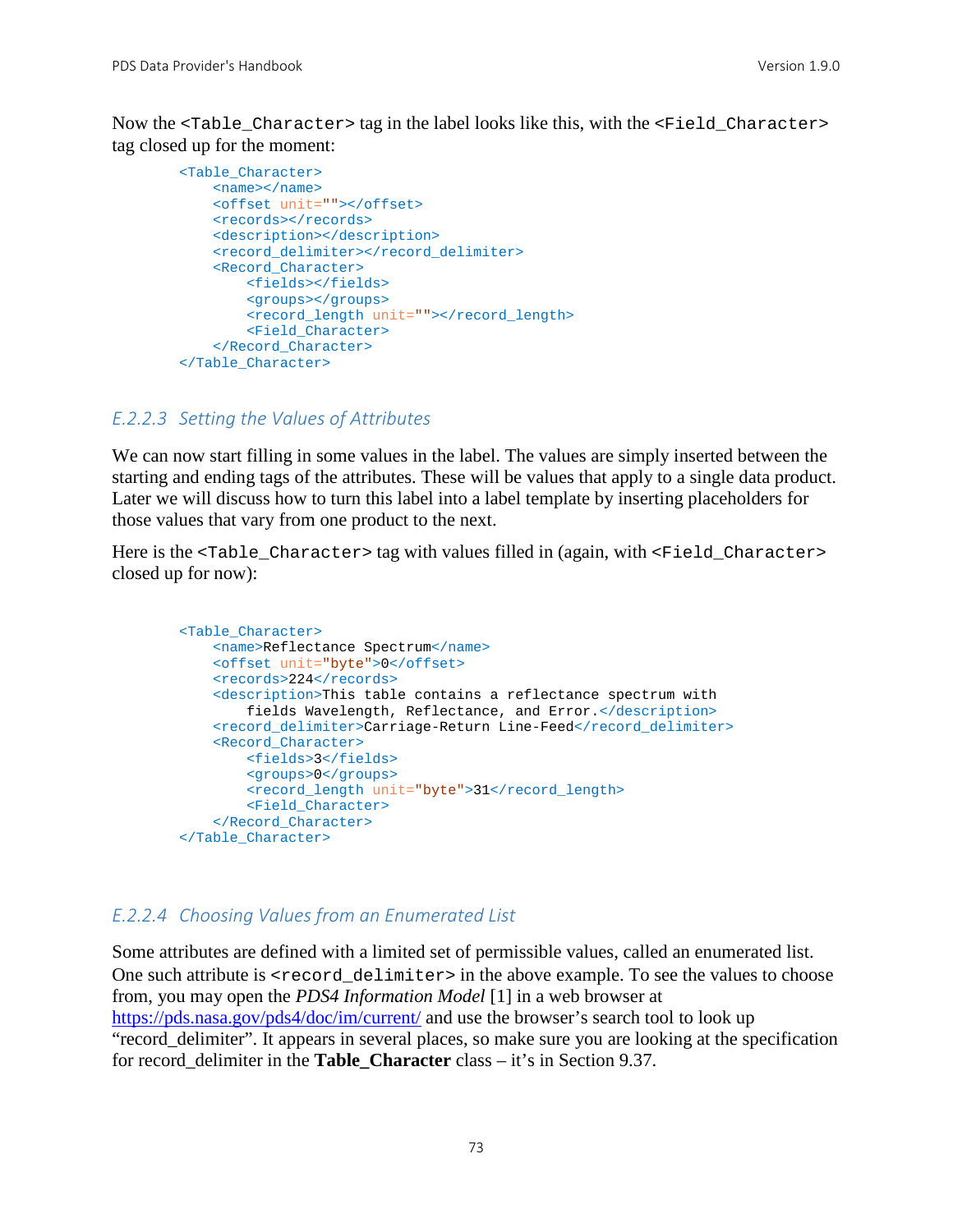Now the `<Table_Character>` tag in the label looks like this, with the `<Field_Character>` tag closed up for the moment:

```
<Table_Character>
    <name></name>
    <offset unit=""></offset>
    <records></records>
    <description></description>
    <record_delimiter></record_delimiter>
    <Record_Character>
        <fields></fields>
        <groups></groups>
        <record_length unit=""></record_length>
        <Field_Character>
    </Record_Character>
</Table_Character>
```

### E.2.2.3 Setting the Values of Attributes

We can now start filling in some values in the label. The values are simply inserted between the starting and ending tags of the attributes. These will be values that apply to a single data product. Later we will discuss how to turn this label into a label template by inserting placeholders for those values that vary from one product to the next.

Here is the `<Table_Character>` tag with values filled in (again, with `<Field_Character>` closed up for now):

```
<Table_Character>
    <name>Reflectance Spectrum</name>
    <offset unit="byte">0</offset>
    <records>224</records>
    <description>This table contains a reflectance spectrum with
        fields Wavelength, Reflectance, and Error.</description>
    <record_delimiter>Carriage-Return Line-Feed</record_delimiter>
    <Record_Character>
        <fields>3</fields>
        <groups>0</groups>
        <record_length unit="byte">31</record_length>
        <Field_Character>
    </Record_Character>
</Table_Character>
```

### E.2.2.4 Choosing Values from an Enumerated List

Some attributes are defined with a limited set of permissible values, called an enumerated list. One such attribute is `<record_delimiter>` in the above example. To see the values to choose from, you may open the *PDS4 Information Model* [1] in a web browser at https://pds.nasa.gov/pds4/doc/im/current/ and use the browser's search tool to look up "record_delimiter". It appears in several places, so make sure you are looking at the specification for record_delimiter in the **Table_Character** class – it's in Section 9.37.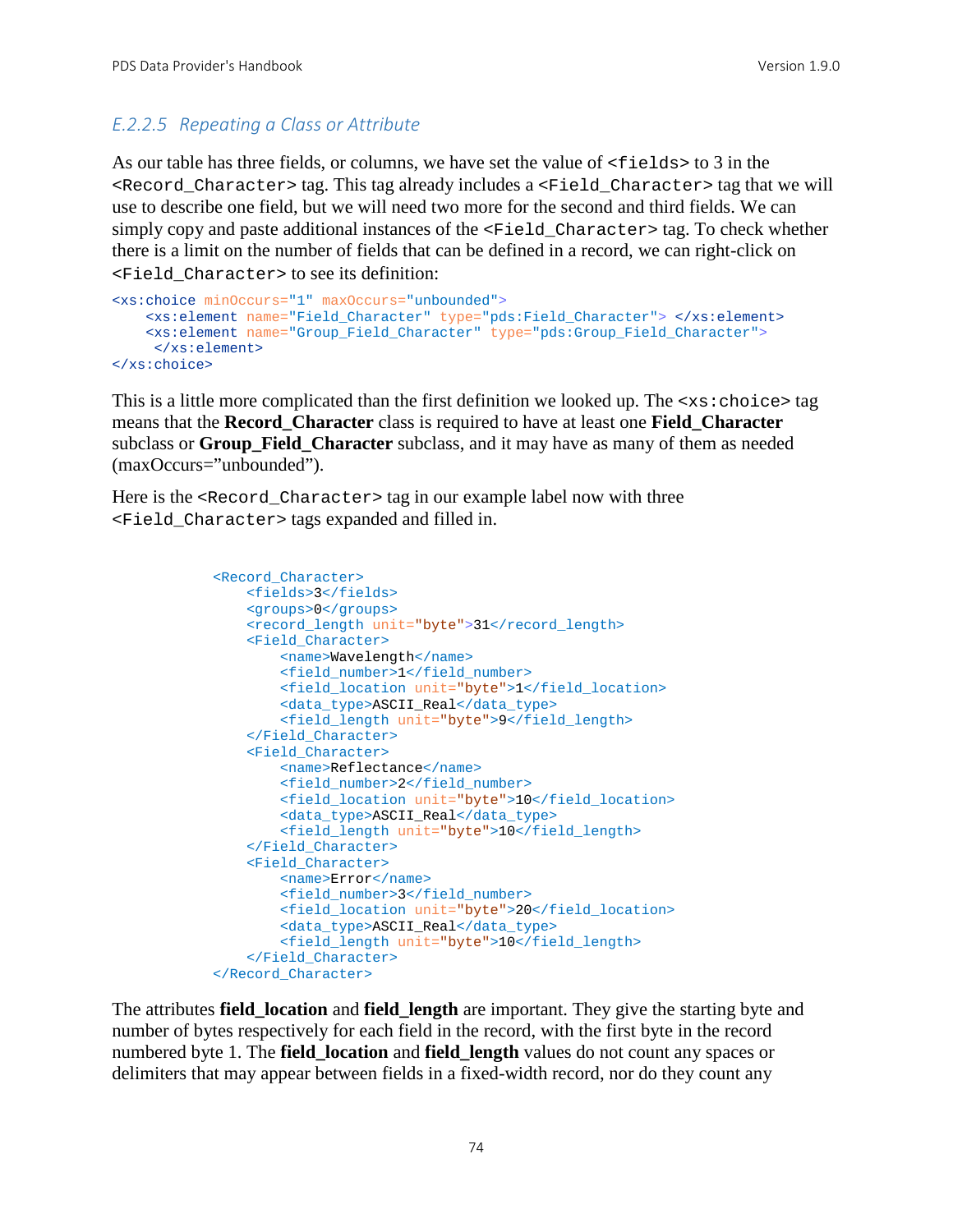#### *E.2.2.5 Repeating a Class or Attribute*

As our table has three fields, or columns, we have set the value of `<fields>` to 3 in the `<Record_Character>` tag. This tag already includes a `<Field_Character>` tag that we will use to describe one field, but we will need two more for the second and third fields. We can simply copy and paste additional instances of the `<Field_Character>` tag. To check whether there is a limit on the number of fields that can be defined in a record, we can right-click on `<Field_Character>` to see its definition:

```
<xs:choice minOccurs="1" maxOccurs="unbounded">
    <xs:element name="Field_Character" type="pds:Field_Character"> </xs:element>
    <xs:element name="Group_Field_Character" type="pds:Group_Field_Character">
     </xs:element>
</xs:choice>
```

This is a little more complicated than the first definition we looked up. The `<xs:choice>` tag means that the **Record_Character** class is required to have at least one **Field_Character** subclass or **Group_Field_Character** subclass, and it may have as many of them as needed (maxOccurs="unbounded").

Here is the `<Record_Character>` tag in our example label now with three `<Field_Character>` tags expanded and filled in.

```
<Record_Character>
    <fields>3</fields>
    <groups>0</groups>
    <record_length unit="byte">31</record_length>
    <Field_Character>
        <name>Wavelength</name>
        <field_number>1</field_number>
        <field_location unit="byte">1</field_location>
        <data_type>ASCII_Real</data_type>
        <field_length unit="byte">9</field_length>
    </Field_Character>
    <Field_Character>
        <name>Reflectance</name>
        <field_number>2</field_number>
        <field_location unit="byte">10</field_location>
        <data_type>ASCII_Real</data_type>
        <field_length unit="byte">10</field_length>
    </Field_Character>
    <Field_Character>
        <name>Error</name>
        <field_number>3</field_number>
        <field_location unit="byte">20</field_location>
        <data_type>ASCII_Real</data_type>
        <field_length unit="byte">10</field_length>
    </Field_Character>
</Record_Character>
```

The attributes **field_location** and **field_length** are important. They give the starting byte and number of bytes respectively for each field in the record, with the first byte in the record numbered byte 1. The **field_location** and **field_length** values do not count any spaces or delimiters that may appear between fields in a fixed-width record, nor do they count any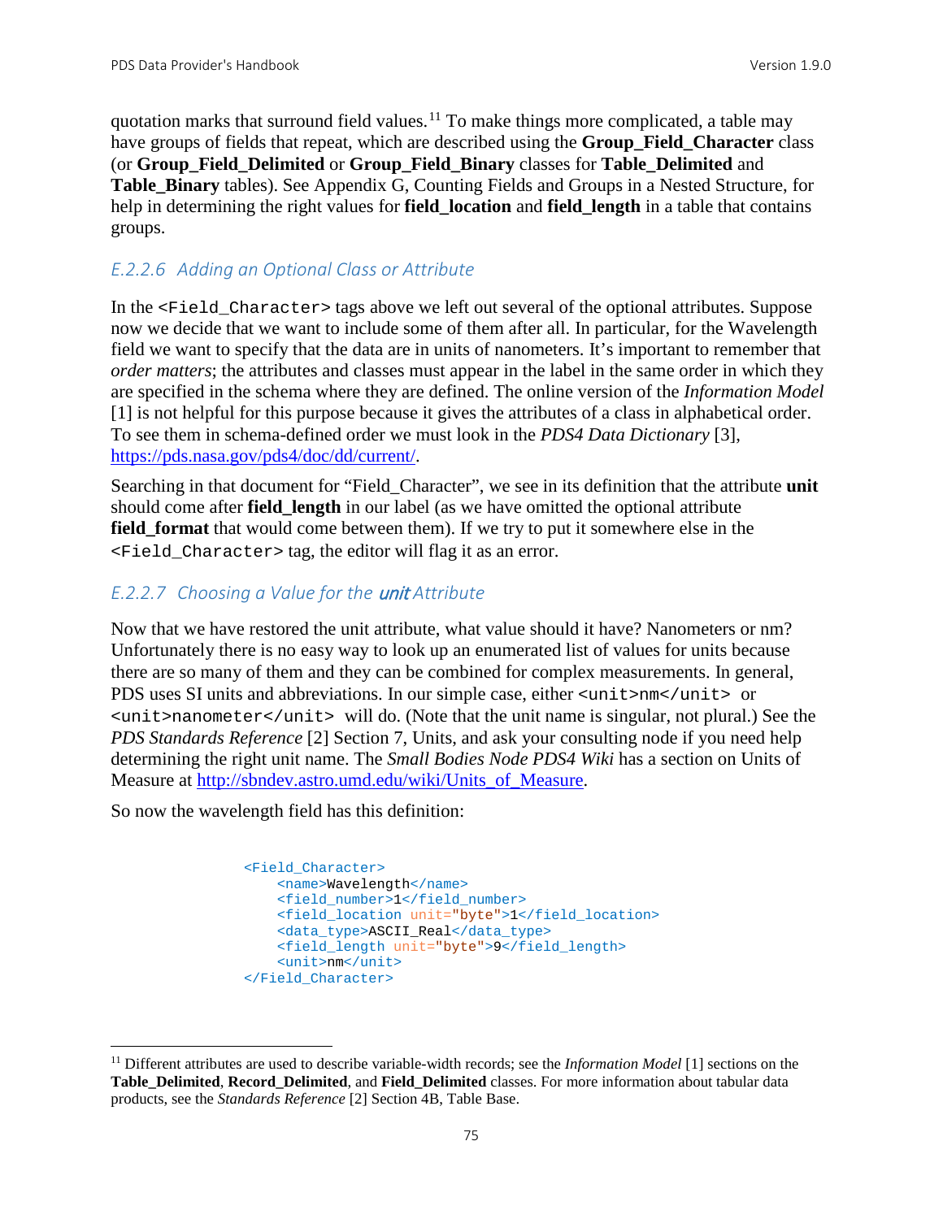quotation marks that surround field values.[11] To make things more complicated, a table may have groups of fields that repeat, which are described using the **Group_Field_Character** class (or **Group_Field_Delimited** or **Group_Field_Binary** classes for **Table_Delimited** and **Table_Binary** tables). See Appendix G, Counting Fields and Groups in a Nested Structure, for help in determining the right values for **field_location** and **field_length** in a table that contains groups.

### *E.2.2.6 Adding an Optional Class or Attribute*

In the `<Field_Character>` tags above we left out several of the optional attributes. Suppose now we decide that we want to include some of them after all. In particular, for the Wavelength field we want to specify that the data are in units of nanometers. It's important to remember that *order matters*; the attributes and classes must appear in the label in the same order in which they are specified in the schema where they are defined. The online version of the *Information Model* [1] is not helpful for this purpose because it gives the attributes of a class in alphabetical order. To see them in schema-defined order we must look in the *PDS4 Data Dictionary* [3], https://pds.nasa.gov/pds4/doc/dd/current/.

Searching in that document for "Field_Character", we see in its definition that the attribute **unit** should come after **field_length** in our label (as we have omitted the optional attribute **field_format** that would come between them). If we try to put it somewhere else in the `<Field_Character>` tag, the editor will flag it as an error.

### *E.2.2.7 Choosing a Value for the **unit** Attribute*

Now that we have restored the unit attribute, what value should it have? Nanometers or nm? Unfortunately there is no easy way to look up an enumerated list of values for units because there are so many of them and they can be combined for complex measurements. In general, PDS uses SI units and abbreviations. In our simple case, either `<unit>nm</unit>` or `<unit>nanometer</unit>` will do. (Note that the unit name is singular, not plural.) See the *PDS Standards Reference* [2] Section 7, Units, and ask your consulting node if you need help determining the right unit name. The *Small Bodies Node PDS4 Wiki* has a section on Units of Measure at http://sbndev.astro.umd.edu/wiki/Units_of_Measure.

So now the wavelength field has this definition:

```
<Field_Character>
    <name>Wavelength</name>
    <field_number>1</field_number>
    <field_location unit="byte">1</field_location>
    <data_type>ASCII_Real</data_type>
    <field_length unit="byte">9</field_length>
    <unit>nm</unit>
</Field_Character>
```

---

[11] Different attributes are used to describe variable-width records; see the *Information Model* [1] sections on the **Table_Delimited**, **Record_Delimited**, and **Field_Delimited** classes. For more information about tabular data products, see the *Standards Reference* [2] Section 4B, Table Base.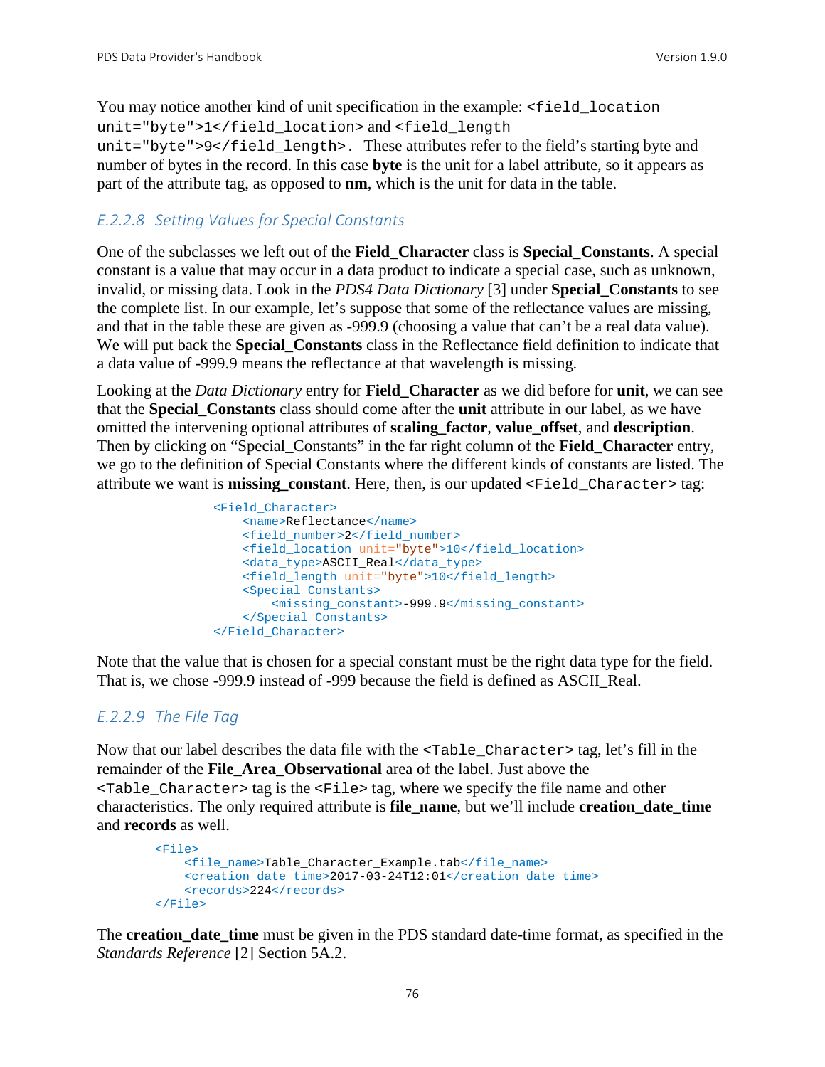You may notice another kind of unit specification in the example: `<field_location unit="byte">1</field_location>` and `<field_length unit="byte">9</field_length>`. These attributes refer to the field's starting byte and number of bytes in the record. In this case **byte** is the unit for a label attribute, so it appears as part of the attribute tag, as opposed to **nm**, which is the unit for data in the table.

### *E.2.2.8 Setting Values for Special Constants*

One of the subclasses we left out of the **Field_Character** class is **Special_Constants**. A special constant is a value that may occur in a data product to indicate a special case, such as unknown, invalid, or missing data. Look in the *PDS4 Data Dictionary* [3] under **Special_Constants** to see the complete list. In our example, let's suppose that some of the reflectance values are missing, and that in the table these are given as -999.9 (choosing a value that can't be a real data value). We will put back the **Special_Constants** class in the Reflectance field definition to indicate that a data value of -999.9 means the reflectance at that wavelength is missing.

Looking at the *Data Dictionary* entry for **Field_Character** as we did before for **unit**, we can see that the **Special_Constants** class should come after the **unit** attribute in our label, as we have omitted the intervening optional attributes of **scaling_factor**, **value_offset**, and **description**. Then by clicking on "Special_Constants" in the far right column of the **Field_Character** entry, we go to the definition of Special Constants where the different kinds of constants are listed. The attribute we want is **missing_constant**. Here, then, is our updated `<Field_Character>` tag:

```
<Field_Character>
    <name>Reflectance</name>
    <field_number>2</field_number>
    <field_location unit="byte">10</field_location>
    <data_type>ASCII_Real</data_type>
    <field_length unit="byte">10</field_length>
    <Special_Constants>
        <missing_constant>-999.9</missing_constant>
    </Special_Constants>
</Field_Character>
```

Note that the value that is chosen for a special constant must be the right data type for the field. That is, we chose -999.9 instead of -999 because the field is defined as ASCII_Real.

### *E.2.2.9 The File Tag*

Now that our label describes the data file with the `<Table_Character>` tag, let's fill in the remainder of the **File_Area_Observational** area of the label. Just above the `<Table_Character>` tag is the `<File>` tag, where we specify the file name and other characteristics. The only required attribute is **file_name**, but we'll include **creation_date_time** and **records** as well.

```
<File>
    <file_name>Table_Character_Example.tab</file_name>
    <creation_date_time>2017-03-24T12:01</creation_date_time>
    <records>224</records>
</File>
```

The **creation_date_time** must be given in the PDS standard date-time format, as specified in the *Standards Reference* [2] Section 5A.2.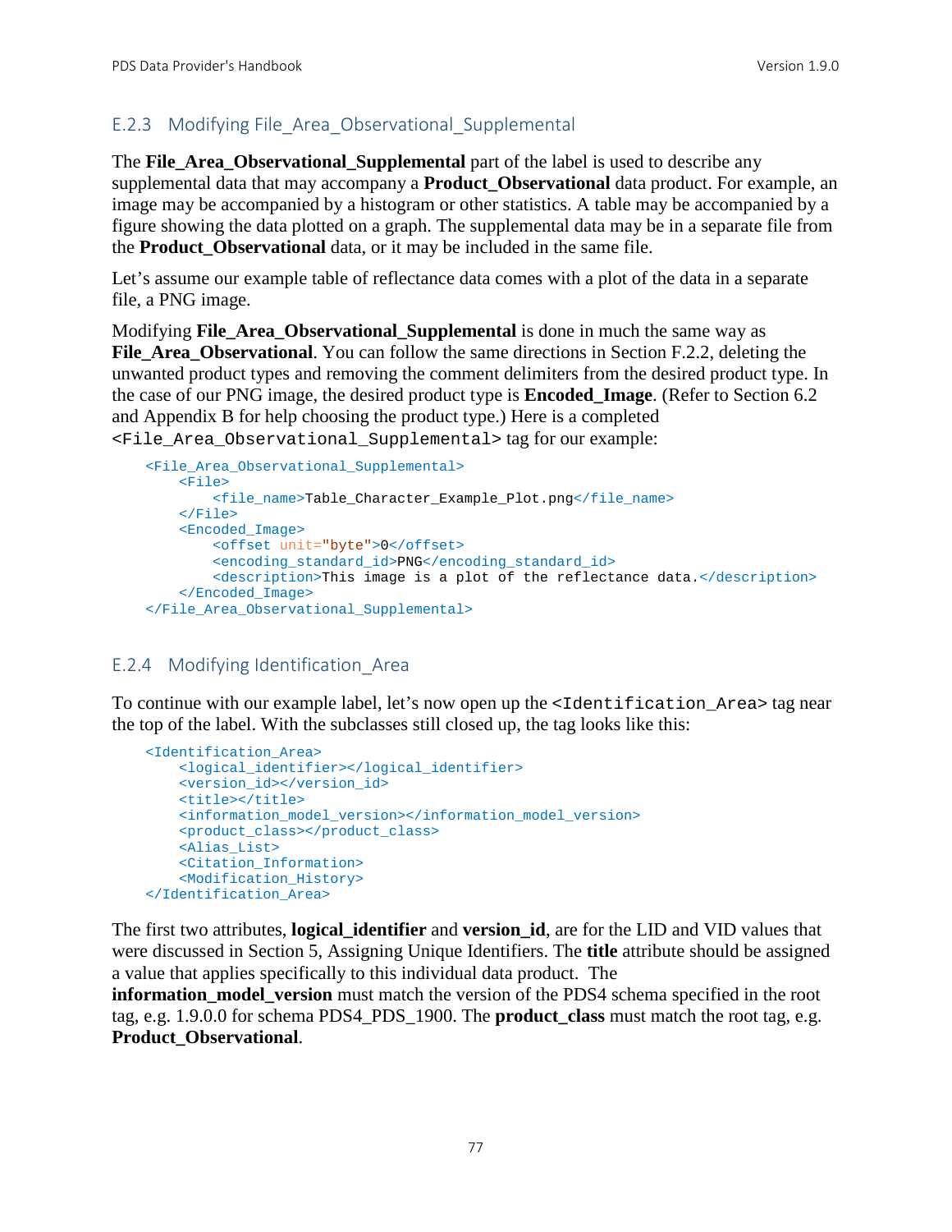### E.2.3 Modifying File_Area_Observational_Supplemental

The **File_Area_Observational_Supplemental** part of the label is used to describe any supplemental data that may accompany a **Product_Observational** data product. For example, an image may be accompanied by a histogram or other statistics. A table may be accompanied by a figure showing the data plotted on a graph. The supplemental data may be in a separate file from the **Product_Observational** data, or it may be included in the same file.

Let's assume our example table of reflectance data comes with a plot of the data in a separate file, a PNG image.

Modifying **File_Area_Observational_Supplemental** is done in much the same way as **File_Area_Observational**. You can follow the same directions in Section F.2.2, deleting the unwanted product types and removing the comment delimiters from the desired product type. In the case of our PNG image, the desired product type is **Encoded_Image**. (Refer to Section 6.2 and Appendix B for help choosing the product type.) Here is a completed `<File_Area_Observational_Supplemental>` tag for our example:

```
<File_Area_Observational_Supplemental>
    <File>
        <file_name>Table_Character_Example_Plot.png</file_name>
    </File>
    <Encoded_Image>
        <offset unit="byte">0</offset>
        <encoding_standard_id>PNG</encoding_standard_id>
        <description>This image is a plot of the reflectance data.</description>
    </Encoded_Image>
</File_Area_Observational_Supplemental>
```

### E.2.4 Modifying Identification_Area

To continue with our example label, let's now open up the `<Identification_Area>` tag near the top of the label. With the subclasses still closed up, the tag looks like this:

```
<Identification_Area>
    <logical_identifier></logical_identifier>
    <version_id></version_id>
    <title></title>
    <information_model_version></information_model_version>
    <product_class></product_class>
    <Alias_List>
    <Citation_Information>
    <Modification_History>
</Identification_Area>
```

The first two attributes, **logical_identifier** and **version_id**, are for the LID and VID values that were discussed in Section 5, Assigning Unique Identifiers. The **title** attribute should be assigned a value that applies specifically to this individual data product. The **information_model_version** must match the version of the PDS4 schema specified in the root tag, e.g. 1.9.0.0 for schema PDS4_PDS_1900. The **product_class** must match the root tag, e.g. **Product_Observational**.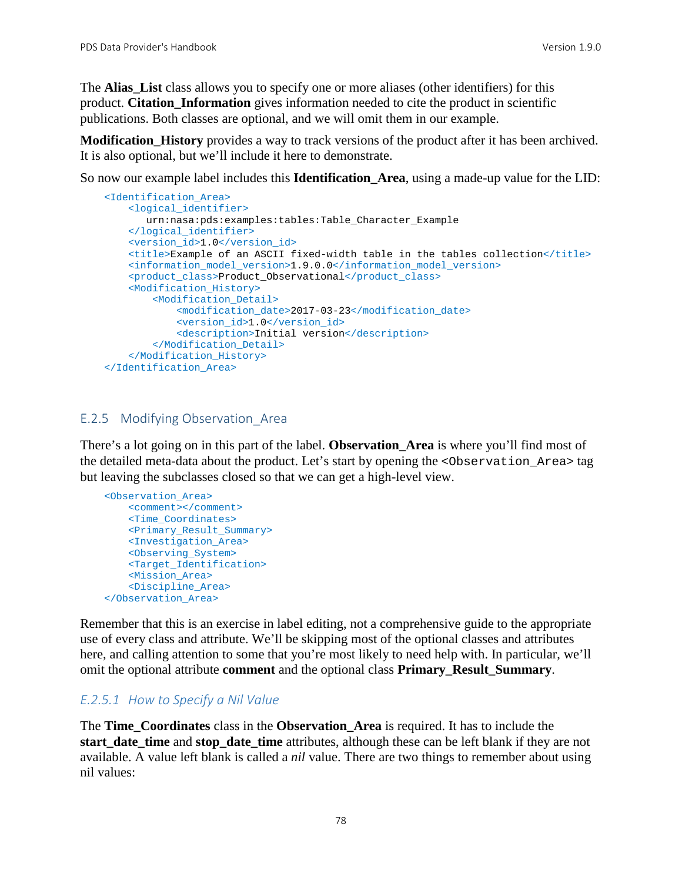The **Alias_List** class allows you to specify one or more aliases (other identifiers) for this product. **Citation_Information** gives information needed to cite the product in scientific publications. Both classes are optional, and we will omit them in our example.

**Modification_History** provides a way to track versions of the product after it has been archived. It is also optional, but we'll include it here to demonstrate.

So now our example label includes this **Identification_Area**, using a made-up value for the LID:

```
<Identification_Area>
    <logical_identifier>
       urn:nasa:pds:examples:tables:Table_Character_Example
    </logical_identifier>
    <version_id>1.0</version_id>
    <title>Example of an ASCII fixed-width table in the tables collection</title>
    <information_model_version>1.9.0.0</information_model_version>
    <product_class>Product_Observational</product_class>
    <Modification_History>
        <Modification_Detail>
            <modification_date>2017-03-23</modification_date>
            <version_id>1.0</version_id>
            <description>Initial version</description>
        </Modification_Detail>
    </Modification_History>
</Identification_Area>
```

## E.2.5 Modifying Observation_Area

There's a lot going on in this part of the label. **Observation_Area** is where you'll find most of the detailed meta-data about the product. Let's start by opening the `<Observation_Area>` tag but leaving the subclasses closed so that we can get a high-level view.

```
<Observation_Area>
    <comment></comment>
    <Time_Coordinates>
    <Primary_Result_Summary>
    <Investigation_Area>
    <Observing_System>
    <Target_Identification>
    <Mission_Area>
    <Discipline_Area>
</Observation_Area>
```

Remember that this is an exercise in label editing, not a comprehensive guide to the appropriate use of every class and attribute. We'll be skipping most of the optional classes and attributes here, and calling attention to some that you're most likely to need help with. In particular, we'll omit the optional attribute **comment** and the optional class **Primary_Result_Summary**.

### *E.2.5.1 How to Specify a Nil Value*

The **Time_Coordinates** class in the **Observation_Area** is required. It has to include the **start_date_time** and **stop_date_time** attributes, although these can be left blank if they are not available. A value left blank is called a *nil* value. There are two things to remember about using nil values: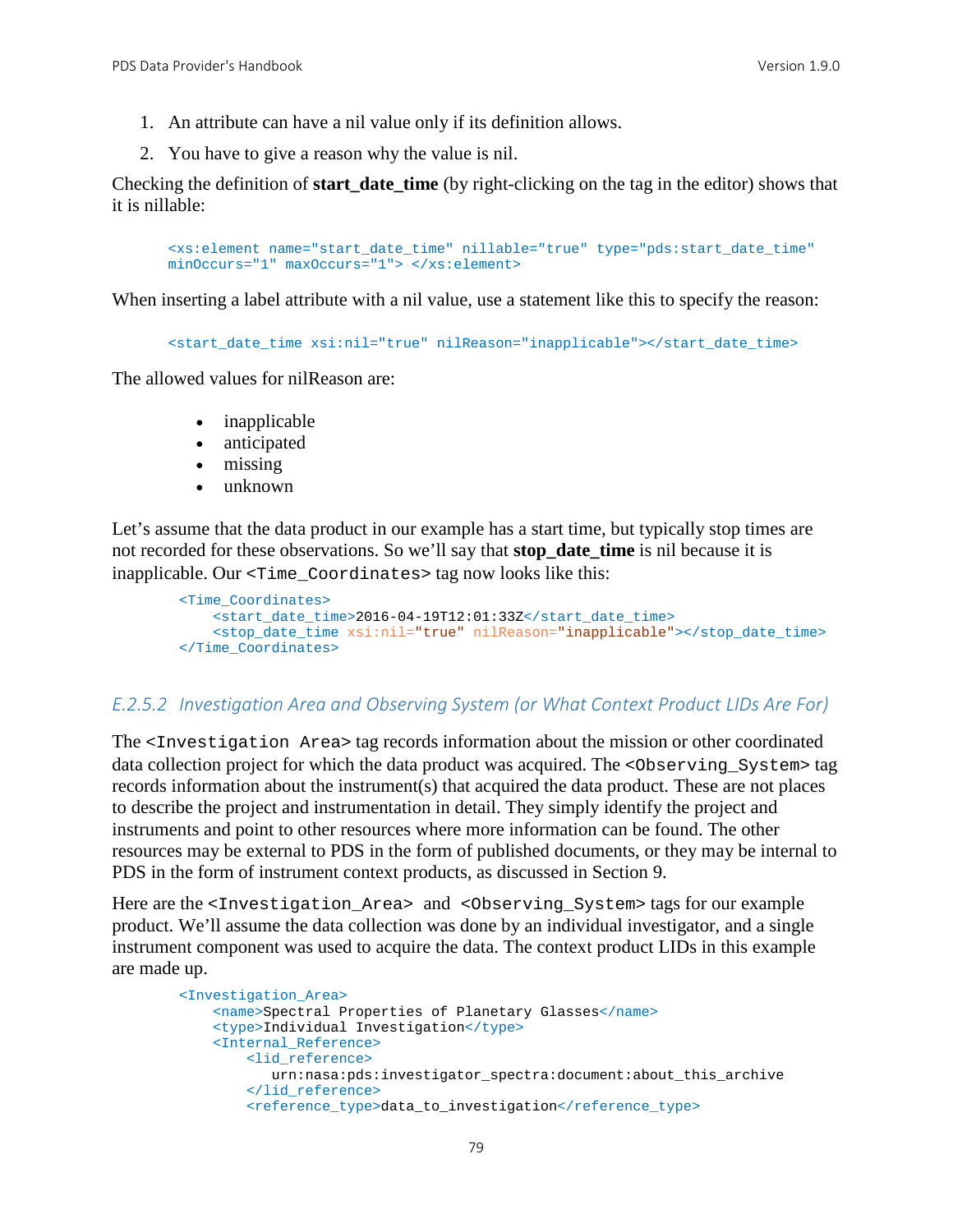1. An attribute can have a nil value only if its definition allows.
2. You have to give a reason why the value is nil.

Checking the definition of **start_date_time** (by right-clicking on the tag in the editor) shows that it is nillable:

```
<xs:element name="start_date_time" nillable="true" type="pds:start_date_time"
minOccurs="1" maxOccurs="1"> </xs:element>
```

When inserting a label attribute with a nil value, use a statement like this to specify the reason:

```
<start_date_time xsi:nil="true" nilReason="inapplicable"></start_date_time>
```

The allowed values for nilReason are:

- inapplicable
- anticipated
- missing
- unknown

Let's assume that the data product in our example has a start time, but typically stop times are not recorded for these observations. So we'll say that **stop_date_time** is nil because it is inapplicable. Our `<Time_Coordinates>` tag now looks like this:

```
<Time_Coordinates>
    <start_date_time>2016-04-19T12:01:33Z</start_date_time>
    <stop_date_time xsi:nil="true" nilReason="inapplicable"></stop_date_time>
</Time_Coordinates>
```

### *E.2.5.2 Investigation Area and Observing System (or What Context Product LIDs Are For)*

The `<Investigation Area>` tag records information about the mission or other coordinated data collection project for which the data product was acquired. The `<Observing_System>` tag records information about the instrument(s) that acquired the data product. These are not places to describe the project and instrumentation in detail. They simply identify the project and instruments and point to other resources where more information can be found. The other resources may be external to PDS in the form of published documents, or they may be internal to PDS in the form of instrument context products, as discussed in Section 9.

Here are the `<Investigation_Area>` and `<Observing_System>` tags for our example product. We'll assume the data collection was done by an individual investigator, and a single instrument component was used to acquire the data. The context product LIDs in this example are made up.

```
<Investigation_Area>
    <name>Spectral Properties of Planetary Glasses</name>
    <type>Individual Investigation</type>
    <Internal_Reference>
        <lid_reference>
           urn:nasa:pds:investigator_spectra:document:about_this_archive
        </lid_reference>
        <reference_type>data_to_investigation</reference_type>
```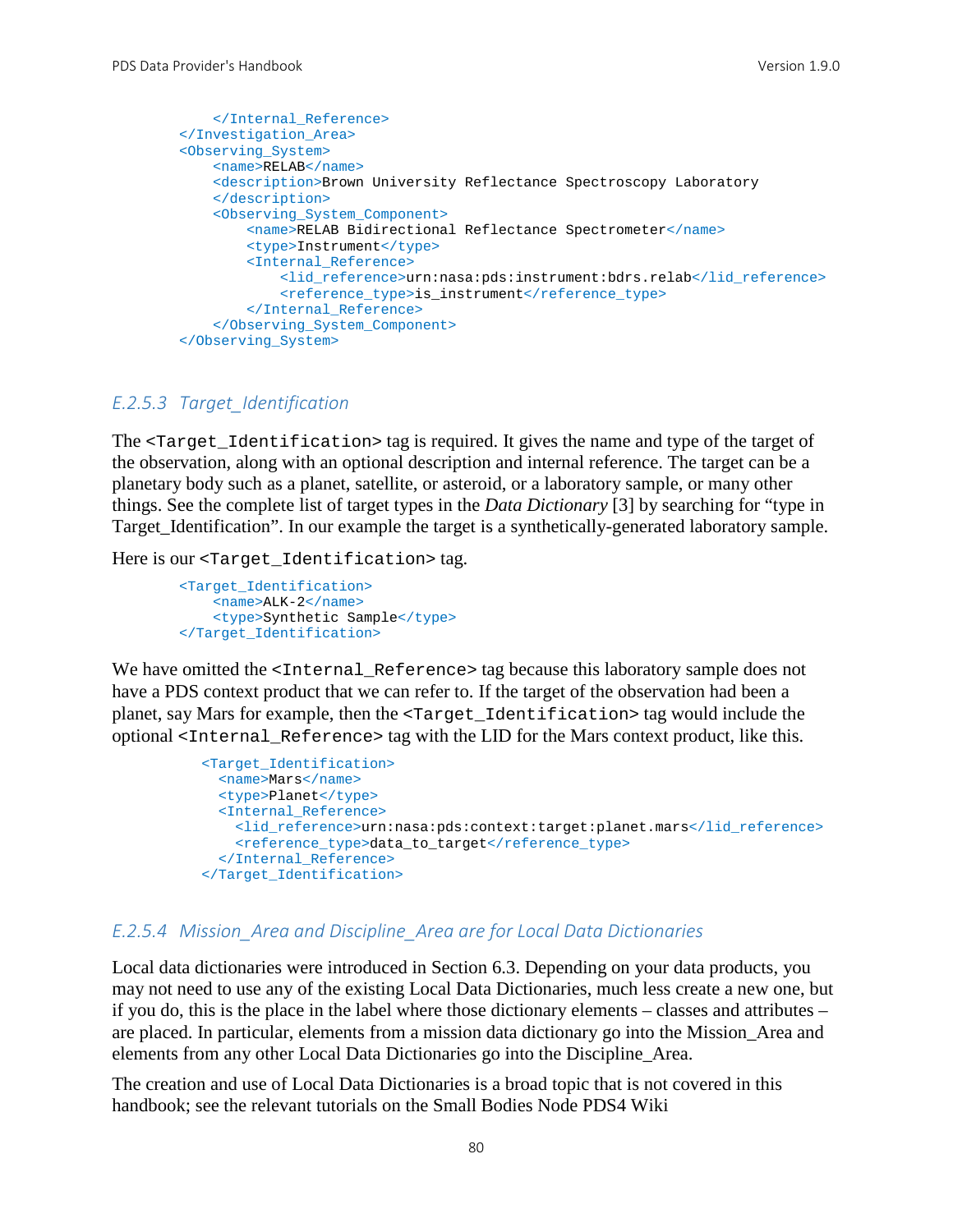```
    </Internal_Reference>
</Investigation_Area>
<Observing_System>
    <name>RELAB</name>
    <description>Brown University Reflectance Spectroscopy Laboratory
    </description>
    <Observing_System_Component>
        <name>RELAB Bidirectional Reflectance Spectrometer</name>
        <type>Instrument</type>
        <Internal_Reference>
            <lid_reference>urn:nasa:pds:instrument:bdrs.relab</lid_reference>
            <reference_type>is_instrument</reference_type>
        </Internal_Reference>
    </Observing_System_Component>
</Observing_System>
```

### *E.2.5.3 Target_Identification*

The `<Target_Identification>` tag is required. It gives the name and type of the target of the observation, along with an optional description and internal reference. The target can be a planetary body such as a planet, satellite, or asteroid, or a laboratory sample, or many other things. See the complete list of target types in the *Data Dictionary* [3] by searching for "type in Target_Identification". In our example the target is a synthetically-generated laboratory sample.

Here is our `<Target_Identification>` tag.

```
<Target_Identification>
    <name>ALK-2</name>
    <type>Synthetic Sample</type>
</Target_Identification>
```

We have omitted the `<Internal_Reference>` tag because this laboratory sample does not have a PDS context product that we can refer to. If the target of the observation had been a planet, say Mars for example, then the `<Target_Identification>` tag would include the optional `<Internal_Reference>` tag with the LID for the Mars context product, like this.

```
<Target_Identification>
  <name>Mars</name>
  <type>Planet</type>
  <Internal_Reference>
    <lid_reference>urn:nasa:pds:context:target:planet.mars</lid_reference>
    <reference_type>data_to_target</reference_type>
  </Internal_Reference>
</Target_Identification>
```

### *E.2.5.4 Mission_Area and Discipline_Area are for Local Data Dictionaries*

Local data dictionaries were introduced in Section 6.3. Depending on your data products, you may not need to use any of the existing Local Data Dictionaries, much less create a new one, but if you do, this is the place in the label where those dictionary elements – classes and attributes – are placed. In particular, elements from a mission data dictionary go into the Mission_Area and elements from any other Local Data Dictionaries go into the Discipline_Area.

The creation and use of Local Data Dictionaries is a broad topic that is not covered in this handbook; see the relevant tutorials on the Small Bodies Node PDS4 Wiki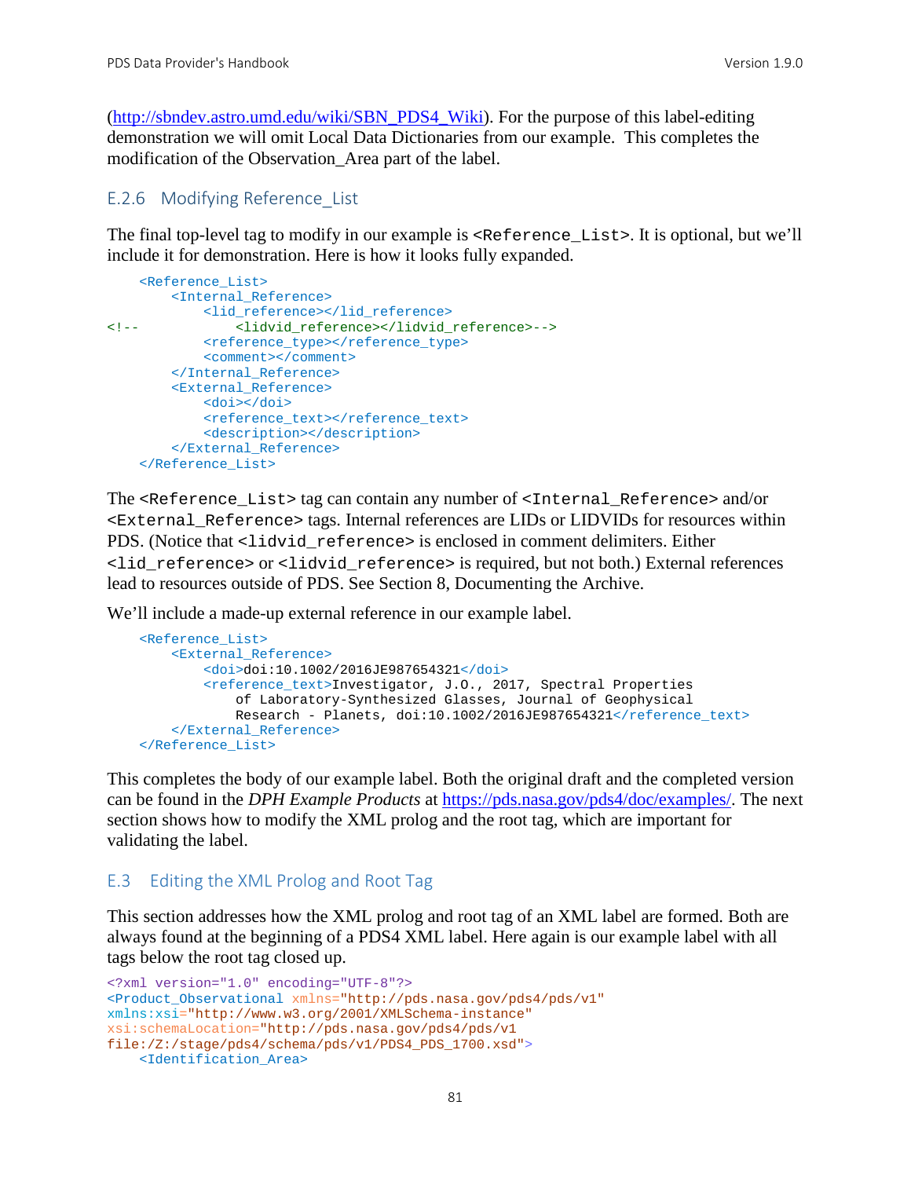(http://sbndev.astro.umd.edu/wiki/SBN_PDS4_Wiki). For the purpose of this label-editing demonstration we will omit Local Data Dictionaries from our example. This completes the modification of the Observation_Area part of the label.

### E.2.6 Modifying Reference_List

The final top-level tag to modify in our example is `<Reference_List>`. It is optional, but we'll include it for demonstration. Here is how it looks fully expanded.

```
    <Reference_List>
        <Internal_Reference>
            <lid_reference></lid_reference>
<!--            <lidvid_reference></lidvid_reference>-->
            <reference_type></reference_type>
            <comment></comment>
        </Internal_Reference>
        <External_Reference>
            <doi></doi>
            <reference_text></reference_text>
            <description></description>
        </External_Reference>
    </Reference_List>
```

The `<Reference_List>` tag can contain any number of `<Internal_Reference>` and/or `<External_Reference>` tags. Internal references are LIDs or LIDVIDs for resources within PDS. (Notice that `<lidvid_reference>` is enclosed in comment delimiters. Either `<lid_reference>` or `<lidvid_reference>` is required, but not both.) External references lead to resources outside of PDS. See Section 8, Documenting the Archive.

We'll include a made-up external reference in our example label.

```
    <Reference_List>
        <External_Reference>
            <doi>doi:10.1002/2016JE987654321</doi>
            <reference_text>Investigator, J.O., 2017, Spectral Properties
                of Laboratory-Synthesized Glasses, Journal of Geophysical
                Research - Planets, doi:10.1002/2016JE987654321</reference_text>
        </External_Reference>
    </Reference_List>
```

This completes the body of our example label. Both the original draft and the completed version can be found in the *DPH Example Products* at https://pds.nasa.gov/pds4/doc/examples/. The next section shows how to modify the XML prolog and the root tag, which are important for validating the label.

## E.3 Editing the XML Prolog and Root Tag

This section addresses how the XML prolog and root tag of an XML label are formed. Both are always found at the beginning of a PDS4 XML label. Here again is our example label with all tags below the root tag closed up.

```
<?xml version="1.0" encoding="UTF-8"?>
<Product_Observational xmlns="http://pds.nasa.gov/pds4/pds/v1"
xmlns:xsi="http://www.w3.org/2001/XMLSchema-instance"
xsi:schemaLocation="http://pds.nasa.gov/pds4/pds/v1
file:/Z:/stage/pds4/schema/pds/v1/PDS4_PDS_1700.xsd">
    <Identification_Area>
```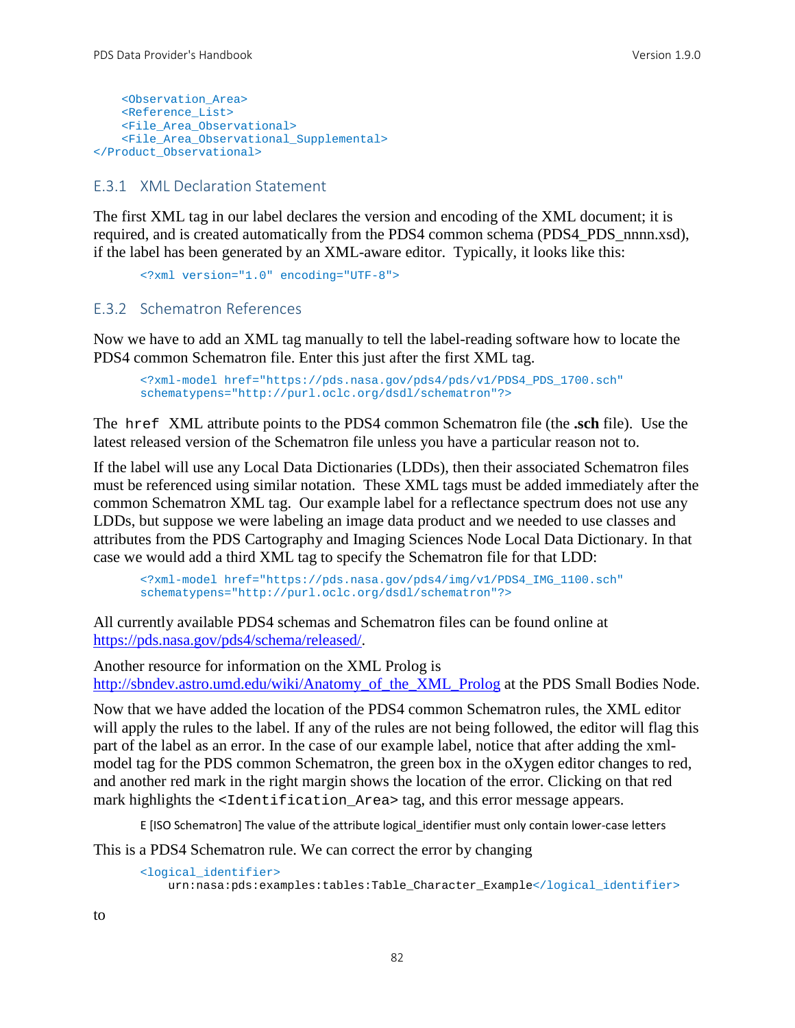```
    <Observation_Area>
    <Reference_List>
    <File_Area_Observational>
    <File_Area_Observational_Supplemental>
</Product_Observational>
```

### E.3.1 XML Declaration Statement

The first XML tag in our label declares the version and encoding of the XML document; it is required, and is created automatically from the PDS4 common schema (PDS4_PDS_nnnn.xsd), if the label has been generated by an XML-aware editor. Typically, it looks like this:

```
<?xml version="1.0" encoding="UTF-8">
```

### E.3.2 Schematron References

Now we have to add an XML tag manually to tell the label-reading software how to locate the PDS4 common Schematron file. Enter this just after the first XML tag.

```
<?xml-model href="https://pds.nasa.gov/pds4/pds/v1/PDS4_PDS_1700.sch"
schematypens="http://purl.oclc.org/dsdl/schematron"?>
```

The `href` XML attribute points to the PDS4 common Schematron file (the **.sch** file). Use the latest released version of the Schematron file unless you have a particular reason not to.

If the label will use any Local Data Dictionaries (LDDs), then their associated Schematron files must be referenced using similar notation. These XML tags must be added immediately after the common Schematron XML tag. Our example label for a reflectance spectrum does not use any LDDs, but suppose we were labeling an image data product and we needed to use classes and attributes from the PDS Cartography and Imaging Sciences Node Local Data Dictionary. In that case we would add a third XML tag to specify the Schematron file for that LDD:

```
<?xml-model href="https://pds.nasa.gov/pds4/img/v1/PDS4_IMG_1100.sch"
schematypens="http://purl.oclc.org/dsdl/schematron"?>
```

All currently available PDS4 schemas and Schematron files can be found online at https://pds.nasa.gov/pds4/schema/released/.

Another resource for information on the XML Prolog is http://sbndev.astro.umd.edu/wiki/Anatomy_of_the_XML_Prolog at the PDS Small Bodies Node.

Now that we have added the location of the PDS4 common Schematron rules, the XML editor will apply the rules to the label. If any of the rules are not being followed, the editor will flag this part of the label as an error. In the case of our example label, notice that after adding the xml-model tag for the PDS common Schematron, the green box in the oXygen editor changes to red, and another red mark in the right margin shows the location of the error. Clicking on that red mark highlights the `<Identification_Area>` tag, and this error message appears.

E [ISO Schematron] The value of the attribute logical_identifier must only contain lower-case letters

This is a PDS4 Schematron rule. We can correct the error by changing

```
<logical_identifier>
    urn:nasa:pds:examples:tables:Table_Character_Example</logical_identifier>
```

to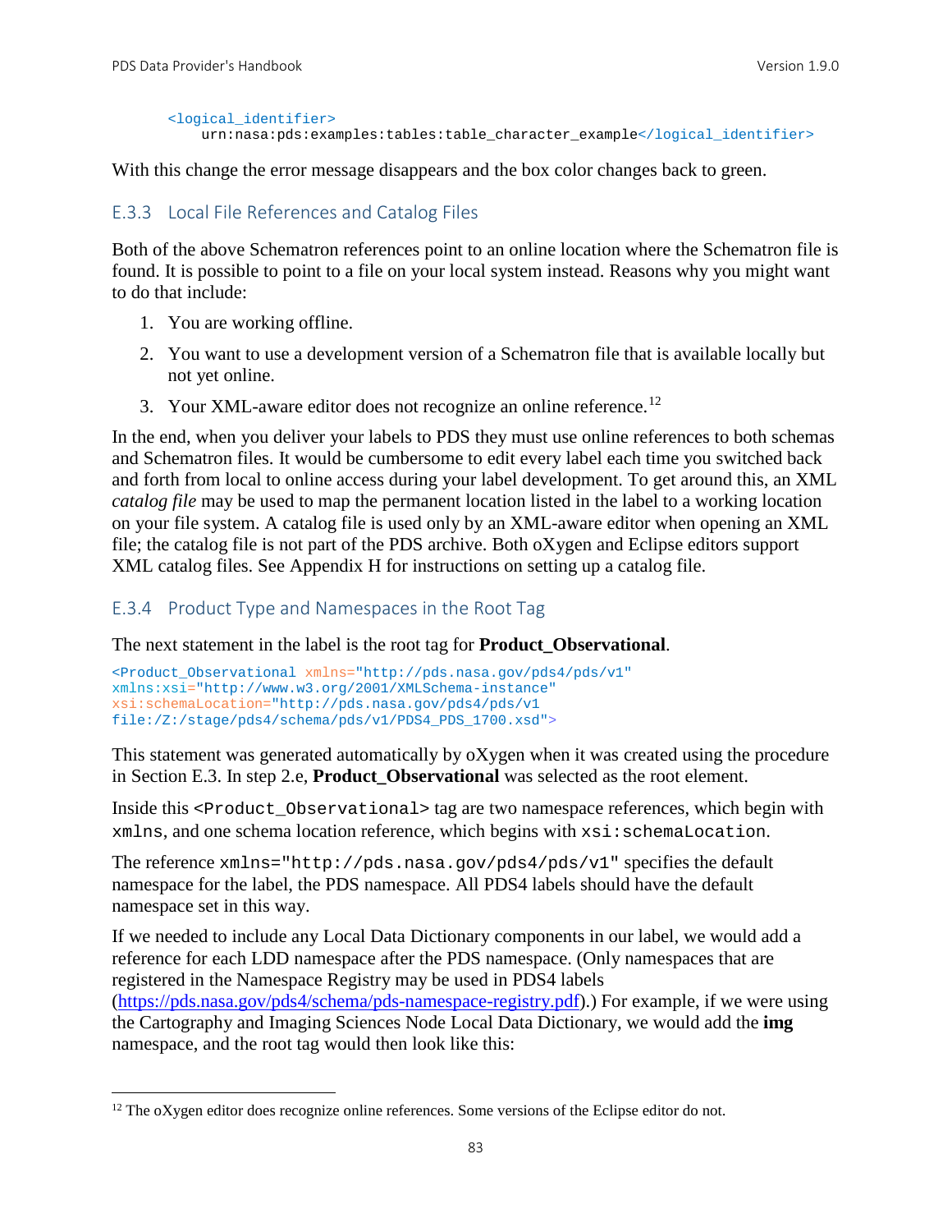```
<logical_identifier>
    urn:nasa:pds:examples:tables:table_character_example</logical_identifier>
```

With this change the error message disappears and the box color changes back to green.

### E.3.3 Local File References and Catalog Files

Both of the above Schematron references point to an online location where the Schematron file is found. It is possible to point to a file on your local system instead. Reasons why you might want to do that include:

1. You are working offline.
2. You want to use a development version of a Schematron file that is available locally but not yet online.
3. Your XML-aware editor does not recognize an online reference.[12]

In the end, when you deliver your labels to PDS they must use online references to both schemas and Schematron files. It would be cumbersome to edit every label each time you switched back and forth from local to online access during your label development. To get around this, an XML *catalog file* may be used to map the permanent location listed in the label to a working location on your file system. A catalog file is used only by an XML-aware editor when opening an XML file; the catalog file is not part of the PDS archive. Both oXygen and Eclipse editors support XML catalog files. See Appendix H for instructions on setting up a catalog file.

### E.3.4 Product Type and Namespaces in the Root Tag

The next statement in the label is the root tag for **Product_Observational**.

```
<Product_Observational xmlns="http://pds.nasa.gov/pds4/pds/v1"
xmlns:xsi="http://www.w3.org/2001/XMLSchema-instance"
xsi:schemaLocation="http://pds.nasa.gov/pds4/pds/v1
file:/Z:/stage/pds4/schema/pds/v1/PDS4_PDS_1700.xsd">
```

This statement was generated automatically by oXygen when it was created using the procedure in Section E.3. In step 2.e, **Product_Observational** was selected as the root element.

Inside this `<Product_Observational>` tag are two namespace references, which begin with `xmlns`, and one schema location reference, which begins with `xsi:schemaLocation`.

The reference `xmlns="http://pds.nasa.gov/pds4/pds/v1"` specifies the default namespace for the label, the PDS namespace. All PDS4 labels should have the default namespace set in this way.

If we needed to include any Local Data Dictionary components in our label, we would add a reference for each LDD namespace after the PDS namespace. (Only namespaces that are registered in the Namespace Registry may be used in PDS4 labels (https://pds.nasa.gov/pds4/schema/pds-namespace-registry.pdf).) For example, if we were using the Cartography and Imaging Sciences Node Local Data Dictionary, we would add the **img** namespace, and the root tag would then look like this:

[12] The oXygen editor does recognize online references. Some versions of the Eclipse editor do not.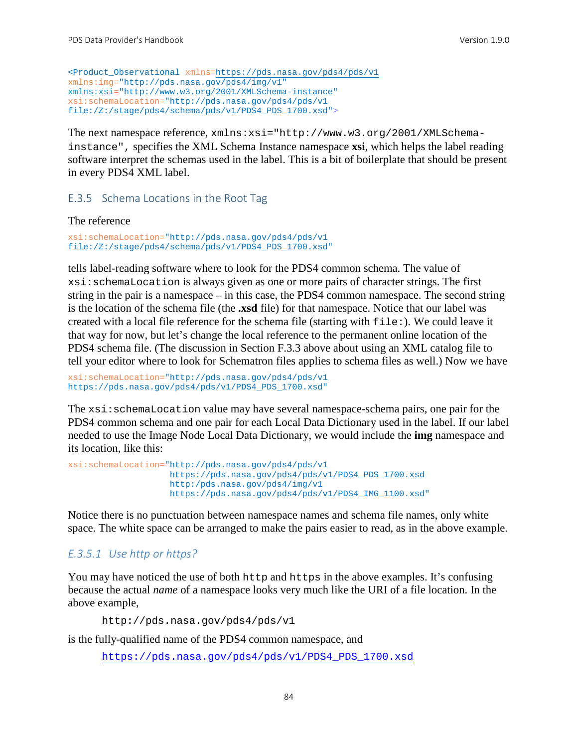```
<Product_Observational xmlns=https://pds.nasa.gov/pds4/pds/v1
xmlns:img="http://pds.nasa.gov/pds4/img/v1"
xmlns:xsi="http://www.w3.org/2001/XMLSchema-instance"
xsi:schemaLocation="http://pds.nasa.gov/pds4/pds/v1
file:/Z:/stage/pds4/schema/pds/v1/PDS4_PDS_1700.xsd">
```

The next namespace reference, `xmlns:xsi="http://www.w3.org/2001/XMLSchema-instance",` specifies the XML Schema Instance namespace **xsi**, which helps the label reading software interpret the schemas used in the label. This is a bit of boilerplate that should be present in every PDS4 XML label.

### E.3.5 Schema Locations in the Root Tag

The reference

```
xsi:schemaLocation="http://pds.nasa.gov/pds4/pds/v1
file:/Z:/stage/pds4/schema/pds/v1/PDS4_PDS_1700.xsd"
```

tells label-reading software where to look for the PDS4 common schema. The value of `xsi:schemaLocation` is always given as one or more pairs of character strings. The first string in the pair is a namespace – in this case, the PDS4 common namespace. The second string is the location of the schema file (the **.xsd** file) for that namespace. Notice that our label was created with a local file reference for the schema file (starting with `file:`). We could leave it that way for now, but let's change the local reference to the permanent online location of the PDS4 schema file. (The discussion in Section F.3.3 above about using an XML catalog file to tell your editor where to look for Schematron files applies to schema files as well.) Now we have

```
xsi:schemaLocation="http://pds.nasa.gov/pds4/pds/v1
https://pds.nasa.gov/pds4/pds/v1/PDS4_PDS_1700.xsd"
```

The `xsi:schemaLocation` value may have several namespace-schema pairs, one pair for the PDS4 common schema and one pair for each Local Data Dictionary used in the label. If our label needed to use the Image Node Local Data Dictionary, we would include the **img** namespace and its location, like this:

```
xsi:schemaLocation="http://pds.nasa.gov/pds4/pds/v1
                    https://pds.nasa.gov/pds4/pds/v1/PDS4_PDS_1700.xsd
                    http:/pds.nasa.gov/pds4/img/v1
                    https://pds.nasa.gov/pds4/pds/v1/PDS4_IMG_1100.xsd"
```

Notice there is no punctuation between namespace names and schema file names, only white space. The white space can be arranged to make the pairs easier to read, as in the above example.

#### *E.3.5.1 Use http or https?*

You may have noticed the use of both `http` and `https` in the above examples. It's confusing because the actual *name* of a namespace looks very much like the URI of a file location. In the above example,

`http://pds.nasa.gov/pds4/pds/v1`

is the fully-qualified name of the PDS4 common namespace, and

`https://pds.nasa.gov/pds4/pds/v1/PDS4_PDS_1700.xsd`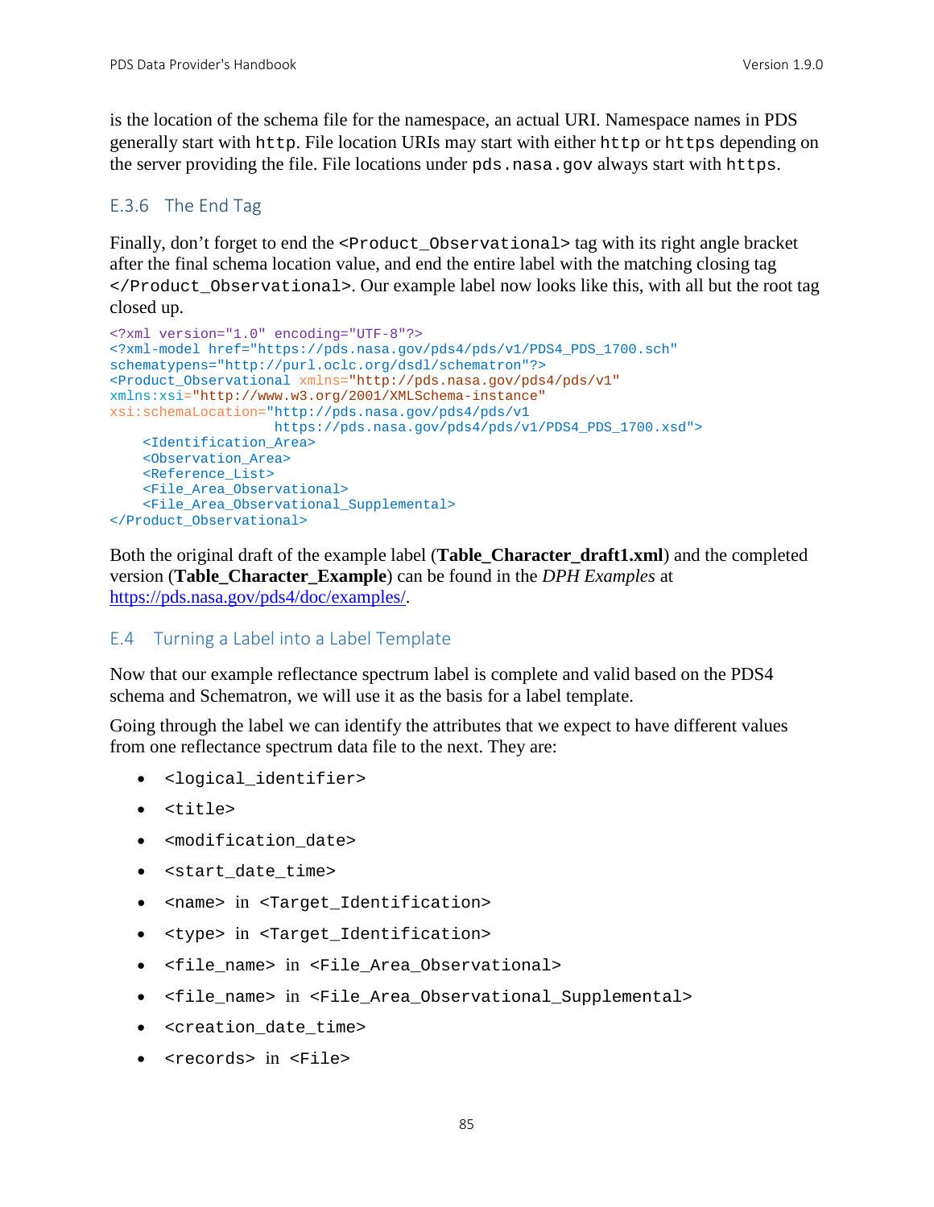is the location of the schema file for the namespace, an actual URI. Namespace names in PDS generally start with `http`. File location URIs may start with either `http` or `https` depending on the server providing the file. File locations under `pds.nasa.gov` always start with `https`.

### E.3.6 The End Tag

Finally, don't forget to end the `<Product_Observational>` tag with its right angle bracket after the final schema location value, and end the entire label with the matching closing tag `</Product_Observational>`. Our example label now looks like this, with all but the root tag closed up.

```
<?xml version="1.0" encoding="UTF-8"?>
<?xml-model href="https://pds.nasa.gov/pds4/pds/v1/PDS4_PDS_1700.sch"
schematypens="http://purl.oclc.org/dsdl/schematron"?>
<Product_Observational xmlns="http://pds.nasa.gov/pds4/pds/v1"
xmlns:xsi="http://www.w3.org/2001/XMLSchema-instance"
xsi:schemaLocation="http://pds.nasa.gov/pds4/pds/v1
                    https://pds.nasa.gov/pds4/pds/v1/PDS4_PDS_1700.xsd">
    <Identification_Area>
    <Observation_Area>
    <Reference_List>
    <File_Area_Observational>
    <File_Area_Observational_Supplemental>
</Product_Observational>
```

Both the original draft of the example label (**Table_Character_draft1.xml**) and the completed version (**Table_Character_Example**) can be found in the *DPH Examples* at https://pds.nasa.gov/pds4/doc/examples/.

## E.4 Turning a Label into a Label Template

Now that our example reflectance spectrum label is complete and valid based on the PDS4 schema and Schematron, we will use it as the basis for a label template.

Going through the label we can identify the attributes that we expect to have different values from one reflectance spectrum data file to the next. They are:

- `<logical_identifier>`
- `<title>`
- `<modification_date>`
- `<start_date_time>`
- `<name>` in `<Target_Identification>`
- `<type>` in `<Target_Identification>`
- `<file_name>` in `<File_Area_Observational>`
- `<file_name>` in `<File_Area_Observational_Supplemental>`
- `<creation_date_time>`
- `<records>` in `<File>`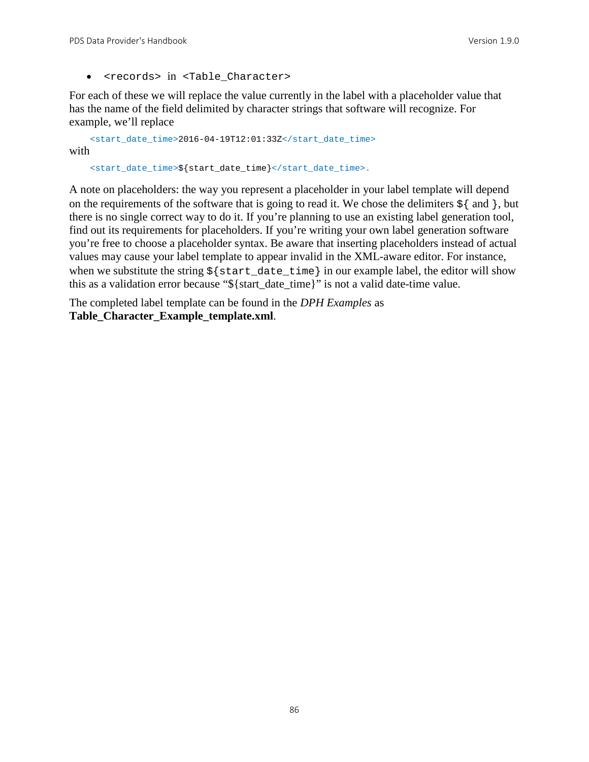- `<records>` in `<Table_Character>`

For each of these we will replace the value currently in the label with a placeholder value that has the name of the field delimited by character strings that software will recognize. For example, we'll replace

```
<start_date_time>2016-04-19T12:01:33Z</start_date_time>
```

with

```
<start_date_time>${start_date_time}</start_date_time>.
```

A note on placeholders: the way you represent a placeholder in your label template will depend on the requirements of the software that is going to read it. We chose the delimiters `${` and `}`, but there is no single correct way to do it. If you're planning to use an existing label generation tool, find out its requirements for placeholders. If you're writing your own label generation software you're free to choose a placeholder syntax. Be aware that inserting placeholders instead of actual values may cause your label template to appear invalid in the XML-aware editor. For instance, when we substitute the string `${start_date_time}` in our example label, the editor will show this as a validation error because "${start_date_time}" is not a valid date-time value.

The completed label template can be found in the *DPH Examples* as **Table_Character_Example_template.xml**.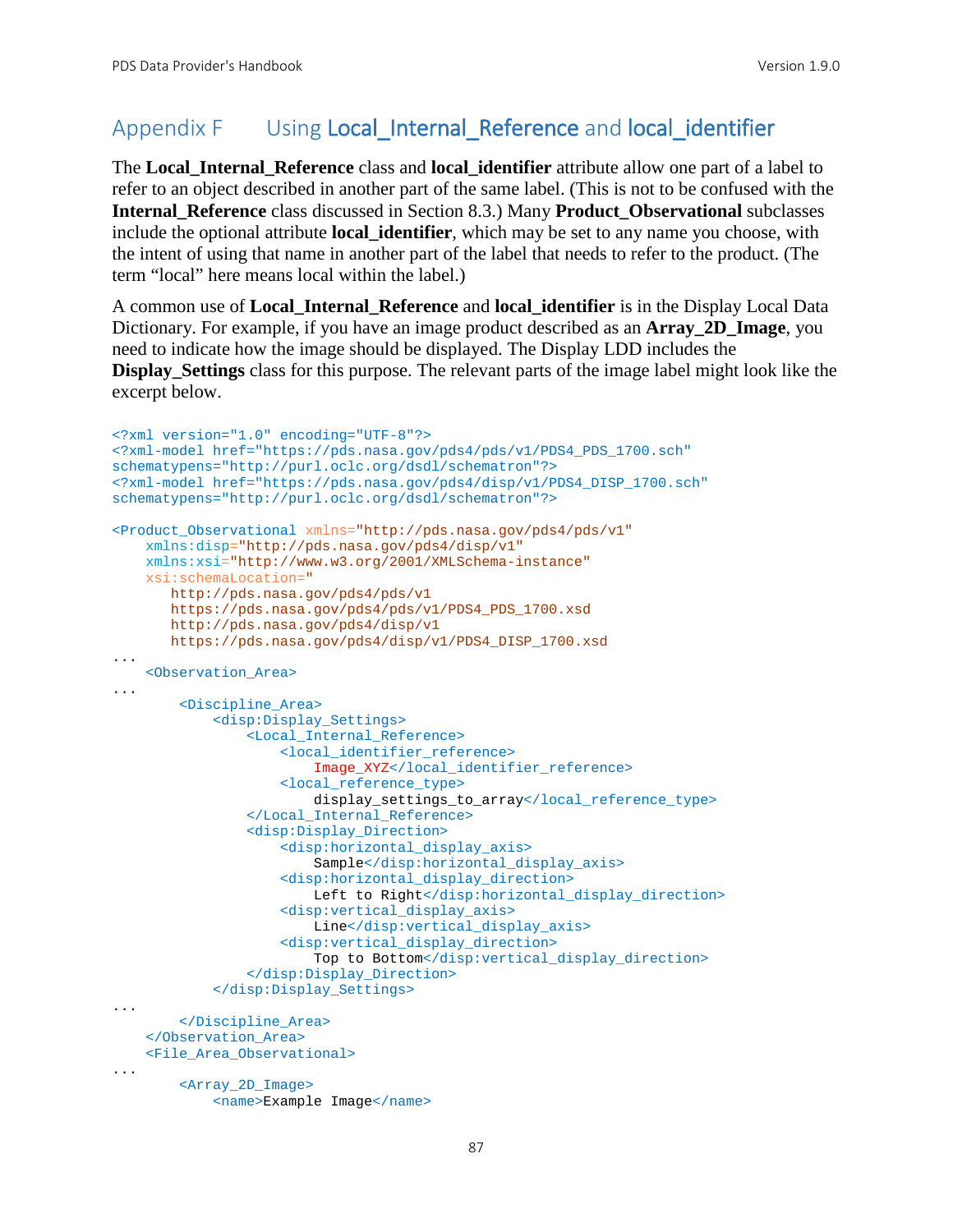# Appendix F Using **Local_Internal_Reference** and **local_identifier**

The **Local_Internal_Reference** class and **local_identifier** attribute allow one part of a label to refer to an object described in another part of the same label. (This is not to be confused with the **Internal_Reference** class discussed in Section 8.3.) Many **Product_Observational** subclasses include the optional attribute **local_identifier**, which may be set to any name you choose, with the intent of using that name in another part of the label that needs to refer to the product. (The term "local" here means local within the label.)

A common use of **Local_Internal_Reference** and **local_identifier** is in the Display Local Data Dictionary. For example, if you have an image product described as an **Array_2D_Image**, you need to indicate how the image should be displayed. The Display LDD includes the **Display_Settings** class for this purpose. The relevant parts of the image label might look like the excerpt below.

```
<?xml version="1.0" encoding="UTF-8"?>
<?xml-model href="https://pds.nasa.gov/pds4/pds/v1/PDS4_PDS_1700.sch"
schematypens="http://purl.oclc.org/dsdl/schematron"?>
<?xml-model href="https://pds.nasa.gov/pds4/disp/v1/PDS4_DISP_1700.sch"
schematypens="http://purl.oclc.org/dsdl/schematron"?>

<Product_Observational xmlns="http://pds.nasa.gov/pds4/pds/v1"
    xmlns:disp="http://pds.nasa.gov/pds4/disp/v1"
    xmlns:xsi="http://www.w3.org/2001/XMLSchema-instance"
    xsi:schemaLocation="
       http://pds.nasa.gov/pds4/pds/v1
       https://pds.nasa.gov/pds4/pds/v1/PDS4_PDS_1700.xsd
       http://pds.nasa.gov/pds4/disp/v1
       https://pds.nasa.gov/pds4/disp/v1/PDS4_DISP_1700.xsd
...
    <Observation_Area>
...
        <Discipline_Area>
            <disp:Display_Settings>
                <Local_Internal_Reference>
                    <local_identifier_reference>
                        Image_XYZ</local_identifier_reference>
                    <local_reference_type>
                        display_settings_to_array</local_reference_type>
                </Local_Internal_Reference>
                <disp:Display_Direction>
                    <disp:horizontal_display_axis>
                        Sample</disp:horizontal_display_axis>
                    <disp:horizontal_display_direction>
                        Left to Right</disp:horizontal_display_direction>
                    <disp:vertical_display_axis>
                        Line</disp:vertical_display_axis>
                    <disp:vertical_display_direction>
                        Top to Bottom</disp:vertical_display_direction>
                </disp:Display_Direction>
            </disp:Display_Settings>
...
        </Discipline_Area>
    </Observation_Area>
    <File_Area_Observational>
...
        <Array_2D_Image>
            <name>Example Image</name>
```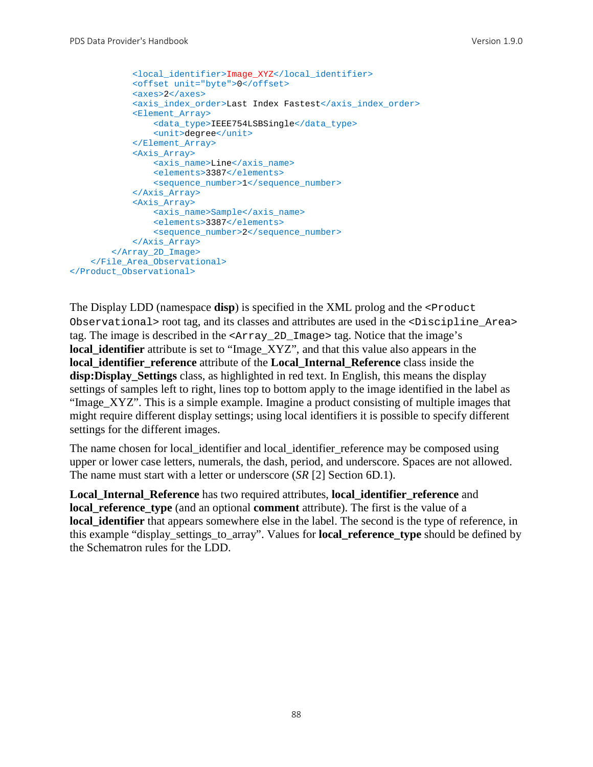```
            <local_identifier>Image_XYZ</local_identifier>
            <offset unit="byte">0</offset>
            <axes>2</axes>
            <axis_index_order>Last Index Fastest</axis_index_order>
            <Element_Array>
                <data_type>IEEE754LSBSingle</data_type>
                <unit>degree</unit>
            </Element_Array>
            <Axis_Array>
                <axis_name>Line</axis_name>
                <elements>3387</elements>
                <sequence_number>1</sequence_number>
            </Axis_Array>
            <Axis_Array>
                <axis_name>Sample</axis_name>
                <elements>3387</elements>
                <sequence_number>2</sequence_number>
            </Axis_Array>
        </Array_2D_Image>
    </File_Area_Observational>
</Product_Observational>
```

The Display LDD (namespace **disp**) is specified in the XML prolog and the `<Product Observational>` root tag, and its classes and attributes are used in the `<Discipline_Area>` tag. The image is described in the `<Array_2D_Image>` tag. Notice that the image's **local_identifier** attribute is set to "Image_XYZ", and that this value also appears in the **local_identifier_reference** attribute of the **Local_Internal_Reference** class inside the **disp:Display_Settings** class, as highlighted in red text. In English, this means the display settings of samples left to right, lines top to bottom apply to the image identified in the label as "Image_XYZ". This is a simple example. Imagine a product consisting of multiple images that might require different display settings; using local identifiers it is possible to specify different settings for the different images.

The name chosen for local_identifier and local_identifier_reference may be composed using upper or lower case letters, numerals, the dash, period, and underscore. Spaces are not allowed. The name must start with a letter or underscore (*SR* [2] Section 6D.1).

**Local_Internal_Reference** has two required attributes, **local_identifier_reference** and **local_reference_type** (and an optional **comment** attribute). The first is the value of a **local_identifier** that appears somewhere else in the label. The second is the type of reference, in this example "display_settings_to_array". Values for **local_reference_type** should be defined by the Schematron rules for the LDD.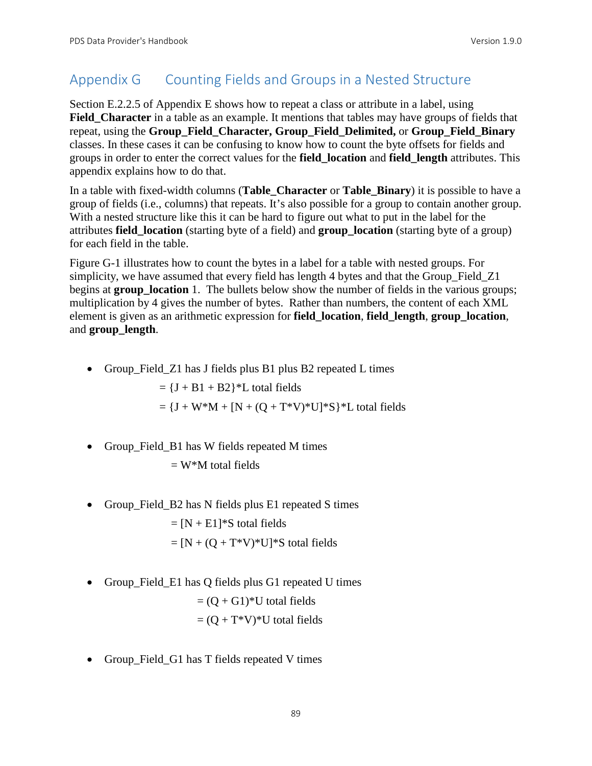# Appendix G Counting Fields and Groups in a Nested Structure

Section E.2.2.5 of Appendix E shows how to repeat a class or attribute in a label, using **Field_Character** in a table as an example. It mentions that tables may have groups of fields that repeat, using the **Group_Field_Character, Group_Field_Delimited,** or **Group_Field_Binary** classes. In these cases it can be confusing to know how to count the byte offsets for fields and groups in order to enter the correct values for the **field_location** and **field_length** attributes. This appendix explains how to do that.

In a table with fixed-width columns (**Table_Character** or **Table_Binary**) it is possible to have a group of fields (i.e., columns) that repeats. It's also possible for a group to contain another group. With a nested structure like this it can be hard to figure out what to put in the label for the attributes **field_location** (starting byte of a field) and **group_location** (starting byte of a group) for each field in the table.

Figure G-1 illustrates how to count the bytes in a label for a table with nested groups. For simplicity, we have assumed that every field has length 4 bytes and that the Group_Field_Z1 begins at **group_location** 1. The bullets below show the number of fields in the various groups; multiplication by 4 gives the number of bytes. Rather than numbers, the content of each XML element is given as an arithmetic expression for **field_location**, **field_length**, **group_location**, and **group_length**.

- Group_Field_Z1 has J fields plus B1 plus B2 repeated L times

  = {J + B1 + B2}*L total fields

  = {J + W*M + [N + (Q + T*V)*U]*S}*L total fields

- Group_Field_B1 has W fields repeated M times

  = W*M total fields

- Group_Field_B2 has N fields plus E1 repeated S times

  = [N + E1]*S total fields

  = [N + (Q + T*V)*U]*S total fields

- Group_Field_E1 has Q fields plus G1 repeated U times

  = (Q + G1)*U total fields

  = (Q + T*V)*U total fields

- Group_Field_G1 has T fields repeated V times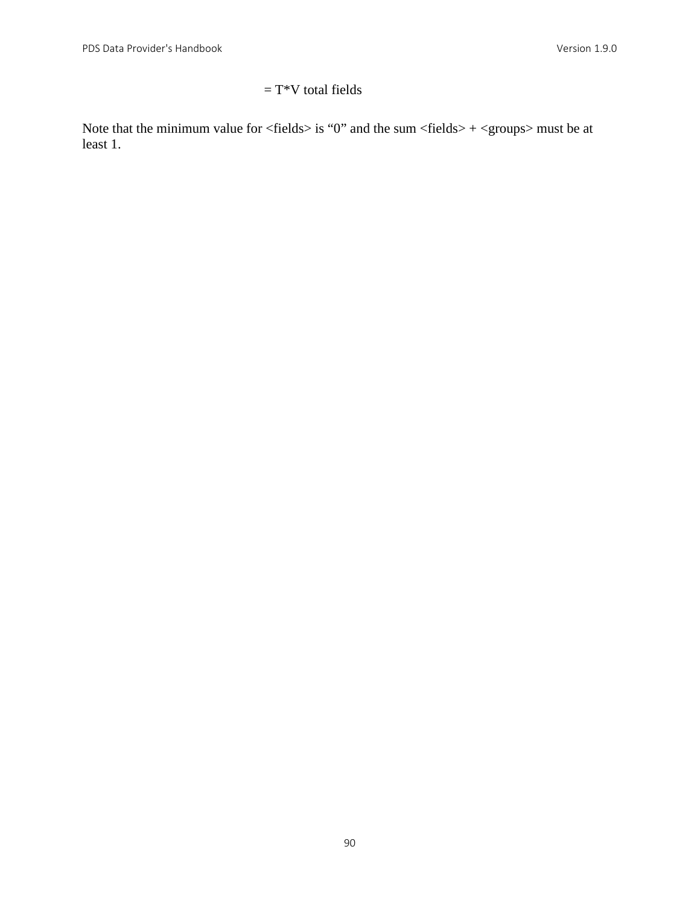= T*V total fields

Note that the minimum value for <fields> is “0” and the sum <fields> + <groups> must be at least 1.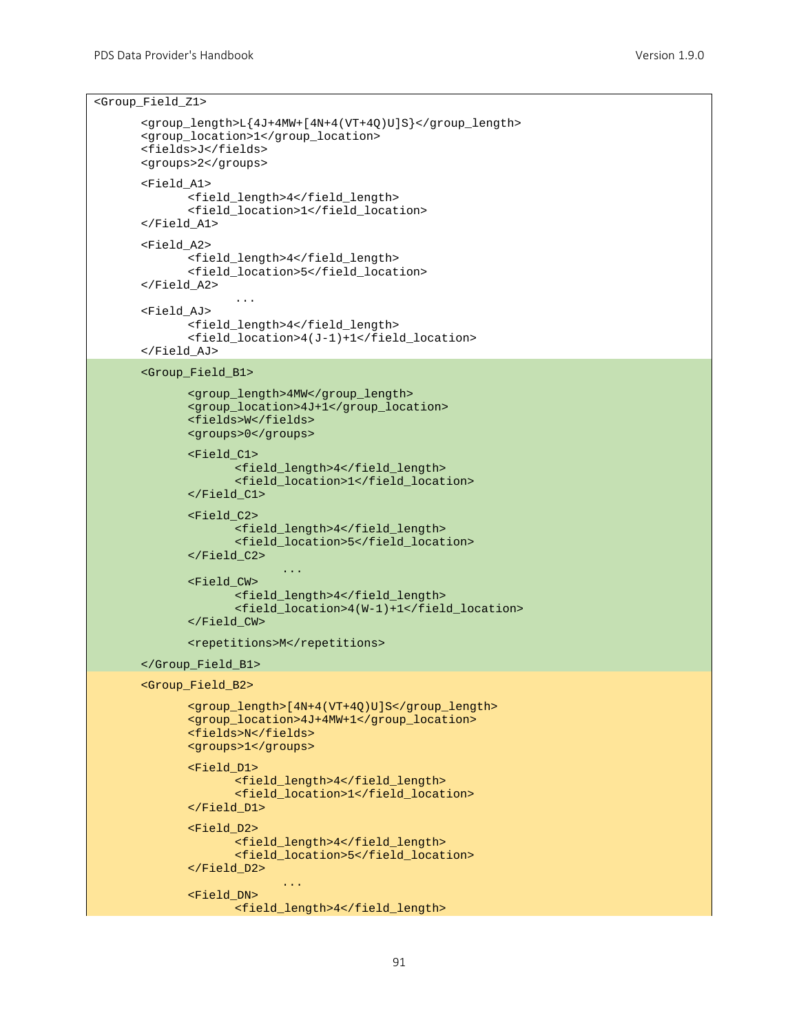```
<Group_Field_Z1>

      <group_length>L{4J+4MW+[4N+4(VT+4Q)U]S}</group_length>
      <group_location>1</group_location>
      <fields>J</fields>
      <groups>2</groups>

      <Field_A1>
            <field_length>4</field_length>
            <field_location>1</field_location>
      </Field_A1>

      <Field_A2>
            <field_length>4</field_length>
            <field_location>5</field_location>
      </Field_A2>
                  ...
      <Field_AJ>
            <field_length>4</field_length>
            <field_location>4(J-1)+1</field_location>
      </Field_AJ>

      <Group_Field_B1>

            <group_length>4MW</group_length>
            <group_location>4J+1</group_location>
            <fields>W</fields>
            <groups>0</groups>

            <Field_C1>
                  <field_length>4</field_length>
                  <field_location>1</field_location>
            </Field_C1>

            <Field_C2>
                  <field_length>4</field_length>
                  <field_location>5</field_location>
            </Field_C2>
                        ...
            <Field_CW>
                  <field_length>4</field_length>
                  <field_location>4(W-1)+1</field_location>
            </Field_CW>

            <repetitions>M</repetitions>

      </Group_Field_B1>

      <Group_Field_B2>

            <group_length>[4N+4(VT+4Q)U]S</group_length>
            <group_location>4J+4MW+1</group_location>
            <fields>N</fields>
            <groups>1</groups>

            <Field_D1>
                  <field_length>4</field_length>
                  <field_location>1</field_location>
            </Field_D1>

            <Field_D2>
                  <field_length>4</field_length>
                  <field_location>5</field_location>
            </Field_D2>
                        ...
            <Field_DN>
                  <field_length>4</field_length>
```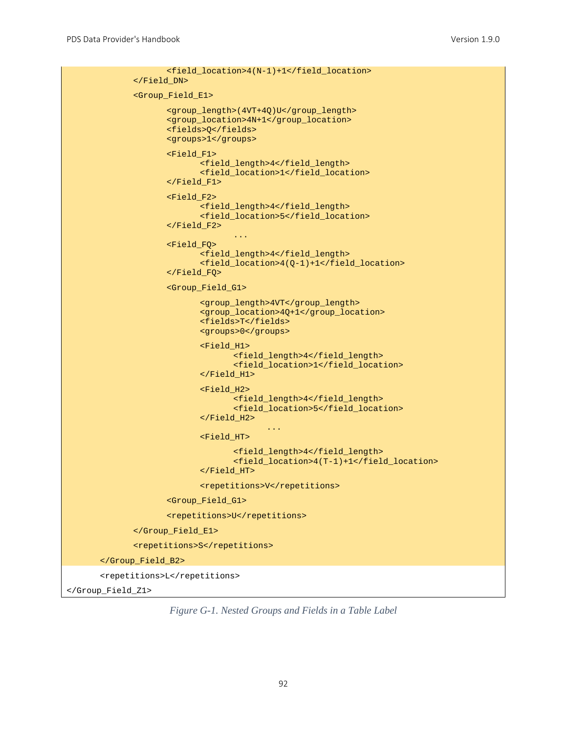```
                <field_location>4(N-1)+1</field_location>
        </Field_DN>

        <Group_Field_E1>

                <group_length>(4VT+4Q)U</group_length>
                <group_location>4N+1</group_location>
                <fields>Q</fields>
                <groups>1</groups>

                <Field_F1>
                        <field_length>4</field_length>
                        <field_location>1</field_location>
                </Field_F1>

                <Field_F2>
                        <field_length>4</field_length>
                        <field_location>5</field_location>
                </Field_F2>
                                ...
                <Field_FQ>
                        <field_length>4</field_length>
                        <field_location>4(Q-1)+1</field_location>
                </Field_FQ>

                <Group_Field_G1>

                        <group_length>4VT</group_length>
                        <group_location>4Q+1</group_location>
                        <fields>T</fields>
                        <groups>0</groups>

                        <Field_H1>
                                <field_length>4</field_length>
                                <field_location>1</field_location>
                        </Field_H1>

                        <Field_H2>
                                <field_length>4</field_length>
                                <field_location>5</field_location>
                        </Field_H2>
                                        ...
                        <Field_HT>

                                <field_length>4</field_length>
                                <field_location>4(T-1)+1</field_location>
                        </Field_HT>

                        <repetitions>V</repetitions>

                <Group_Field_G1>

                <repetitions>U</repetitions>

        </Group_Field_E1>

        <repetitions>S</repetitions>

    </Group_Field_B2>

    <repetitions>L</repetitions>

</Group_Field_Z1>
```

*Figure G-1. Nested Groups and Fields in a Table Label*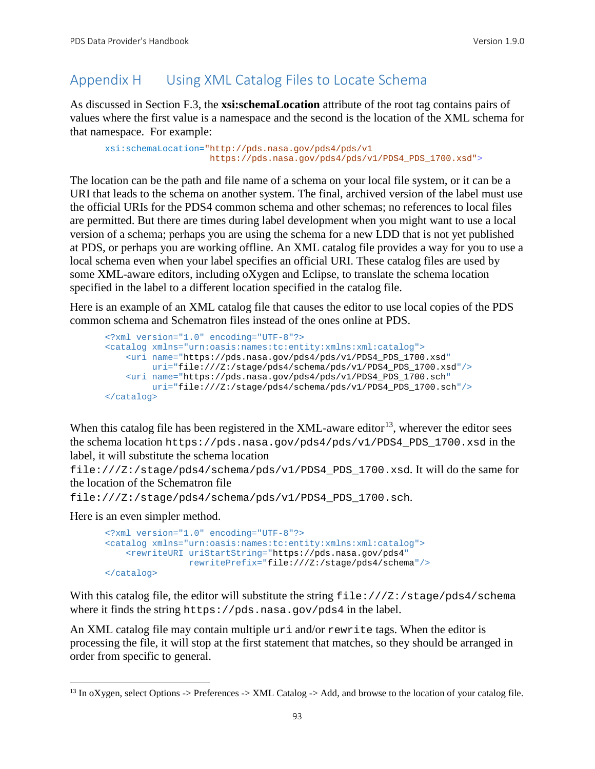# Appendix H Using XML Catalog Files to Locate Schema

As discussed in Section F.3, the **xsi:schemaLocation** attribute of the root tag contains pairs of values where the first value is a namespace and the second is the location of the XML schema for that namespace. For example:

```
xsi:schemaLocation="http://pds.nasa.gov/pds4/pds/v1
                    https://pds.nasa.gov/pds4/pds/v1/PDS4_PDS_1700.xsd">
```

The location can be the path and file name of a schema on your local file system, or it can be a URI that leads to the schema on another system. The final, archived version of the label must use the official URIs for the PDS4 common schema and other schemas; no references to local files are permitted. But there are times during label development when you might want to use a local version of a schema; perhaps you are using the schema for a new LDD that is not yet published at PDS, or perhaps you are working offline. An XML catalog file provides a way for you to use a local schema even when your label specifies an official URI. These catalog files are used by some XML-aware editors, including oXygen and Eclipse, to translate the schema location specified in the label to a different location specified in the catalog file.

Here is an example of an XML catalog file that causes the editor to use local copies of the PDS common schema and Schematron files instead of the ones online at PDS.

```
<?xml version="1.0" encoding="UTF-8"?>
<catalog xmlns="urn:oasis:names:tc:entity:xmlns:xml:catalog">
    <uri name="https://pds.nasa.gov/pds4/pds/v1/PDS4_PDS_1700.xsd"
         uri="file:///Z:/stage/pds4/schema/pds/v1/PDS4_PDS_1700.xsd"/>
    <uri name="https://pds.nasa.gov/pds4/pds/v1/PDS4_PDS_1700.sch"
         uri="file:///Z:/stage/pds4/schema/pds/v1/PDS4_PDS_1700.sch"/>
</catalog>
```

When this catalog file has been registered in the XML-aware editor[13], wherever the editor sees the schema location `https://pds.nasa.gov/pds4/pds/v1/PDS4_PDS_1700.xsd` in the label, it will substitute the schema location `file:///Z:/stage/pds4/schema/pds/v1/PDS4_PDS_1700.xsd`. It will do the same for the location of the Schematron file `file:///Z:/stage/pds4/schema/pds/v1/PDS4_PDS_1700.sch`.

Here is an even simpler method.

```
<?xml version="1.0" encoding="UTF-8"?>
<catalog xmlns="urn:oasis:names:tc:entity:xmlns:xml:catalog">
    <rewriteURI uriStartString="https://pds.nasa.gov/pds4"
                rewritePrefix="file:///Z:/stage/pds4/schema"/>
</catalog>
```

With this catalog file, the editor will substitute the string `file:///Z:/stage/pds4/schema` where it finds the string `https://pds.nasa.gov/pds4` in the label.

An XML catalog file may contain multiple `uri` and/or `rewrite` tags. When the editor is processing the file, it will stop at the first statement that matches, so they should be arranged in order from specific to general.

---

[13] In oXygen, select Options -> Preferences -> XML Catalog -> Add, and browse to the location of your catalog file.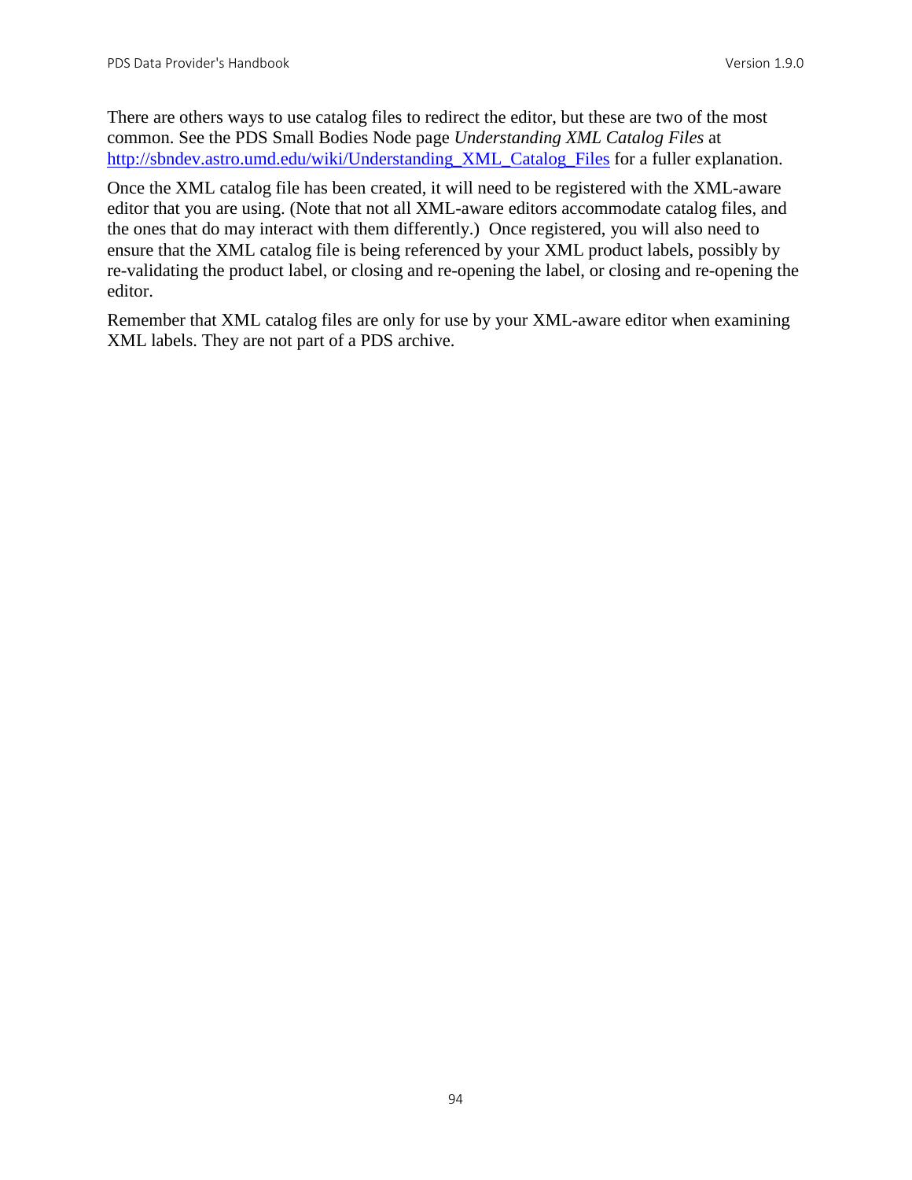There are others ways to use catalog files to redirect the editor, but these are two of the most common. See the PDS Small Bodies Node page *Understanding XML Catalog Files* at [http://sbndev.astro.umd.edu/wiki/Understanding_XML_Catalog_Files](http://sbndev.astro.umd.edu/wiki/Understanding_XML_Catalog_Files) for a fuller explanation.

Once the XML catalog file has been created, it will need to be registered with the XML-aware editor that you are using. (Note that not all XML-aware editors accommodate catalog files, and the ones that do may interact with them differently.) Once registered, you will also need to ensure that the XML catalog file is being referenced by your XML product labels, possibly by re-validating the product label, or closing and re-opening the label, or closing and re-opening the editor.

Remember that XML catalog files are only for use by your XML-aware editor when examining XML labels. They are not part of a PDS archive.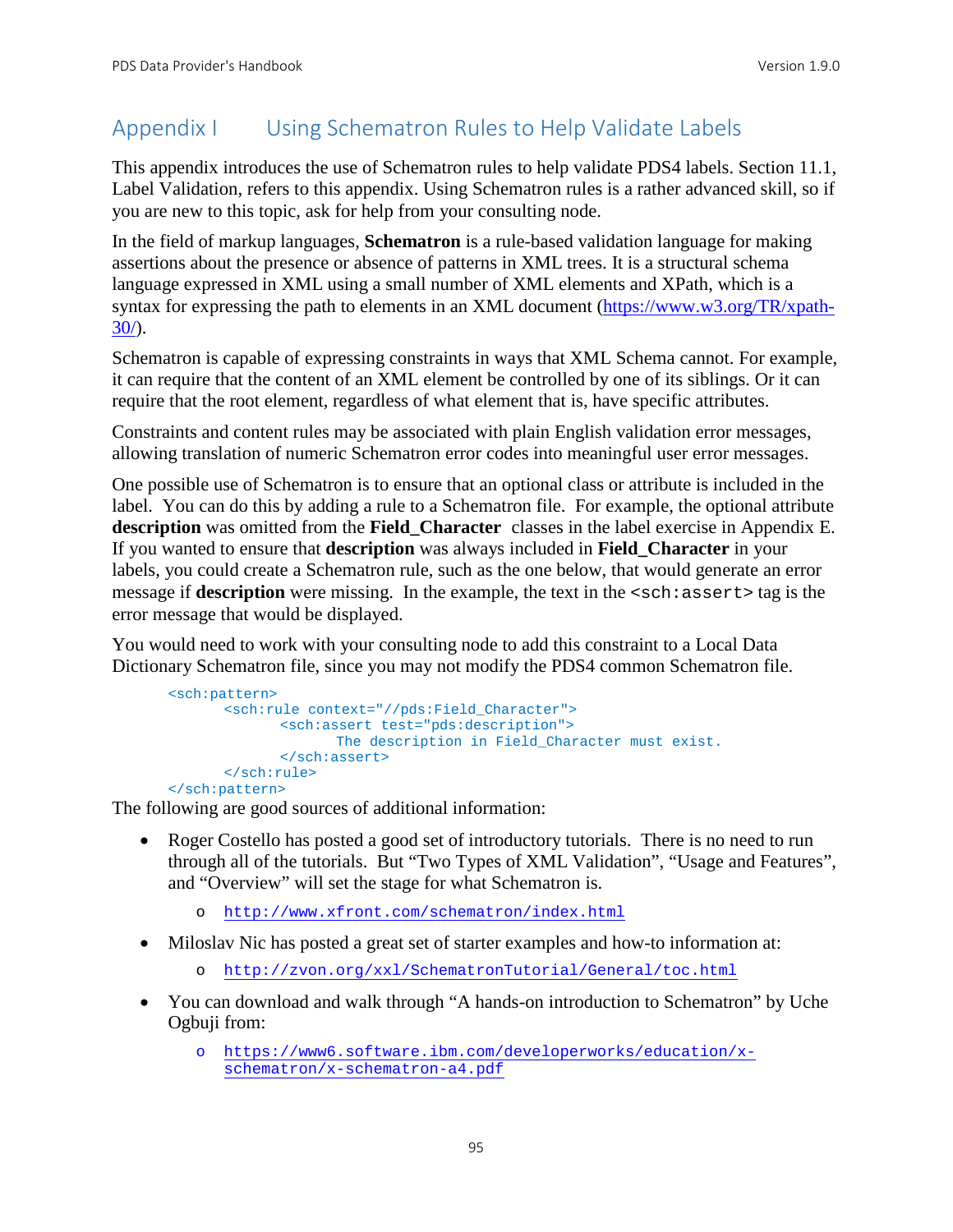# Appendix I Using Schematron Rules to Help Validate Labels

This appendix introduces the use of Schematron rules to help validate PDS4 labels. Section 11.1, Label Validation, refers to this appendix. Using Schematron rules is a rather advanced skill, so if you are new to this topic, ask for help from your consulting node.

In the field of markup languages, **Schematron** is a rule-based validation language for making assertions about the presence or absence of patterns in XML trees. It is a structural schema language expressed in XML using a small number of XML elements and XPath, which is a syntax for expressing the path to elements in an XML document (https://www.w3.org/TR/xpath-30/).

Schematron is capable of expressing constraints in ways that XML Schema cannot. For example, it can require that the content of an XML element be controlled by one of its siblings. Or it can require that the root element, regardless of what element that is, have specific attributes.

Constraints and content rules may be associated with plain English validation error messages, allowing translation of numeric Schematron error codes into meaningful user error messages.

One possible use of Schematron is to ensure that an optional class or attribute is included in the label. You can do this by adding a rule to a Schematron file. For example, the optional attribute **description** was omitted from the **Field_Character** classes in the label exercise in Appendix E. If you wanted to ensure that **description** was always included in **Field_Character** in your labels, you could create a Schematron rule, such as the one below, that would generate an error message if **description** were missing. In the example, the text in the `<sch:assert>` tag is the error message that would be displayed.

You would need to work with your consulting node to add this constraint to a Local Data Dictionary Schematron file, since you may not modify the PDS4 common Schematron file.

```
<sch:pattern>
      <sch:rule context="//pds:Field_Character">
            <sch:assert test="pds:description">
                  The description in Field_Character must exist.
            </sch:assert>
      </sch:rule>
</sch:pattern>
```

The following are good sources of additional information:

- Roger Costello has posted a good set of introductory tutorials. There is no need to run through all of the tutorials. But “Two Types of XML Validation”, “Usage and Features”, and “Overview” will set the stage for what Schematron is.
  - http://www.xfront.com/schematron/index.html
- Miloslav Nic has posted a great set of starter examples and how-to information at:
  - http://zvon.org/xxl/SchematronTutorial/General/toc.html
- You can download and walk through “A hands-on introduction to Schematron” by Uche Ogbuji from:
  - https://www6.software.ibm.com/developerworks/education/x-schematron/x-schematron-a4.pdf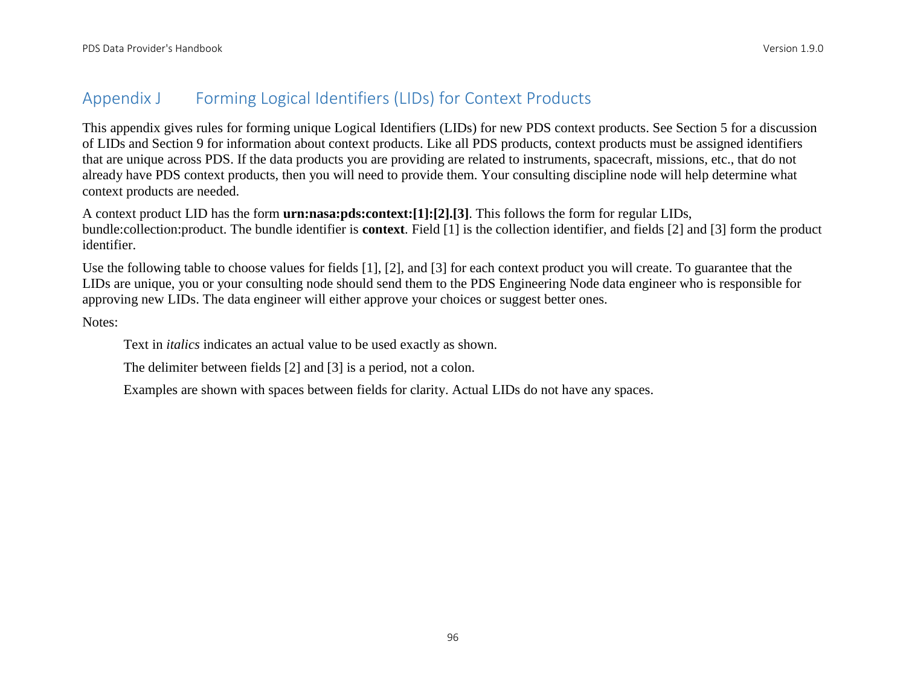# Appendix J Forming Logical Identifiers (LIDs) for Context Products

This appendix gives rules for forming unique Logical Identifiers (LIDs) for new PDS context products. See Section 5 for a discussion of LIDs and Section 9 for information about context products. Like all PDS products, context products must be assigned identifiers that are unique across PDS. If the data products you are providing are related to instruments, spacecraft, missions, etc., that do not already have PDS context products, then you will need to provide them. Your consulting discipline node will help determine what context products are needed.

A context product LID has the form **urn:nasa:pds:context:[1]:[2].[3]**. This follows the form for regular LIDs, bundle:collection:product. The bundle identifier is **context**. Field [1] is the collection identifier, and fields [2] and [3] form the product identifier.

Use the following table to choose values for fields [1], [2], and [3] for each context product you will create. To guarantee that the LIDs are unique, you or your consulting node should send them to the PDS Engineering Node data engineer who is responsible for approving new LIDs. The data engineer will either approve your choices or suggest better ones.

Notes:

> Text in *italics* indicates an actual value to be used exactly as shown.
>
> The delimiter between fields [2] and [3] is a period, not a colon.
>
> Examples are shown with spaces between fields for clarity. Actual LIDs do not have any spaces.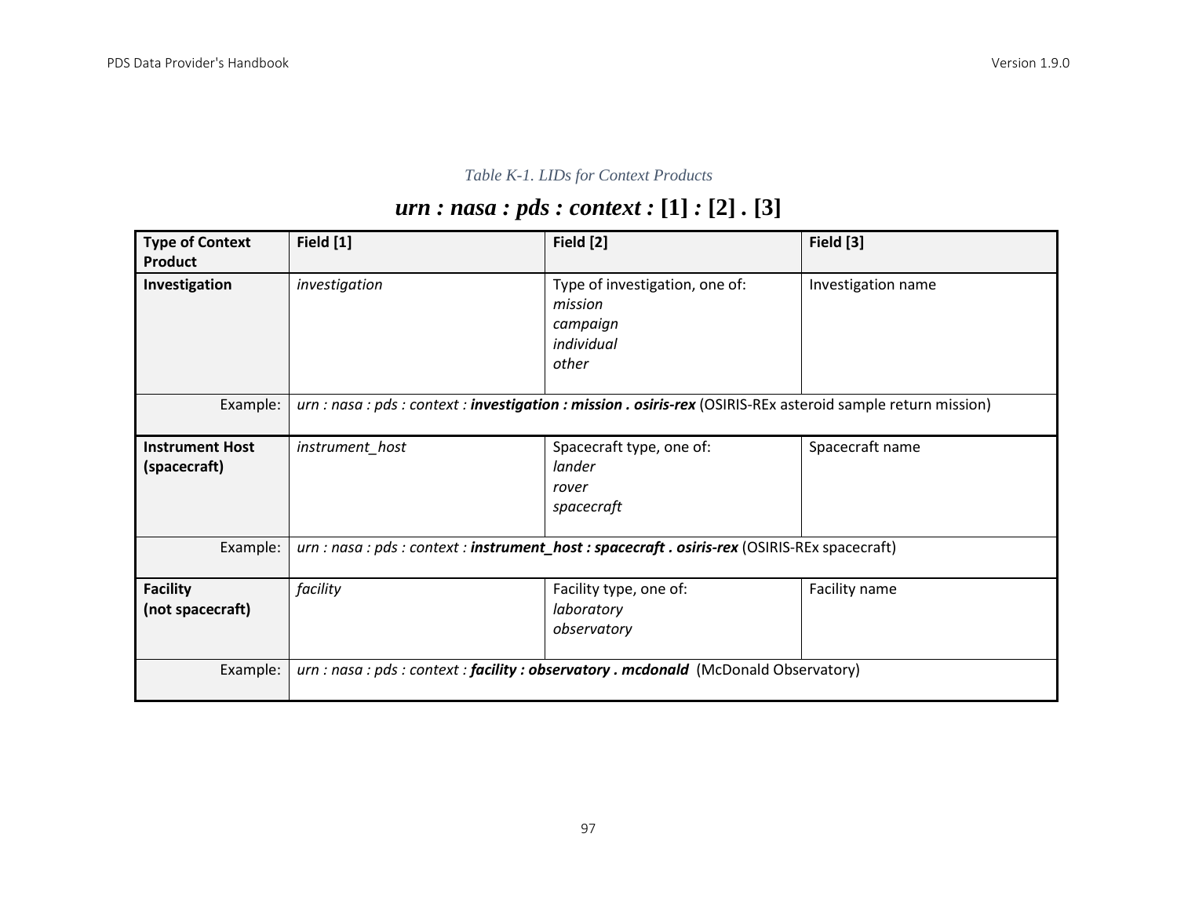*Table K-1. LIDs for Context Products*

***urn : nasa : pds : context :* [1] *:* [2] . [3]**

| **Type of Context Product** | **Field [1]** | **Field [2]** | **Field [3]** |
|---|---|---|---|
| **Investigation** | *investigation* | Type of investigation, one of:<br>*mission*<br>*campaign*<br>*individual*<br>*other* | Investigation name |
| Example: | *urn : nasa : pds : context : **investigation : mission . osiris-rex*** (OSIRIS-REx asteroid sample return mission) | | |
| **Instrument Host (spacecraft)** | *instrument_host* | Spacecraft type, one of:<br>*lander*<br>*rover*<br>*spacecraft* | Spacecraft name |
| Example: | *urn : nasa : pds : context : **instrument_host : spacecraft . osiris-rex*** (OSIRIS-REx spacecraft) | | |
| **Facility (not spacecraft)** | *facility* | Facility type, one of:<br>*laboratory*<br>*observatory* | Facility name |
| Example: | *urn : nasa : pds : context : **facility : observatory . mcdonald*** (McDonald Observatory) | | |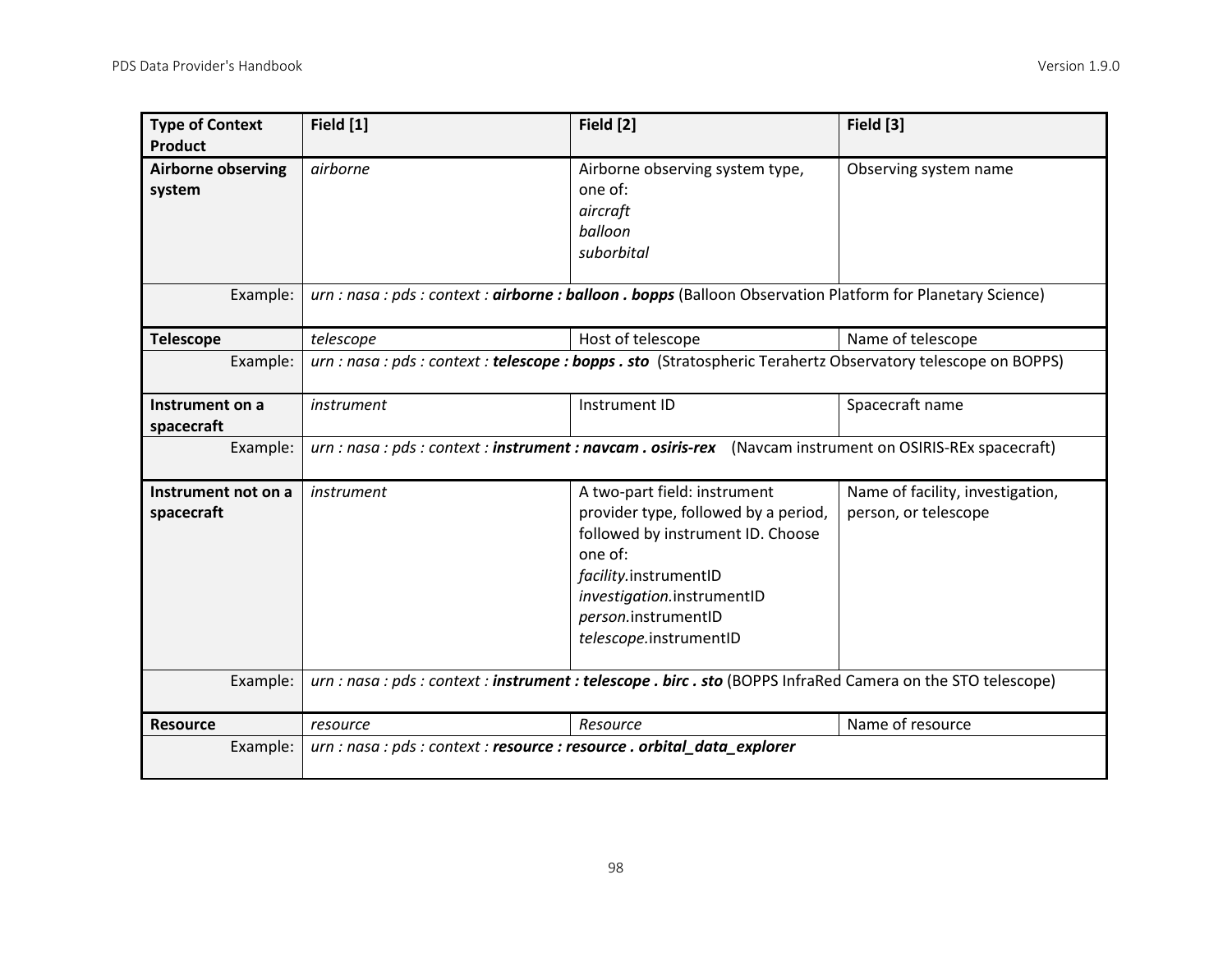| Type of Context Product | Field [1] | Field [2] | Field [3] |
|---|---|---|---|
| **Airborne observing system** | *airborne* | Airborne observing system type, one of:<br>*aircraft*<br>*balloon*<br>*suborbital* | Observing system name |
| Example: | *urn : nasa : pds : context : **airborne : balloon . bopps*** (Balloon Observation Platform for Planetary Science) | | |
| **Telescope** | *telescope* | Host of telescope | Name of telescope |
| Example: | *urn : nasa : pds : context : **telescope : bopps . sto*** (Stratospheric Terahertz Observatory telescope on BOPPS) | | |
| **Instrument on a spacecraft** | *instrument* | Instrument ID | Spacecraft name |
| Example: | *urn : nasa : pds : context : **instrument : navcam . osiris-rex*** (Navcam instrument on OSIRIS-REx spacecraft) | | |
| **Instrument not on a spacecraft** | *instrument* | A two-part field: instrument provider type, followed by a period, followed by instrument ID. Choose one of:<br>*facility*.instrumentID<br>*investigation*.instrumentID<br>*person*.instrumentID<br>*telescope*.instrumentID | Name of facility, investigation, person, or telescope |
| Example: | *urn : nasa : pds : context : **instrument : telescope . birc . sto*** (BOPPS InfraRed Camera on the STO telescope) | | |
| **Resource** | *resource* | *Resource* | Name of resource |
| Example: | *urn : nasa : pds : context : **resource : resource . orbital_data_explorer*** | | |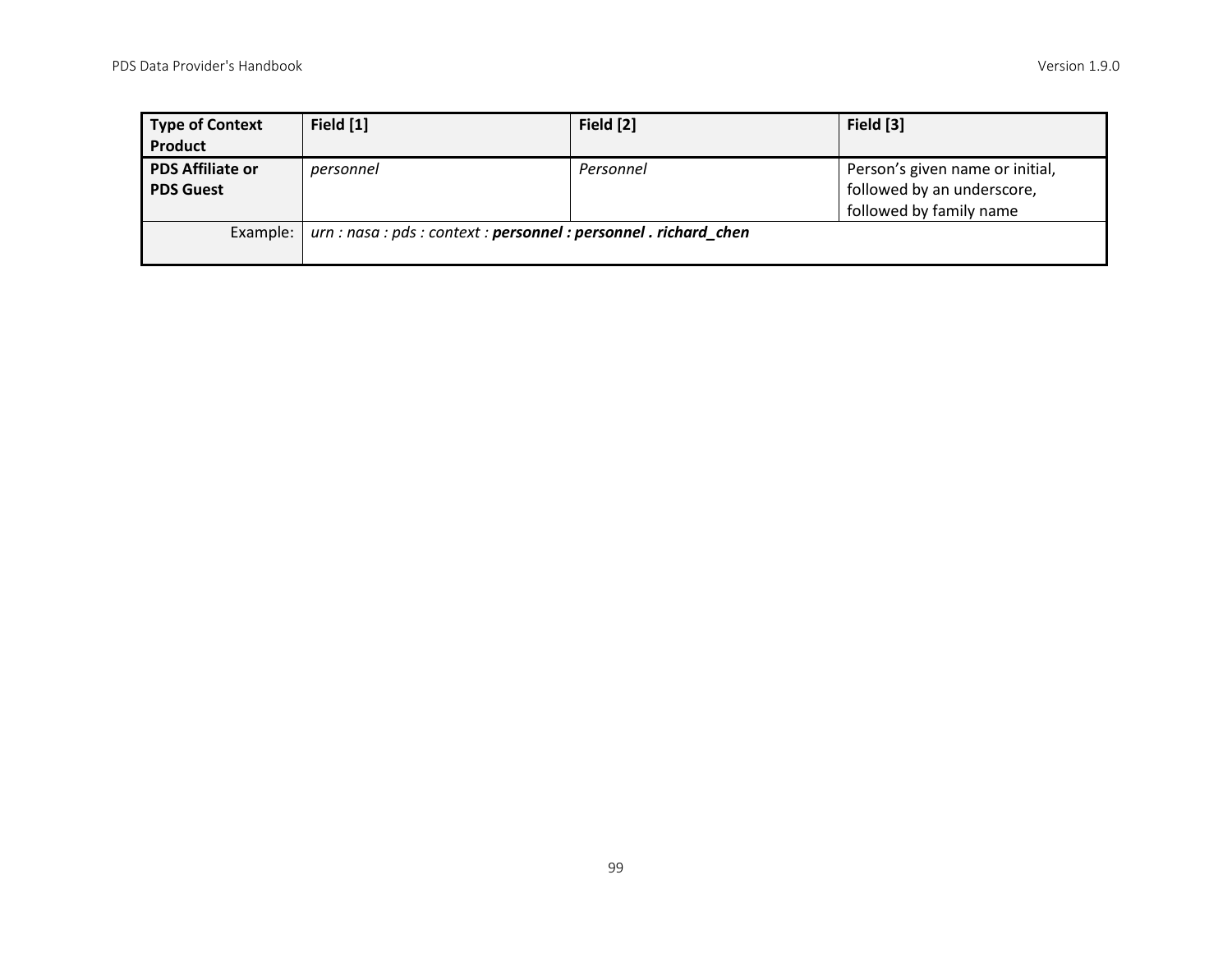| **Type of Context Product** | **Field [1]** | **Field [2]** | **Field [3]** |
|---|---|---|---|
| **PDS Affiliate or PDS Guest** | *personnel* | *Personnel* | Person's given name or initial, followed by an underscore, followed by family name |
| Example: | *urn : nasa : pds : context :* ***personnel : personnel . richard_chen*** | | |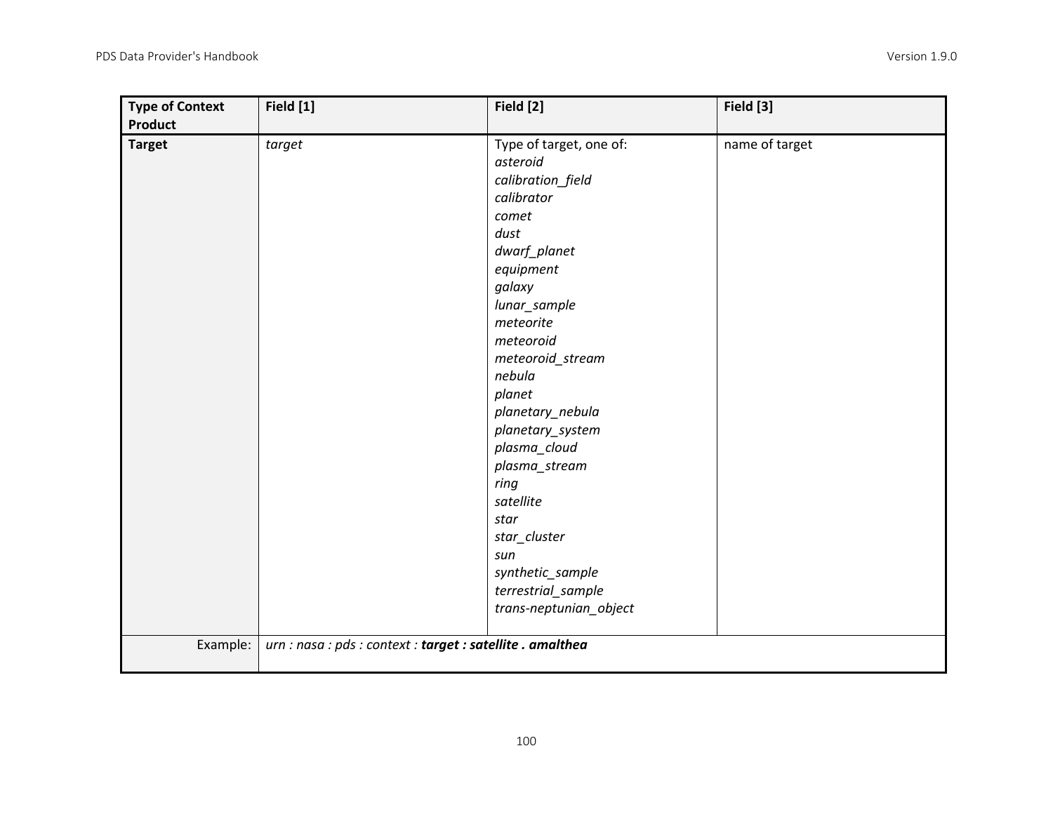| Type of Context Product | Field [1] | Field [2] | Field [3] |
|---|---|---|---|
| **Target** | *target* | Type of target, one of:<br>*asteroid*<br>*calibration_field*<br>*calibrator*<br>*comet*<br>*dust*<br>*dwarf_planet*<br>*equipment*<br>*galaxy*<br>*lunar_sample*<br>*meteorite*<br>*meteoroid*<br>*meteoroid_stream*<br>*nebula*<br>*planet*<br>*planetary_nebula*<br>*planetary_system*<br>*plasma_cloud*<br>*plasma_stream*<br>*ring*<br>*satellite*<br>*star*<br>*star_cluster*<br>*sun*<br>*synthetic_sample*<br>*terrestrial_sample*<br>*trans-neptunian_object* | name of target |
| Example: | *urn : nasa : pds : context :* ***target : satellite . amalthea*** | | |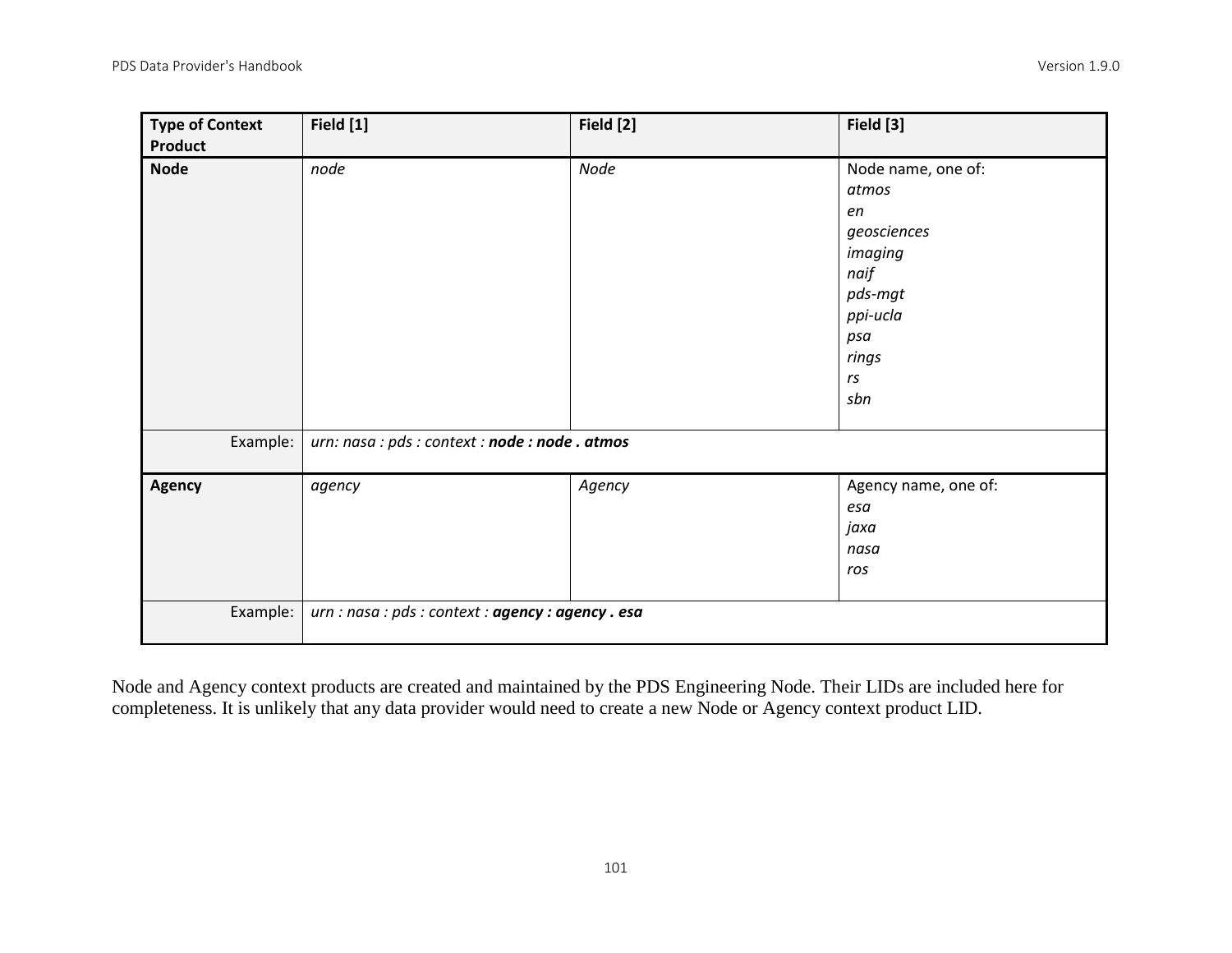| Type of Context Product | Field [1] | Field [2] | Field [3] |
|---|---|---|---|
| **Node** | *node* | *Node* | Node name, one of:<br>*atmos*<br>*en*<br>*geosciences*<br>*imaging*<br>*naif*<br>*pds-mgt*<br>*ppi-ucla*<br>*psa*<br>*rings*<br>*rs*<br>*sbn* |
| Example: | *urn: nasa : pds : context :* ***node : node . atmos*** | | |
| **Agency** | *agency* | *Agency* | Agency name, one of:<br>*esa*<br>*jaxa*<br>*nasa*<br>*ros* |
| Example: | *urn : nasa : pds : context :* ***agency : agency . esa*** | | |

Node and Agency context products are created and maintained by the PDS Engineering Node. Their LIDs are included here for completeness. It is unlikely that any data provider would need to create a new Node or Agency context product LID.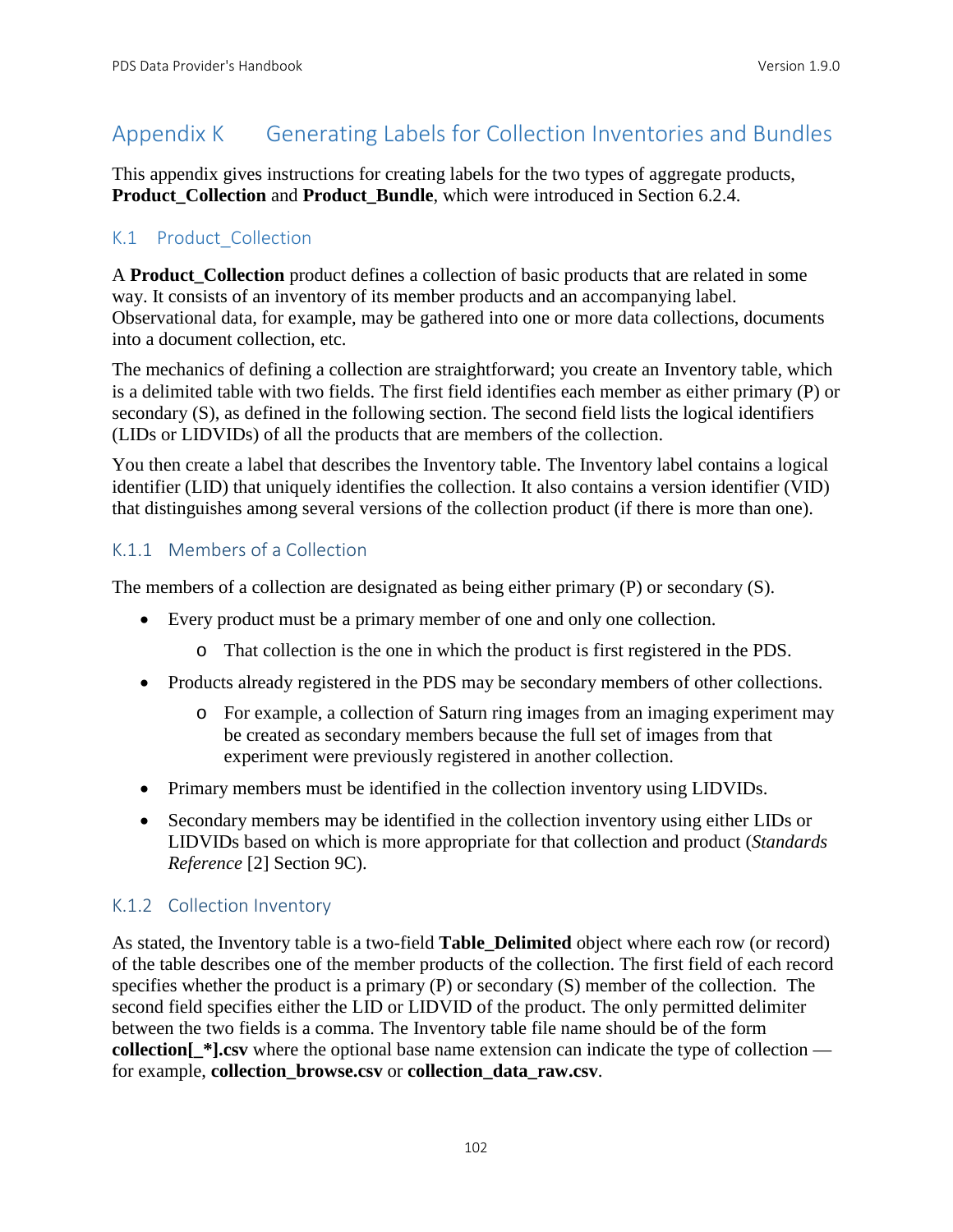# Appendix K Generating Labels for Collection Inventories and Bundles

This appendix gives instructions for creating labels for the two types of aggregate products, **Product_Collection** and **Product_Bundle**, which were introduced in Section 6.2.4.

## K.1 Product_Collection

A **Product_Collection** product defines a collection of basic products that are related in some way. It consists of an inventory of its member products and an accompanying label. Observational data, for example, may be gathered into one or more data collections, documents into a document collection, etc.

The mechanics of defining a collection are straightforward; you create an Inventory table, which is a delimited table with two fields. The first field identifies each member as either primary (P) or secondary (S), as defined in the following section. The second field lists the logical identifiers (LIDs or LIDVIDs) of all the products that are members of the collection.

You then create a label that describes the Inventory table. The Inventory label contains a logical identifier (LID) that uniquely identifies the collection. It also contains a version identifier (VID) that distinguishes among several versions of the collection product (if there is more than one).

### K.1.1 Members of a Collection

The members of a collection are designated as being either primary (P) or secondary (S).

- Every product must be a primary member of one and only one collection.
  - That collection is the one in which the product is first registered in the PDS.
- Products already registered in the PDS may be secondary members of other collections.
  - For example, a collection of Saturn ring images from an imaging experiment may be created as secondary members because the full set of images from that experiment were previously registered in another collection.
- Primary members must be identified in the collection inventory using LIDVIDs.
- Secondary members may be identified in the collection inventory using either LIDs or LIDVIDs based on which is more appropriate for that collection and product (*Standards Reference* [2] Section 9C).

### K.1.2 Collection Inventory

As stated, the Inventory table is a two-field **Table_Delimited** object where each row (or record) of the table describes one of the member products of the collection. The first field of each record specifies whether the product is a primary (P) or secondary (S) member of the collection. The second field specifies either the LID or LIDVID of the product. The only permitted delimiter between the two fields is a comma. The Inventory table file name should be of the form **collection[_*].csv** where the optional base name extension can indicate the type of collection — for example, **collection_browse.csv** or **collection_data_raw.csv**.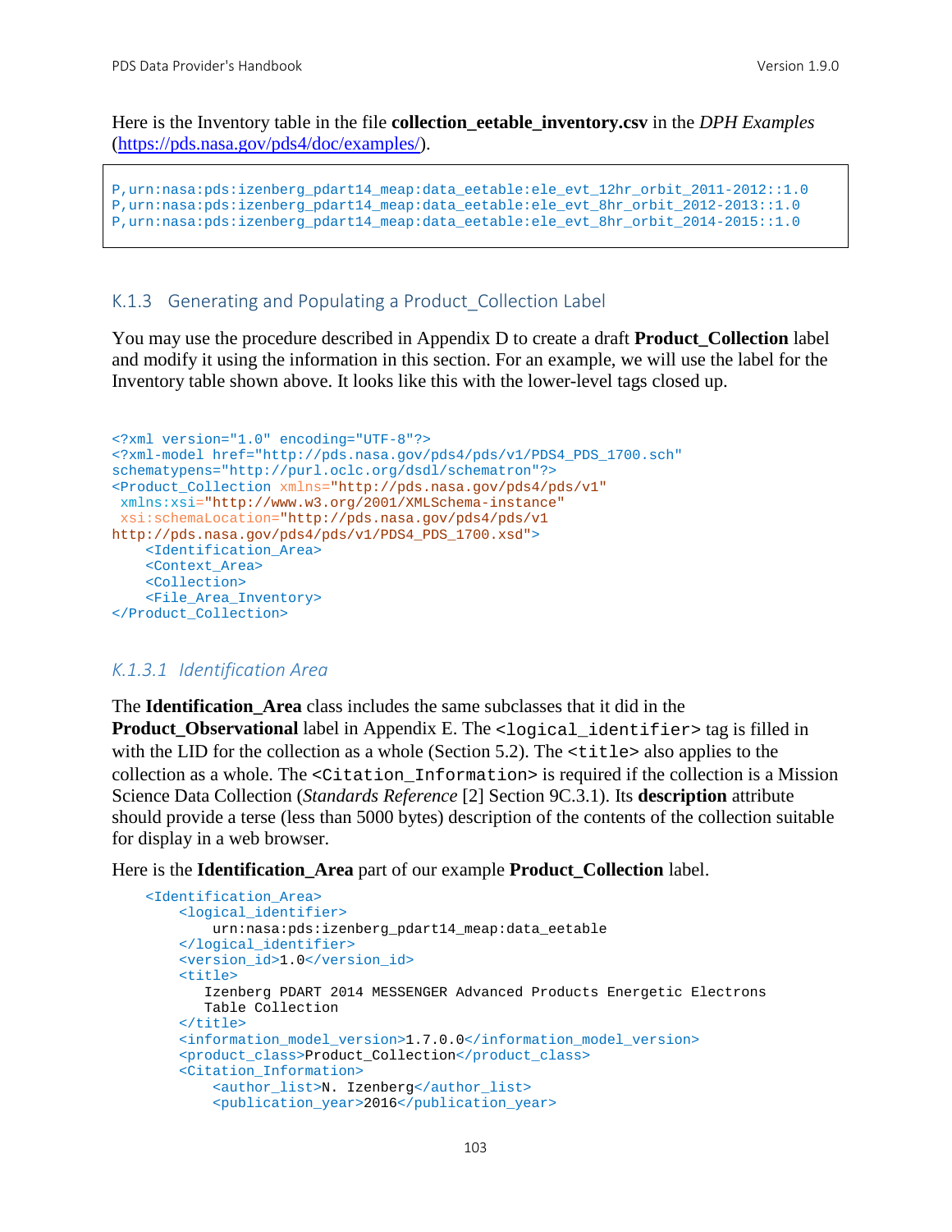Here is the Inventory table in the file **collection_eetable_inventory.csv** in the *DPH Examples* (https://pds.nasa.gov/pds4/doc/examples/).

```
P,urn:nasa:pds:izenberg_pdart14_meap:data_eetable:ele_evt_12hr_orbit_2011-2012::1.0
P,urn:nasa:pds:izenberg_pdart14_meap:data_eetable:ele_evt_8hr_orbit_2012-2013::1.0
P,urn:nasa:pds:izenberg_pdart14_meap:data_eetable:ele_evt_8hr_orbit_2014-2015::1.0
```

## K.1.3 Generating and Populating a Product_Collection Label

You may use the procedure described in Appendix D to create a draft **Product_Collection** label and modify it using the information in this section. For an example, we will use the label for the Inventory table shown above. It looks like this with the lower-level tags closed up.

```
<?xml version="1.0" encoding="UTF-8"?>
<?xml-model href="http://pds.nasa.gov/pds4/pds/v1/PDS4_PDS_1700.sch"
schematypens="http://purl.oclc.org/dsdl/schematron"?>
<Product_Collection xmlns="http://pds.nasa.gov/pds4/pds/v1"
 xmlns:xsi="http://www.w3.org/2001/XMLSchema-instance"
 xsi:schemaLocation="http://pds.nasa.gov/pds4/pds/v1
http://pds.nasa.gov/pds4/pds/v1/PDS4_PDS_1700.xsd">
    <Identification_Area>
    <Context_Area>
    <Collection>
    <File_Area_Inventory>
</Product_Collection>
```

### K.1.3.1 Identification Area

The **Identification_Area** class includes the same subclasses that it did in the **Product_Observational** label in Appendix E. The `<logical_identifier>` tag is filled in with the LID for the collection as a whole (Section 5.2). The `<title>` also applies to the collection as a whole. The `<Citation_Information>` is required if the collection is a Mission Science Data Collection (*Standards Reference* [2] Section 9C.3.1). Its **description** attribute should provide a terse (less than 5000 bytes) description of the contents of the collection suitable for display in a web browser.

Here is the **Identification_Area** part of our example **Product_Collection** label.

```
    <Identification_Area>
        <logical_identifier>
            urn:nasa:pds:izenberg_pdart14_meap:data_eetable
        </logical_identifier>
        <version_id>1.0</version_id>
        <title>
           Izenberg PDART 2014 MESSENGER Advanced Products Energetic Electrons
           Table Collection
        </title>
        <information_model_version>1.7.0.0</information_model_version>
        <product_class>Product_Collection</product_class>
        <Citation_Information>
            <author_list>N. Izenberg</author_list>
            <publication_year>2016</publication_year>
```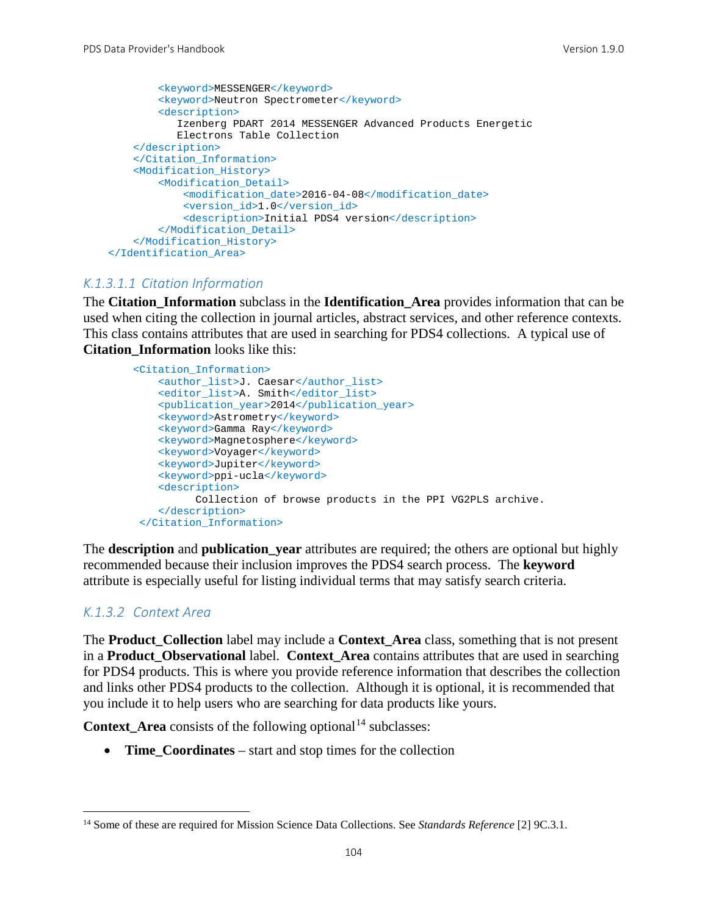```
            <keyword>MESSENGER</keyword>
            <keyword>Neutron Spectrometer</keyword>
            <description>
               Izenberg PDART 2014 MESSENGER Advanced Products Energetic
               Electrons Table Collection
        </description>
        </Citation_Information>
        <Modification_History>
            <Modification_Detail>
                <modification_date>2016-04-08</modification_date>
                <version_id>1.0</version_id>
                <description>Initial PDS4 version</description>
            </Modification_Detail>
        </Modification_History>
    </Identification_Area>
```

### K.1.3.1.1 Citation Information

The **Citation_Information** subclass in the **Identification_Area** provides information that can be used when citing the collection in journal articles, abstract services, and other reference contexts. This class contains attributes that are used in searching for PDS4 collections. A typical use of **Citation_Information** looks like this:

```
        <Citation_Information>
            <author_list>J. Caesar</author_list>
            <editor_list>A. Smith</editor_list>
            <publication_year>2014</publication_year>
            <keyword>Astrometry</keyword>
            <keyword>Gamma Ray</keyword>
            <keyword>Magnetosphere</keyword>
            <keyword>Voyager</keyword>
            <keyword>Jupiter</keyword>
            <keyword>ppi-ucla</keyword>
            <description>
                  Collection of browse products in the PPI VG2PLS archive.
            </description>
         </Citation_Information>
```

The **description** and **publication_year** attributes are required; the others are optional but highly recommended because their inclusion improves the PDS4 search process. The **keyword** attribute is especially useful for listing individual terms that may satisfy search criteria.

### K.1.3.2 Context Area

The **Product_Collection** label may include a **Context_Area** class, something that is not present in a **Product_Observational** label. **Context_Area** contains attributes that are used in searching for PDS4 products. This is where you provide reference information that describes the collection and links other PDS4 products to the collection. Although it is optional, it is recommended that you include it to help users who are searching for data products like yours.

**Context_Area** consists of the following optional[14] subclasses:

- **Time_Coordinates** – start and stop times for the collection

[14] Some of these are required for Mission Science Data Collections. See *Standards Reference* [2] 9C.3.1.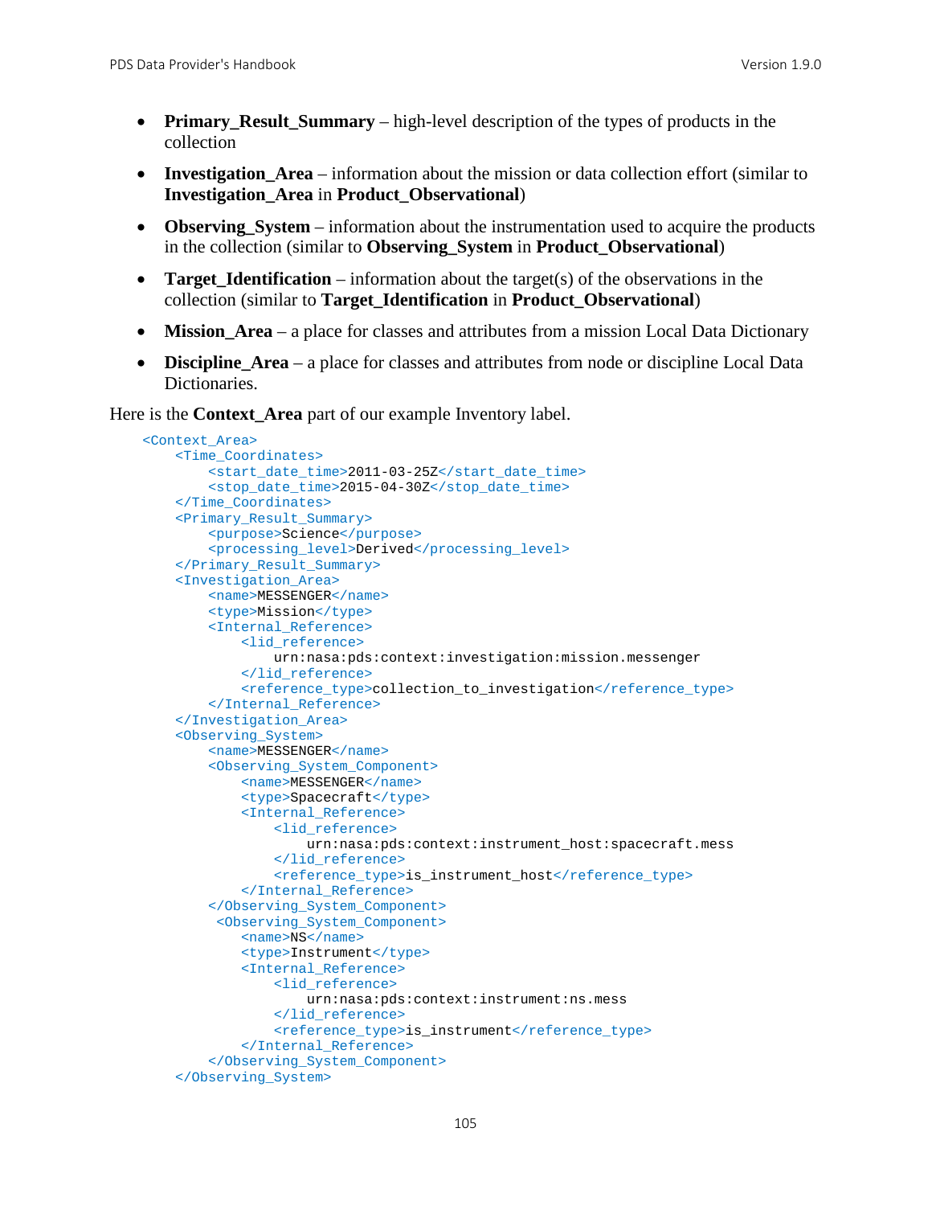- **Primary_Result_Summary** – high-level description of the types of products in the collection
- **Investigation_Area** – information about the mission or data collection effort (similar to **Investigation_Area** in **Product_Observational**)
- **Observing_System** – information about the instrumentation used to acquire the products in the collection (similar to **Observing_System** in **Product_Observational**)
- **Target_Identification** – information about the target(s) of the observations in the collection (similar to **Target_Identification** in **Product_Observational**)
- **Mission_Area** – a place for classes and attributes from a mission Local Data Dictionary
- **Discipline_Area** – a place for classes and attributes from node or discipline Local Data Dictionaries.

Here is the **Context_Area** part of our example Inventory label.

```
<Context_Area>
    <Time_Coordinates>
        <start_date_time>2011-03-25Z</start_date_time>
        <stop_date_time>2015-04-30Z</stop_date_time>
    </Time_Coordinates>
    <Primary_Result_Summary>
        <purpose>Science</purpose>
        <processing_level>Derived</processing_level>
    </Primary_Result_Summary>
    <Investigation_Area>
        <name>MESSENGER</name>
        <type>Mission</type>
        <Internal_Reference>
            <lid_reference>
                urn:nasa:pds:context:investigation:mission.messenger
            </lid_reference>
            <reference_type>collection_to_investigation</reference_type>
        </Internal_Reference>
    </Investigation_Area>
    <Observing_System>
        <name>MESSENGER</name>
        <Observing_System_Component>
            <name>MESSENGER</name>
            <type>Spacecraft</type>
            <Internal_Reference>
                <lid_reference>
                    urn:nasa:pds:context:instrument_host:spacecraft.mess
                </lid_reference>
                <reference_type>is_instrument_host</reference_type>
            </Internal_Reference>
        </Observing_System_Component>
         <Observing_System_Component>
            <name>NS</name>
            <type>Instrument</type>
            <Internal_Reference>
                <lid_reference>
                    urn:nasa:pds:context:instrument:ns.mess
                </lid_reference>
                <reference_type>is_instrument</reference_type>
            </Internal_Reference>
        </Observing_System_Component>
    </Observing_System>
```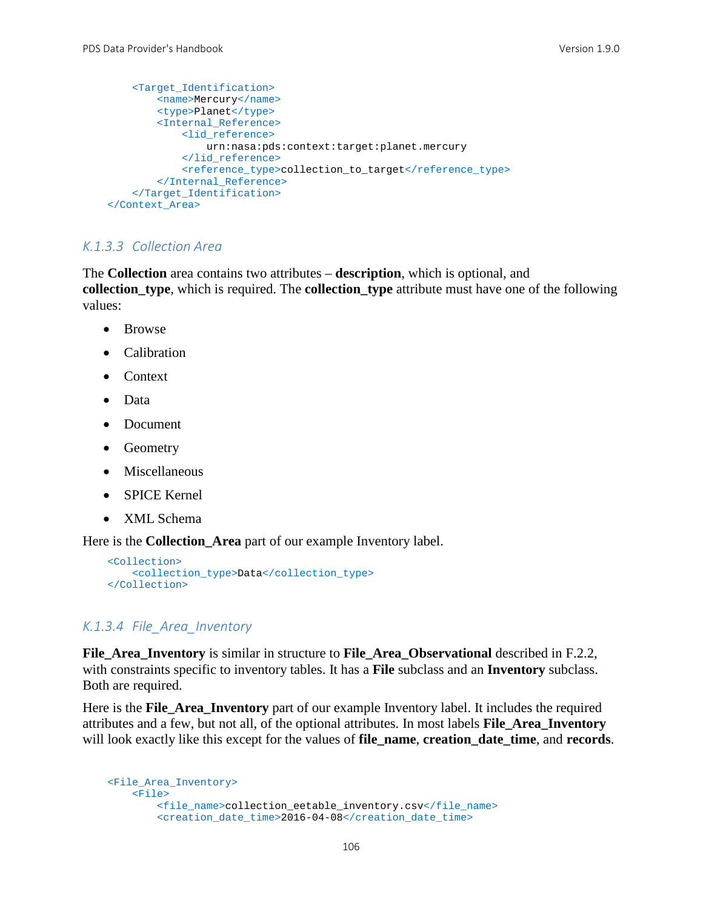```
        <Target_Identification>
            <name>Mercury</name>
            <type>Planet</type>
            <Internal_Reference>
                <lid_reference>
                    urn:nasa:pds:context:target:planet.mercury
                </lid_reference>
                <reference_type>collection_to_target</reference_type>
            </Internal_Reference>
        </Target_Identification>
    </Context_Area>
```

### *K.1.3.3 Collection Area*

The **Collection** area contains two attributes – **description**, which is optional, and **collection_type**, which is required. The **collection_type** attribute must have one of the following values:

- Browse
- Calibration
- Context
- Data
- Document
- Geometry
- Miscellaneous
- SPICE Kernel
- XML Schema

Here is the **Collection_Area** part of our example Inventory label.

```
    <Collection>
        <collection_type>Data</collection_type>
    </Collection>
```

### *K.1.3.4 File_Area_Inventory*

**File_Area_Inventory** is similar in structure to **File_Area_Observational** described in F.2.2, with constraints specific to inventory tables. It has a **File** subclass and an **Inventory** subclass. Both are required.

Here is the **File_Area_Inventory** part of our example Inventory label. It includes the required attributes and a few, but not all, of the optional attributes. In most labels **File_Area_Inventory** will look exactly like this except for the values of **file_name**, **creation_date_time**, and **records**.

```
    <File_Area_Inventory>
        <File>
            <file_name>collection_eetable_inventory.csv</file_name>
            <creation_date_time>2016-04-08</creation_date_time>
```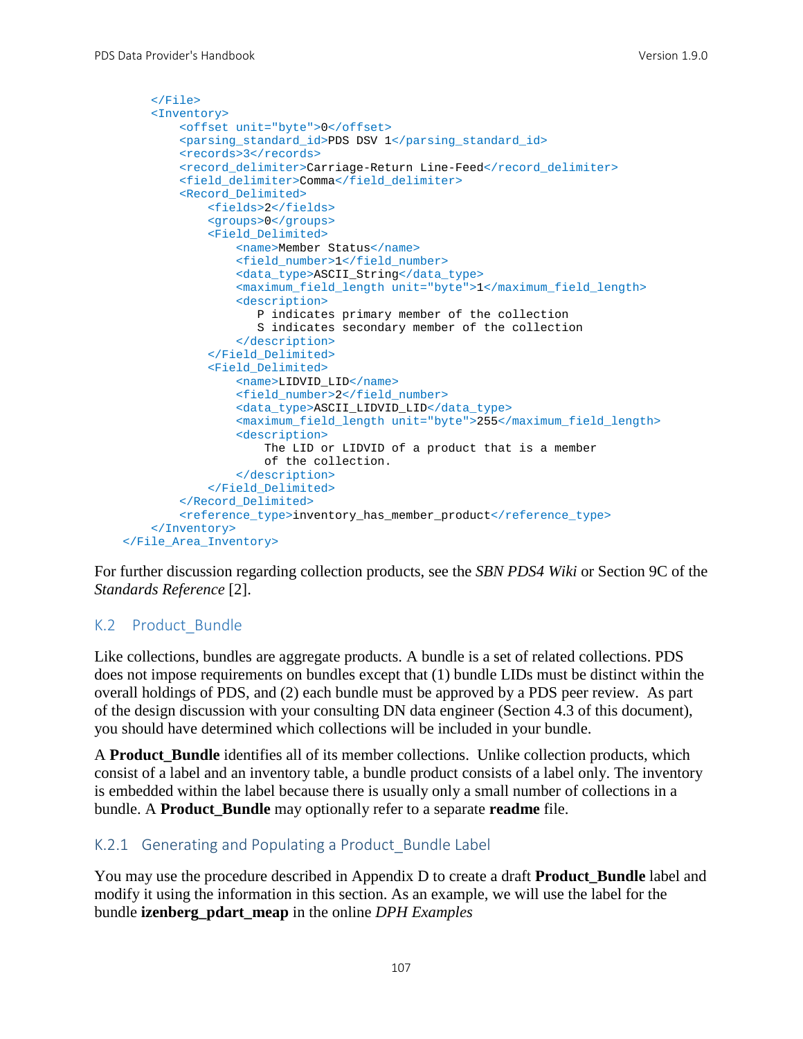```xml
        </File>
        <Inventory>
            <offset unit="byte">0</offset>
            <parsing_standard_id>PDS DSV 1</parsing_standard_id>
            <records>3</records>
            <record_delimiter>Carriage-Return Line-Feed</record_delimiter>
            <field_delimiter>Comma</field_delimiter>
            <Record_Delimited>
                <fields>2</fields>
                <groups>0</groups>
                <Field_Delimited>
                    <name>Member Status</name>
                    <field_number>1</field_number>
                    <data_type>ASCII_String</data_type>
                    <maximum_field_length unit="byte">1</maximum_field_length>
                    <description>
                       P indicates primary member of the collection
                       S indicates secondary member of the collection
                    </description>
                </Field_Delimited>
                <Field_Delimited>
                    <name>LIDVID_LID</name>
                    <field_number>2</field_number>
                    <data_type>ASCII_LIDVID_LID</data_type>
                    <maximum_field_length unit="byte">255</maximum_field_length>
                    <description>
                        The LID or LIDVID of a product that is a member
                        of the collection.
                    </description>
                </Field_Delimited>
            </Record_Delimited>
            <reference_type>inventory_has_member_product</reference_type>
        </Inventory>
    </File_Area_Inventory>
```

For further discussion regarding collection products, see the *SBN PDS4 Wiki* or Section 9C of the *Standards Reference* [2].

## K.2 Product_Bundle

Like collections, bundles are aggregate products. A bundle is a set of related collections. PDS does not impose requirements on bundles except that (1) bundle LIDs must be distinct within the overall holdings of PDS, and (2) each bundle must be approved by a PDS peer review. As part of the design discussion with your consulting DN data engineer (Section 4.3 of this document), you should have determined which collections will be included in your bundle.

A **Product_Bundle** identifies all of its member collections. Unlike collection products, which consist of a label and an inventory table, a bundle product consists of a label only. The inventory is embedded within the label because there is usually only a small number of collections in a bundle. A **Product_Bundle** may optionally refer to a separate **readme** file.

### K.2.1 Generating and Populating a Product_Bundle Label

You may use the procedure described in Appendix D to create a draft **Product_Bundle** label and modify it using the information in this section. As an example, we will use the label for the bundle **izenberg_pdart_meap** in the online *DPH Examples*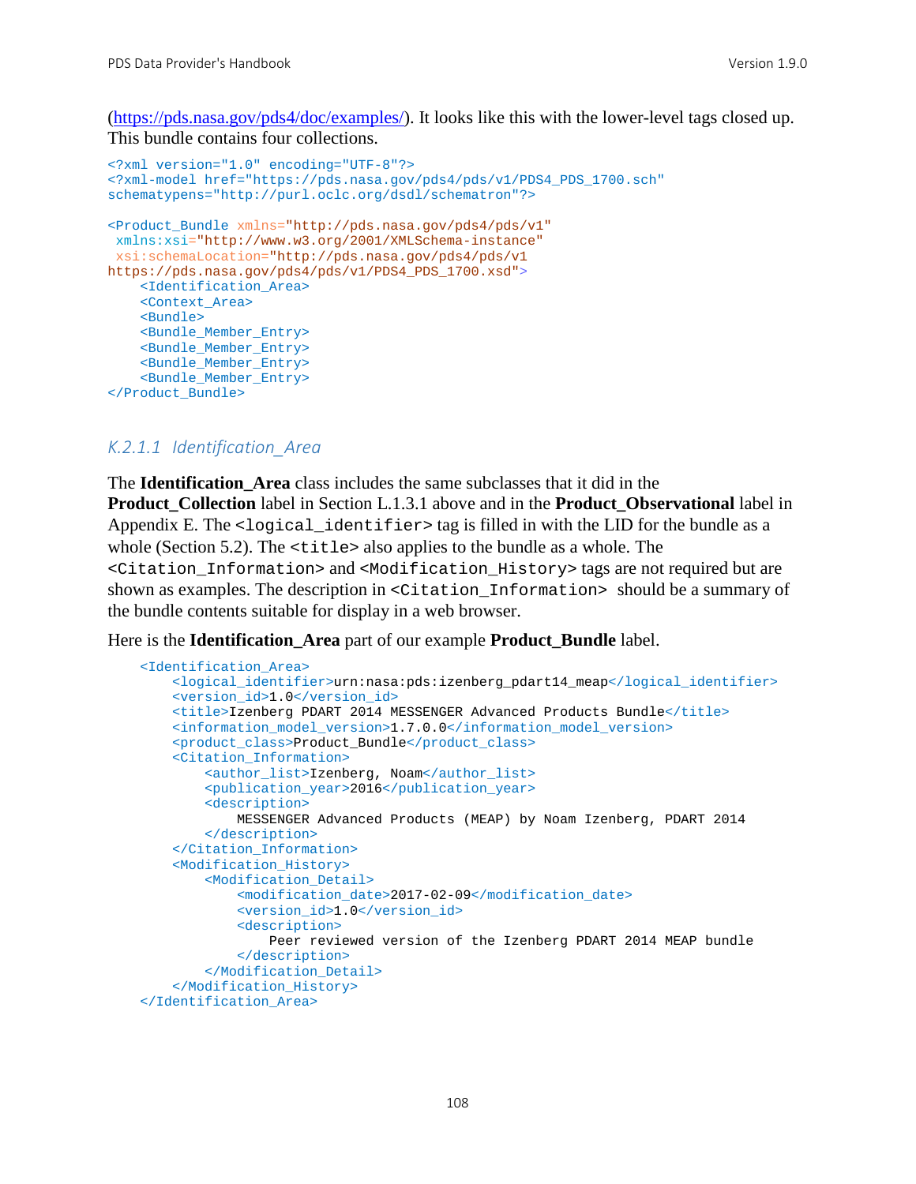(https://pds.nasa.gov/pds4/doc/examples/). It looks like this with the lower-level tags closed up. This bundle contains four collections.

```
<?xml version="1.0" encoding="UTF-8"?>
<?xml-model href="https://pds.nasa.gov/pds4/pds/v1/PDS4_PDS_1700.sch"
schematypens="http://purl.oclc.org/dsdl/schematron"?>

<Product_Bundle xmlns="http://pds.nasa.gov/pds4/pds/v1"
 xmlns:xsi="http://www.w3.org/2001/XMLSchema-instance"
 xsi:schemaLocation="http://pds.nasa.gov/pds4/pds/v1
https://pds.nasa.gov/pds4/pds/v1/PDS4_PDS_1700.xsd">
    <Identification_Area>
    <Context_Area>
    <Bundle>
    <Bundle_Member_Entry>
    <Bundle_Member_Entry>
    <Bundle_Member_Entry>
    <Bundle_Member_Entry>
</Product_Bundle>
```

#### *K.2.1.1 Identification_Area*

The **Identification_Area** class includes the same subclasses that it did in the **Product_Collection** label in Section L.1.3.1 above and in the **Product_Observational** label in Appendix E. The `<logical_identifier>` tag is filled in with the LID for the bundle as a whole (Section 5.2). The `<title>` also applies to the bundle as a whole. The `<Citation_Information>` and `<Modification_History>` tags are not required but are shown as examples. The description in `<Citation_Information>` should be a summary of the bundle contents suitable for display in a web browser.

Here is the **Identification_Area** part of our example **Product_Bundle** label.

```
    <Identification_Area>
        <logical_identifier>urn:nasa:pds:izenberg_pdart14_meap</logical_identifier>
        <version_id>1.0</version_id>
        <title>Izenberg PDART 2014 MESSENGER Advanced Products Bundle</title>
        <information_model_version>1.7.0.0</information_model_version>
        <product_class>Product_Bundle</product_class>
        <Citation_Information>
            <author_list>Izenberg, Noam</author_list>
            <publication_year>2016</publication_year>
            <description>
                MESSENGER Advanced Products (MEAP) by Noam Izenberg, PDART 2014
            </description>
        </Citation_Information>
        <Modification_History>
            <Modification_Detail>
                <modification_date>2017-02-09</modification_date>
                <version_id>1.0</version_id>
                <description>
                    Peer reviewed version of the Izenberg PDART 2014 MEAP bundle
                </description>
            </Modification_Detail>
        </Modification_History>
    </Identification_Area>
```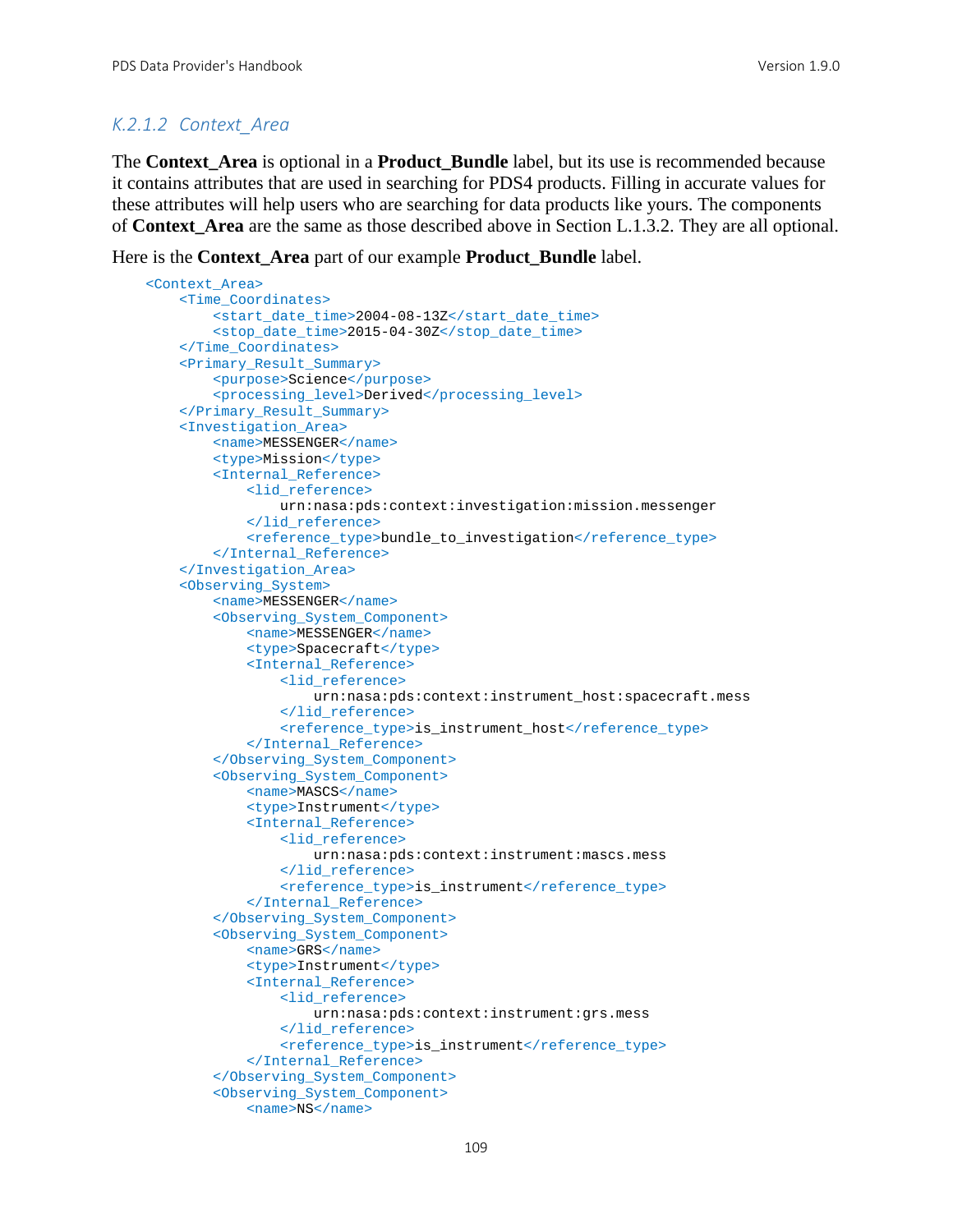#### K.2.1.2 Context_Area

The **Context_Area** is optional in a **Product_Bundle** label, but its use is recommended because it contains attributes that are used in searching for PDS4 products. Filling in accurate values for these attributes will help users who are searching for data products like yours. The components of **Context_Area** are the same as those described above in Section L.1.3.2. They are all optional.

Here is the **Context_Area** part of our example **Product_Bundle** label.

```
<Context_Area>
    <Time_Coordinates>
        <start_date_time>2004-08-13Z</start_date_time>
        <stop_date_time>2015-04-30Z</stop_date_time>
    </Time_Coordinates>
    <Primary_Result_Summary>
        <purpose>Science</purpose>
        <processing_level>Derived</processing_level>
    </Primary_Result_Summary>
    <Investigation_Area>
        <name>MESSENGER</name>
        <type>Mission</type>
        <Internal_Reference>
            <lid_reference>
                urn:nasa:pds:context:investigation:mission.messenger
            </lid_reference>
            <reference_type>bundle_to_investigation</reference_type>
        </Internal_Reference>
    </Investigation_Area>
    <Observing_System>
        <name>MESSENGER</name>
        <Observing_System_Component>
            <name>MESSENGER</name>
            <type>Spacecraft</type>
            <Internal_Reference>
                <lid_reference>
                    urn:nasa:pds:context:instrument_host:spacecraft.mess
                </lid_reference>
                <reference_type>is_instrument_host</reference_type>
            </Internal_Reference>
        </Observing_System_Component>
        <Observing_System_Component>
            <name>MASCS</name>
            <type>Instrument</type>
            <Internal_Reference>
                <lid_reference>
                    urn:nasa:pds:context:instrument:mascs.mess
                </lid_reference>
                <reference_type>is_instrument</reference_type>
            </Internal_Reference>
        </Observing_System_Component>
        <Observing_System_Component>
            <name>GRS</name>
            <type>Instrument</type>
            <Internal_Reference>
                <lid_reference>
                    urn:nasa:pds:context:instrument:grs.mess
                </lid_reference>
                <reference_type>is_instrument</reference_type>
            </Internal_Reference>
        </Observing_System_Component>
        <Observing_System_Component>
            <name>NS</name>
```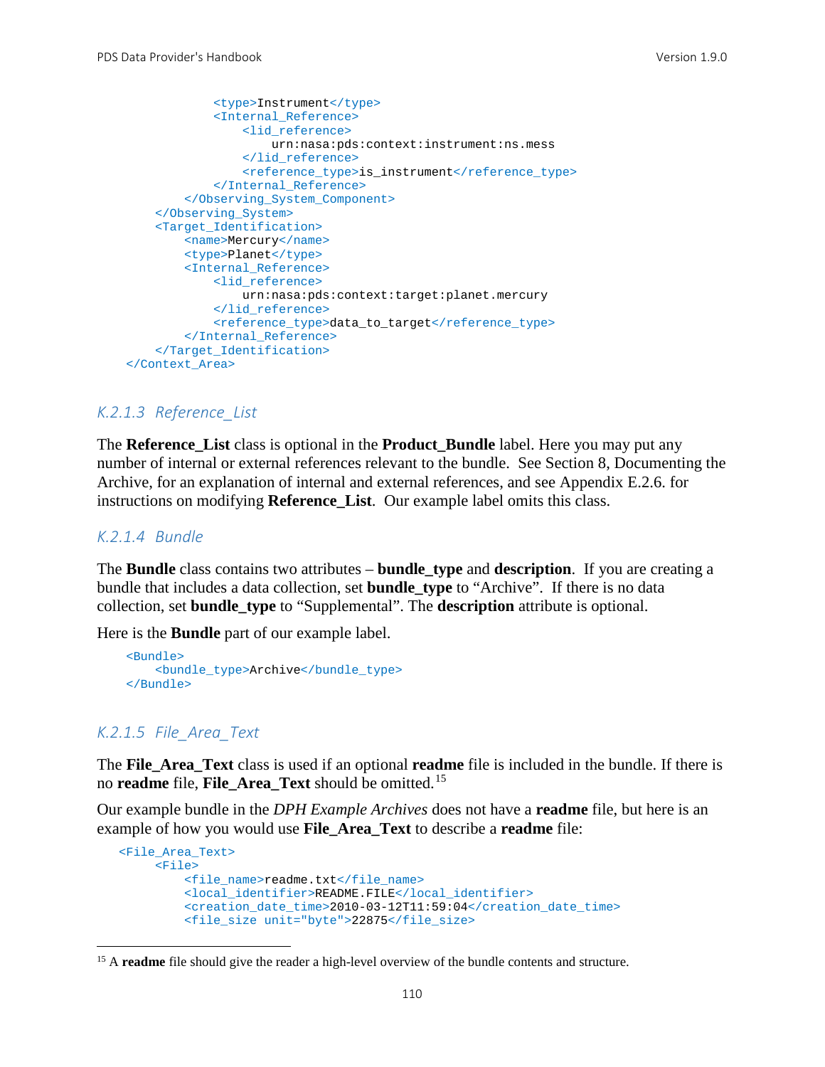```
            <type>Instrument</type>
            <Internal_Reference>
                <lid_reference>
                    urn:nasa:pds:context:instrument:ns.mess
                </lid_reference>
                <reference_type>is_instrument</reference_type>
            </Internal_Reference>
        </Observing_System_Component>
    </Observing_System>
    <Target_Identification>
        <name>Mercury</name>
        <type>Planet</type>
        <Internal_Reference>
            <lid_reference>
                urn:nasa:pds:context:target:planet.mercury
            </lid_reference>
            <reference_type>data_to_target</reference_type>
        </Internal_Reference>
    </Target_Identification>
</Context_Area>
```

#### *K.2.1.3 Reference_List*

The **Reference_List** class is optional in the **Product_Bundle** label. Here you may put any number of internal or external references relevant to the bundle. See Section 8, Documenting the Archive, for an explanation of internal and external references, and see Appendix E.2.6. for instructions on modifying **Reference_List**. Our example label omits this class.

#### *K.2.1.4 Bundle*

The **Bundle** class contains two attributes – **bundle_type** and **description**. If you are creating a bundle that includes a data collection, set **bundle_type** to "Archive". If there is no data collection, set **bundle_type** to "Supplemental". The **description** attribute is optional.

Here is the **Bundle** part of our example label.

```
<Bundle>
    <bundle_type>Archive</bundle_type>
</Bundle>
```

#### *K.2.1.5 File_Area_Text*

The **File_Area_Text** class is used if an optional **readme** file is included in the bundle. If there is no **readme** file, **File_Area_Text** should be omitted.[15]

Our example bundle in the *DPH Example Archives* does not have a **readme** file, but here is an example of how you would use **File_Area_Text** to describe a **readme** file:

```
<File_Area_Text>
     <File>
         <file_name>readme.txt</file_name>
         <local_identifier>README.FILE</local_identifier>
         <creation_date_time>2010-03-12T11:59:04</creation_date_time>
         <file_size unit="byte">22875</file_size>
```

[15] A **readme** file should give the reader a high-level overview of the bundle contents and structure.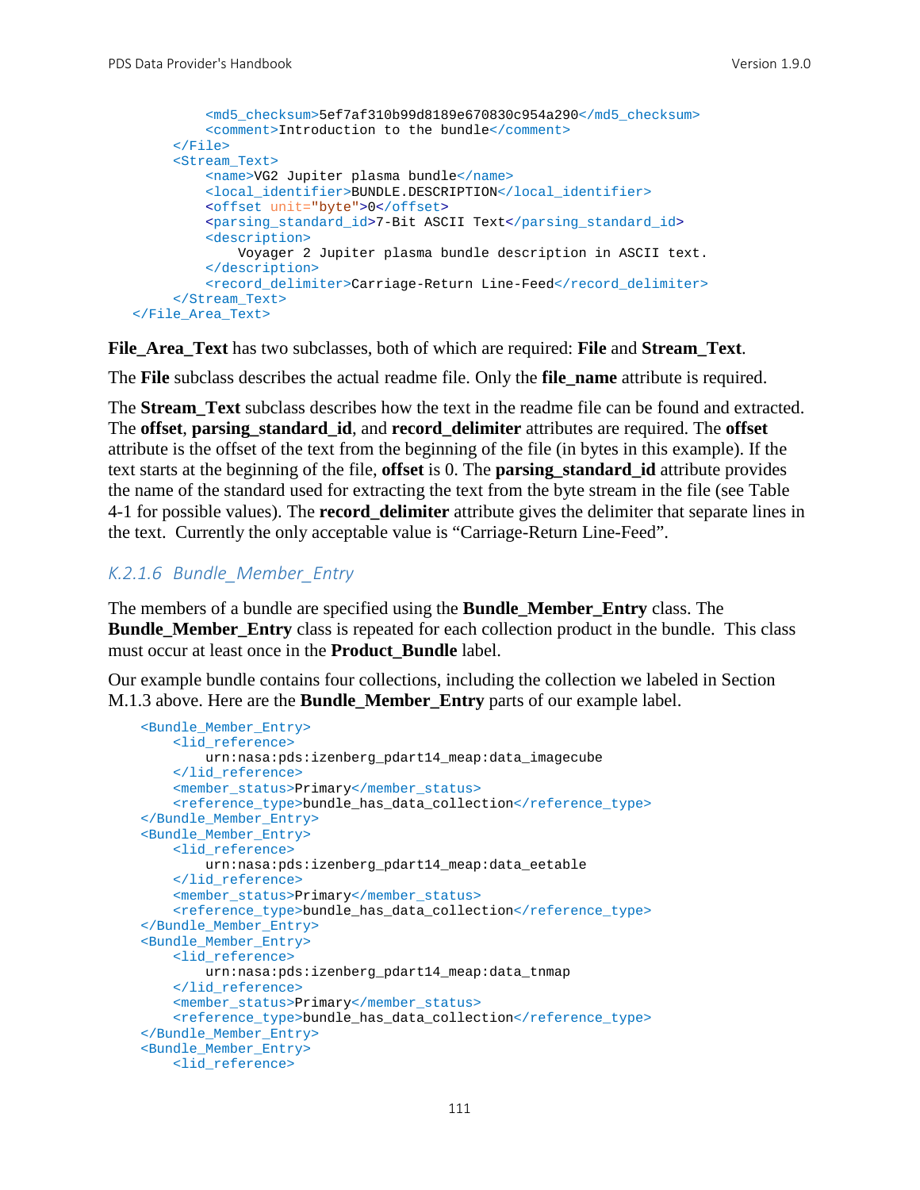```
            <md5_checksum>5ef7af310b99d8189e670830c954a290</md5_checksum>
            <comment>Introduction to the bundle</comment>
        </File>
        <Stream_Text>
            <name>VG2 Jupiter plasma bundle</name>
            <local_identifier>BUNDLE.DESCRIPTION</local_identifier>
            <offset unit="byte">0</offset>
            <parsing_standard_id>7-Bit ASCII Text</parsing_standard_id>
            <description>
                Voyager 2 Jupiter plasma bundle description in ASCII text.
            </description>
            <record_delimiter>Carriage-Return Line-Feed</record_delimiter>
        </Stream_Text>
    </File_Area_Text>
```

**File_Area_Text** has two subclasses, both of which are required: **File** and **Stream_Text**.

The **File** subclass describes the actual readme file. Only the **file_name** attribute is required.

The **Stream_Text** subclass describes how the text in the readme file can be found and extracted. The **offset**, **parsing_standard_id**, and **record_delimiter** attributes are required. The **offset** attribute is the offset of the text from the beginning of the file (in bytes in this example). If the text starts at the beginning of the file, **offset** is 0. The **parsing_standard_id** attribute provides the name of the standard used for extracting the text from the byte stream in the file (see Table 4-1 for possible values). The **record_delimiter** attribute gives the delimiter that separate lines in the text. Currently the only acceptable value is “Carriage-Return Line-Feed”.

### *K.2.1.6 Bundle_Member_Entry*

The members of a bundle are specified using the **Bundle_Member_Entry** class. The **Bundle_Member_Entry** class is repeated for each collection product in the bundle. This class must occur at least once in the **Product_Bundle** label.

Our example bundle contains four collections, including the collection we labeled in Section M.1.3 above. Here are the **Bundle_Member_Entry** parts of our example label.

```
    <Bundle_Member_Entry>
        <lid_reference>
            urn:nasa:pds:izenberg_pdart14_meap:data_imagecube
        </lid_reference>
        <member_status>Primary</member_status>
        <reference_type>bundle_has_data_collection</reference_type>
    </Bundle_Member_Entry>
    <Bundle_Member_Entry>
        <lid_reference>
            urn:nasa:pds:izenberg_pdart14_meap:data_eetable
        </lid_reference>
        <member_status>Primary</member_status>
        <reference_type>bundle_has_data_collection</reference_type>
    </Bundle_Member_Entry>
    <Bundle_Member_Entry>
        <lid_reference>
            urn:nasa:pds:izenberg_pdart14_meap:data_tnmap
        </lid_reference>
        <member_status>Primary</member_status>
        <reference_type>bundle_has_data_collection</reference_type>
    </Bundle_Member_Entry>
    <Bundle_Member_Entry>
        <lid_reference>
```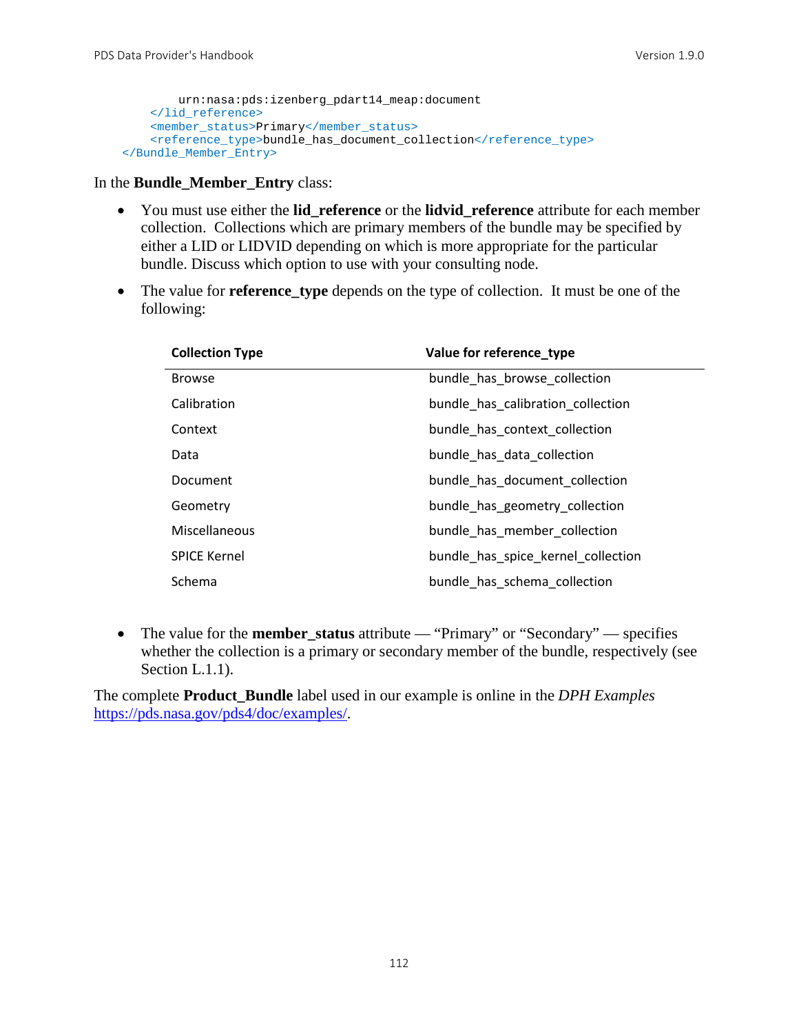```
        urn:nasa:pds:izenberg_pdart14_meap:document
    </lid_reference>
    <member_status>Primary</member_status>
    <reference_type>bundle_has_document_collection</reference_type>
</Bundle_Member_Entry>
```

In the **Bundle_Member_Entry** class:

- You must use either the **lid_reference** or the **lidvid_reference** attribute for each member collection. Collections which are primary members of the bundle may be specified by either a LID or LIDVID depending on which is more appropriate for the particular bundle. Discuss which option to use with your consulting node.
- The value for **reference_type** depends on the type of collection. It must be one of the following:

| Collection Type | Value for reference_type |
|---|---|
| Browse | bundle_has_browse_collection |
| Calibration | bundle_has_calibration_collection |
| Context | bundle_has_context_collection |
| Data | bundle_has_data_collection |
| Document | bundle_has_document_collection |
| Geometry | bundle_has_geometry_collection |
| Miscellaneous | bundle_has_member_collection |
| SPICE Kernel | bundle_has_spice_kernel_collection |
| Schema | bundle_has_schema_collection |

- The value for the **member_status** attribute — "Primary" or "Secondary" — specifies whether the collection is a primary or secondary member of the bundle, respectively (see Section L.1.1).

The complete **Product_Bundle** label used in our example is online in the *DPH Examples* https://pds.nasa.gov/pds4/doc/examples/.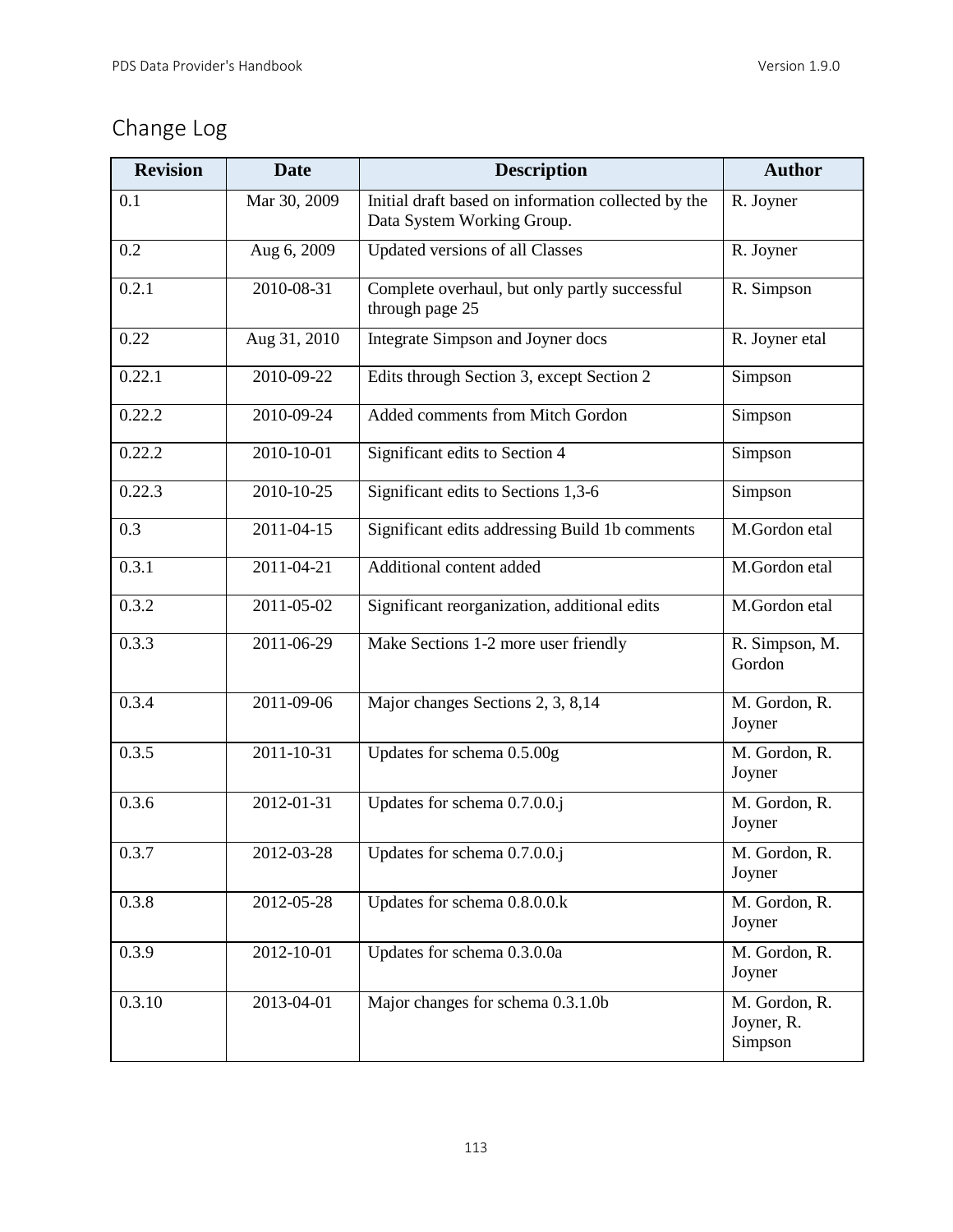## Change Log

| Revision | Date | Description | Author |
|---|---|---|---|
| 0.1 | Mar 30, 2009 | Initial draft based on information collected by the Data System Working Group. | R. Joyner |
| 0.2 | Aug 6, 2009 | Updated versions of all Classes | R. Joyner |
| 0.2.1 | 2010-08-31 | Complete overhaul, but only partly successful through page 25 | R. Simpson |
| 0.22 | Aug 31, 2010 | Integrate Simpson and Joyner docs | R. Joyner etal |
| 0.22.1 | 2010-09-22 | Edits through Section 3, except Section 2 | Simpson |
| 0.22.2 | 2010-09-24 | Added comments from Mitch Gordon | Simpson |
| 0.22.2 | 2010-10-01 | Significant edits to Section 4 | Simpson |
| 0.22.3 | 2010-10-25 | Significant edits to Sections 1,3-6 | Simpson |
| 0.3 | 2011-04-15 | Significant edits addressing Build 1b comments | M.Gordon etal |
| 0.3.1 | 2011-04-21 | Additional content added | M.Gordon etal |
| 0.3.2 | 2011-05-02 | Significant reorganization, additional edits | M.Gordon etal |
| 0.3.3 | 2011-06-29 | Make Sections 1-2 more user friendly | R. Simpson, M. Gordon |
| 0.3.4 | 2011-09-06 | Major changes Sections 2, 3, 8,14 | M. Gordon, R. Joyner |
| 0.3.5 | 2011-10-31 | Updates for schema 0.5.00g | M. Gordon, R. Joyner |
| 0.3.6 | 2012-01-31 | Updates for schema 0.7.0.0.j | M. Gordon, R. Joyner |
| 0.3.7 | 2012-03-28 | Updates for schema 0.7.0.0.j | M. Gordon, R. Joyner |
| 0.3.8 | 2012-05-28 | Updates for schema 0.8.0.0.k | M. Gordon, R. Joyner |
| 0.3.9 | 2012-10-01 | Updates for schema 0.3.0.0a | M. Gordon, R. Joyner |
| 0.3.10 | 2013-04-01 | Major changes for schema 0.3.1.0b | M. Gordon, R. Joyner, R. Simpson |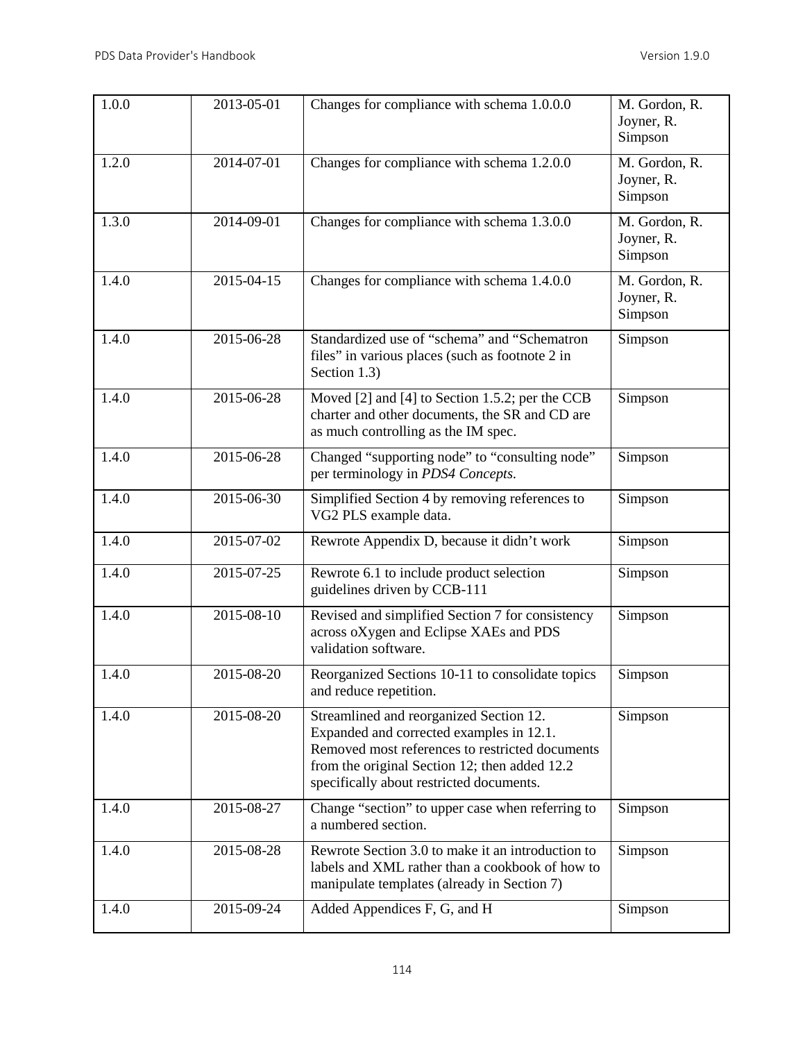| 1.0.0 | 2013-05-01 | Changes for compliance with schema 1.0.0.0 | M. Gordon, R. Joyner, R. Simpson |
|---|---|---|---|
| 1.2.0 | 2014-07-01 | Changes for compliance with schema 1.2.0.0 | M. Gordon, R. Joyner, R. Simpson |
| 1.3.0 | 2014-09-01 | Changes for compliance with schema 1.3.0.0 | M. Gordon, R. Joyner, R. Simpson |
| 1.4.0 | 2015-04-15 | Changes for compliance with schema 1.4.0.0 | M. Gordon, R. Joyner, R. Simpson |
| 1.4.0 | 2015-06-28 | Standardized use of “schema” and “Schematron files” in various places (such as footnote 2 in Section 1.3) | Simpson |
| 1.4.0 | 2015-06-28 | Moved [2] and [4] to Section 1.5.2; per the CCB charter and other documents, the SR and CD are as much controlling as the IM spec. | Simpson |
| 1.4.0 | 2015-06-28 | Changed “supporting node” to “consulting node” per terminology in *PDS4 Concepts.* | Simpson |
| 1.4.0 | 2015-06-30 | Simplified Section 4 by removing references to VG2 PLS example data. | Simpson |
| 1.4.0 | 2015-07-02 | Rewrote Appendix D, because it didn’t work | Simpson |
| 1.4.0 | 2015-07-25 | Rewrote 6.1 to include product selection guidelines driven by CCB-111 | Simpson |
| 1.4.0 | 2015-08-10 | Revised and simplified Section 7 for consistency across oXygen and Eclipse XAEs and PDS validation software. | Simpson |
| 1.4.0 | 2015-08-20 | Reorganized Sections 10-11 to consolidate topics and reduce repetition. | Simpson |
| 1.4.0 | 2015-08-20 | Streamlined and reorganized Section 12. Expanded and corrected examples in 12.1. Removed most references to restricted documents from the original Section 12; then added 12.2 specifically about restricted documents. | Simpson |
| 1.4.0 | 2015-08-27 | Change “section” to upper case when referring to a numbered section. | Simpson |
| 1.4.0 | 2015-08-28 | Rewrote Section 3.0 to make it an introduction to labels and XML rather than a cookbook of how to manipulate templates (already in Section 7) | Simpson |
| 1.4.0 | 2015-09-24 | Added Appendices F, G, and H | Simpson |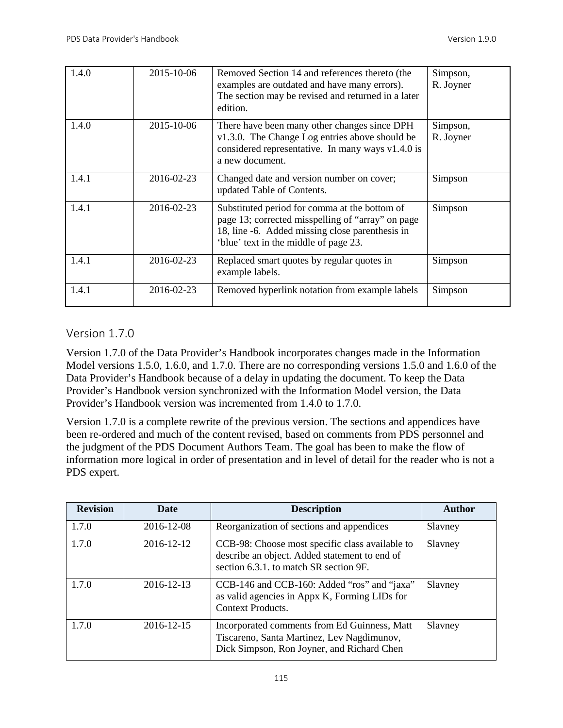| | | | |
|---|---|---|---|
| 1.4.0 | 2015-10-06 | Removed Section 14 and references thereto (the examples are outdated and have many errors). The section may be revised and returned in a later edition. | Simpson, R. Joyner |
| 1.4.0 | 2015-10-06 | There have been many other changes since DPH v1.3.0. The Change Log entries above should be considered representative. In many ways v1.4.0 is a new document. | Simpson, R. Joyner |
| 1.4.1 | 2016-02-23 | Changed date and version number on cover; updated Table of Contents. | Simpson |
| 1.4.1 | 2016-02-23 | Substituted period for comma at the bottom of page 13; corrected misspelling of "array" on page 18, line -6. Added missing close parenthesis in 'blue' text in the middle of page 23. | Simpson |
| 1.4.1 | 2016-02-23 | Replaced smart quotes by regular quotes in example labels. | Simpson |
| 1.4.1 | 2016-02-23 | Removed hyperlink notation from example labels | Simpson |

## Version 1.7.0

Version 1.7.0 of the Data Provider's Handbook incorporates changes made in the Information Model versions 1.5.0, 1.6.0, and 1.7.0. There are no corresponding versions 1.5.0 and 1.6.0 of the Data Provider's Handbook because of a delay in updating the document. To keep the Data Provider's Handbook version synchronized with the Information Model version, the Data Provider's Handbook version was incremented from 1.4.0 to 1.7.0.

Version 1.7.0 is a complete rewrite of the previous version. The sections and appendices have been re-ordered and much of the content revised, based on comments from PDS personnel and the judgment of the PDS Document Authors Team. The goal has been to make the flow of information more logical in order of presentation and in level of detail for the reader who is not a PDS expert.

| Revision | Date | Description | Author |
|---|---|---|---|
| 1.7.0 | 2016-12-08 | Reorganization of sections and appendices | Slavney |
| 1.7.0 | 2016-12-12 | CCB-98: Choose most specific class available to describe an object. Added statement to end of section 6.3.1. to match SR section 9F. | Slavney |
| 1.7.0 | 2016-12-13 | CCB-146 and CCB-160: Added "ros" and "jaxa" as valid agencies in Appx K, Forming LIDs for Context Products. | Slavney |
| 1.7.0 | 2016-12-15 | Incorporated comments from Ed Guinness, Matt Tiscareno, Santa Martinez, Lev Nagdimunov, Dick Simpson, Ron Joyner, and Richard Chen | Slavney |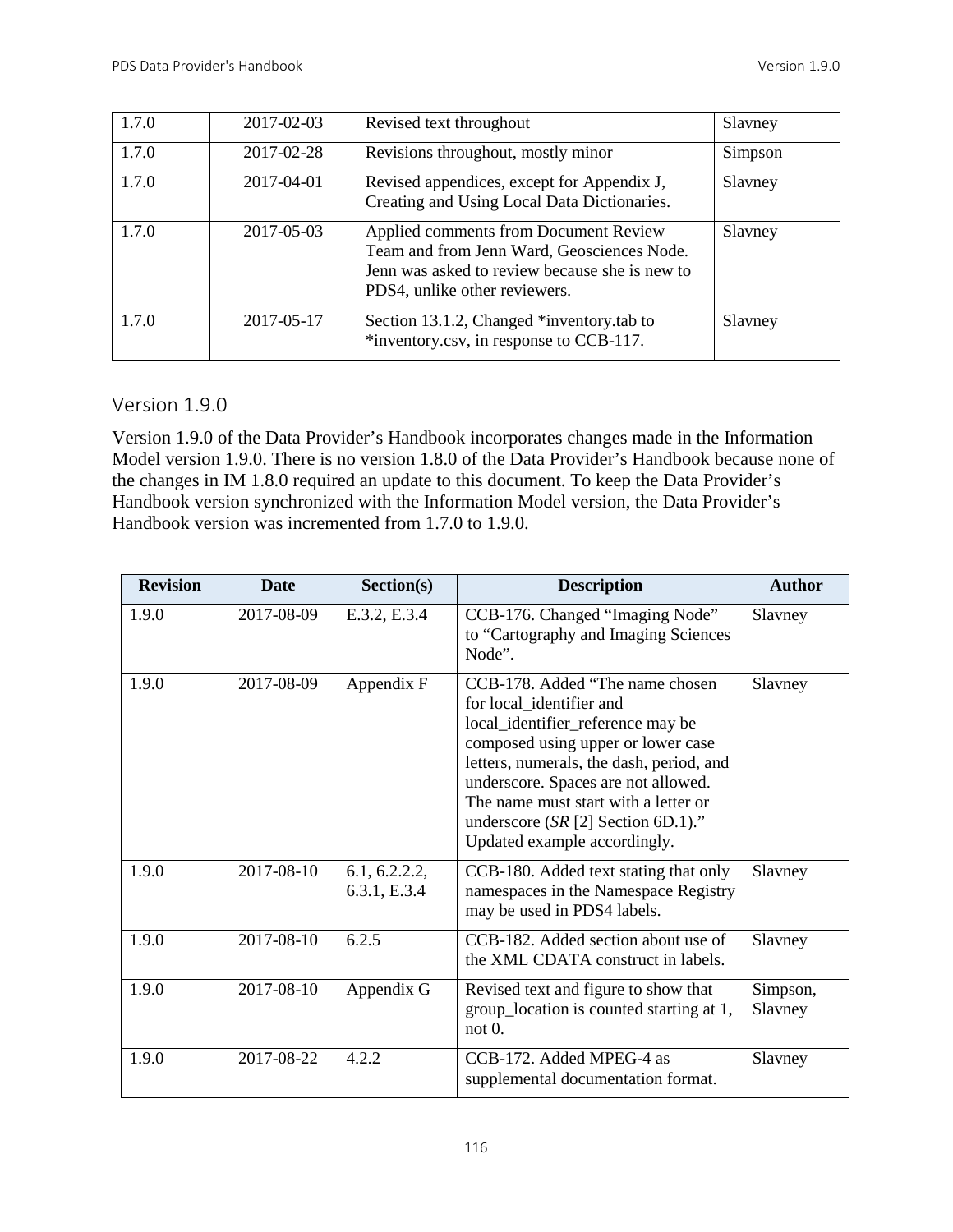| 1.7.0 | 2017-02-03 | Revised text throughout | Slavney |
|---|---|---|---|
| 1.7.0 | 2017-02-28 | Revisions throughout, mostly minor | Simpson |
| 1.7.0 | 2017-04-01 | Revised appendices, except for Appendix J, Creating and Using Local Data Dictionaries. | Slavney |
| 1.7.0 | 2017-05-03 | Applied comments from Document Review Team and from Jenn Ward, Geosciences Node. Jenn was asked to review because she is new to PDS4, unlike other reviewers. | Slavney |
| 1.7.0 | 2017-05-17 | Section 13.1.2, Changed *inventory.tab to *inventory.csv, in response to CCB-117. | Slavney |

## Version 1.9.0

Version 1.9.0 of the Data Provider's Handbook incorporates changes made in the Information Model version 1.9.0. There is no version 1.8.0 of the Data Provider's Handbook because none of the changes in IM 1.8.0 required an update to this document. To keep the Data Provider's Handbook version synchronized with the Information Model version, the Data Provider's Handbook version was incremented from 1.7.0 to 1.9.0.

| Revision | Date | Section(s) | Description | Author |
|---|---|---|---|---|
| 1.9.0 | 2017-08-09 | E.3.2, E.3.4 | CCB-176. Changed "Imaging Node" to "Cartography and Imaging Sciences Node". | Slavney |
| 1.9.0 | 2017-08-09 | Appendix F | CCB-178. Added "The name chosen for local_identifier and local_identifier_reference may be composed using upper or lower case letters, numerals, the dash, period, and underscore. Spaces are not allowed. The name must start with a letter or underscore (*SR* [2] Section 6D.1)." Updated example accordingly. | Slavney |
| 1.9.0 | 2017-08-10 | 6.1, 6.2.2.2, 6.3.1, E.3.4 | CCB-180. Added text stating that only namespaces in the Namespace Registry may be used in PDS4 labels. | Slavney |
| 1.9.0 | 2017-08-10 | 6.2.5 | CCB-182. Added section about use of the XML CDATA construct in labels. | Slavney |
| 1.9.0 | 2017-08-10 | Appendix G | Revised text and figure to show that group_location is counted starting at 1, not 0. | Simpson, Slavney |
| 1.9.0 | 2017-08-22 | 4.2.2 | CCB-172. Added MPEG-4 as supplemental documentation format. | Slavney |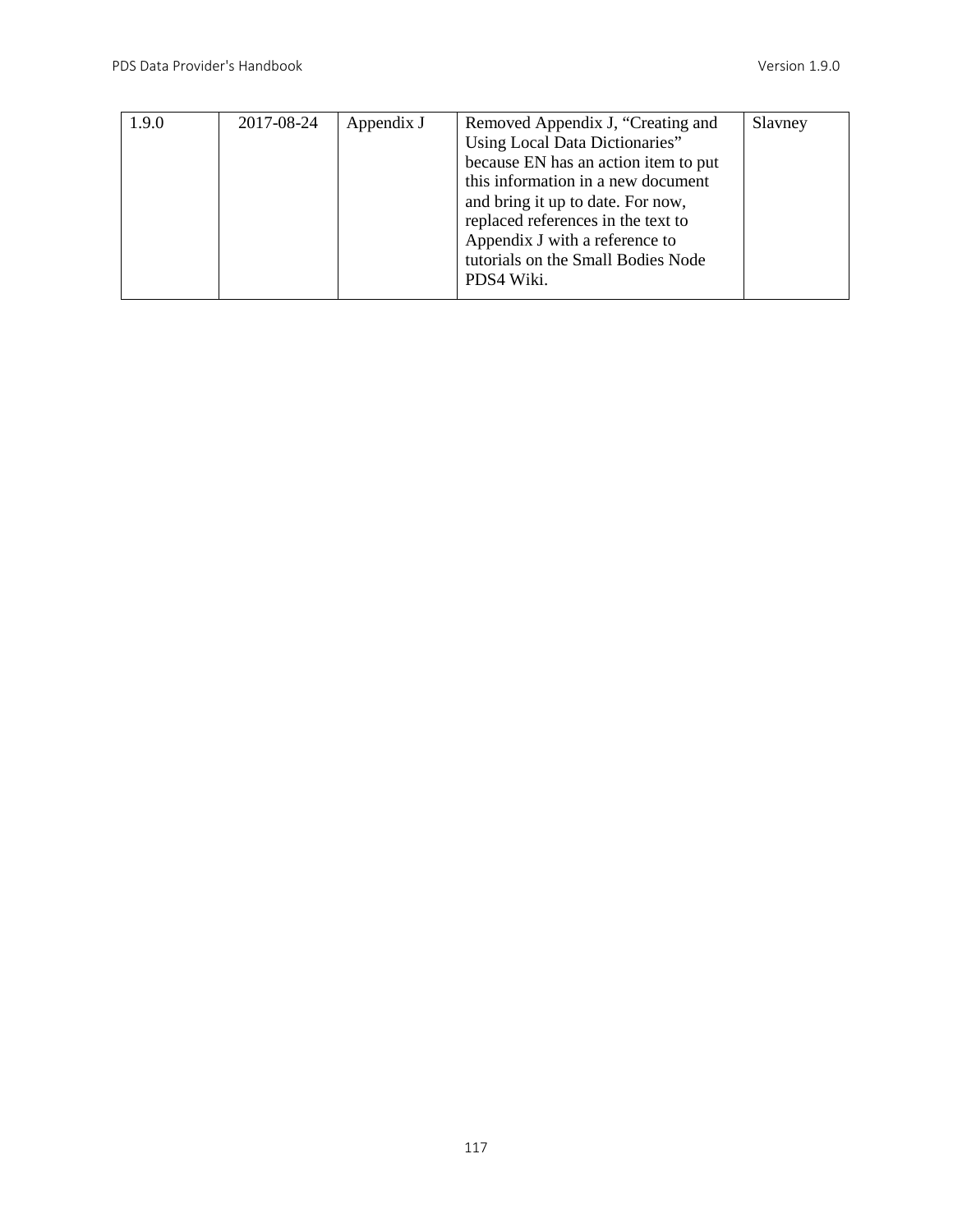| | | | | |
|---|---|---|---|---|
| 1.9.0 | 2017-08-24 | Appendix J | Removed Appendix J, “Creating and Using Local Data Dictionaries” because EN has an action item to put this information in a new document and bring it up to date. For now, replaced references in the text to Appendix J with a reference to tutorials on the Small Bodies Node PDS4 Wiki. | Slavney |